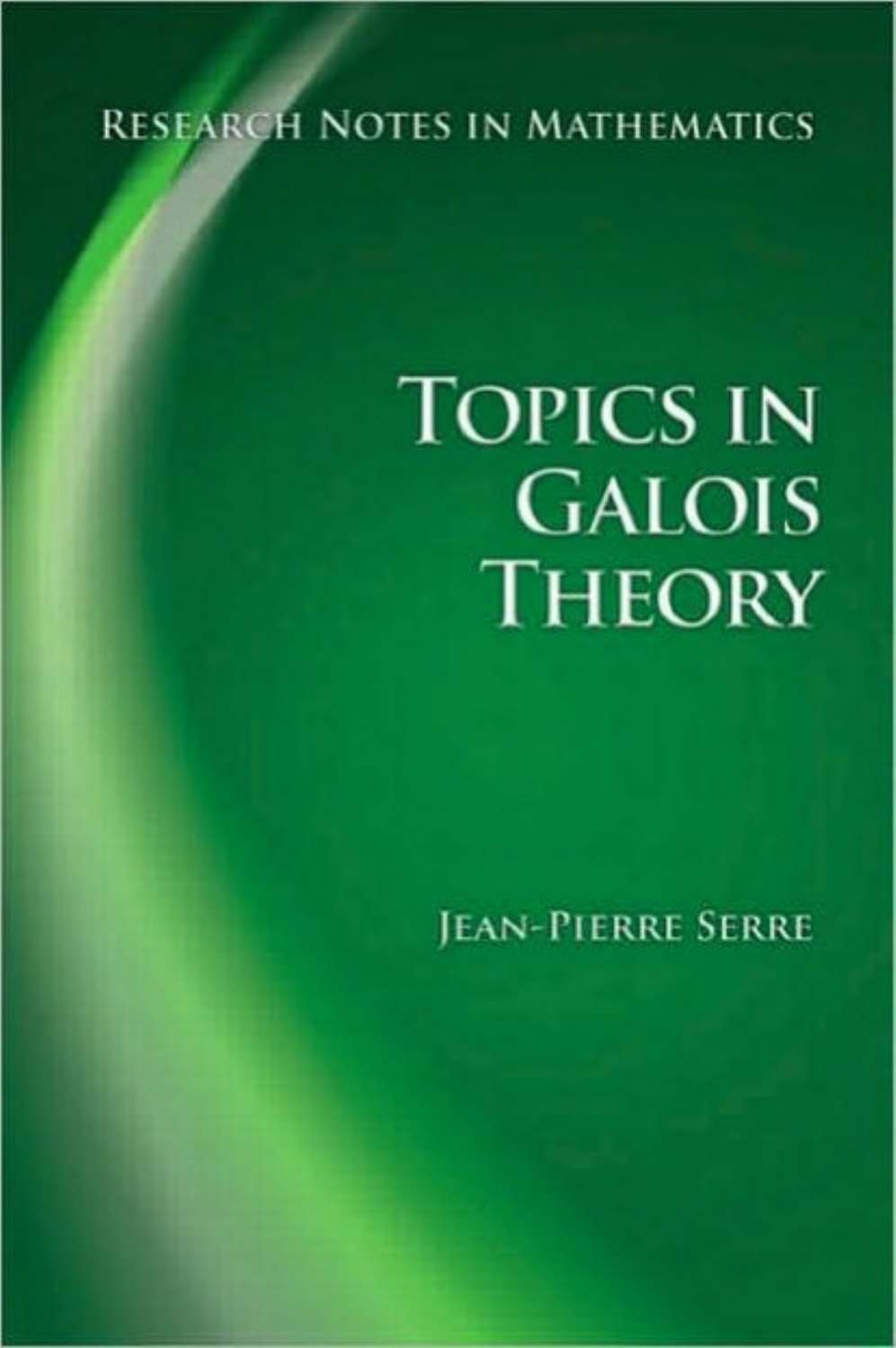Research Notes in Mathematics

# Topics in Galois Theory

Jean-Pierre Serre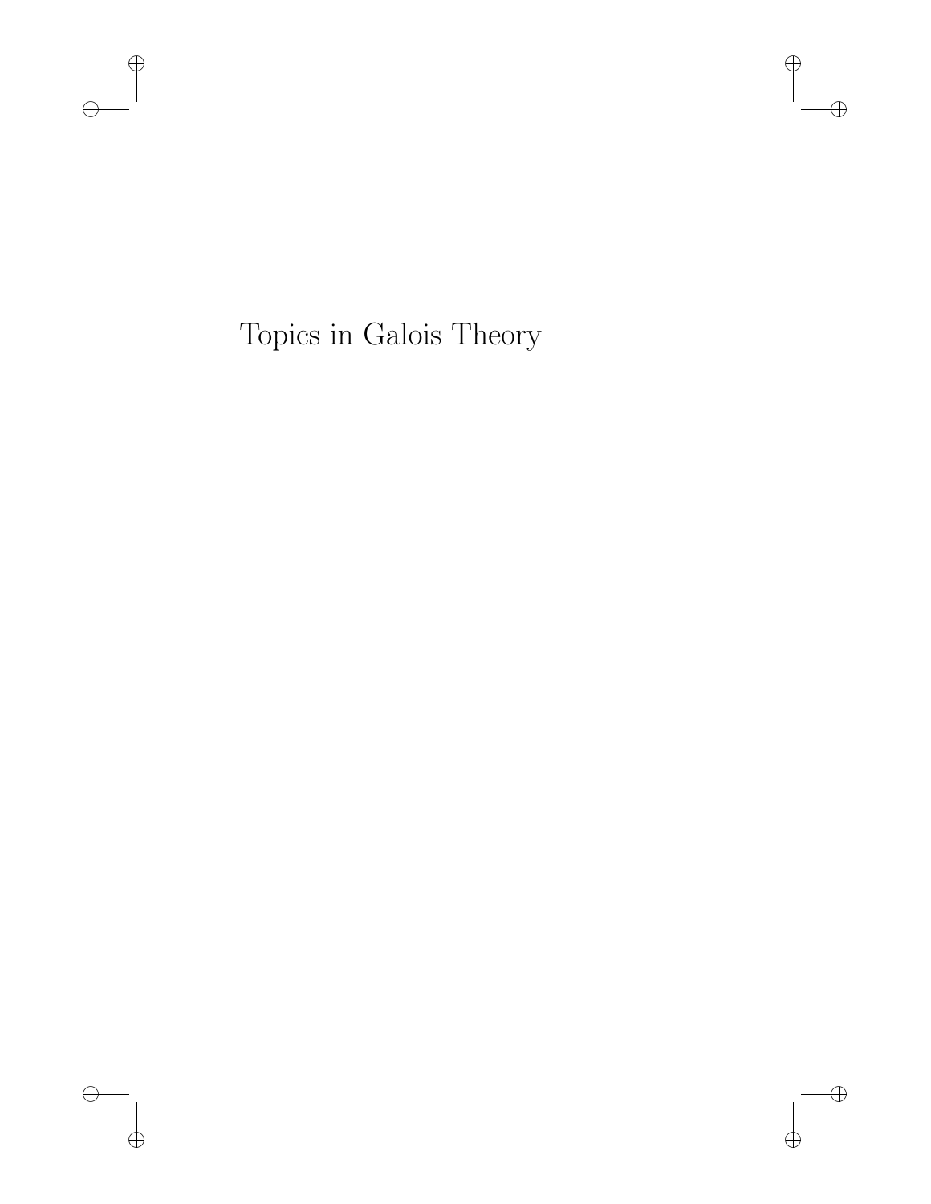# Topics in Galois Theory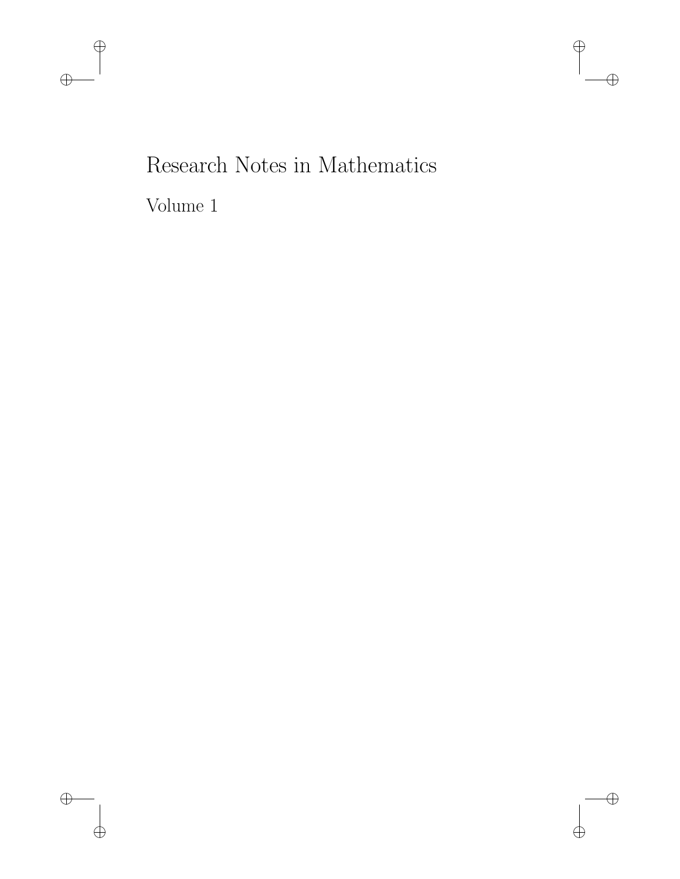# Research Notes in Mathematics

Volume 1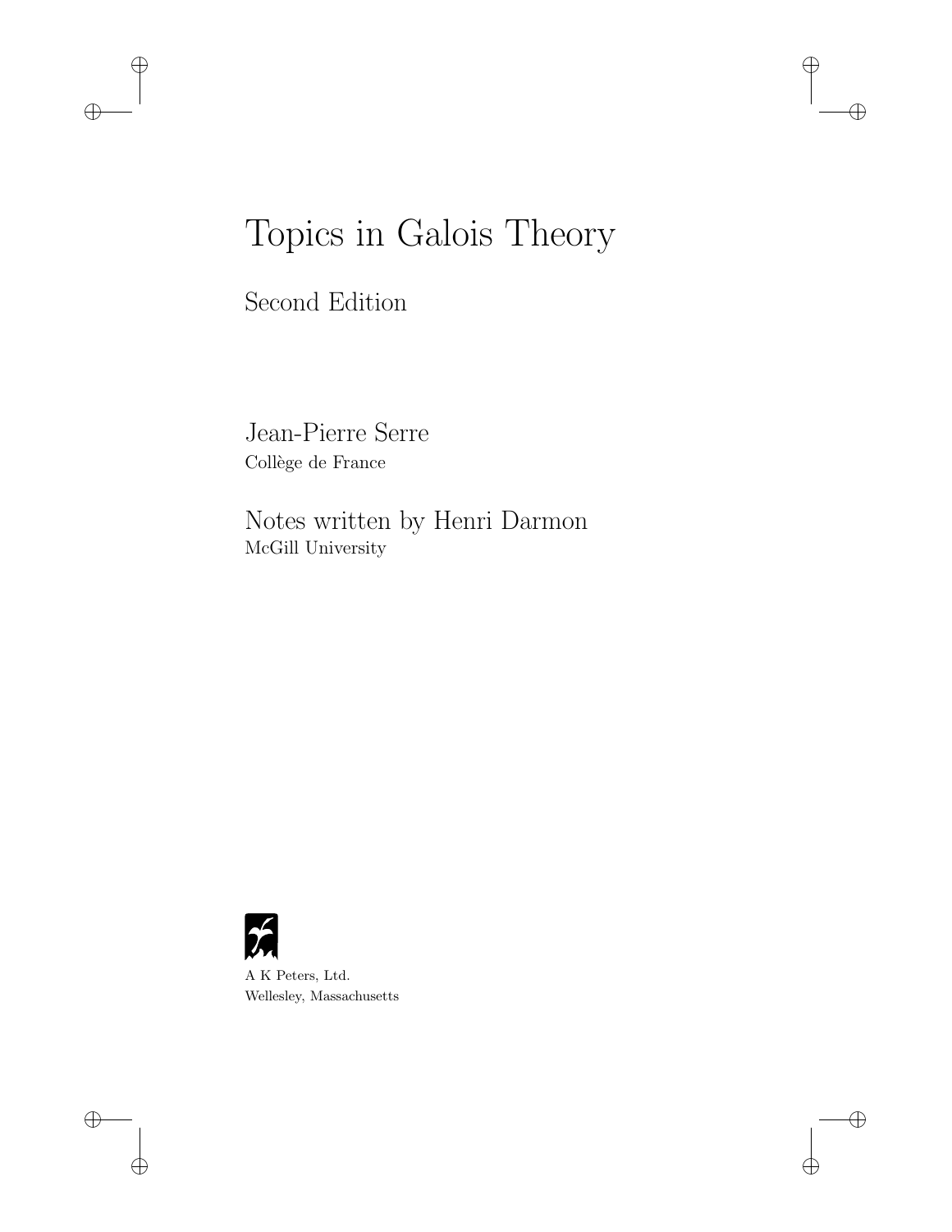# Topics in Galois Theory

## Second Edition

Jean-Pierre Serre
Collège de France

Notes written by Henri Darmon
McGill University

A K Peters, Ltd.
Wellesley, Massachusetts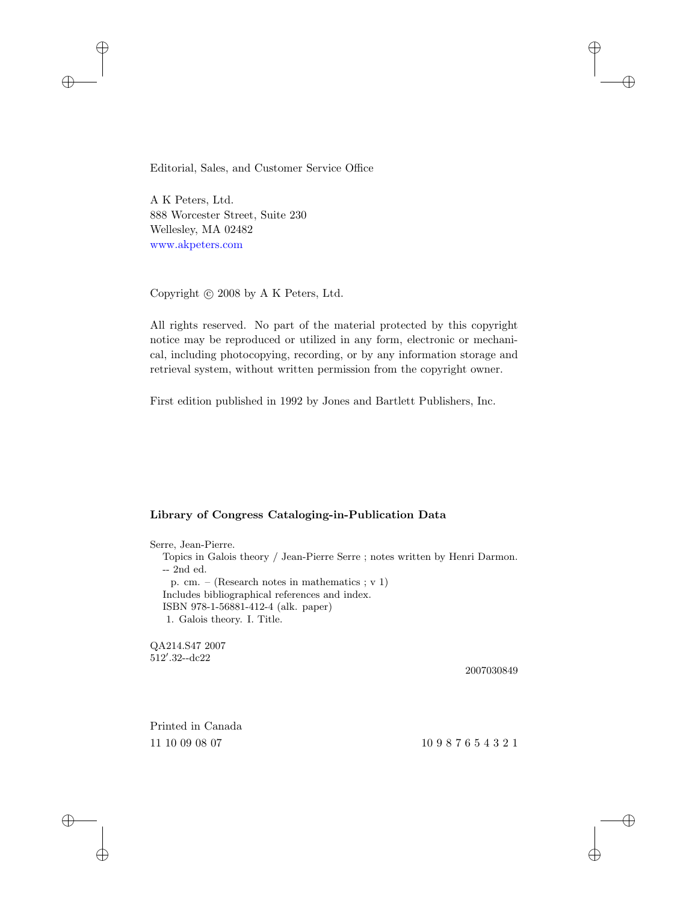Editorial, Sales, and Customer Service Office

A K Peters, Ltd.
888 Worcester Street, Suite 230
Wellesley, MA 02482
www.akpeters.com

Copyright © 2008 by A K Peters, Ltd.

All rights reserved. No part of the material protected by this copyright notice may be reproduced or utilized in any form, electronic or mechanical, including photocopying, recording, or by any information storage and retrieval system, without written permission from the copyright owner.

First edition published in 1992 by Jones and Bartlett Publishers, Inc.

**Library of Congress Cataloging-in-Publication Data**

Serre, Jean-Pierre.
Topics in Galois theory / Jean-Pierre Serre ; notes written by Henri Darmon. -- 2nd ed.
p. cm. – (Research notes in mathematics ; v 1)
Includes bibliographical references and index.
ISBN 978-1-56881-412-4 (alk. paper)
1. Galois theory. I. Title.

QA214.S47 2007
512′.32--dc22

2007030849

Printed in Canada
11 10 09 08 07 10 9 8 7 6 5 4 3 2 1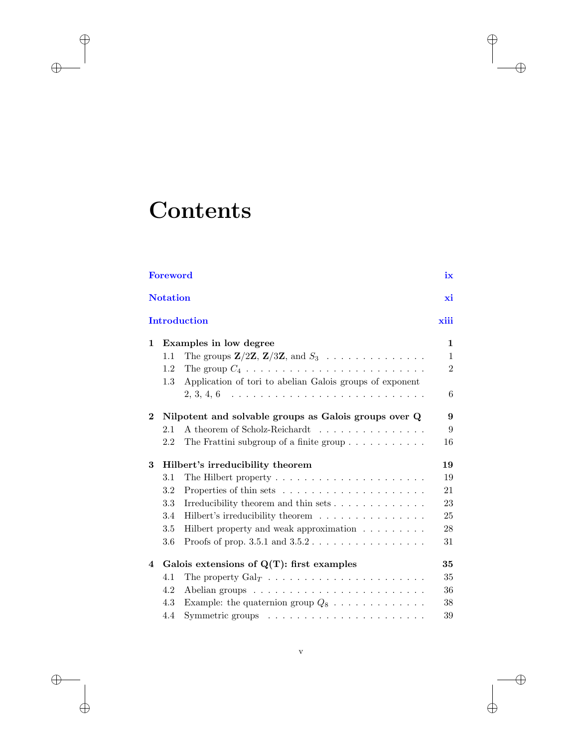# Contents

| | | |
|---|---|---|
| **Foreword** | | **ix** |
| **Notation** | | **xi** |
| **Introduction** | | **xiii** |
| **1** | **Examples in low degree** | **1** |
| 1.1 | The groups $\mathbf{Z}/2\mathbf{Z}$, $\mathbf{Z}/3\mathbf{Z}$, and $S_3$ | 1 |
| 1.2 | The group $C_4$ | 2 |
| 1.3 | Application of tori to abelian Galois groups of exponent 2, 3, 4, 6 | 6 |
| **2** | **Nilpotent and solvable groups as Galois groups over Q** | **9** |
| 2.1 | A theorem of Scholz-Reichardt | 9 |
| 2.2 | The Frattini subgroup of a finite group | 16 |
| **3** | **Hilbert's irreducibility theorem** | **19** |
| 3.1 | The Hilbert property | 19 |
| 3.2 | Properties of thin sets | 21 |
| 3.3 | Irreducibility theorem and thin sets | 23 |
| 3.4 | Hilbert's irreducibility theorem | 25 |
| 3.5 | Hilbert property and weak approximation | 28 |
| 3.6 | Proofs of prop. 3.5.1 and 3.5.2 | 31 |
| **4** | **Galois extensions of Q(T): first examples** | **35** |
| 4.1 | The property $\mathrm{Gal}_T$ | 35 |
| 4.2 | Abelian groups | 36 |
| 4.3 | Example: the quaternion group $Q_8$ | 38 |
| 4.4 | Symmetric groups | 39 |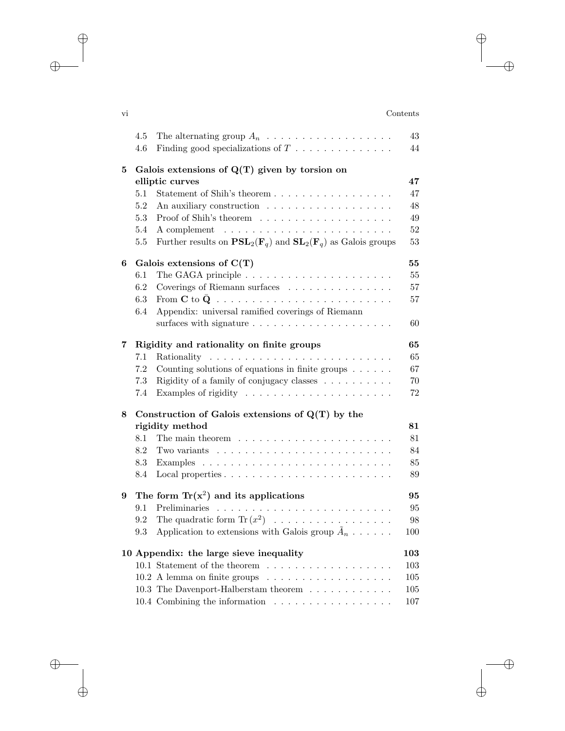4.5 The alternating group $A_n$ . . . . . . . . . . . . . . . . . . . 43
4.6 Finding good specializations of $T$ . . . . . . . . . . . . . . 44

**5 Galois extensions of $\mathbf{Q(T)}$ given by torsion on elliptic curves** **47**

5.1 Statement of Shih's theorem . . . . . . . . . . . . . . . . . 47
5.2 An auxiliary construction . . . . . . . . . . . . . . . . . . 48
5.3 Proof of Shih's theorem . . . . . . . . . . . . . . . . . . . 49
5.4 A complement . . . . . . . . . . . . . . . . . . . . . . . . 52
5.5 Further results on $\mathbf{PSL}_2(\mathbf{F}_q)$ and $\mathbf{SL}_2(\mathbf{F}_q)$ as Galois groups 53

**6 Galois extensions of $\mathbf{C(T)}$** **55**

6.1 The GAGA principle . . . . . . . . . . . . . . . . . . . . . 55
6.2 Coverings of Riemann surfaces . . . . . . . . . . . . . . . 57
6.3 From $\mathbf{C}$ to $\bar{\mathbf{Q}}$ . . . . . . . . . . . . . . . . . . . . . . . . . 57
6.4 Appendix: universal ramified coverings of Riemann surfaces with signature . . . . . . . . . . . . . . . . . . . . 60

**7 Rigidity and rationality on finite groups** **65**

7.1 Rationality . . . . . . . . . . . . . . . . . . . . . . . . . . 65
7.2 Counting solutions of equations in finite groups . . . . . . 67
7.3 Rigidity of a family of conjugacy classes . . . . . . . . . . 70
7.4 Examples of rigidity . . . . . . . . . . . . . . . . . . . . . 72

**8 Construction of Galois extensions of $\mathbf{Q(T)}$ by the rigidity method** **81**

8.1 The main theorem . . . . . . . . . . . . . . . . . . . . . . 81
8.2 Two variants . . . . . . . . . . . . . . . . . . . . . . . . . 84
8.3 Examples . . . . . . . . . . . . . . . . . . . . . . . . . . . 85
8.4 Local properties . . . . . . . . . . . . . . . . . . . . . . . . 89

**9 The form $\mathbf{Tr(x^2)}$ and its applications** **95**

9.1 Preliminaries . . . . . . . . . . . . . . . . . . . . . . . . . 95
9.2 The quadratic form $\mathrm{Tr}\,(x^2)$ . . . . . . . . . . . . . . . . . 98
9.3 Application to extensions with Galois group $\tilde{A}_n$ . . . . . . 100

**10 Appendix: the large sieve inequality** **103**

10.1 Statement of the theorem . . . . . . . . . . . . . . . . . . 103
10.2 A lemma on finite groups . . . . . . . . . . . . . . . . . . 105
10.3 The Davenport-Halberstam theorem . . . . . . . . . . . . 105
10.4 Combining the information . . . . . . . . . . . . . . . . . 107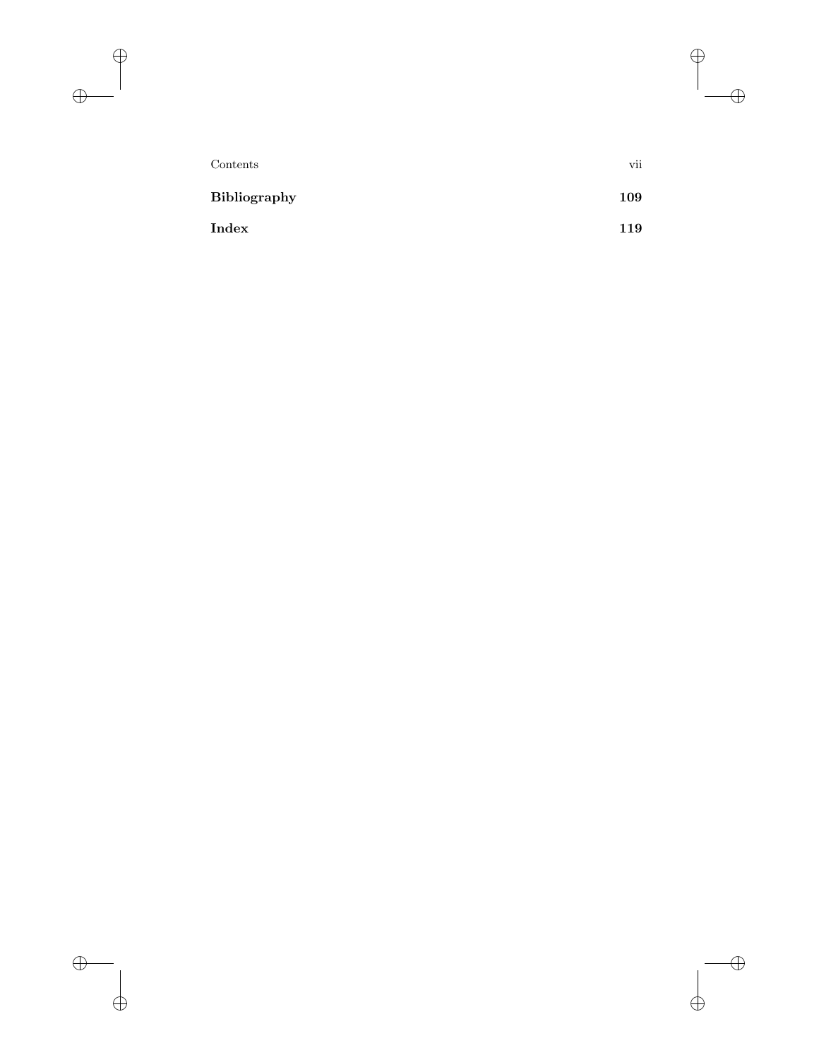**Bibliography** 109

**Index** 119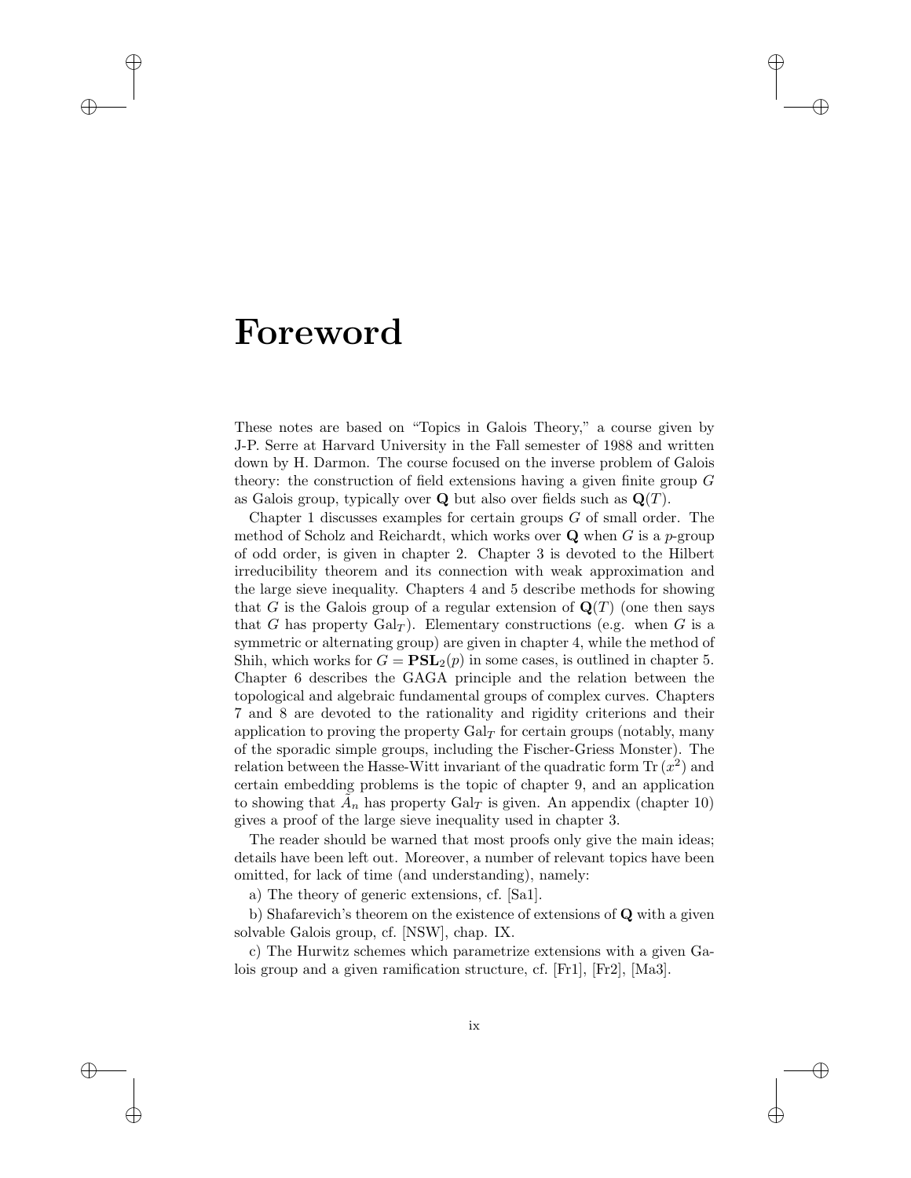# Foreword

These notes are based on "Topics in Galois Theory," a course given by J-P. Serre at Harvard University in the Fall semester of 1988 and written down by H. Darmon. The course focused on the inverse problem of Galois theory: the construction of field extensions having a given finite group $G$ as Galois group, typically over $\mathbf{Q}$ but also over fields such as $\mathbf{Q}(T)$.

Chapter 1 discusses examples for certain groups $G$ of small order. The method of Scholz and Reichardt, which works over $\mathbf{Q}$ when $G$ is a $p$-group of odd order, is given in chapter 2. Chapter 3 is devoted to the Hilbert irreducibility theorem and its connection with weak approximation and the large sieve inequality. Chapters 4 and 5 describe methods for showing that $G$ is the Galois group of a regular extension of $\mathbf{Q}(T)$ (one then says that $G$ has property $\mathrm{Gal}_T$). Elementary constructions (e.g. when $G$ is a symmetric or alternating group) are given in chapter 4, while the method of Shih, which works for $G = \mathbf{PSL}_2(p)$ in some cases, is outlined in chapter 5. Chapter 6 describes the GAGA principle and the relation between the topological and algebraic fundamental groups of complex curves. Chapters 7 and 8 are devoted to the rationality and rigidity criterions and their application to proving the property $\mathrm{Gal}_T$ for certain groups (notably, many of the sporadic simple groups, including the Fischer-Griess Monster). The relation between the Hasse-Witt invariant of the quadratic form $\mathrm{Tr}\,(x^2)$ and certain embedding problems is the topic of chapter 9, and an application to showing that $\tilde{A}_n$ has property $\mathrm{Gal}_T$ is given. An appendix (chapter 10) gives a proof of the large sieve inequality used in chapter 3.

The reader should be warned that most proofs only give the main ideas; details have been left out. Moreover, a number of relevant topics have been omitted, for lack of time (and understanding), namely:

a) The theory of generic extensions, cf. [Sa1].

b) Shafarevich's theorem on the existence of extensions of $\mathbf{Q}$ with a given solvable Galois group, cf. [NSW], chap. IX.

c) The Hurwitz schemes which parametrize extensions with a given Galois group and a given ramification structure, cf. [Fr1], [Fr2], [Ma3].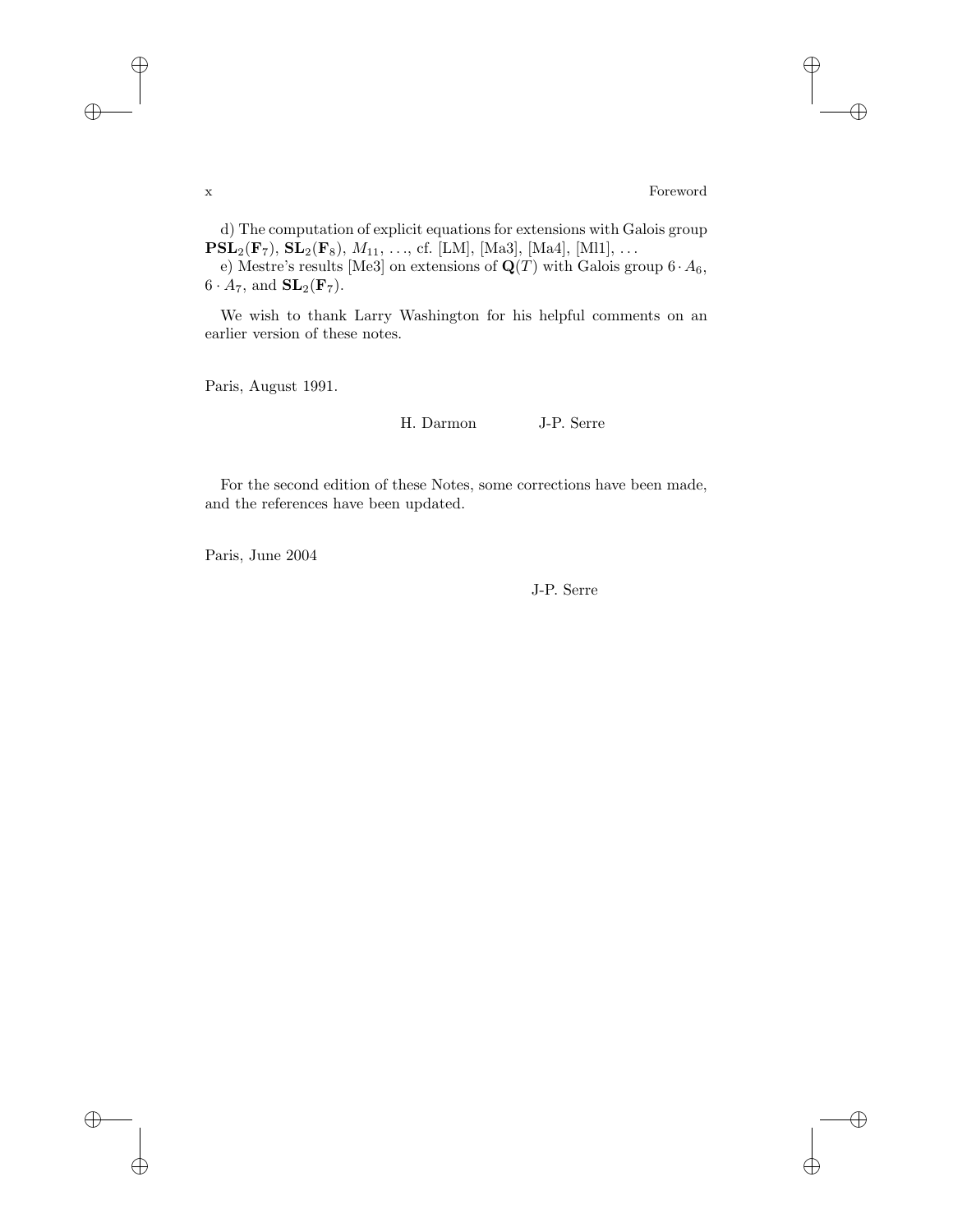d) The computation of explicit equations for extensions with Galois group $\mathbf{PSL}_2(\mathbf{F}_7)$, $\mathbf{SL}_2(\mathbf{F}_8)$, $M_{11}$, ..., cf. [LM], [Ma3], [Ma4], [Ml1], ...

e) Mestre's results [Me3] on extensions of $\mathbf{Q}(T)$ with Galois group $6 \cdot A_6$, $6 \cdot A_7$, and $\mathbf{SL}_2(\mathbf{F}_7)$.

We wish to thank Larry Washington for his helpful comments on an earlier version of these notes.

Paris, August 1991.

H. Darmon J-P. Serre

For the second edition of these Notes, some corrections have been made, and the references have been updated.

Paris, June 2004

J-P. Serre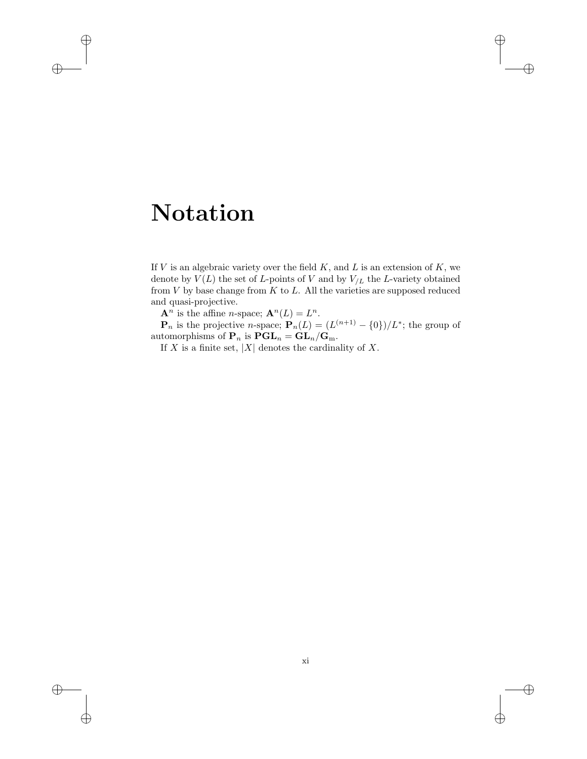# Notation

If $V$ is an algebraic variety over the field $K$, and $L$ is an extension of $K$, we denote by $V(L)$ the set of $L$-points of $V$ and by $V_{/L}$ the $L$-variety obtained from $V$ by base change from $K$ to $L$. All the varieties are supposed reduced and quasi-projective.

$\mathbf{A}^n$ is the affine $n$-space; $\mathbf{A}^n(L) = L^n$.

$\mathbf{P}_n$ is the projective $n$-space; $\mathbf{P}_n(L) = (L^{(n+1)} - \{0\})/L^*$; the group of automorphisms of $\mathbf{P}_n$ is $\mathbf{PGL}_n = \mathbf{GL}_n/\mathbf{G}_{\mathrm{m}}$.

If $X$ is a finite set, $|X|$ denotes the cardinality of $X$.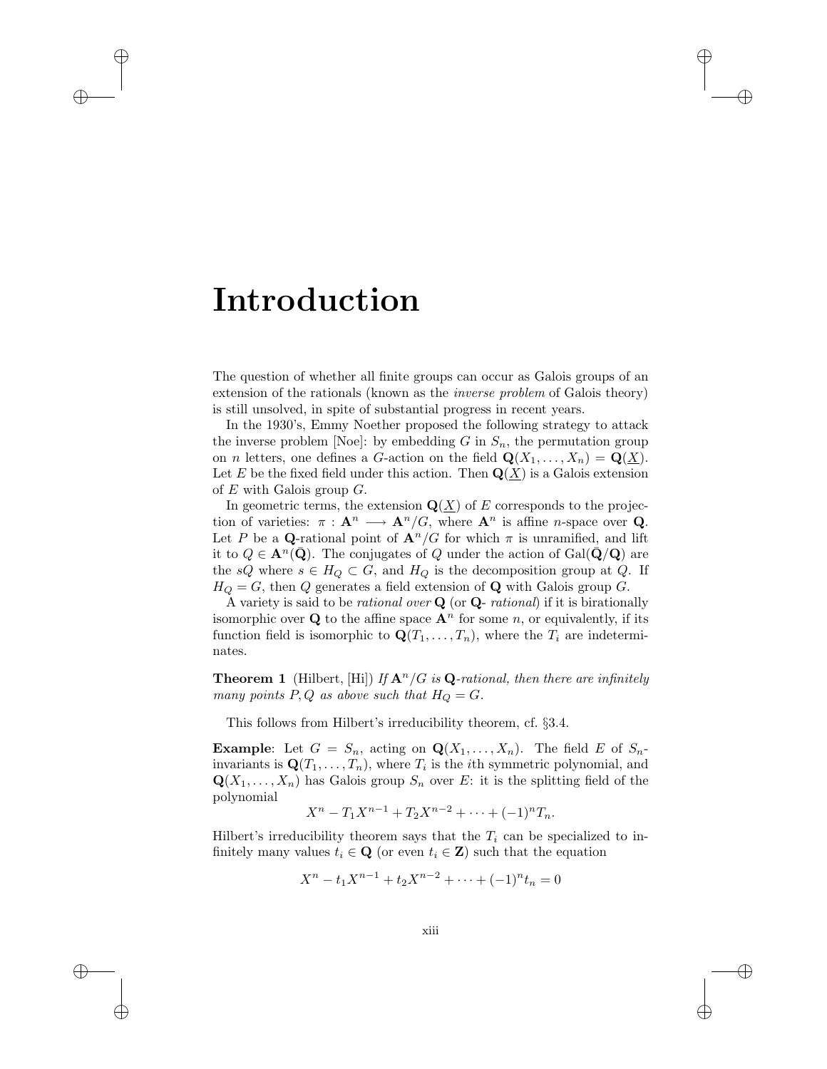# Introduction

The question of whether all finite groups can occur as Galois groups of an extension of the rationals (known as the *inverse problem* of Galois theory) is still unsolved, in spite of substantial progress in recent years.

In the 1930's, Emmy Noether proposed the following strategy to attack the inverse problem [Noe]: by embedding $G$ in $S_n$, the permutation group on $n$ letters, one defines a $G$-action on the field $\mathbf{Q}(X_1, \ldots, X_n) = \mathbf{Q}(\underline{X})$. Let $E$ be the fixed field under this action. Then $\mathbf{Q}(\underline{X})$ is a Galois extension of $E$ with Galois group $G$.

In geometric terms, the extension $\mathbf{Q}(\underline{X})$ of $E$ corresponds to the projection of varieties: $\pi : \mathbf{A}^n \longrightarrow \mathbf{A}^n/G$, where $\mathbf{A}^n$ is affine $n$-space over $\mathbf{Q}$. Let $P$ be a $\mathbf{Q}$-rational point of $\mathbf{A}^n/G$ for which $\pi$ is unramified, and lift it to $Q \in \mathbf{A}^n(\bar{\mathbf{Q}})$. The conjugates of $Q$ under the action of $\mathrm{Gal}(\bar{\mathbf{Q}}/\mathbf{Q})$ are the $sQ$ where $s \in H_Q \subset G$, and $H_Q$ is the decomposition group at $Q$. If $H_Q = G$, then $Q$ generates a field extension of $\mathbf{Q}$ with Galois group $G$.

A variety is said to be *rational over* $\mathbf{Q}$ (or $\mathbf{Q}$- *rational*) if it is birationally isomorphic over $\mathbf{Q}$ to the affine space $\mathbf{A}^n$ for some $n$, or equivalently, if its function field is isomorphic to $\mathbf{Q}(T_1, \ldots, T_n)$, where the $T_i$ are indeterminates.

**Theorem 1** (Hilbert, [Hi]) *If $\mathbf{A}^n/G$ is $\mathbf{Q}$-rational, then there are infinitely many points $P, Q$ as above such that $H_Q = G$.*

This follows from Hilbert's irreducibility theorem, cf. §3.4.

**Example**: Let $G = S_n$, acting on $\mathbf{Q}(X_1, \ldots, X_n)$. The field $E$ of $S_n$-invariants is $\mathbf{Q}(T_1, \ldots, T_n)$, where $T_i$ is the $i$th symmetric polynomial, and $\mathbf{Q}(X_1, \ldots, X_n)$ has Galois group $S_n$ over $E$: it is the splitting field of the polynomial

$$X^n - T_1 X^{n-1} + T_2 X^{n-2} + \cdots + (-1)^n T_n.$$

Hilbert's irreducibility theorem says that the $T_i$ can be specialized to infinitely many values $t_i \in \mathbf{Q}$ (or even $t_i \in \mathbf{Z}$) such that the equation

$$X^n - t_1 X^{n-1} + t_2 X^{n-2} + \cdots + (-1)^n t_n = 0$$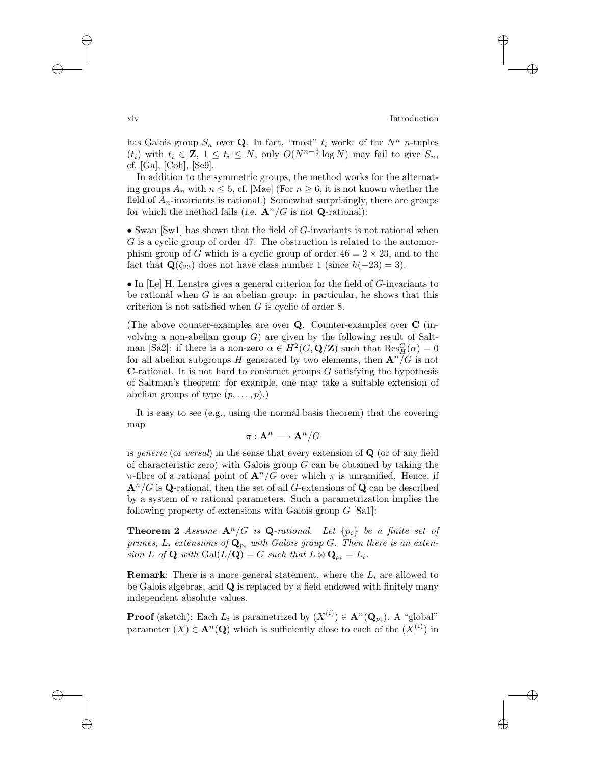has Galois group $S_n$ over $\mathbf{Q}$. In fact, "most" $t_i$ work: of the $N^n$ $n$-tuples $(t_i)$ with $t_i \in \mathbf{Z}$, $1 \leq t_i \leq N$, only $O(N^{n-\frac{1}{2}} \log N)$ may fail to give $S_n$, cf. [Ga], [Coh], [Se9].

In addition to the symmetric groups, the method works for the alternating groups $A_n$ with $n \leq 5$, cf. [Mae] (For $n \geq 6$, it is not known whether the field of $A_n$-invariants is rational.) Somewhat surprisingly, there are groups for which the method fails (i.e. $\mathbf{A}^n/G$ is not $\mathbf{Q}$-rational):

• Swan [Sw1] has shown that the field of $G$-invariants is not rational when $G$ is a cyclic group of order 47. The obstruction is related to the automorphism group of $G$ which is a cyclic group of order $46 = 2 \times 23$, and to the fact that $\mathbf{Q}(\zeta_{23})$ does not have class number 1 (since $h(-23) = 3$).

• In [Le] H. Lenstra gives a general criterion for the field of $G$-invariants to be rational when $G$ is an abelian group: in particular, he shows that this criterion is not satisfied when $G$ is cyclic of order 8.

(The above counter-examples are over $\mathbf{Q}$. Counter-examples over $\mathbf{C}$ (involving a non-abelian group $G$) are given by the following result of Saltman [Sa2]: if there is a non-zero $\alpha \in H^2(G, \mathbf{Q}/\mathbf{Z})$ such that $\mathrm{Res}^G_H(\alpha) = 0$ for all abelian subgroups $H$ generated by two elements, then $\mathbf{A}^n/G$ is not $\mathbf{C}$-rational. It is not hard to construct groups $G$ satisfying the hypothesis of Saltman's theorem: for example, one may take a suitable extension of abelian groups of type $(p, \ldots, p)$.)

It is easy to see (e.g., using the normal basis theorem) that the covering map

$$\pi : \mathbf{A}^n \longrightarrow \mathbf{A}^n/G$$

is *generic* (or *versal*) in the sense that every extension of $\mathbf{Q}$ (or of any field of characteristic zero) with Galois group $G$ can be obtained by taking the $\pi$-fibre of a rational point of $\mathbf{A}^n/G$ over which $\pi$ is unramified. Hence, if $\mathbf{A}^n/G$ is $\mathbf{Q}$-rational, then the set of all $G$-extensions of $\mathbf{Q}$ can be described by a system of $n$ rational parameters. Such a parametrization implies the following property of extensions with Galois group $G$ [Sa1]:

**Theorem 2** *Assume $\mathbf{A}^n/G$ is $\mathbf{Q}$-rational. Let $\{p_i\}$ be a finite set of primes, $L_i$ extensions of $\mathbf{Q}_{p_i}$ with Galois group $G$. Then there is an extension $L$ of $\mathbf{Q}$ with $\mathrm{Gal}(L/\mathbf{Q}) = G$ such that $L \otimes \mathbf{Q}_{p_i} = L_i$.*

**Remark**: There is a more general statement, where the $L_i$ are allowed to be Galois algebras, and $\mathbf{Q}$ is replaced by a field endowed with finitely many independent absolute values.

**Proof** (sketch): Each $L_i$ is parametrized by $(\underline{X}^{(i)}) \in \mathbf{A}^n(\mathbf{Q}_{p_i})$. A "global" parameter $(\underline{X}) \in \mathbf{A}^n(\mathbf{Q})$ which is sufficiently close to each of the $(\underline{X}^{(i)})$ in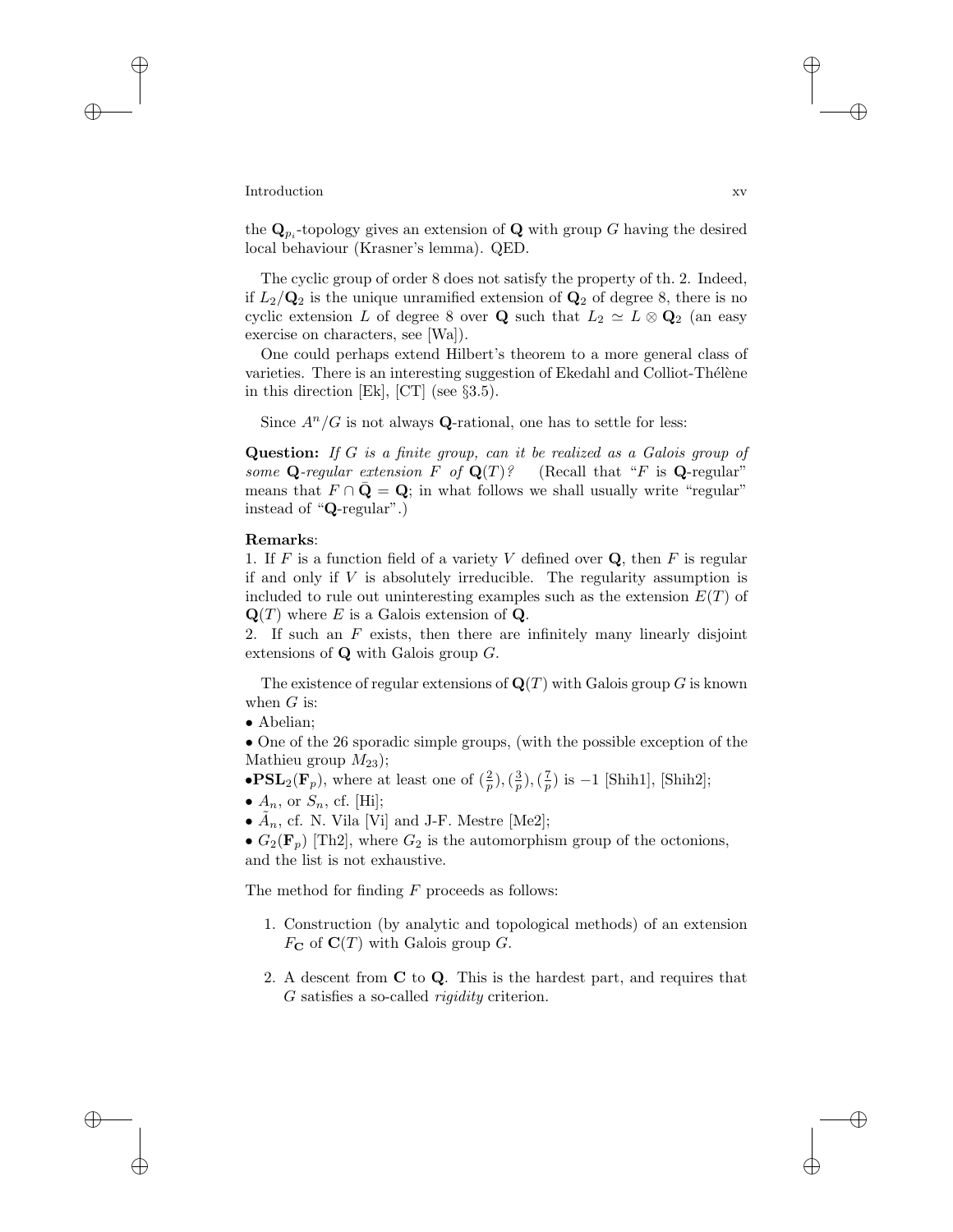the $\mathbf{Q}_{p_i}$-topology gives an extension of $\mathbf{Q}$ with group $G$ having the desired local behaviour (Krasner's lemma). QED.

The cyclic group of order 8 does not satisfy the property of th. 2. Indeed, if $L_2/\mathbf{Q}_2$ is the unique unramified extension of $\mathbf{Q}_2$ of degree 8, there is no cyclic extension $L$ of degree 8 over $\mathbf{Q}$ such that $L_2 \simeq L \otimes \mathbf{Q}_2$ (an easy exercise on characters, see [Wa]).

One could perhaps extend Hilbert's theorem to a more general class of varieties. There is an interesting suggestion of Ekedahl and Colliot-Thélène in this direction [Ek], [CT] (see §3.5).

Since $A^n/G$ is not always $\mathbf{Q}$-rational, one has to settle for less:

**Question:** *If $G$ is a finite group, can it be realized as a Galois group of some $\mathbf{Q}$-regular extension $F$ of $\mathbf{Q}(T)$?* (Recall that "$F$ is $\mathbf{Q}$-regular" means that $F \cap \bar{\mathbf{Q}} = \mathbf{Q}$; in what follows we shall usually write "regular" instead of "$\mathbf{Q}$-regular".)

**Remarks**:
1. If $F$ is a function field of a variety $V$ defined over $\mathbf{Q}$, then $F$ is regular if and only if $V$ is absolutely irreducible. The regularity assumption is included to rule out uninteresting examples such as the extension $E(T)$ of $\mathbf{Q}(T)$ where $E$ is a Galois extension of $\mathbf{Q}$.
2. If such an $F$ exists, then there are infinitely many linearly disjoint extensions of $\mathbf{Q}$ with Galois group $G$.

The existence of regular extensions of $\mathbf{Q}(T)$ with Galois group $G$ is known when $G$ is:
- Abelian;
- One of the 26 sporadic simple groups, (with the possible exception of the Mathieu group $M_{23}$);
- $\mathbf{PSL}_2(\mathbf{F}_p)$, where at least one of $(\frac{2}{p}), (\frac{3}{p}), (\frac{7}{p})$ is $-1$ [Shih1], [Shih2];
- $A_n$, or $S_n$, cf. [Hi];
- $\tilde{A}_n$, cf. N. Vila [Vi] and J-F. Mestre [Me2];
- $G_2(\mathbf{F}_p)$ [Th2], where $G_2$ is the automorphism group of the octonions,

and the list is not exhaustive.

The method for finding $F$ proceeds as follows:

1. Construction (by analytic and topological methods) of an extension $F_{\mathbf{C}}$ of $\mathbf{C}(T)$ with Galois group $G$.

2. A descent from $\mathbf{C}$ to $\mathbf{Q}$. This is the hardest part, and requires that $G$ satisfies a so-called *rigidity* criterion.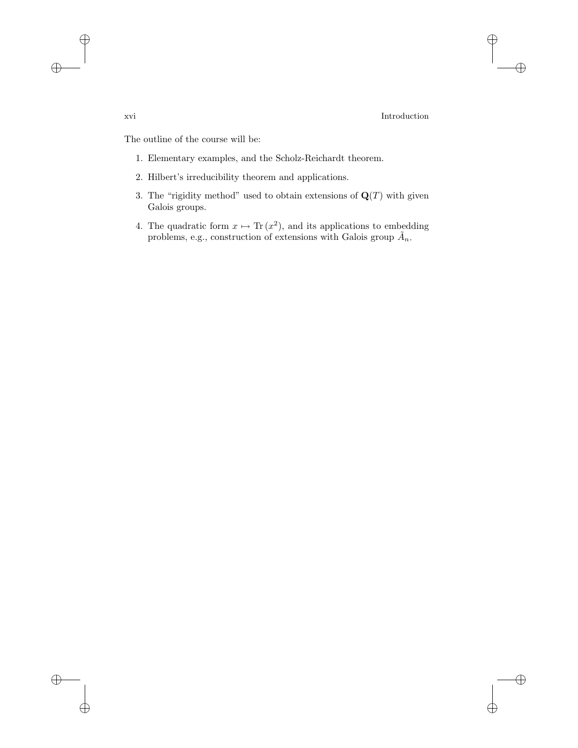The outline of the course will be:

1. Elementary examples, and the Scholz-Reichardt theorem.
2. Hilbert's irreducibility theorem and applications.
3. The "rigidity method" used to obtain extensions of $\mathbf{Q}(T)$ with given Galois groups.
4. The quadratic form $x \mapsto \mathrm{Tr}\,(x^2)$, and its applications to embedding problems, e.g., construction of extensions with Galois group $\tilde{A}_n$.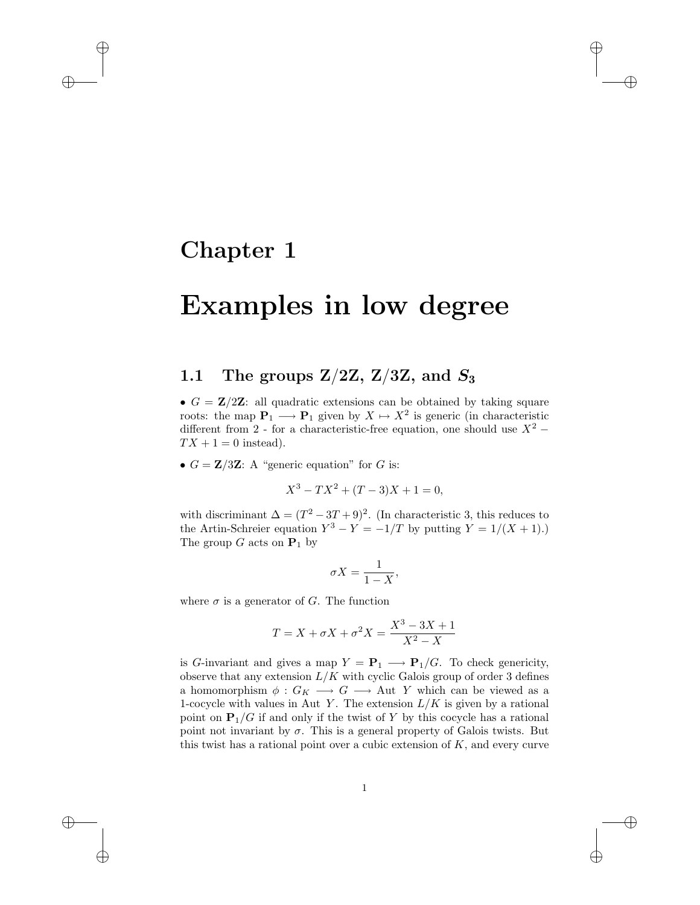# Chapter 1

# Examples in low degree

## 1.1 The groups Z/2Z, Z/3Z, and $S_3$

• $G = \mathbf{Z}/2\mathbf{Z}$: all quadratic extensions can be obtained by taking square roots: the map $\mathbf{P}_1 \longrightarrow \mathbf{P}_1$ given by $X \mapsto X^2$ is generic (in characteristic different from 2 - for a characteristic-free equation, one should use $X^2 - TX + 1 = 0$ instead).

• $G = \mathbf{Z}/3\mathbf{Z}$: A "generic equation" for $G$ is:

$$X^3 - TX^2 + (T-3)X + 1 = 0,$$

with discriminant $\Delta = (T^2 - 3T + 9)^2$. (In characteristic 3, this reduces to the Artin-Schreier equation $Y^3 - Y = -1/T$ by putting $Y = 1/(X+1)$.) The group $G$ acts on $\mathbf{P}_1$ by

$$\sigma X = \frac{1}{1-X},$$

where $\sigma$ is a generator of $G$. The function

$$T = X + \sigma X + \sigma^2 X = \frac{X^3 - 3X + 1}{X^2 - X}$$

is $G$-invariant and gives a map $Y = \mathbf{P}_1 \longrightarrow \mathbf{P}_1/G$. To check genericity, observe that any extension $L/K$ with cyclic Galois group of order 3 defines a homomorphism $\phi : G_K \longrightarrow G \longrightarrow \text{Aut } Y$ which can be viewed as a 1-cocycle with values in Aut $Y$. The extension $L/K$ is given by a rational point on $\mathbf{P}_1/G$ if and only if the twist of $Y$ by this cocycle has a rational point not invariant by $\sigma$. This is a general property of Galois twists. But this twist has a rational point over a cubic extension of $K$, and every curve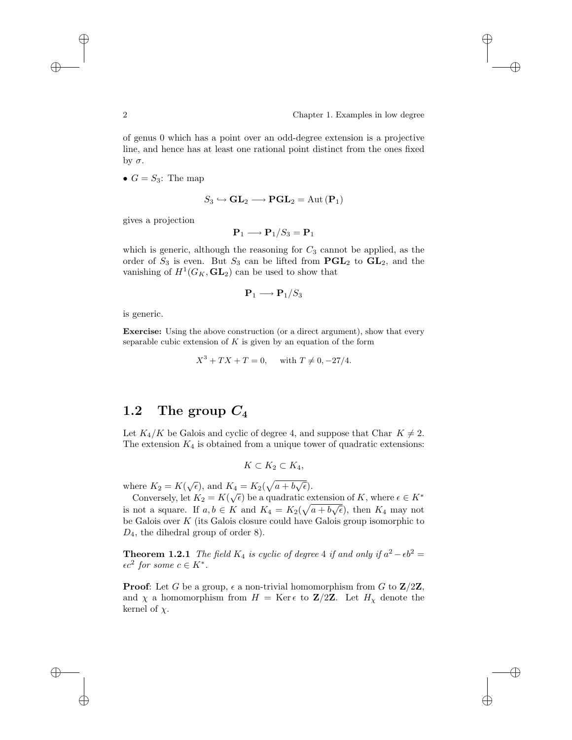of genus 0 which has a point over an odd-degree extension is a projective line, and hence has at least one rational point distinct from the ones fixed by $\sigma$.

• $G = S_3$: The map

$$S_3 \hookrightarrow \mathbf{GL}_2 \longrightarrow \mathbf{PGL}_2 = \mathrm{Aut}\,(\mathbf{P}_1)$$

gives a projection

$$\mathbf{P}_1 \longrightarrow \mathbf{P}_1/S_3 = \mathbf{P}_1$$

which is generic, although the reasoning for $C_3$ cannot be applied, as the order of $S_3$ is even. But $S_3$ can be lifted from $\mathbf{PGL}_2$ to $\mathbf{GL}_2$, and the vanishing of $H^1(G_K, \mathbf{GL}_2)$ can be used to show that

$$\mathbf{P}_1 \longrightarrow \mathbf{P}_1/S_3$$

is generic.

**Exercise:** Using the above construction (or a direct argument), show that every separable cubic extension of $K$ is given by an equation of the form

$$X^3 + TX + T = 0, \quad \text{with } T \neq 0, -27/4.$$

## 1.2 The group $C_4$

Let $K_4/K$ be Galois and cyclic of degree 4, and suppose that Char $K \neq 2$. The extension $K_4$ is obtained from a unique tower of quadratic extensions:

$$K \subset K_2 \subset K_4,$$

where $K_2 = K(\sqrt{\epsilon})$, and $K_4 = K_2(\sqrt{a + b\sqrt{\epsilon}})$.

Conversely, let $K_2 = K(\sqrt{\epsilon})$ be a quadratic extension of $K$, where $\epsilon \in K^*$ is not a square. If $a, b \in K$ and $K_4 = K_2(\sqrt{a + b\sqrt{\epsilon}})$, then $K_4$ may not be Galois over $K$ (its Galois closure could have Galois group isomorphic to $D_4$, the dihedral group of order 8).

**Theorem 1.2.1** *The field $K_4$ is cyclic of degree 4 if and only if $a^2 - \epsilon b^2 = \epsilon c^2$ for some $c \in K^*$.*

**Proof**: Let $G$ be a group, $\epsilon$ a non-trivial homomorphism from $G$ to $\mathbf{Z}/2\mathbf{Z}$, and $\chi$ a homomorphism from $H = \mathrm{Ker}\,\epsilon$ to $\mathbf{Z}/2\mathbf{Z}$. Let $H_\chi$ denote the kernel of $\chi$.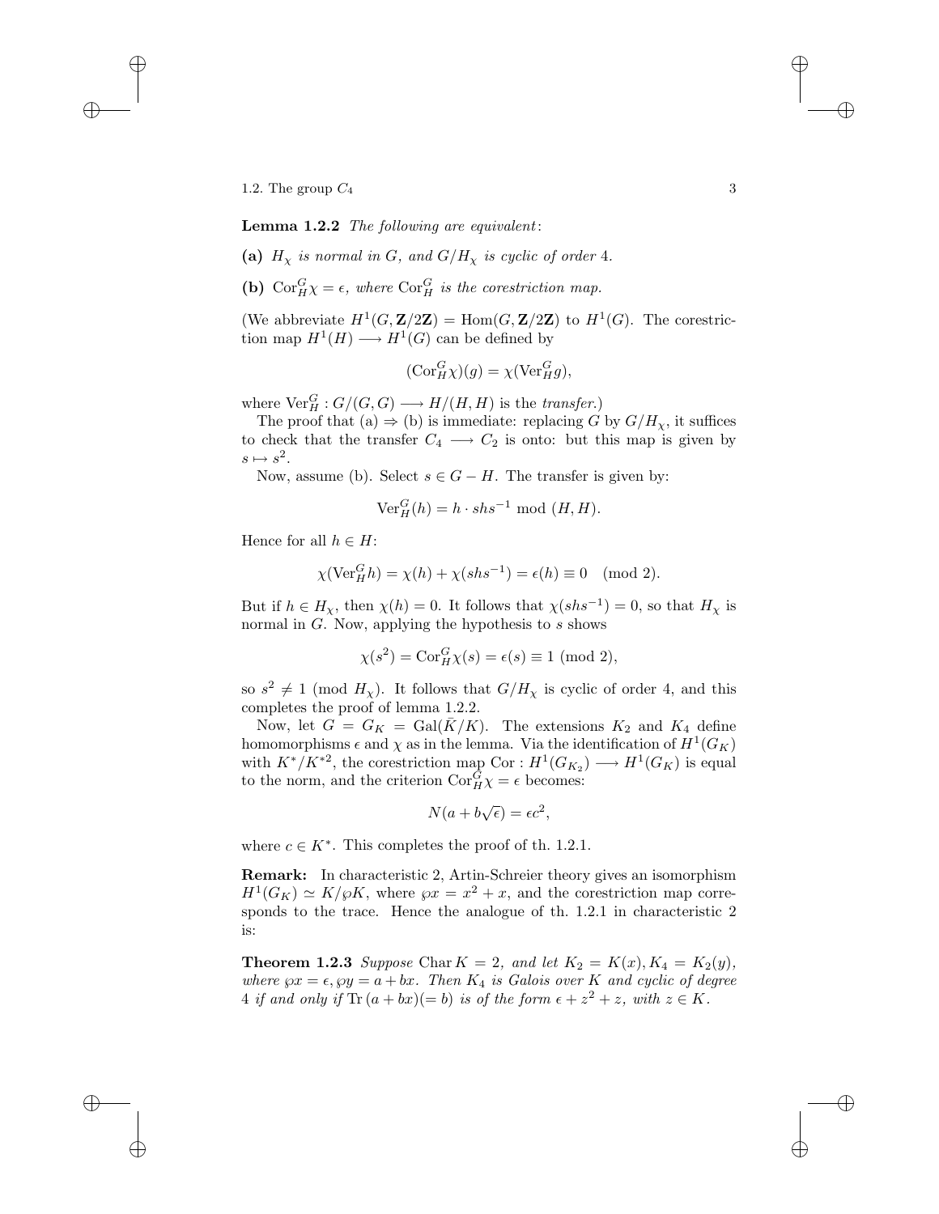**Lemma 1.2.2** *The following are equivalent*:

**(a)** $H_\chi$ *is normal in* $G$*, and* $G/H_\chi$ *is cyclic of order* 4.

**(b)** $\mathrm{Cor}_H^G \chi = \epsilon$*, where* $\mathrm{Cor}_H^G$ *is the corestriction map.*

(We abbreviate $H^1(G, \mathbf{Z}/2\mathbf{Z}) = \mathrm{Hom}(G, \mathbf{Z}/2\mathbf{Z})$ to $H^1(G)$. The corestriction map $H^1(H) \longrightarrow H^1(G)$ can be defined by

$$(\mathrm{Cor}_H^G \chi)(g) = \chi(\mathrm{Ver}_H^G g),$$

where $\mathrm{Ver}_H^G : G/(G,G) \longrightarrow H/(H,H)$ is the *transfer*.)

The proof that (a) $\Rightarrow$ (b) is immediate: replacing $G$ by $G/H_\chi$, it suffices to check that the transfer $C_4 \longrightarrow C_2$ is onto: but this map is given by $s \mapsto s^2$.

Now, assume (b). Select $s \in G - H$. The transfer is given by:

$$\mathrm{Ver}_H^G(h) = h \cdot shs^{-1} \bmod (H,H).$$

Hence for all $h \in H$:

$$\chi(\mathrm{Ver}_H^G h) = \chi(h) + \chi(shs^{-1}) = \epsilon(h) \equiv 0 \pmod 2.$$

But if $h \in H_\chi$, then $\chi(h) = 0$. It follows that $\chi(shs^{-1}) = 0$, so that $H_\chi$ is normal in $G$. Now, applying the hypothesis to $s$ shows

$$\chi(s^2) = \mathrm{Cor}_H^G \chi(s) = \epsilon(s) \equiv 1 \ (\mathrm{mod}\ 2),$$

so $s^2 \neq 1$ (mod $H_\chi$). It follows that $G/H_\chi$ is cyclic of order 4, and this completes the proof of lemma 1.2.2.

Now, let $G = G_K = \mathrm{Gal}(\bar{K}/K)$. The extensions $K_2$ and $K_4$ define homomorphisms $\epsilon$ and $\chi$ as in the lemma. Via the identification of $H^1(G_K)$ with $K^*/K^{*2}$, the corestriction map $\mathrm{Cor} : H^1(G_{K_2}) \longrightarrow H^1(G_K)$ is equal to the norm, and the criterion $\mathrm{Cor}_H^G \chi = \epsilon$ becomes:

$$N(a + b\sqrt{\epsilon}) = \epsilon c^2,$$

where $c \in K^*$. This completes the proof of th. 1.2.1.

**Remark:** In characteristic 2, Artin-Schreier theory gives an isomorphism $H^1(G_K) \simeq K/\wp K$, where $\wp x = x^2 + x$, and the corestriction map corresponds to the trace. Hence the analogue of th. 1.2.1 in characteristic 2 is:

**Theorem 1.2.3** *Suppose* $\mathrm{Char}\, K = 2$*, and let* $K_2 = K(x), K_4 = K_2(y)$*, where* $\wp x = \epsilon, \wp y = a + bx$*. Then* $K_4$ *is Galois over* $K$ *and cyclic of degree* 4 *if and only if* $\mathrm{Tr}\,(a + bx)(= b)$ *is of the form* $\epsilon + z^2 + z$*, with* $z \in K$*.*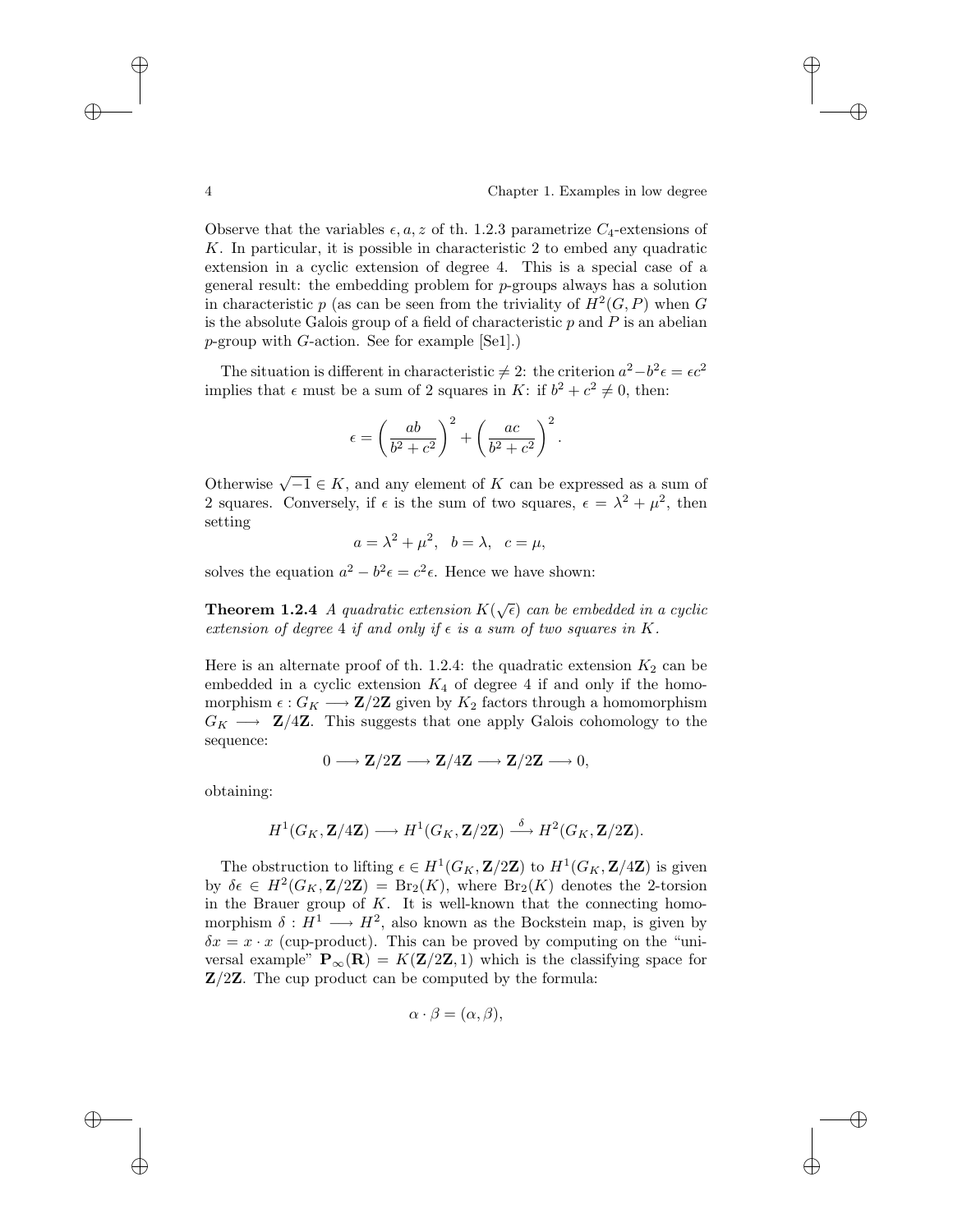Observe that the variables $\epsilon, a, z$ of th. 1.2.3 parametrize $C_4$-extensions of $K$. In particular, it is possible in characteristic 2 to embed any quadratic extension in a cyclic extension of degree 4. This is a special case of a general result: the embedding problem for $p$-groups always has a solution in characteristic $p$ (as can be seen from the triviality of $H^2(G, P)$ when $G$ is the absolute Galois group of a field of characteristic $p$ and $P$ is an abelian $p$-group with $G$-action. See for example [Se1].)

The situation is different in characteristic $\neq 2$: the criterion $a^2 - b^2\epsilon = \epsilon c^2$ implies that $\epsilon$ must be a sum of 2 squares in $K$: if $b^2 + c^2 \neq 0$, then:

$$\epsilon = \left(\frac{ab}{b^2 + c^2}\right)^2 + \left(\frac{ac}{b^2 + c^2}\right)^2.$$

Otherwise $\sqrt{-1} \in K$, and any element of $K$ can be expressed as a sum of 2 squares. Conversely, if $\epsilon$ is the sum of two squares, $\epsilon = \lambda^2 + \mu^2$, then setting

$$a = \lambda^2 + \mu^2, \quad b = \lambda, \quad c = \mu,$$

solves the equation $a^2 - b^2\epsilon = c^2\epsilon$. Hence we have shown:

**Theorem 1.2.4** *A quadratic extension $K(\sqrt{\epsilon})$ can be embedded in a cyclic extension of degree 4 if and only if $\epsilon$ is a sum of two squares in $K$.*

Here is an alternate proof of th. 1.2.4: the quadratic extension $K_2$ can be embedded in a cyclic extension $K_4$ of degree 4 if and only if the homomorphism $\epsilon : G_K \longrightarrow \mathbf{Z}/2\mathbf{Z}$ given by $K_2$ factors through a homomorphism $G_K \longrightarrow \mathbf{Z}/4\mathbf{Z}$. This suggests that one apply Galois cohomology to the sequence:

$$0 \longrightarrow \mathbf{Z}/2\mathbf{Z} \longrightarrow \mathbf{Z}/4\mathbf{Z} \longrightarrow \mathbf{Z}/2\mathbf{Z} \longrightarrow 0,$$

obtaining:

$$H^1(G_K, \mathbf{Z}/4\mathbf{Z}) \longrightarrow H^1(G_K, \mathbf{Z}/2\mathbf{Z}) \xrightarrow{\delta} H^2(G_K, \mathbf{Z}/2\mathbf{Z}).$$

The obstruction to lifting $\epsilon \in H^1(G_K, \mathbf{Z}/2\mathbf{Z})$ to $H^1(G_K, \mathbf{Z}/4\mathbf{Z})$ is given by $\delta\epsilon \in H^2(G_K, \mathbf{Z}/2\mathbf{Z}) = \mathrm{Br}_2(K)$, where $\mathrm{Br}_2(K)$ denotes the 2-torsion in the Brauer group of $K$. It is well-known that the connecting homomorphism $\delta : H^1 \longrightarrow H^2$, also known as the Bockstein map, is given by $\delta x = x \cdot x$ (cup-product). This can be proved by computing on the "universal example" $\mathbf{P}_\infty(\mathbf{R}) = K(\mathbf{Z}/2\mathbf{Z}, 1)$ which is the classifying space for $\mathbf{Z}/2\mathbf{Z}$. The cup product can be computed by the formula:

$$\alpha \cdot \beta = (\alpha, \beta),$$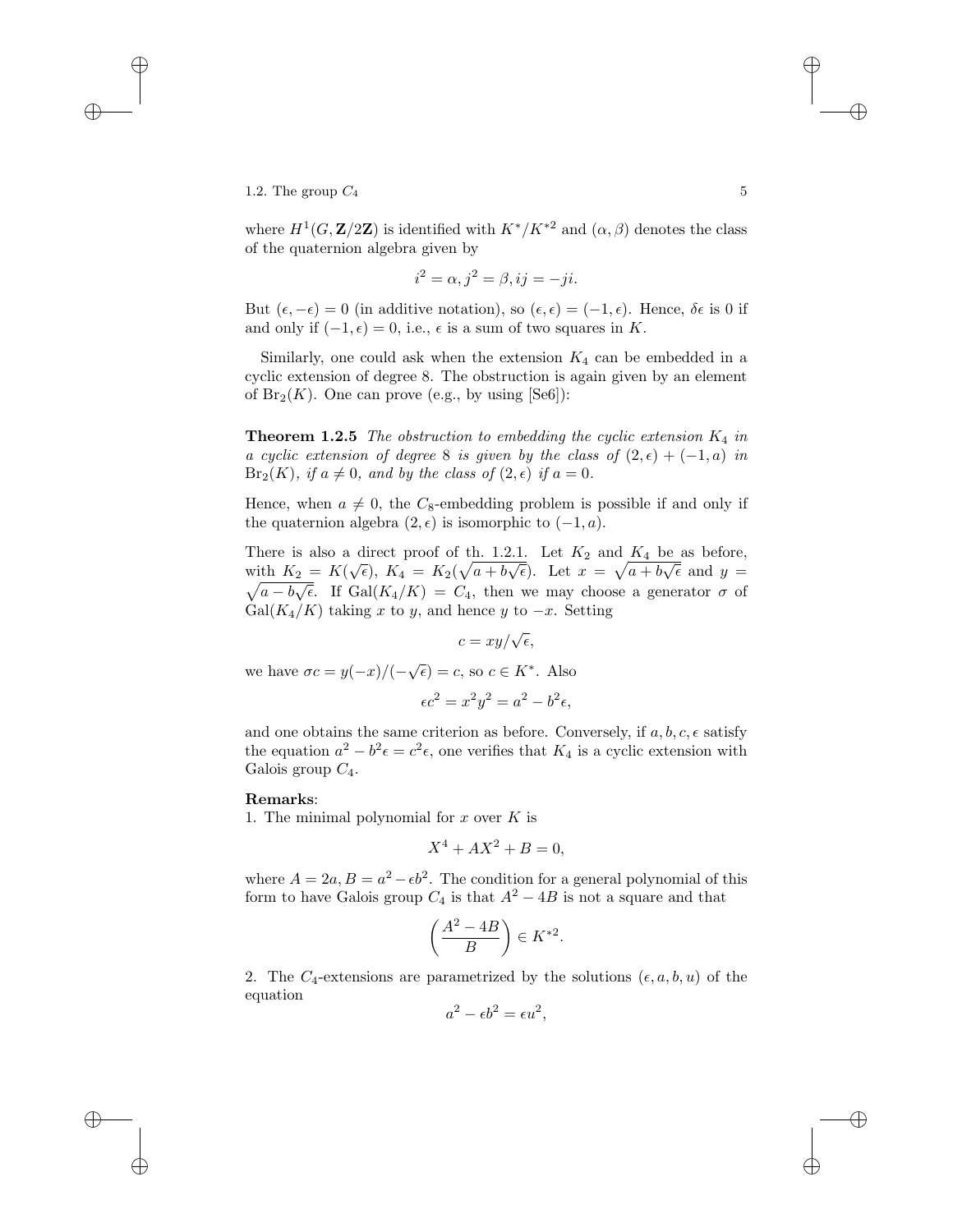where $H^1(G, \mathbf{Z}/2\mathbf{Z})$ is identified with $K^*/K^{*2}$ and $(\alpha, \beta)$ denotes the class of the quaternion algebra given by

$$i^2 = \alpha, j^2 = \beta, ij = -ji.$$

But $(\epsilon, -\epsilon) = 0$ (in additive notation), so $(\epsilon, \epsilon) = (-1, \epsilon)$. Hence, $\delta\epsilon$ is 0 if and only if $(-1, \epsilon) = 0$, i.e., $\epsilon$ is a sum of two squares in $K$.

Similarly, one could ask when the extension $K_4$ can be embedded in a cyclic extension of degree 8. The obstruction is again given by an element of $\mathrm{Br}_2(K)$. One can prove (e.g., by using [Se6]):

**Theorem 1.2.5** *The obstruction to embedding the cyclic extension $K_4$ in a cyclic extension of degree 8 is given by the class of $(2, \epsilon) + (-1, a)$ in $\mathrm{Br}_2(K)$, if $a \neq 0$, and by the class of $(2, \epsilon)$ if $a = 0$.*

Hence, when $a \neq 0$, the $C_8$-embedding problem is possible if and only if the quaternion algebra $(2, \epsilon)$ is isomorphic to $(-1, a)$.

There is also a direct proof of th. 1.2.1. Let $K_2$ and $K_4$ be as before, with $K_2 = K(\sqrt{\epsilon})$, $K_4 = K_2(\sqrt{a + b\sqrt{\epsilon}})$. Let $x = \sqrt{a + b\sqrt{\epsilon}}$ and $y = \sqrt{a - b\sqrt{\epsilon}}$. If $\mathrm{Gal}(K_4/K) = C_4$, then we may choose a generator $\sigma$ of $\mathrm{Gal}(K_4/K)$ taking $x$ to $y$, and hence $y$ to $-x$. Setting

$$c = xy/\sqrt{\epsilon},$$

we have $\sigma c = y(-x)/(-\sqrt{\epsilon}) = c$, so $c \in K^*$. Also

$$\epsilon c^2 = x^2 y^2 = a^2 - b^2\epsilon,$$

and one obtains the same criterion as before. Conversely, if $a, b, c, \epsilon$ satisfy the equation $a^2 - b^2\epsilon = c^2\epsilon$, one verifies that $K_4$ is a cyclic extension with Galois group $C_4$.

**Remarks**:

1. The minimal polynomial for $x$ over $K$ is

$$X^4 + AX^2 + B = 0,$$

where $A = 2a, B = a^2 - \epsilon b^2$. The condition for a general polynomial of this form to have Galois group $C_4$ is that $A^2 - 4B$ is not a square and that

$$\left(\frac{A^2 - 4B}{B}\right) \in K^{*2}.$$

2. The $C_4$-extensions are parametrized by the solutions $(\epsilon, a, b, u)$ of the equation

$$a^2 - \epsilon b^2 = \epsilon u^2,$$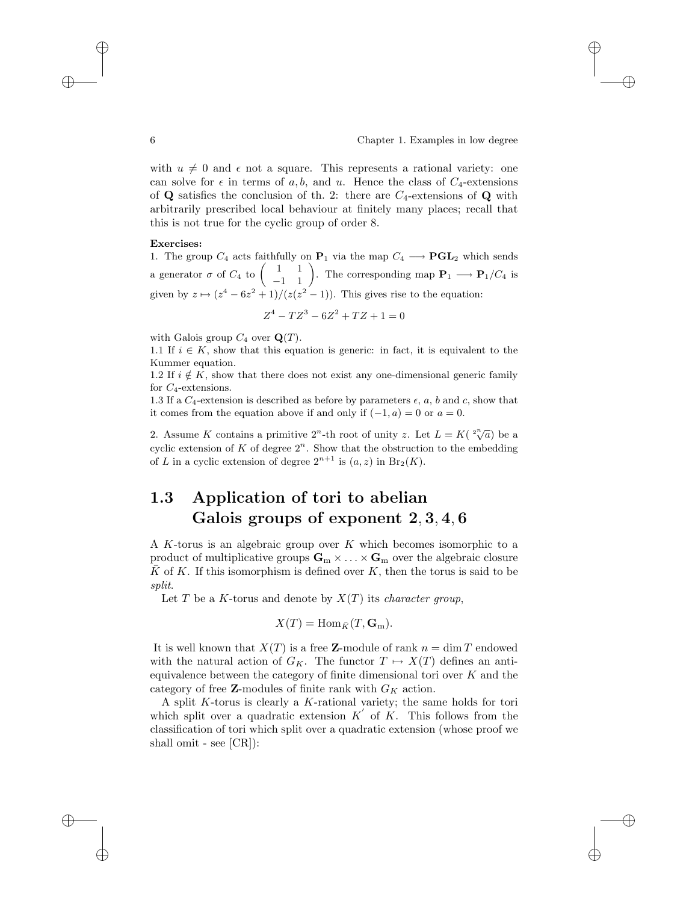with $u \neq 0$ and $\epsilon$ not a square. This represents a rational variety: one can solve for $\epsilon$ in terms of $a, b$, and $u$. Hence the class of $C_4$-extensions of $\mathbf{Q}$ satisfies the conclusion of th. 2: there are $C_4$-extensions of $\mathbf{Q}$ with arbitrarily prescribed local behaviour at finitely many places; recall that this is not true for the cyclic group of order 8.

**Exercises:**

1. The group $C_4$ acts faithfully on $\mathbf{P}_1$ via the map $C_4 \longrightarrow \mathbf{PGL}_2$ which sends a generator $\sigma$ of $C_4$ to $\begin{pmatrix} 1 & 1 \\ -1 & 1 \end{pmatrix}$. The corresponding map $\mathbf{P}_1 \longrightarrow \mathbf{P}_1/C_4$ is given by $z \mapsto (z^4 - 6z^2 + 1)/(z(z^2 - 1))$. This gives rise to the equation:

$$Z^4 - TZ^3 - 6Z^2 + TZ + 1 = 0$$

with Galois group $C_4$ over $\mathbf{Q}(T)$.

1.1 If $i \in K$, show that this equation is generic: in fact, it is equivalent to the Kummer equation.

1.2 If $i \notin K$, show that there does not exist any one-dimensional generic family for $C_4$-extensions.

1.3 If a $C_4$-extension is described as before by parameters $\epsilon$, $a$, $b$ and $c$, show that it comes from the equation above if and only if $(-1, a) = 0$ or $a = 0$.

2. Assume $K$ contains a primitive $2^n$-th root of unity $z$. Let $L = K(\sqrt[2^n]{a})$ be a cyclic extension of $K$ of degree $2^n$. Show that the obstruction to the embedding of $L$ in a cyclic extension of degree $2^{n+1}$ is $(a, z)$ in $\mathrm{Br}_2(K)$.

## 1.3 Application of tori to abelian Galois groups of exponent $2, 3, 4, 6$

A $K$-torus is an algebraic group over $K$ which becomes isomorphic to a product of multiplicative groups $\mathbf{G}_\mathrm{m} \times \ldots \times \mathbf{G}_\mathrm{m}$ over the algebraic closure $\bar{K}$ of $K$. If this isomorphism is defined over $K$, then the torus is said to be *split*.

Let $T$ be a $K$-torus and denote by $X(T)$ its *character group*,

$$X(T) = \mathrm{Hom}_{\bar{K}}(T, \mathbf{G}_\mathrm{m}).$$

It is well known that $X(T)$ is a free $\mathbf{Z}$-module of rank $n = \dim T$ endowed with the natural action of $G_K$. The functor $T \mapsto X(T)$ defines an anti-equivalence between the category of finite dimensional tori over $K$ and the category of free $\mathbf{Z}$-modules of finite rank with $G_K$ action.

A split $K$-torus is clearly a $K$-rational variety; the same holds for tori which split over a quadratic extension $K'$ of $K$. This follows from the classification of tori which split over a quadratic extension (whose proof we shall omit - see [CR]):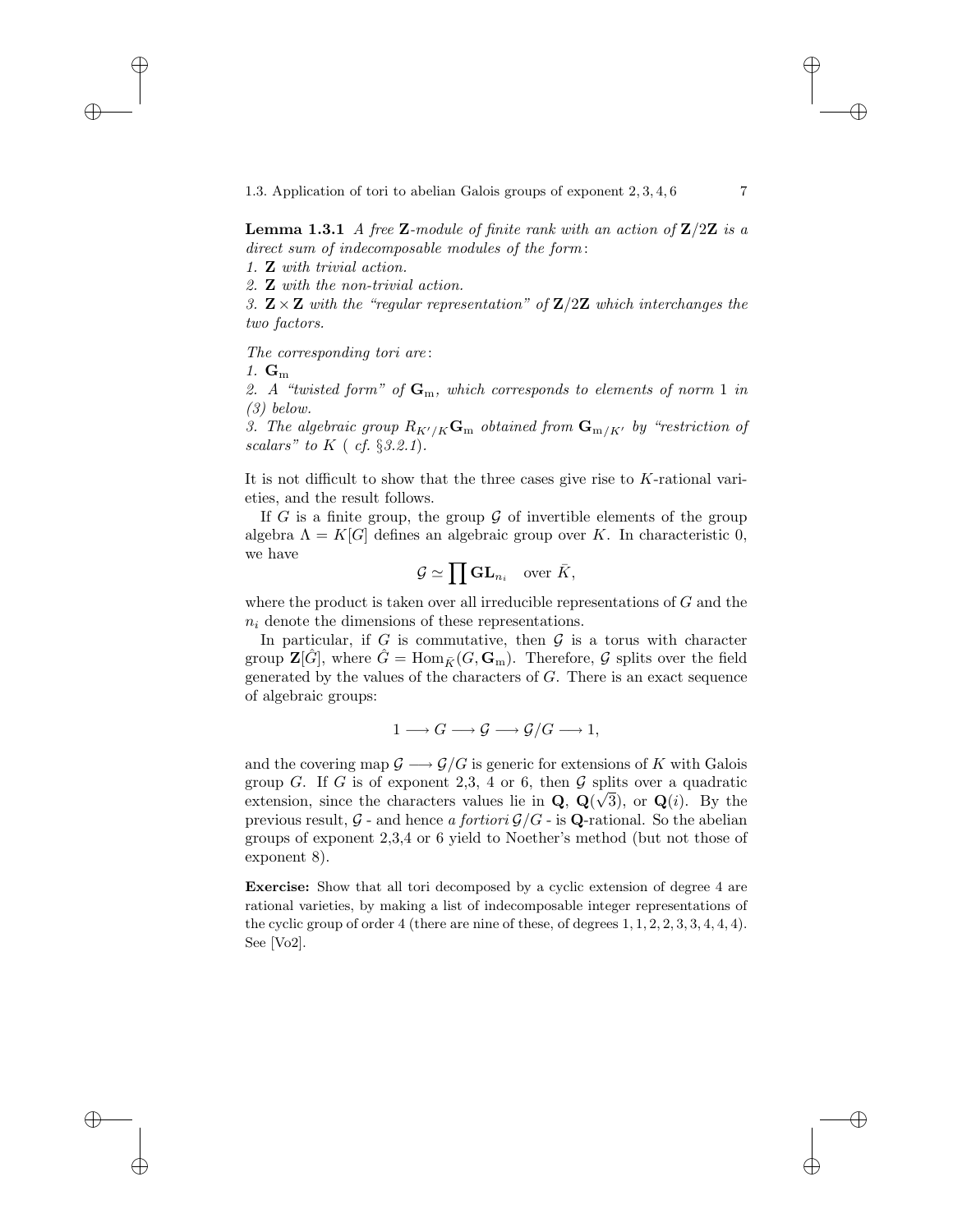**Lemma 1.3.1** *A free* $\mathbf{Z}$*-module of finite rank with an action of* $\mathbf{Z}/2\mathbf{Z}$ *is a direct sum of indecomposable modules of the form*:

*1.* $\mathbf{Z}$ *with trivial action.*

*2.* $\mathbf{Z}$ *with the non-trivial action.*

*3.* $\mathbf{Z}\times\mathbf{Z}$ *with the "regular representation" of* $\mathbf{Z}/2\mathbf{Z}$ *which interchanges the two factors.*

*The corresponding tori are*:

*1.* $\mathbf{G}_{\mathrm{m}}$

*2. A "twisted form" of* $\mathbf{G}_{\mathrm{m}}$*, which corresponds to elements of norm* 1 *in (3) below.*

*3. The algebraic group* $R_{K'/K}\mathbf{G}_{\mathrm{m}}$ *obtained from* $\mathbf{G}_{\mathrm{m}/K'}$ *by "restriction of scalars" to* $K$ *( cf. §3.2.1).*

It is not difficult to show that the three cases give rise to $K$-rational varieties, and the result follows.

If $G$ is a finite group, the group $\mathcal{G}$ of invertible elements of the group algebra $\Lambda = K[G]$ defines an algebraic group over $K$. In characteristic 0, we have

$$\mathcal{G} \simeq \prod \mathbf{GL}_{n_i} \quad \text{over } \bar{K},$$

where the product is taken over all irreducible representations of $G$ and the $n_i$ denote the dimensions of these representations.

In particular, if $G$ is commutative, then $\mathcal{G}$ is a torus with character group $\mathbf{Z}[\hat{G}]$, where $\hat{G} = \mathrm{Hom}_{\bar{K}}(G, \mathbf{G}_{\mathrm{m}})$. Therefore, $\mathcal{G}$ splits over the field generated by the values of the characters of $G$. There is an exact sequence of algebraic groups:

$$1 \longrightarrow G \longrightarrow \mathcal{G} \longrightarrow \mathcal{G}/G \longrightarrow 1,$$

and the covering map $\mathcal{G} \longrightarrow \mathcal{G}/G$ is generic for extensions of $K$ with Galois group $G$. If $G$ is of exponent 2,3, 4 or 6, then $\mathcal{G}$ splits over a quadratic extension, since the characters values lie in $\mathbf{Q}$, $\mathbf{Q}(\sqrt{3})$, or $\mathbf{Q}(i)$. By the previous result, $\mathcal{G}$ - and hence *a fortiori* $\mathcal{G}/G$ - is $\mathbf{Q}$-rational. So the abelian groups of exponent 2,3,4 or 6 yield to Noether's method (but not those of exponent 8).

**Exercise:** Show that all tori decomposed by a cyclic extension of degree 4 are rational varieties, by making a list of indecomposable integer representations of the cyclic group of order 4 (there are nine of these, of degrees $1, 1, 2, 2, 3, 3, 4, 4, 4$). See [Vo2].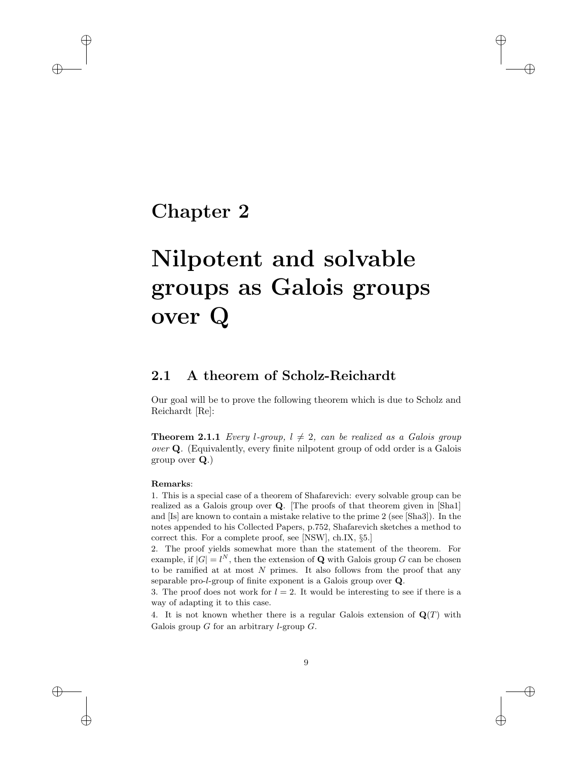# Chapter 2

# Nilpotent and solvable groups as Galois groups over Q

## 2.1 A theorem of Scholz-Reichardt

Our goal will be to prove the following theorem which is due to Scholz and Reichardt [Re]:

**Theorem 2.1.1** *Every $l$-group, $l \neq 2$, can be realized as a Galois group over* $\mathbf{Q}$. (Equivalently, every finite nilpotent group of odd order is a Galois group over $\mathbf{Q}$.)

**Remarks**:

1. This is a special case of a theorem of Shafarevich: every solvable group can be realized as a Galois group over $\mathbf{Q}$. [The proofs of that theorem given in [Sha1] and [Is] are known to contain a mistake relative to the prime 2 (see [Sha3]). In the notes appended to his Collected Papers, p.752, Shafarevich sketches a method to correct this. For a complete proof, see [NSW], ch.IX, §5.]

2. The proof yields somewhat more than the statement of the theorem. For example, if $|G| = l^N$, then the extension of $\mathbf{Q}$ with Galois group $G$ can be chosen to be ramified at at most $N$ primes. It also follows from the proof that any separable pro-$l$-group of finite exponent is a Galois group over $\mathbf{Q}$.

3. The proof does not work for $l = 2$. It would be interesting to see if there is a way of adapting it to this case.

4. It is not known whether there is a regular Galois extension of $\mathbf{Q}(T)$ with Galois group $G$ for an arbitrary $l$-group $G$.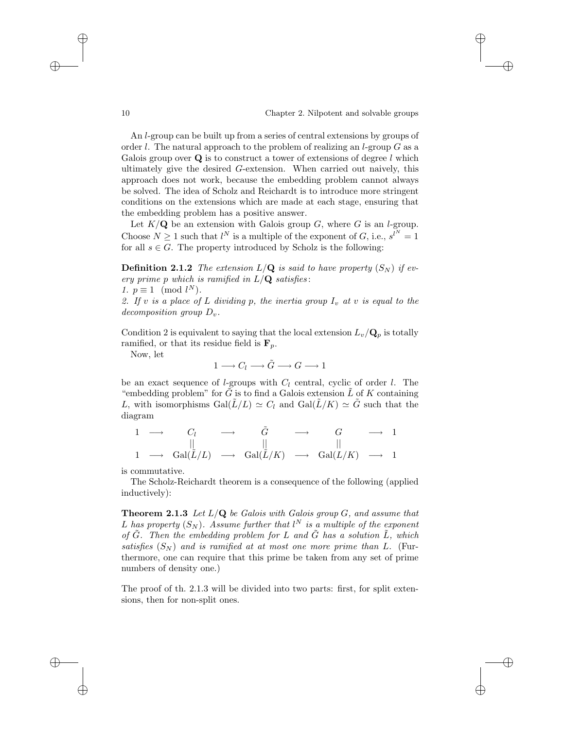An $l$-group can be built up from a series of central extensions by groups of order $l$. The natural approach to the problem of realizing an $l$-group $G$ as a Galois group over $\mathbf{Q}$ is to construct a tower of extensions of degree $l$ which ultimately give the desired $G$-extension. When carried out naively, this approach does not work, because the embedding problem cannot always be solved. The idea of Scholz and Reichardt is to introduce more stringent conditions on the extensions which are made at each stage, ensuring that the embedding problem has a positive answer.

Let $K/\mathbf{Q}$ be an extension with Galois group $G$, where $G$ is an $l$-group. Choose $N \geq 1$ such that $l^N$ is a multiple of the exponent of $G$, i.e., $s^{l^N} = 1$ for all $s \in G$. The property introduced by Scholz is the following:

**Definition 2.1.2** *The extension $L/\mathbf{Q}$ is said to have property $(S_N)$ if every prime $p$ which is ramified in $L/\mathbf{Q}$ satisfies:*
*1. $p \equiv 1 \pmod{l^N}$.*
*2. If $v$ is a place of $L$ dividing $p$, the inertia group $I_v$ at $v$ is equal to the decomposition group $D_v$.*

Condition 2 is equivalent to saying that the local extension $L_v/\mathbf{Q}_p$ is totally ramified, or that its residue field is $\mathbf{F}_p$.

Now, let

$$1 \longrightarrow C_l \longrightarrow \tilde{G} \longrightarrow G \longrightarrow 1$$

be an exact sequence of $l$-groups with $C_l$ central, cyclic of order $l$. The "embedding problem" for $\tilde{G}$ is to find a Galois extension $\tilde{L}$ of $K$ containing $L$, with isomorphisms $\mathrm{Gal}(\tilde{L}/L) \simeq C_l$ and $\mathrm{Gal}(\tilde{L}/K) \simeq \tilde{G}$ such that the diagram

$$\begin{array}{ccccccccc}
1 & \longrightarrow & C_l & \longrightarrow & \tilde{G} & \longrightarrow & G & \longrightarrow & 1 \\
 & & || & & || & & || & & \\
1 & \longrightarrow & \mathrm{Gal}(\tilde{L}/L) & \longrightarrow & \mathrm{Gal}(\tilde{L}/K) & \longrightarrow & \mathrm{Gal}(L/K) & \longrightarrow & 1
\end{array}$$

is commutative.

The Scholz-Reichardt theorem is a consequence of the following (applied inductively):

**Theorem 2.1.3** *Let $L/\mathbf{Q}$ be Galois with Galois group $G$, and assume that $L$ has property $(S_N)$. Assume further that $l^N$ is a multiple of the exponent of $\tilde{G}$. Then the embedding problem for $L$ and $\tilde{G}$ has a solution $\tilde{L}$, which satisfies $(S_N)$ and is ramified at at most one more prime than $L$.* (Furthermore, one can require that this prime be taken from any set of prime numbers of density one.)

The proof of th. 2.1.3 will be divided into two parts: first, for split extensions, then for non-split ones.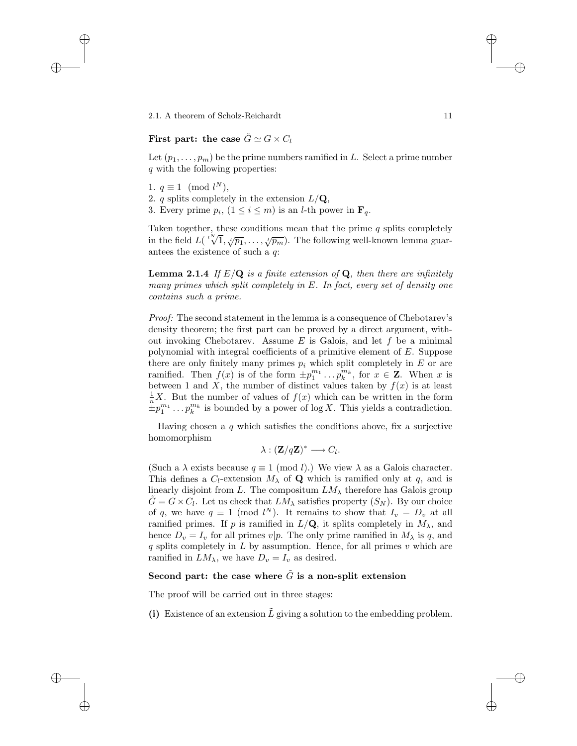**First part: the case $\tilde{G} \simeq G \times C_l$**

Let $(p_1, \ldots, p_m)$ be the prime numbers ramified in $L$. Select a prime number $q$ with the following properties:

1. $q \equiv 1 \pmod{l^N}$,
2. $q$ splits completely in the extension $L/\mathbf{Q}$,
3. Every prime $p_i$, $(1 \leq i \leq m)$ is an $l$-th power in $\mathbf{F}_q$.

Taken together, these conditions mean that the prime $q$ splits completely in the field $L(\sqrt[l^N]{1}, \sqrt[l]{p_1}, \ldots, \sqrt[l]{p_m})$. The following well-known lemma guarantees the existence of such a $q$:

**Lemma 2.1.4** *If $E/\mathbf{Q}$ is a finite extension of $\mathbf{Q}$, then there are infinitely many primes which split completely in $E$. In fact, every set of density one contains such a prime.*

*Proof:* The second statement in the lemma is a consequence of Chebotarev's density theorem; the first part can be proved by a direct argument, without invoking Chebotarev. Assume $E$ is Galois, and let $f$ be a minimal polynomial with integral coefficients of a primitive element of $E$. Suppose there are only finitely many primes $p_i$ which split completely in $E$ or are ramified. Then $f(x)$ is of the form $\pm p_1^{m_1} \ldots p_k^{m_k}$, for $x \in \mathbf{Z}$. When $x$ is between 1 and $X$, the number of distinct values taken by $f(x)$ is at least $\frac{1}{n}X$. But the number of values of $f(x)$ which can be written in the form $\pm p_1^{m_1} \ldots p_k^{m_k}$ is bounded by a power of $\log X$. This yields a contradiction.

Having chosen a $q$ which satisfies the conditions above, fix a surjective homomorphism

$$\lambda : (\mathbf{Z}/q\mathbf{Z})^* \longrightarrow C_l.$$

(Such a $\lambda$ exists because $q \equiv 1 \pmod{l}$.) We view $\lambda$ as a Galois character. This defines a $C_l$-extension $M_\lambda$ of $\mathbf{Q}$ which is ramified only at $q$, and is linearly disjoint from $L$. The compositum $LM_\lambda$ therefore has Galois group $\tilde{G} = G \times C_l$. Let us check that $LM_\lambda$ satisfies property $(S_N)$. By our choice of $q$, we have $q \equiv 1 \pmod{l^N}$. It remains to show that $I_v = D_v$ at all ramified primes. If $p$ is ramified in $L/\mathbf{Q}$, it splits completely in $M_\lambda$, and hence $D_v = I_v$ for all primes $v|p$. The only prime ramified in $M_\lambda$ is $q$, and $q$ splits completely in $L$ by assumption. Hence, for all primes $v$ which are ramified in $LM_\lambda$, we have $D_v = I_v$ as desired.

**Second part: the case where $\tilde{G}$ is a non-split extension**

The proof will be carried out in three stages:

**(i)** Existence of an extension $\tilde{L}$ giving a solution to the embedding problem.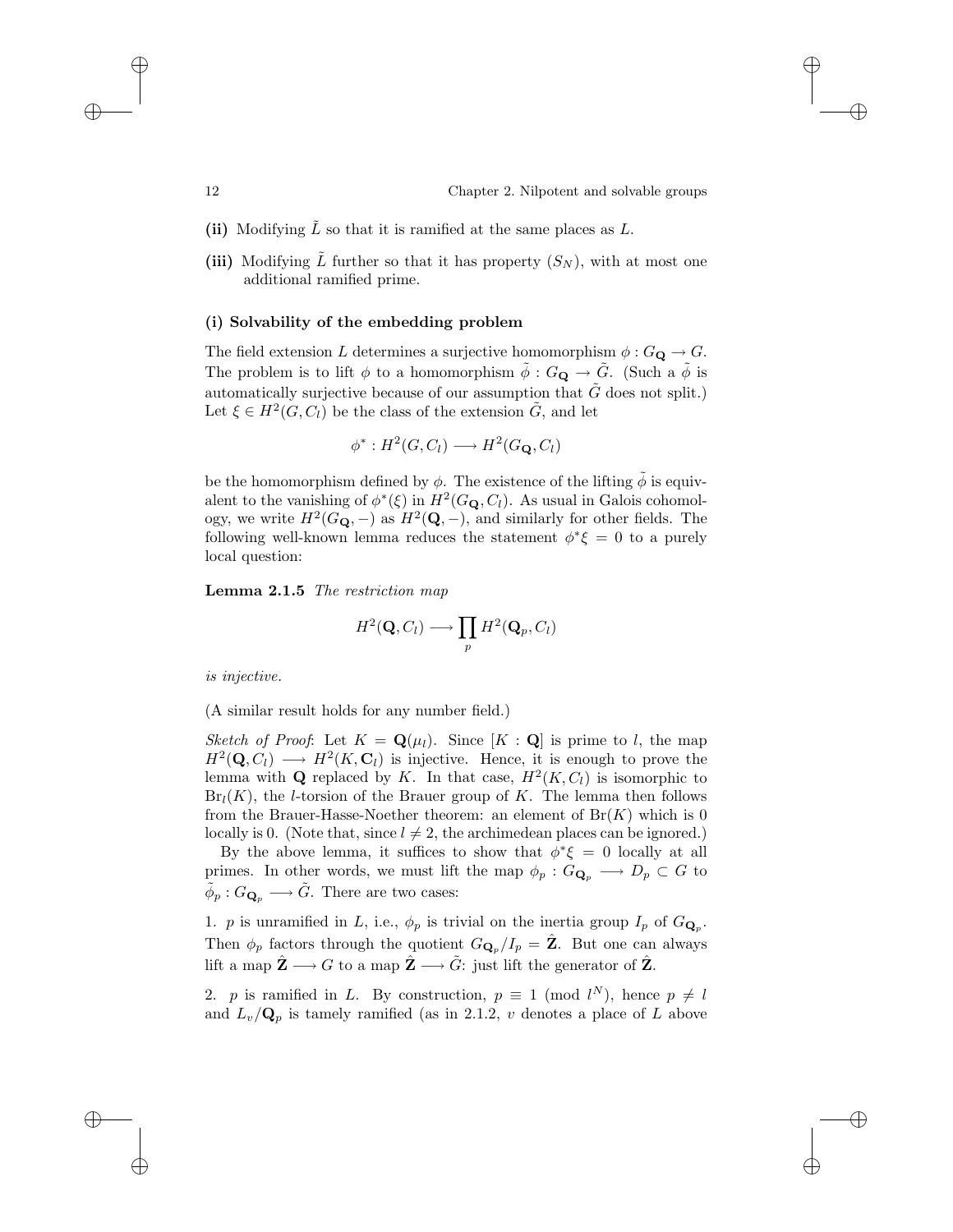**(ii)** Modifying $\tilde{L}$ so that it is ramified at the same places as $L$.

**(iii)** Modifying $\tilde{L}$ further so that it has property $(S_N)$, with at most one additional ramified prime.

### (i) Solvability of the embedding problem

The field extension $L$ determines a surjective homomorphism $\phi : G_{\mathbf{Q}} \to G$. The problem is to lift $\phi$ to a homomorphism $\tilde{\phi} : G_{\mathbf{Q}} \to \tilde{G}$. (Such a $\tilde{\phi}$ is automatically surjective because of our assumption that $\tilde{G}$ does not split.) Let $\xi \in H^2(G, C_l)$ be the class of the extension $\tilde{G}$, and let

$$\phi^* : H^2(G, C_l) \longrightarrow H^2(G_{\mathbf{Q}}, C_l)$$

be the homomorphism defined by $\phi$. The existence of the lifting $\tilde{\phi}$ is equivalent to the vanishing of $\phi^*(\xi)$ in $H^2(G_{\mathbf{Q}}, C_l)$. As usual in Galois cohomology, we write $H^2(G_{\mathbf{Q}}, -)$ as $H^2(\mathbf{Q}, -)$, and similarly for other fields. The following well-known lemma reduces the statement $\phi^*\xi = 0$ to a purely local question:

**Lemma 2.1.5** *The restriction map*

$$H^2(\mathbf{Q}, C_l) \longrightarrow \prod_p H^2(\mathbf{Q}_p, C_l)$$

*is injective.*

(A similar result holds for any number field.)

*Sketch of Proof*: Let $K = \mathbf{Q}(\mu_l)$. Since $[K : \mathbf{Q}]$ is prime to $l$, the map $H^2(\mathbf{Q}, C_l) \longrightarrow H^2(K, \mathbf{C}_l)$ is injective. Hence, it is enough to prove the lemma with $\mathbf{Q}$ replaced by $K$. In that case, $H^2(K, C_l)$ is isomorphic to $\mathrm{Br}_l(K)$, the $l$-torsion of the Brauer group of $K$. The lemma then follows from the Brauer-Hasse-Noether theorem: an element of $\mathrm{Br}(K)$ which is 0 locally is 0. (Note that, since $l \neq 2$, the archimedean places can be ignored.)

By the above lemma, it suffices to show that $\phi^*\xi = 0$ locally at all primes. In other words, we must lift the map $\phi_p : G_{\mathbf{Q}_p} \longrightarrow D_p \subset G$ to $\tilde{\phi}_p : G_{\mathbf{Q}_p} \longrightarrow \tilde{G}$. There are two cases:

1. $p$ is unramified in $L$, i.e., $\phi_p$ is trivial on the inertia group $I_p$ of $G_{\mathbf{Q}_p}$. Then $\phi_p$ factors through the quotient $G_{\mathbf{Q}_p}/I_p = \hat{\mathbf{Z}}$. But one can always lift a map $\hat{\mathbf{Z}} \longrightarrow G$ to a map $\hat{\mathbf{Z}} \longrightarrow \tilde{G}$: just lift the generator of $\hat{\mathbf{Z}}$.

2. $p$ is ramified in $L$. By construction, $p \equiv 1 \pmod{l^N}$, hence $p \neq l$ and $L_v/\mathbf{Q}_p$ is tamely ramified (as in 2.1.2, $v$ denotes a place of $L$ above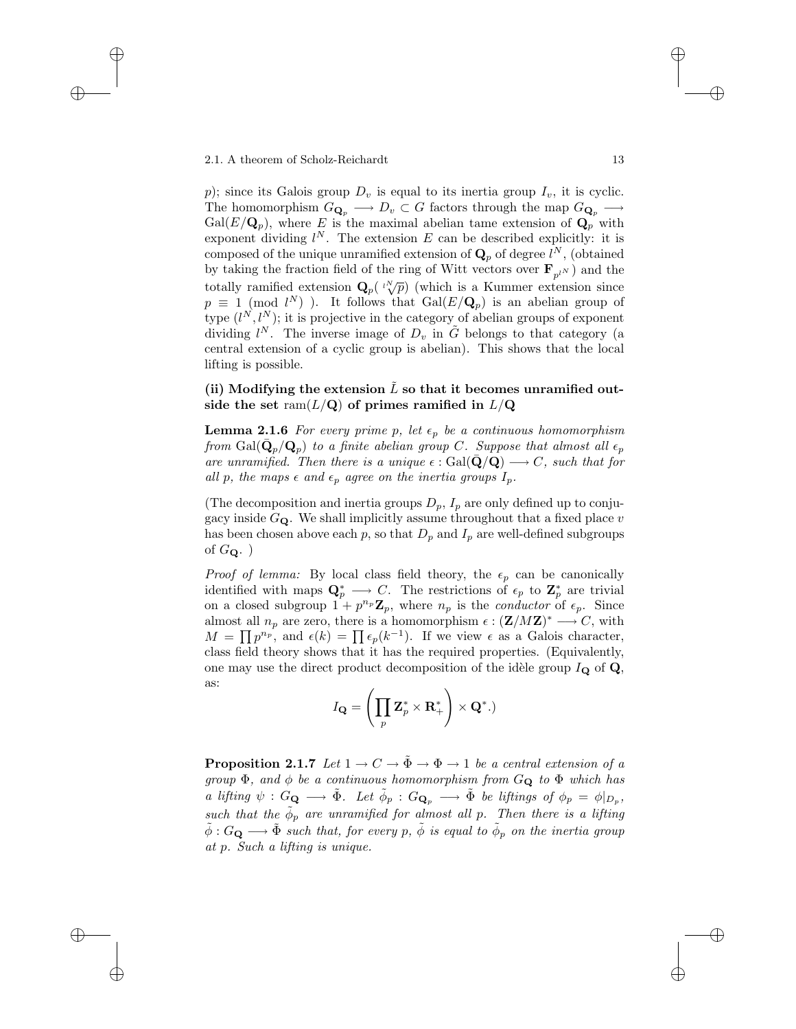$p$); since its Galois group $D_v$ is equal to its inertia group $I_v$, it is cyclic. The homomorphism $G_{\mathbf{Q}_p} \longrightarrow D_v \subset G$ factors through the map $G_{\mathbf{Q}_p} \longrightarrow \mathrm{Gal}(E/\mathbf{Q}_p)$, where $E$ is the maximal abelian tame extension of $\mathbf{Q}_p$ with exponent dividing $l^N$. The extension $E$ can be described explicitly: it is composed of the unique unramified extension of $\mathbf{Q}_p$ of degree $l^N$, (obtained by taking the fraction field of the ring of Witt vectors over $\mathbf{F}_{p^{l^N}}$) and the totally ramified extension $\mathbf{Q}_p(\sqrt[l^N]{p})$ (which is a Kummer extension since $p \equiv 1 \pmod{l^N}$ ). It follows that $\mathrm{Gal}(E/\mathbf{Q}_p)$ is an abelian group of type $(l^N, l^N)$; it is projective in the category of abelian groups of exponent dividing $l^N$. The inverse image of $D_v$ in $\tilde{G}$ belongs to that category (a central extension of a cyclic group is abelian). This shows that the local lifting is possible.

**(ii) Modifying the extension $\tilde{L}$ so that it becomes unramified outside the set $\mathrm{ram}(L/\mathbf{Q})$ of primes ramified in $L/\mathbf{Q}$**

**Lemma 2.1.6** *For every prime $p$, let $\epsilon_p$ be a continuous homomorphism from $\mathrm{Gal}(\bar{\mathbf{Q}}_p/\mathbf{Q}_p)$ to a finite abelian group $C$. Suppose that almost all $\epsilon_p$ are unramified. Then there is a unique $\epsilon : \mathrm{Gal}(\bar{\mathbf{Q}}/\mathbf{Q}) \longrightarrow C$, such that for all $p$, the maps $\epsilon$ and $\epsilon_p$ agree on the inertia groups $I_p$.*

(The decomposition and inertia groups $D_p$, $I_p$ are only defined up to conjugacy inside $G_{\mathbf{Q}}$. We shall implicitly assume throughout that a fixed place $v$ has been chosen above each $p$, so that $D_p$ and $I_p$ are well-defined subgroups of $G_{\mathbf{Q}}$. )

*Proof of lemma:* By local class field theory, the $\epsilon_p$ can be canonically identified with maps $\mathbf{Q}_p^* \longrightarrow C$. The restrictions of $\epsilon_p$ to $\mathbf{Z}_p^*$ are trivial on a closed subgroup $1 + p^{n_p}\mathbf{Z}_p$, where $n_p$ is the *conductor* of $\epsilon_p$. Since almost all $n_p$ are zero, there is a homomorphism $\epsilon : (\mathbf{Z}/M\mathbf{Z})^* \longrightarrow C$, with $M = \prod p^{n_p}$, and $\epsilon(k) = \prod \epsilon_p(k^{-1})$. If we view $\epsilon$ as a Galois character, class field theory shows that it has the required properties. (Equivalently, one may use the direct product decomposition of the idèle group $I_{\mathbf{Q}}$ of $\mathbf{Q}$, as:

$$I_{\mathbf{Q}} = \left( \prod_p \mathbf{Z}_p^* \times \mathbf{R}_+^* \right) \times \mathbf{Q}^*.)$$

**Proposition 2.1.7** *Let $1 \to C \to \tilde{\Phi} \to \Phi \to 1$ be a central extension of a group $\Phi$, and $\phi$ be a continuous homomorphism from $G_{\mathbf{Q}}$ to $\Phi$ which has a lifting $\psi : G_{\mathbf{Q}} \longrightarrow \tilde{\Phi}$. Let $\tilde{\phi}_p : G_{\mathbf{Q}_p} \longrightarrow \tilde{\Phi}$ be liftings of $\phi_p = \phi|_{D_p}$, such that the $\tilde{\phi}_p$ are unramified for almost all $p$. Then there is a lifting $\tilde{\phi} : G_{\mathbf{Q}} \longrightarrow \tilde{\Phi}$ such that, for every $p$, $\tilde{\phi}$ is equal to $\tilde{\phi}_p$ on the inertia group at $p$. Such a lifting is unique.*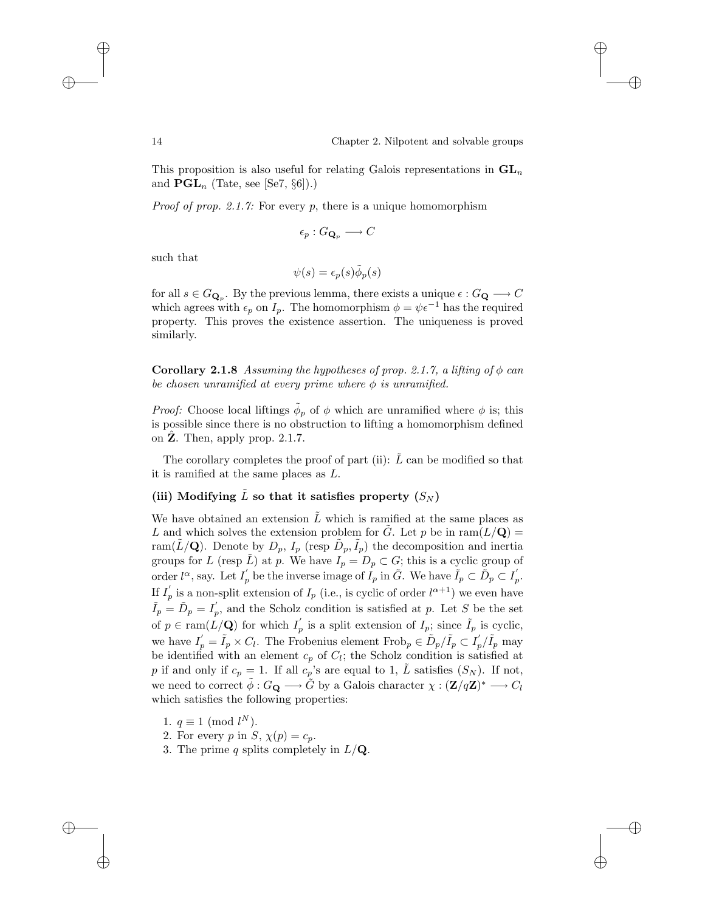This proposition is also useful for relating Galois representations in $\mathbf{GL}_n$ and $\mathbf{PGL}_n$ (Tate, see [Se7, §6]).)

*Proof of prop. 2.1.7:* For every $p$, there is a unique homomorphism

$$\epsilon_p : G_{\mathbf{Q}_p} \longrightarrow C$$

such that

$$\psi(s) = \epsilon_p(s)\tilde{\phi}_p(s)$$

for all $s \in G_{\mathbf{Q}_p}$. By the previous lemma, there exists a unique $\epsilon : G_{\mathbf{Q}} \longrightarrow C$ which agrees with $\epsilon_p$ on $I_p$. The homomorphism $\phi = \psi\epsilon^{-1}$ has the required property. This proves the existence assertion. The uniqueness is proved similarly.

**Corollary 2.1.8** *Assuming the hypotheses of prop. 2.1.7, a lifting of $\phi$ can be chosen unramified at every prime where $\phi$ is unramified.*

*Proof:* Choose local liftings $\tilde{\phi}_p$ of $\phi$ which are unramified where $\phi$ is; this is possible since there is no obstruction to lifting a homomorphism defined on $\hat{\mathbf{Z}}$. Then, apply prop. 2.1.7.

The corollary completes the proof of part (ii): $\tilde{L}$ can be modified so that it is ramified at the same places as $L$.

### (iii) Modifying $\tilde{L}$ so that it satisfies property $(S_N)$

We have obtained an extension $\tilde{L}$ which is ramified at the same places as $L$ and which solves the extension problem for $\tilde{G}$. Let $p$ be in $\mathrm{ram}(L/\mathbf{Q}) = \mathrm{ram}(\tilde{L}/\mathbf{Q})$. Denote by $D_p$, $I_p$ (resp $\tilde{D}_p, \tilde{I}_p$) the decomposition and inertia groups for $L$ (resp $\tilde{L}$) at $p$. We have $I_p = D_p \subset G$; this is a cyclic group of order $l^\alpha$, say. Let $I_p^{'}$ be the inverse image of $I_p$ in $\tilde{G}$. We have $\tilde{I}_p \subset \tilde{D}_p \subset I_p^{'}$. If $I_p^{'}$ is a non-split extension of $I_p$ (i.e., is cyclic of order $l^{\alpha+1}$) we even have $\tilde{I}_p = \tilde{D}_p = I_p^{'}$, and the Scholz condition is satisfied at $p$. Let $S$ be the set of $p \in \mathrm{ram}(L/\mathbf{Q})$ for which $I_p^{'}$ is a split extension of $I_p$; since $\tilde{I}_p$ is cyclic, we have $I_p^{'} = \tilde{I}_p \times C_l$. The Frobenius element $\mathrm{Frob}_p \in \tilde{D}_p/\tilde{I}_p \subset I_p^{'}/\tilde{I}_p$ may be identified with an element $c_p$ of $C_l$; the Scholz condition is satisfied at $p$ if and only if $c_p = 1$. If all $c_p$'s are equal to 1, $\tilde{L}$ satisfies $(S_N)$. If not, we need to correct $\tilde{\phi} : G_{\mathbf{Q}} \longrightarrow \tilde{G}$ by a Galois character $\chi : (\mathbf{Z}/q\mathbf{Z})^* \longrightarrow C_l$ which satisfies the following properties:

1. $q \equiv 1 \pmod{l^N}$.
2. For every $p$ in $S$, $\chi(p) = c_p$.
3. The prime $q$ splits completely in $L/\mathbf{Q}$.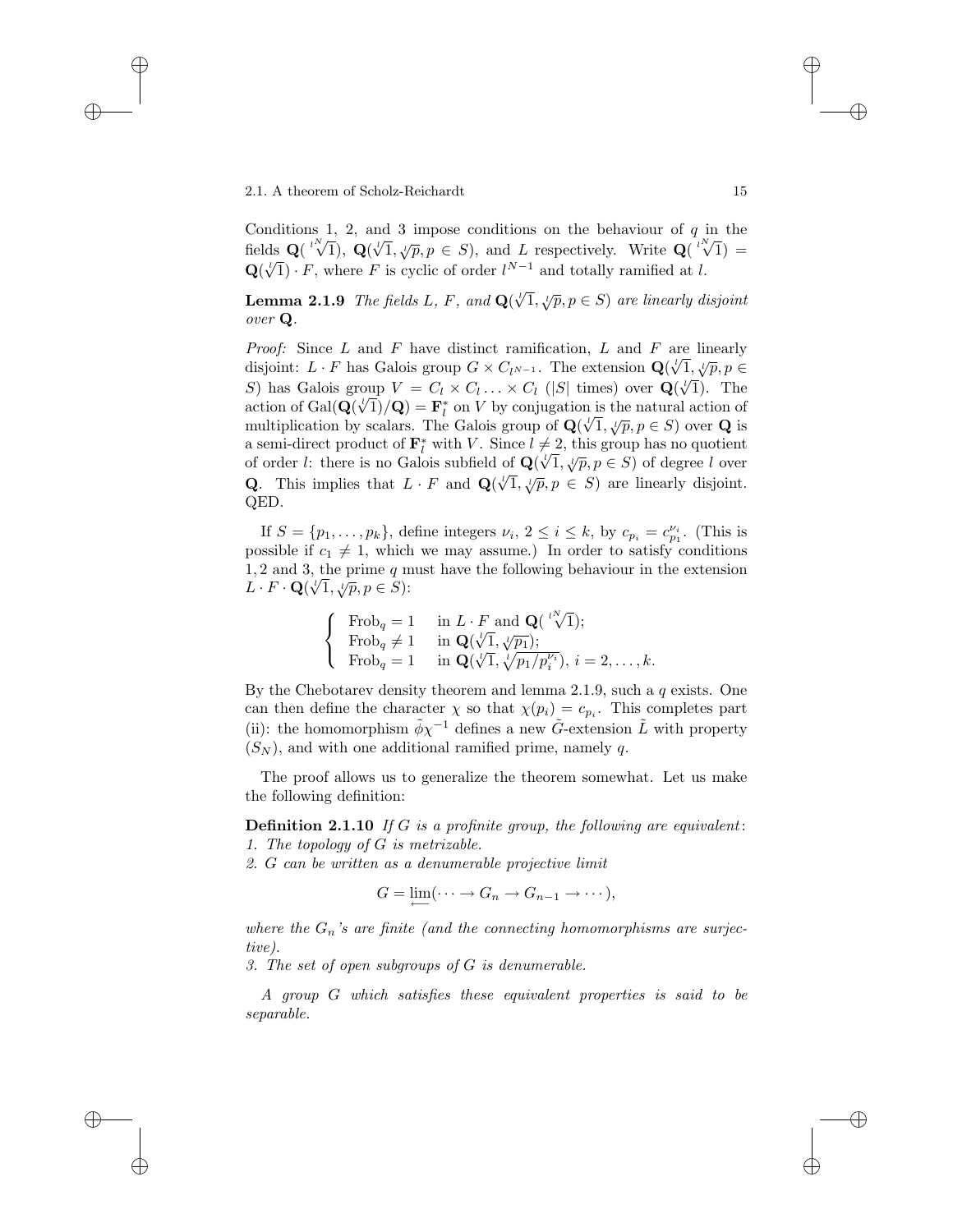Conditions 1, 2, and 3 impose conditions on the behaviour of $q$ in the fields $\mathbf{Q}(\sqrt[l^N]{1})$, $\mathbf{Q}(\sqrt[l]{1}, \sqrt[l]{p}, p \in S)$, and $L$ respectively. Write $\mathbf{Q}(\sqrt[l^N]{1}) = \mathbf{Q}(\sqrt[l]{1}) \cdot F$, where $F$ is cyclic of order $l^{N-1}$ and totally ramified at $l$.

**Lemma 2.1.9** *The fields $L$, $F$, and $\mathbf{Q}(\sqrt[l]{1}, \sqrt[l]{p}, p \in S)$ are linearly disjoint over $\mathbf{Q}$.*

*Proof:* Since $L$ and $F$ have distinct ramification, $L$ and $F$ are linearly disjoint: $L \cdot F$ has Galois group $G \times C_{l^{N-1}}$. The extension $\mathbf{Q}(\sqrt[l]{1}, \sqrt[l]{p}, p \in S)$ has Galois group $V = C_l \times C_l \ldots \times C_l$ ($|S|$ times) over $\mathbf{Q}(\sqrt[l]{1})$. The action of $\mathrm{Gal}(\mathbf{Q}(\sqrt[l]{1})/\mathbf{Q}) = \mathbf{F}_l^*$ on $V$ by conjugation is the natural action of multiplication by scalars. The Galois group of $\mathbf{Q}(\sqrt[l]{1}, \sqrt[l]{p}, p \in S)$ over $\mathbf{Q}$ is a semi-direct product of $\mathbf{F}_l^*$ with $V$. Since $l \neq 2$, this group has no quotient of order $l$: there is no Galois subfield of $\mathbf{Q}(\sqrt[l]{1}, \sqrt[l]{p}, p \in S)$ of degree $l$ over $\mathbf{Q}$. This implies that $L \cdot F$ and $\mathbf{Q}(\sqrt[l]{1}, \sqrt[l]{p}, p \in S)$ are linearly disjoint. QED.

If $S = \{p_1, \ldots, p_k\}$, define integers $\nu_i$, $2 \leq i \leq k$, by $c_{p_i} = c_{p_1}^{\nu_i}$. (This is possible if $c_1 \neq 1$, which we may assume.) In order to satisfy conditions 1, 2 and 3, the prime $q$ must have the following behaviour in the extension $L \cdot F \cdot \mathbf{Q}(\sqrt[l]{1}, \sqrt[l]{p}, p \in S)$:

$$\begin{cases} \mathrm{Frob}_q = 1 & \text{in } L \cdot F \text{ and } \mathbf{Q}(\sqrt[l^N]{1}); \\ \mathrm{Frob}_q \neq 1 & \text{in } \mathbf{Q}(\sqrt[l]{1}, \sqrt[l]{p_1}); \\ \mathrm{Frob}_q = 1 & \text{in } \mathbf{Q}(\sqrt[l]{1}, \sqrt[l]{p_1/p_i^{\nu_i}}),\ i = 2, \ldots, k. \end{cases}$$

By the Chebotarev density theorem and lemma 2.1.9, such a $q$ exists. One can then define the character $\chi$ so that $\chi(p_i) = c_{p_i}$. This completes part (ii): the homomorphism $\tilde{\phi}\chi^{-1}$ defines a new $\tilde{G}$-extension $\tilde{L}$ with property $(S_N)$, and with one additional ramified prime, namely $q$.

The proof allows us to generalize the theorem somewhat. Let us make the following definition:

**Definition 2.1.10** *If $G$ is a profinite group, the following are equivalent:*
*1. The topology of $G$ is metrizable.*
*2. $G$ can be written as a denumerable projective limit*

$$G = \varprojlim(\cdots \to G_n \to G_{n-1} \to \cdots),$$

*where the $G_n$'s are finite (and the connecting homomorphisms are surjective).*
*3. The set of open subgroups of $G$ is denumerable.*

*A group $G$ which satisfies these equivalent properties is said to be separable.*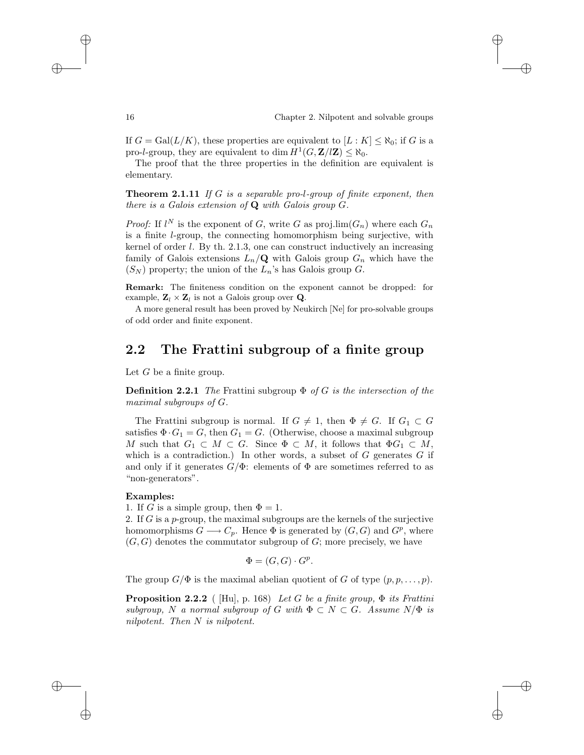If $G = \mathrm{Gal}(L/K)$, these properties are equivalent to $[L : K] \leq \aleph_0$; if $G$ is a pro-$l$-group, they are equivalent to $\dim H^1(G, \mathbf{Z}/l\mathbf{Z}) \leq \aleph_0$.

The proof that the three properties in the definition are equivalent is elementary.

**Theorem 2.1.11** *If $G$ is a separable pro-$l$-group of finite exponent, then there is a Galois extension of $\mathbf{Q}$ with Galois group $G$.*

*Proof:* If $l^N$ is the exponent of $G$, write $G$ as proj.lim$(G_n)$ where each $G_n$ is a finite $l$-group, the connecting homomorphism being surjective, with kernel of order $l$. By th. 2.1.3, one can construct inductively an increasing family of Galois extensions $L_n/\mathbf{Q}$ with Galois group $G_n$ which have the $(S_N)$ property; the union of the $L_n$'s has Galois group $G$.

**Remark:** The finiteness condition on the exponent cannot be dropped: for example, $\mathbf{Z}_l \times \mathbf{Z}_l$ is not a Galois group over $\mathbf{Q}$.

A more general result has been proved by Neukirch [Ne] for pro-solvable groups of odd order and finite exponent.

## 2.2 The Frattini subgroup of a finite group

Let $G$ be a finite group.

**Definition 2.2.1** *The* Frattini subgroup $\Phi$ *of $G$ is the intersection of the maximal subgroups of $G$.*

The Frattini subgroup is normal. If $G \neq 1$, then $\Phi \neq G$. If $G_1 \subset G$ satisfies $\Phi \cdot G_1 = G$, then $G_1 = G$. (Otherwise, choose a maximal subgroup $M$ such that $G_1 \subset M \subset G$. Since $\Phi \subset M$, it follows that $\Phi G_1 \subset M$, which is a contradiction.) In other words, a subset of $G$ generates $G$ if and only if it generates $G/\Phi$: elements of $\Phi$ are sometimes referred to as "non-generators".

**Examples:**

1. If $G$ is a simple group, then $\Phi = 1$.
2. If $G$ is a $p$-group, the maximal subgroups are the kernels of the surjective homomorphisms $G \longrightarrow C_p$. Hence $\Phi$ is generated by $(G, G)$ and $G^p$, where $(G, G)$ denotes the commutator subgroup of $G$; more precisely, we have

$$\Phi = (G, G) \cdot G^p.$$

The group $G/\Phi$ is the maximal abelian quotient of $G$ of type $(p, p, \ldots, p)$.

**Proposition 2.2.2** ( [Hu], p. 168) *Let $G$ be a finite group, $\Phi$ its Frattini subgroup, $N$ a normal subgroup of $G$ with $\Phi \subset N \subset G$. Assume $N/\Phi$ is nilpotent. Then $N$ is nilpotent.*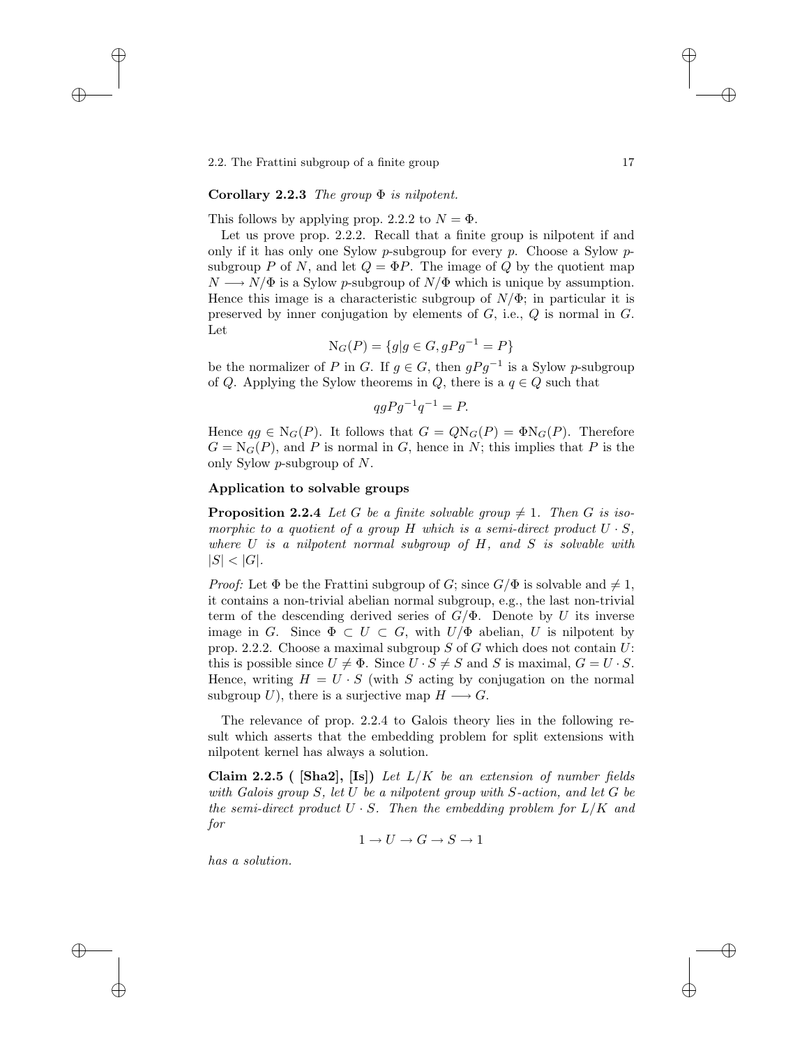**Corollary 2.2.3** *The group $\Phi$ is nilpotent.*

This follows by applying prop. 2.2.2 to $N = \Phi$.

Let us prove prop. 2.2.2. Recall that a finite group is nilpotent if and only if it has only one Sylow $p$-subgroup for every $p$. Choose a Sylow $p$-subgroup $P$ of $N$, and let $Q = \Phi P$. The image of $Q$ by the quotient map $N \longrightarrow N/\Phi$ is a Sylow $p$-subgroup of $N/\Phi$ which is unique by assumption. Hence this image is a characteristic subgroup of $N/\Phi$; in particular it is preserved by inner conjugation by elements of $G$, i.e., $Q$ is normal in $G$. Let

$$\mathrm{N}_G(P) = \{g | g \in G, gPg^{-1} = P\}$$

be the normalizer of $P$ in $G$. If $g \in G$, then $gPg^{-1}$ is a Sylow $p$-subgroup of $Q$. Applying the Sylow theorems in $Q$, there is a $q \in Q$ such that

$$qgPg^{-1}q^{-1} = P.$$

Hence $qg \in \mathrm{N}_G(P)$. It follows that $G = Q\mathrm{N}_G(P) = \Phi\mathrm{N}_G(P)$. Therefore $G = \mathrm{N}_G(P)$, and $P$ is normal in $G$, hence in $N$; this implies that $P$ is the only Sylow $p$-subgroup of $N$.

### Application to solvable groups

**Proposition 2.2.4** *Let $G$ be a finite solvable group $\neq 1$. Then $G$ is isomorphic to a quotient of a group $H$ which is a semi-direct product $U \cdot S$, where $U$ is a nilpotent normal subgroup of $H$, and $S$ is solvable with $|S| < |G|$.*

*Proof:* Let $\Phi$ be the Frattini subgroup of $G$; since $G/\Phi$ is solvable and $\neq 1$, it contains a non-trivial abelian normal subgroup, e.g., the last non-trivial term of the descending derived series of $G/\Phi$. Denote by $U$ its inverse image in $G$. Since $\Phi \subset U \subset G$, with $U/\Phi$ abelian, $U$ is nilpotent by prop. 2.2.2. Choose a maximal subgroup $S$ of $G$ which does not contain $U$: this is possible since $U \neq \Phi$. Since $U \cdot S \neq S$ and $S$ is maximal, $G = U \cdot S$. Hence, writing $H = U \cdot S$ (with $S$ acting by conjugation on the normal subgroup $U$), there is a surjective map $H \longrightarrow G$.

The relevance of prop. 2.2.4 to Galois theory lies in the following result which asserts that the embedding problem for split extensions with nilpotent kernel has always a solution.

**Claim 2.2.5 ( [Sha2], [Is])** *Let $L/K$ be an extension of number fields with Galois group $S$, let $U$ be a nilpotent group with $S$-action, and let $G$ be the semi-direct product $U \cdot S$. Then the embedding problem for $L/K$ and for*

$$1 \to U \to G \to S \to 1$$

*has a solution.*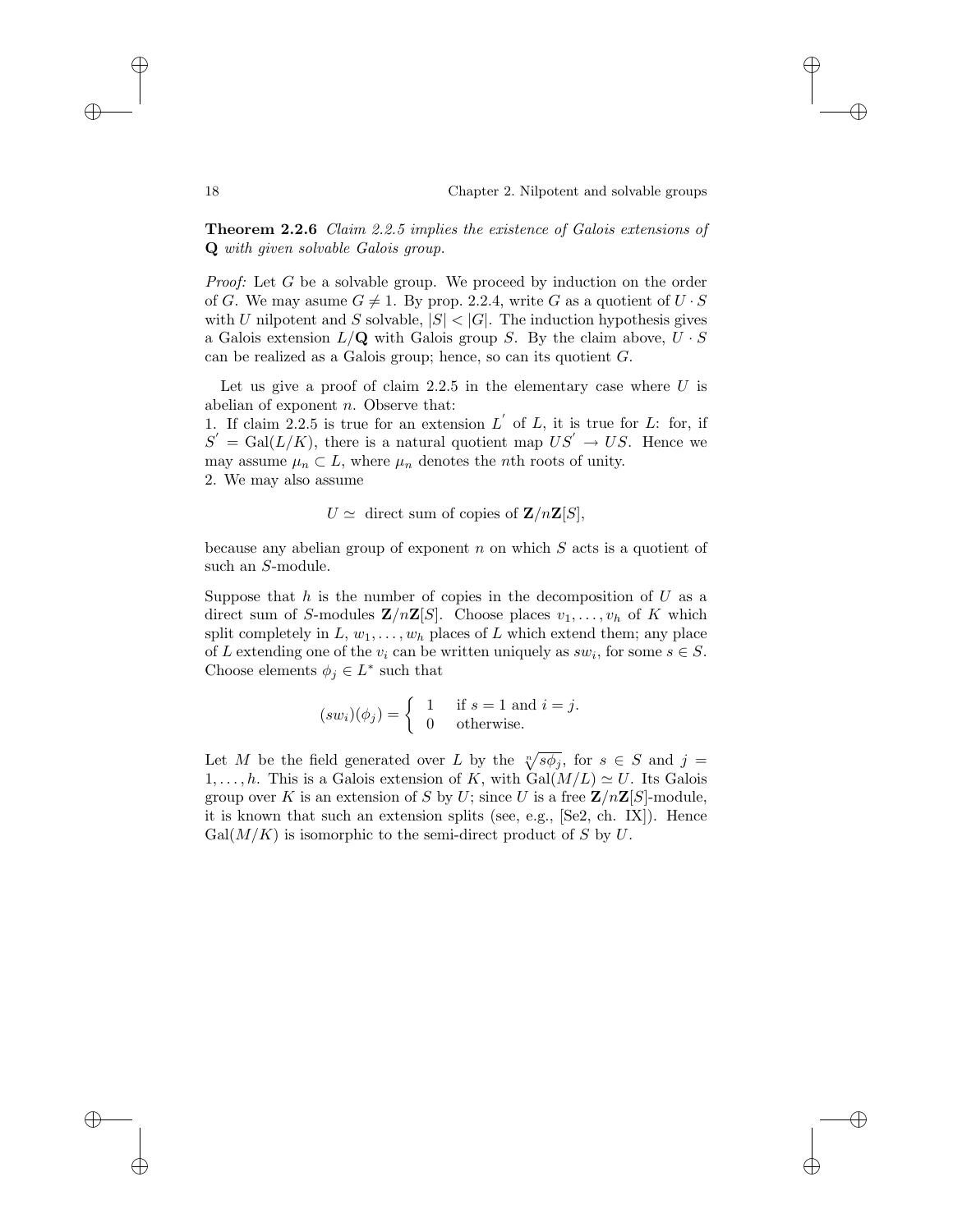**Theorem 2.2.6** *Claim 2.2.5 implies the existence of Galois extensions of* $\mathbf{Q}$ *with given solvable Galois group.*

*Proof:* Let $G$ be a solvable group. We proceed by induction on the order of $G$. We may asume $G \neq 1$. By prop. 2.2.4, write $G$ as a quotient of $U \cdot S$ with $U$ nilpotent and $S$ solvable, $|S| < |G|$. The induction hypothesis gives a Galois extension $L/\mathbf{Q}$ with Galois group $S$. By the claim above, $U \cdot S$ can be realized as a Galois group; hence, so can its quotient $G$.

Let us give a proof of claim 2.2.5 in the elementary case where $U$ is abelian of exponent $n$. Observe that:

1. If claim 2.2.5 is true for an extension $L^{'}$ of $L$, it is true for $L$: for, if $S^{'} = \mathrm{Gal}(L/K)$, there is a natural quotient map $US^{'} \to US$. Hence we may assume $\mu_n \subset L$, where $\mu_n$ denotes the $n$th roots of unity.
2. We may also assume

$$U \simeq \text{ direct sum of copies of } \mathbf{Z}/n\mathbf{Z}[S],$$

because any abelian group of exponent $n$ on which $S$ acts is a quotient of such an $S$-module.

Suppose that $h$ is the number of copies in the decomposition of $U$ as a direct sum of $S$-modules $\mathbf{Z}/n\mathbf{Z}[S]$. Choose places $v_1, \ldots, v_h$ of $K$ which split completely in $L$, $w_1, \ldots, w_h$ places of $L$ which extend them; any place of $L$ extending one of the $v_i$ can be written uniquely as $sw_i$, for some $s \in S$. Choose elements $\phi_j \in L^*$ such that

$$(sw_i)(\phi_j) = \begin{cases} 1 & \text{if } s = 1 \text{ and } i = j. \\ 0 & \text{otherwise.} \end{cases}$$

Let $M$ be the field generated over $L$ by the $\sqrt[n]{s\phi_j}$, for $s \in S$ and $j = 1, \ldots, h$. This is a Galois extension of $K$, with $\mathrm{Gal}(M/L) \simeq U$. Its Galois group over $K$ is an extension of $S$ by $U$; since $U$ is a free $\mathbf{Z}/n\mathbf{Z}[S]$-module, it is known that such an extension splits (see, e.g., [Se2, ch. IX]). Hence $\mathrm{Gal}(M/K)$ is isomorphic to the semi-direct product of $S$ by $U$.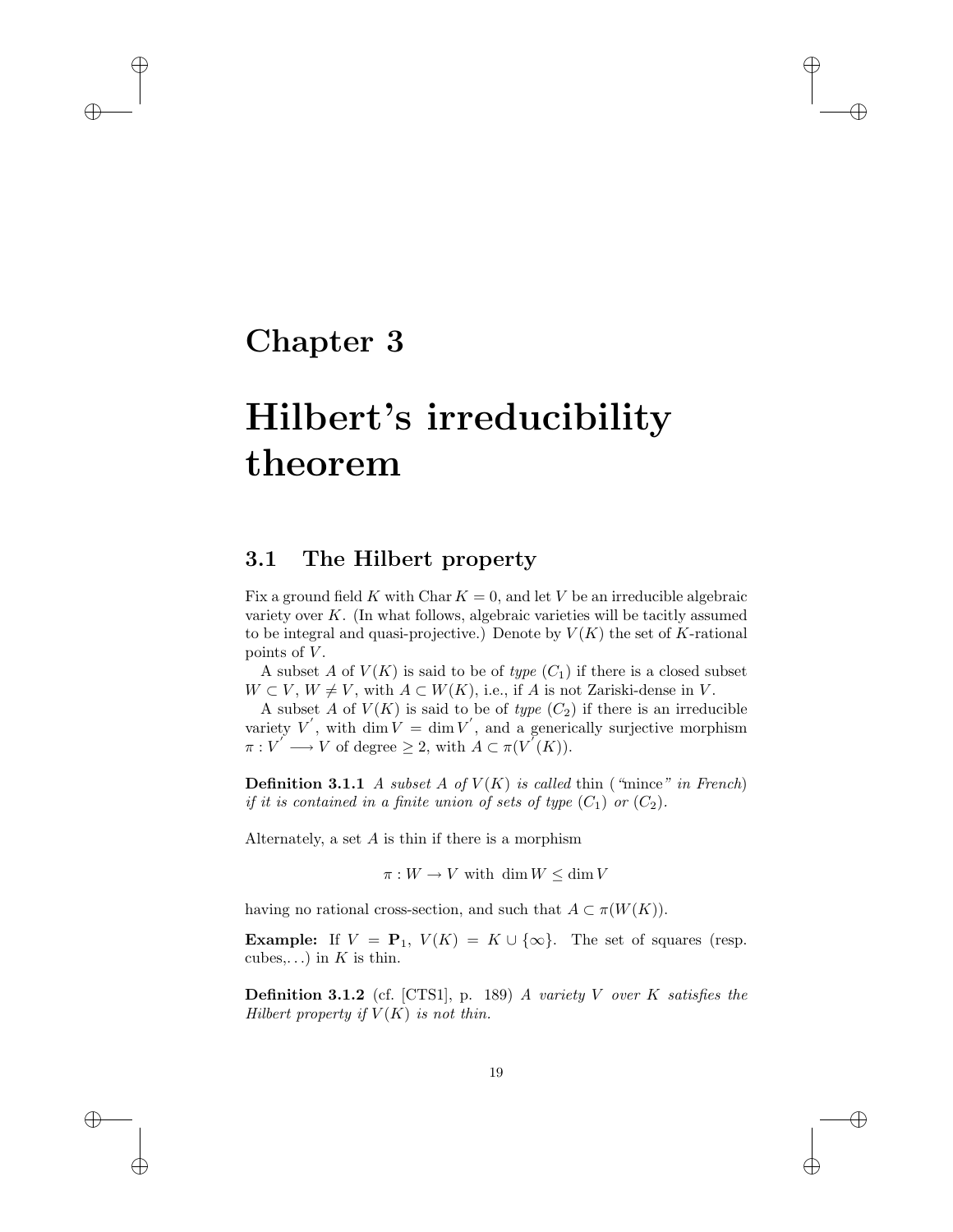# Chapter 3

# Hilbert's irreducibility theorem

## 3.1 The Hilbert property

Fix a ground field $K$ with $\mathrm{Char}\, K = 0$, and let $V$ be an irreducible algebraic variety over $K$. (In what follows, algebraic varieties will be tacitly assumed to be integral and quasi-projective.) Denote by $V(K)$ the set of $K$-rational points of $V$.

A subset $A$ of $V(K)$ is said to be of *type* $(C_1)$ if there is a closed subset $W \subset V$, $W \neq V$, with $A \subset W(K)$, i.e., if $A$ is not Zariski-dense in $V$.

A subset $A$ of $V(K)$ is said to be of *type* $(C_2)$ if there is an irreducible variety $V^{'}$, with $\dim V = \dim V^{'}$, and a generically surjective morphism $\pi : V^{'} \longrightarrow V$ of degree $\geq 2$, with $A \subset \pi(V^{'}(K))$.

**Definition 3.1.1** *A subset $A$ of $V(K)$ is called* thin (*"*mince*" in French*) *if it is contained in a finite union of sets of type $(C_1)$ or $(C_2)$.*

Alternately, a set $A$ is thin if there is a morphism

$$\pi : W \to V \text{ with } \dim W \leq \dim V$$

having no rational cross-section, and such that $A \subset \pi(W(K))$.

**Example:** If $V = \mathbf{P}_1$, $V(K) = K \cup \{\infty\}$. The set of squares (resp. cubes,...) in $K$ is thin.

**Definition 3.1.2** (cf. [CTS1], p. 189) *A variety $V$ over $K$ satisfies the Hilbert property if $V(K)$ is not thin.*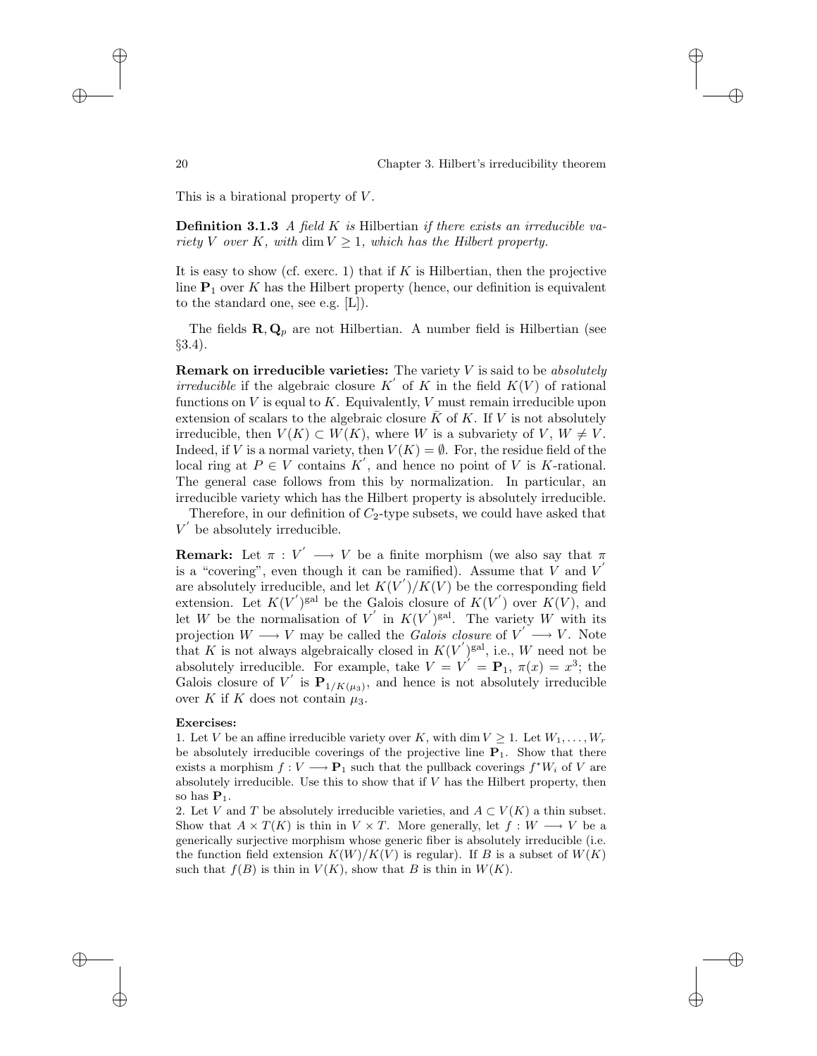This is a birational property of $V$.

**Definition 3.1.3** *A field $K$ is* Hilbertian *if there exists an irreducible variety $V$ over $K$, with $\dim V \geq 1$, which has the Hilbert property.*

It is easy to show (cf. exerc. 1) that if $K$ is Hilbertian, then the projective line $\mathbf{P}_1$ over $K$ has the Hilbert property (hence, our definition is equivalent to the standard one, see e.g. [L]).

The fields $\mathbf{R}, \mathbf{Q}_p$ are not Hilbertian. A number field is Hilbertian (see §3.4).

**Remark on irreducible varieties:** The variety $V$ is said to be *absolutely irreducible* if the algebraic closure $K'$ of $K$ in the field $K(V)$ of rational functions on $V$ is equal to $K$. Equivalently, $V$ must remain irreducible upon extension of scalars to the algebraic closure $\bar{K}$ of $K$. If $V$ is not absolutely irreducible, then $V(K) \subset W(K)$, where $W$ is a subvariety of $V$, $W \neq V$. Indeed, if $V$ is a normal variety, then $V(K) = \emptyset$. For, the residue field of the local ring at $P \in V$ contains $K'$, and hence no point of $V$ is $K$-rational. The general case follows from this by normalization. In particular, an irreducible variety which has the Hilbert property is absolutely irreducible.

Therefore, in our definition of $C_2$-type subsets, we could have asked that $V'$ be absolutely irreducible.

**Remark:** Let $\pi : V' \longrightarrow V$ be a finite morphism (we also say that $\pi$ is a "covering", even though it can be ramified). Assume that $V$ and $V'$ are absolutely irreducible, and let $K(V')/K(V)$ be the corresponding field extension. Let $K(V')^{\text{gal}}$ be the Galois closure of $K(V')$ over $K(V)$, and let $W$ be the normalisation of $V'$ in $K(V')^{\text{gal}}$. The variety $W$ with its projection $W \longrightarrow V$ may be called the *Galois closure* of $V' \longrightarrow V$. Note that $K$ is not always algebraically closed in $K(V')^{\text{gal}}$, i.e., $W$ need not be absolutely irreducible. For example, take $V = V' = \mathbf{P}_1$, $\pi(x) = x^3$; the Galois closure of $V'$ is $\mathbf{P}_{1/K(\mu_3)}$, and hence is not absolutely irreducible over $K$ if $K$ does not contain $\mu_3$.

**Exercises:**

1. Let $V$ be an affine irreducible variety over $K$, with $\dim V \geq 1$. Let $W_1, \ldots, W_r$ be absolutely irreducible coverings of the projective line $\mathbf{P}_1$. Show that there exists a morphism $f : V \longrightarrow \mathbf{P}_1$ such that the pullback coverings $f^*W_i$ of $V$ are absolutely irreducible. Use this to show that if $V$ has the Hilbert property, then so has $\mathbf{P}_1$.

2. Let $V$ and $T$ be absolutely irreducible varieties, and $A \subset V(K)$ a thin subset. Show that $A \times T(K)$ is thin in $V \times T$. More generally, let $f : W \longrightarrow V$ be a generically surjective morphism whose generic fiber is absolutely irreducible (i.e. the function field extension $K(W)/K(V)$ is regular). If $B$ is a subset of $W(K)$ such that $f(B)$ is thin in $V(K)$, show that $B$ is thin in $W(K)$.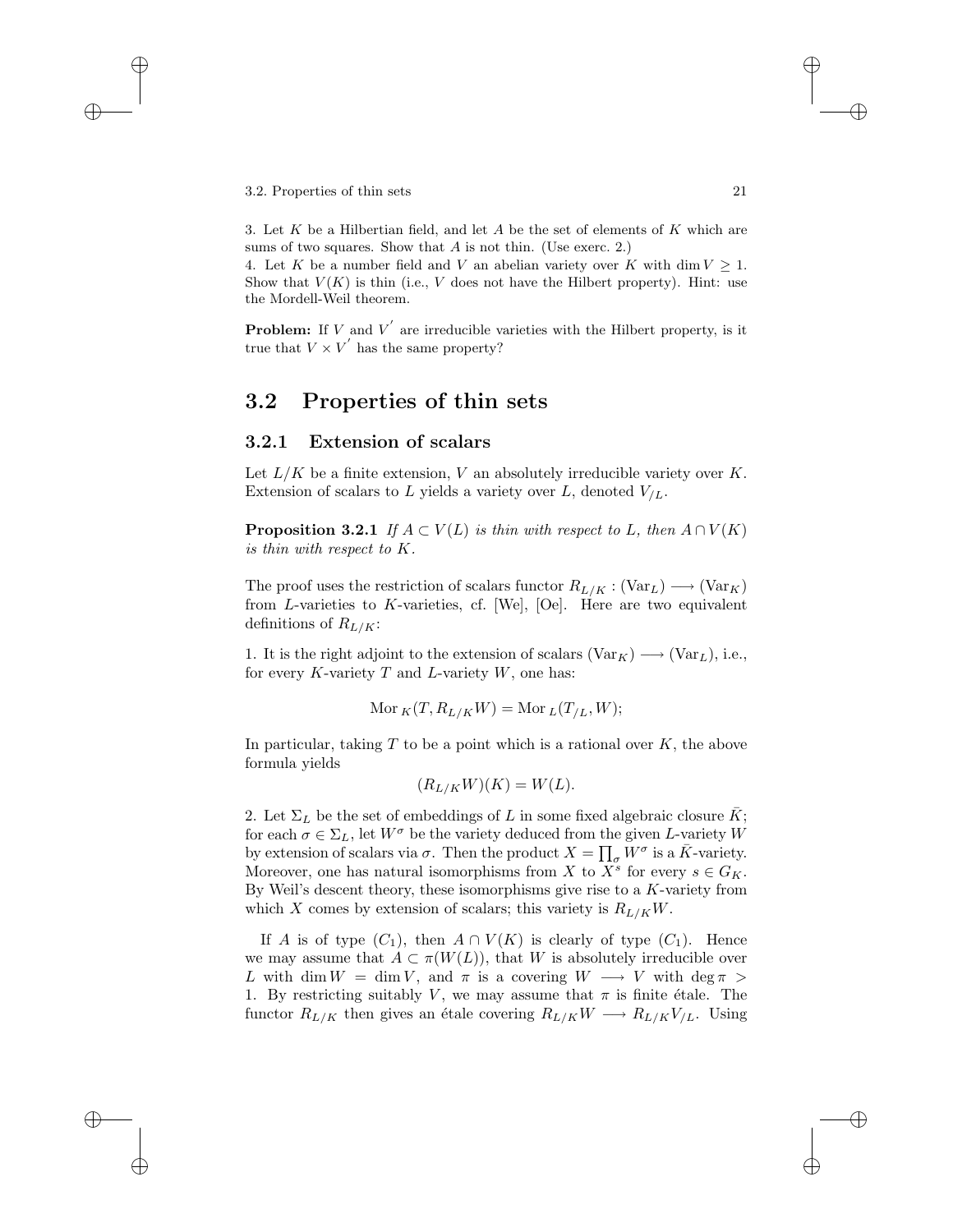3. Let $K$ be a Hilbertian field, and let $A$ be the set of elements of $K$ which are sums of two squares. Show that $A$ is not thin. (Use exerc. 2.)

4. Let $K$ be a number field and $V$ an abelian variety over $K$ with $\dim V \geq 1$. Show that $V(K)$ is thin (i.e., $V$ does not have the Hilbert property). Hint: use the Mordell-Weil theorem.

**Problem:** If $V$ and $V^{'}$ are irreducible varieties with the Hilbert property, is it true that $V \times V^{'}$ has the same property?

## 3.2 Properties of thin sets

### 3.2.1 Extension of scalars

Let $L/K$ be a finite extension, $V$ an absolutely irreducible variety over $K$. Extension of scalars to $L$ yields a variety over $L$, denoted $V_{/L}$.

**Proposition 3.2.1** *If $A \subset V(L)$ is thin with respect to $L$, then $A \cap V(K)$ is thin with respect to $K$.*

The proof uses the restriction of scalars functor $R_{L/K} : (\mathrm{Var}_L) \longrightarrow (\mathrm{Var}_K)$ from $L$-varieties to $K$-varieties, cf. [We], [Oe]. Here are two equivalent definitions of $R_{L/K}$:

1. It is the right adjoint to the extension of scalars $(\mathrm{Var}_K) \longrightarrow (\mathrm{Var}_L)$, i.e., for every $K$-variety $T$ and $L$-variety $W$, one has:

$$\mathrm{Mor}_K(T, R_{L/K}W) = \mathrm{Mor}_L(T_{/L}, W);$$

In particular, taking $T$ to be a point which is a rational over $K$, the above formula yields

$$(R_{L/K}W)(K) = W(L).$$

2. Let $\Sigma_L$ be the set of embeddings of $L$ in some fixed algebraic closure $\bar{K}$; for each $\sigma \in \Sigma_L$, let $W^\sigma$ be the variety deduced from the given $L$-variety $W$ by extension of scalars via $\sigma$. Then the product $X = \prod_\sigma W^\sigma$ is a $\bar{K}$-variety. Moreover, one has natural isomorphisms from $X$ to $X^s$ for every $s \in G_K$. By Weil's descent theory, these isomorphisms give rise to a $K$-variety from which $X$ comes by extension of scalars; this variety is $R_{L/K}W$.

If $A$ is of type $(C_1)$, then $A \cap V(K)$ is clearly of type $(C_1)$. Hence we may assume that $A \subset \pi(W(L))$, that $W$ is absolutely irreducible over $L$ with $\dim W = \dim V$, and $\pi$ is a covering $W \longrightarrow V$ with $\deg \pi > 1$. By restricting suitably $V$, we may assume that $\pi$ is finite étale. The functor $R_{L/K}$ then gives an étale covering $R_{L/K}W \longrightarrow R_{L/K}V_{/L}$. Using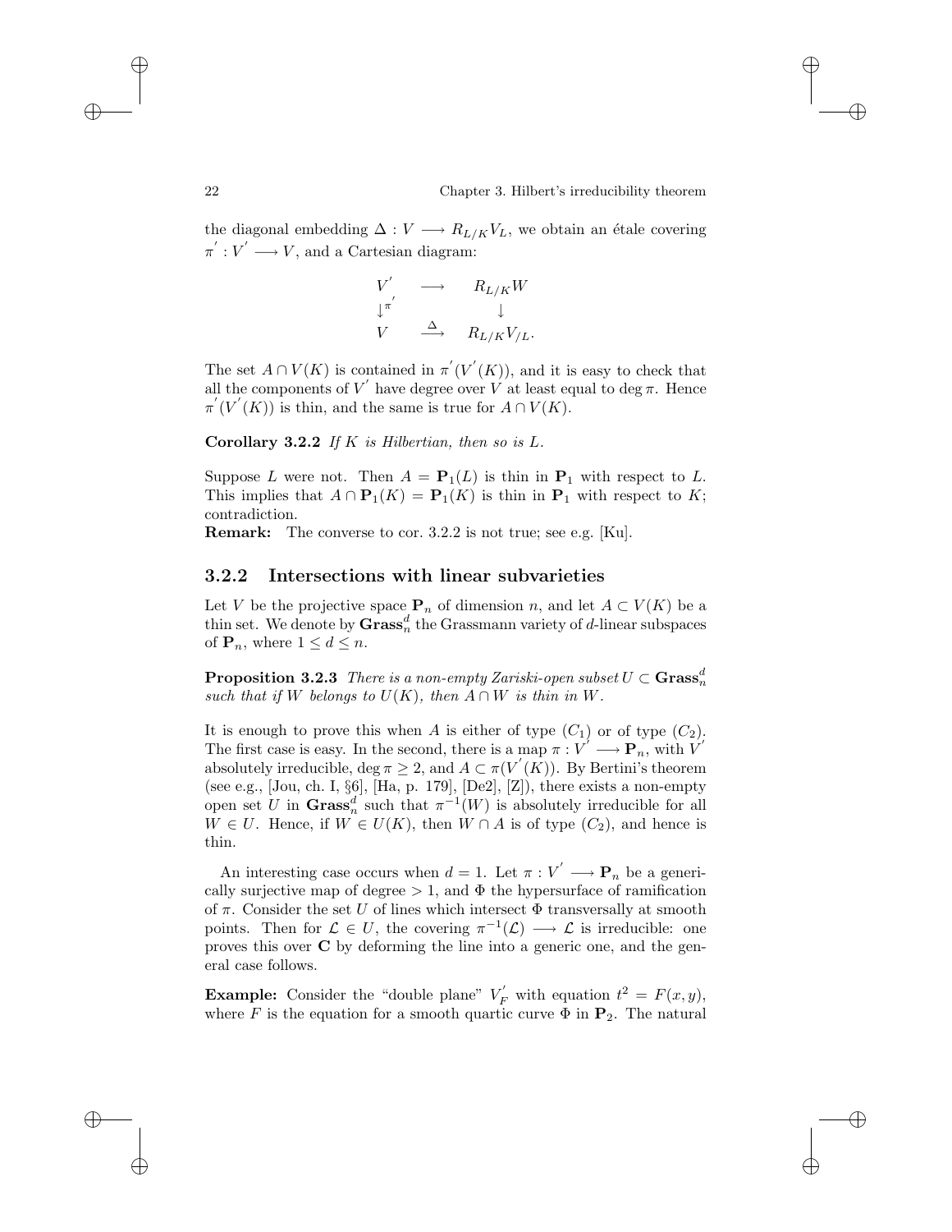the diagonal embedding $\Delta : V \longrightarrow R_{L/K}V_L$, we obtain an étale covering $\pi^{'} : V^{'} \longrightarrow V$, and a Cartesian diagram:

$$\begin{array}{ccc} V^{'} & \longrightarrow & R_{L/K}W \\ \downarrow^{\pi^{'}} & & \downarrow \\ V & \xrightarrow{\Delta} & R_{L/K}V_{/L}. \end{array}$$

The set $A \cap V(K)$ is contained in $\pi^{'}(V^{'}(K))$, and it is easy to check that all the components of $V^{'}$ have degree over $V$ at least equal to $\deg \pi$. Hence $\pi^{'}(V^{'}(K))$ is thin, and the same is true for $A \cap V(K)$.

**Corollary 3.2.2** *If $K$ is Hilbertian, then so is $L$.*

Suppose $L$ were not. Then $A = \mathbf{P}_1(L)$ is thin in $\mathbf{P}_1$ with respect to $L$. This implies that $A \cap \mathbf{P}_1(K) = \mathbf{P}_1(K)$ is thin in $\mathbf{P}_1$ with respect to $K$; contradiction.

**Remark:** The converse to cor. 3.2.2 is not true; see e.g. [Ku].

### 3.2.2 Intersections with linear subvarieties

Let $V$ be the projective space $\mathbf{P}_n$ of dimension $n$, and let $A \subset V(K)$ be a thin set. We denote by $\mathbf{Grass}_n^d$ the Grassmann variety of $d$-linear subspaces of $\mathbf{P}_n$, where $1 \leq d \leq n$.

**Proposition 3.2.3** *There is a non-empty Zariski-open subset $U \subset \mathbf{Grass}_n^d$ such that if $W$ belongs to $U(K)$, then $A \cap W$ is thin in $W$.*

It is enough to prove this when $A$ is either of type $(C_1)$ or of type $(C_2)$. The first case is easy. In the second, there is a map $\pi : V^{'} \longrightarrow \mathbf{P}_n$, with $V^{'}$ absolutely irreducible, $\deg \pi \geq 2$, and $A \subset \pi(V^{'}(K))$. By Bertini's theorem (see e.g., [Jou, ch. I, §6], [Ha, p. 179], [De2], [Z]), there exists a non-empty open set $U$ in $\mathbf{Grass}_n^d$ such that $\pi^{-1}(W)$ is absolutely irreducible for all $W \in U$. Hence, if $W \in U(K)$, then $W \cap A$ is of type $(C_2)$, and hence is thin.

An interesting case occurs when $d = 1$. Let $\pi : V^{'} \longrightarrow \mathbf{P}_n$ be a generically surjective map of degree $> 1$, and $\Phi$ the hypersurface of ramification of $\pi$. Consider the set $U$ of lines which intersect $\Phi$ transversally at smooth points. Then for $\mathcal{L} \in U$, the covering $\pi^{-1}(\mathcal{L}) \longrightarrow \mathcal{L}$ is irreducible: one proves this over $\mathbf{C}$ by deforming the line into a generic one, and the general case follows.

**Example:** Consider the "double plane" $V_F^{'}$ with equation $t^2 = F(x, y)$, where $F$ is the equation for a smooth quartic curve $\Phi$ in $\mathbf{P}_2$. The natural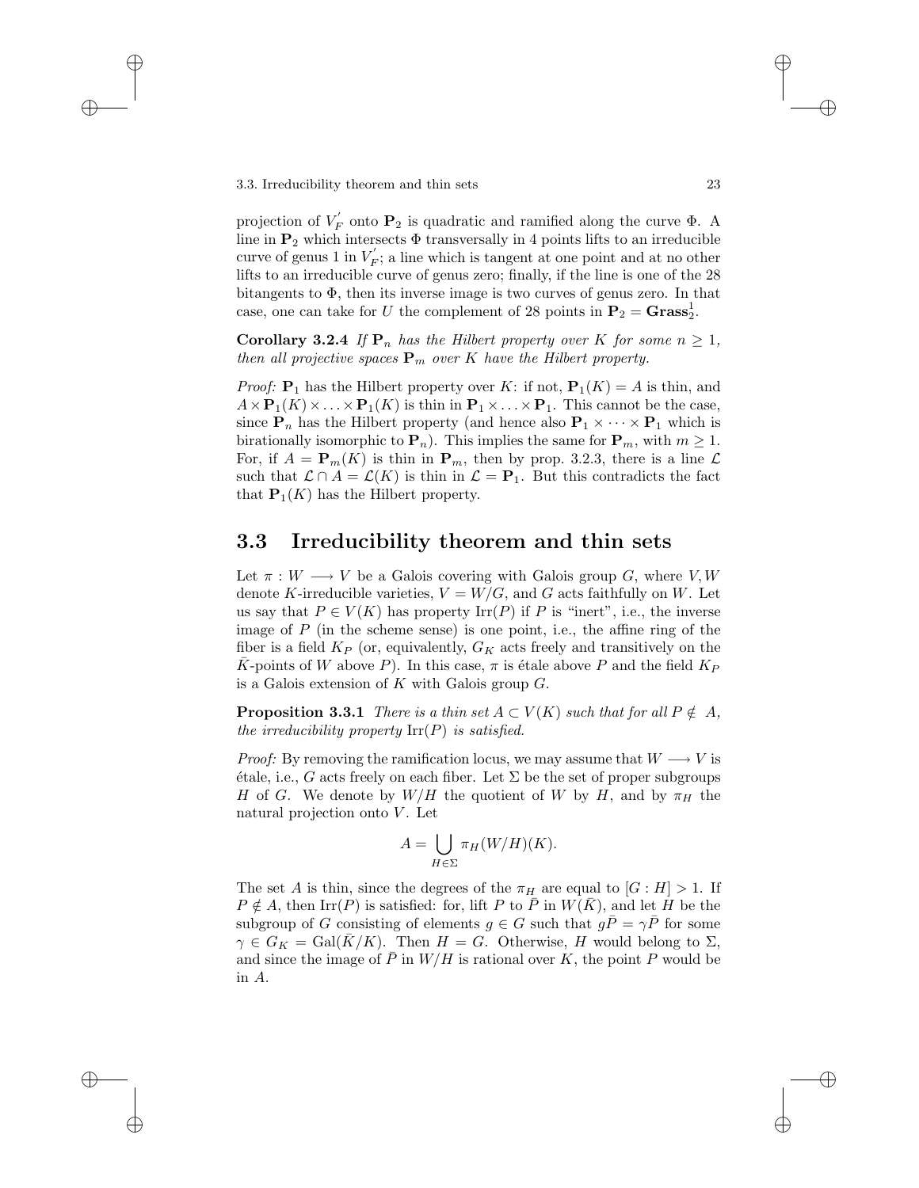projection of $V_F^{'}$ onto $\mathbf{P}_2$ is quadratic and ramified along the curve $\Phi$. A line in $\mathbf{P}_2$ which intersects $\Phi$ transversally in 4 points lifts to an irreducible curve of genus 1 in $V_F^{'}$; a line which is tangent at one point and at no other lifts to an irreducible curve of genus zero; finally, if the line is one of the 28 bitangents to $\Phi$, then its inverse image is two curves of genus zero. In that case, one can take for $U$ the complement of 28 points in $\mathbf{P}_2 = \mathbf{Grass}_2^1$.

**Corollary 3.2.4** *If $\mathbf{P}_n$ has the Hilbert property over $K$ for some $n \geq 1$, then all projective spaces $\mathbf{P}_m$ over $K$ have the Hilbert property.*

*Proof:* $\mathbf{P}_1$ has the Hilbert property over $K$: if not, $\mathbf{P}_1(K) = A$ is thin, and $A \times \mathbf{P}_1(K) \times \ldots \times \mathbf{P}_1(K)$ is thin in $\mathbf{P}_1 \times \ldots \times \mathbf{P}_1$. This cannot be the case, since $\mathbf{P}_n$ has the Hilbert property (and hence also $\mathbf{P}_1 \times \cdots \times \mathbf{P}_1$ which is birationally isomorphic to $\mathbf{P}_n$). This implies the same for $\mathbf{P}_m$, with $m \geq 1$. For, if $A = \mathbf{P}_m(K)$ is thin in $\mathbf{P}_m$, then by prop. 3.2.3, there is a line $\mathcal{L}$ such that $\mathcal{L} \cap A = \mathcal{L}(K)$ is thin in $\mathcal{L} = \mathbf{P}_1$. But this contradicts the fact that $\mathbf{P}_1(K)$ has the Hilbert property.

## 3.3 Irreducibility theorem and thin sets

Let $\pi : W \longrightarrow V$ be a Galois covering with Galois group $G$, where $V, W$ denote $K$-irreducible varieties, $V = W/G$, and $G$ acts faithfully on $W$. Let us say that $P \in V(K)$ has property $\mathrm{Irr}(P)$ if $P$ is "inert", i.e., the inverse image of $P$ (in the scheme sense) is one point, i.e., the affine ring of the fiber is a field $K_P$ (or, equivalently, $G_K$ acts freely and transitively on the $\bar{K}$-points of $W$ above $P$). In this case, $\pi$ is étale above $P$ and the field $K_P$ is a Galois extension of $K$ with Galois group $G$.

**Proposition 3.3.1** *There is a thin set $A \subset V(K)$ such that for all $P \notin A$, the irreducibility property $\mathrm{Irr}(P)$ is satisfied.*

*Proof:* By removing the ramification locus, we may assume that $W \longrightarrow V$ is étale, i.e., $G$ acts freely on each fiber. Let $\Sigma$ be the set of proper subgroups $H$ of $G$. We denote by $W/H$ the quotient of $W$ by $H$, and by $\pi_H$ the natural projection onto $V$. Let

$$A = \bigcup_{H \in \Sigma} \pi_H(W/H)(K).$$

The set $A$ is thin, since the degrees of the $\pi_H$ are equal to $[G : H] > 1$. If $P \notin A$, then $\mathrm{Irr}(P)$ is satisfied: for, lift $P$ to $\bar{P}$ in $W(\bar{K})$, and let $H$ be the subgroup of $G$ consisting of elements $g \in G$ such that $g\bar{P} = \gamma\bar{P}$ for some $\gamma \in G_K = \mathrm{Gal}(\bar{K}/K)$. Then $H = G$. Otherwise, $H$ would belong to $\Sigma$, and since the image of $\bar{P}$ in $W/H$ is rational over $K$, the point $P$ would be in $A$.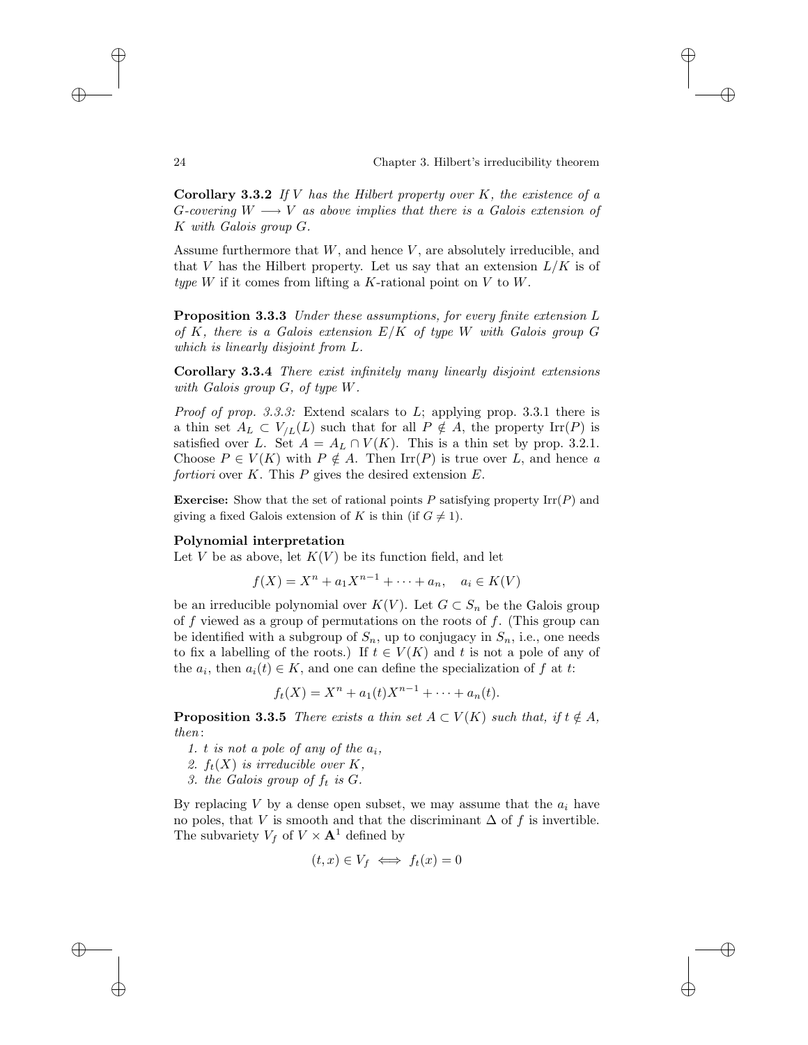**Corollary 3.3.2** *If $V$ has the Hilbert property over $K$, the existence of a $G$-covering $W \longrightarrow V$ as above implies that there is a Galois extension of $K$ with Galois group $G$.*

Assume furthermore that $W$, and hence $V$, are absolutely irreducible, and that $V$ has the Hilbert property. Let us say that an extension $L/K$ is of *type* $W$ if it comes from lifting a $K$-rational point on $V$ to $W$.

**Proposition 3.3.3** *Under these assumptions, for every finite extension $L$ of $K$, there is a Galois extension $E/K$ of type $W$ with Galois group $G$ which is linearly disjoint from $L$.*

**Corollary 3.3.4** *There exist infinitely many linearly disjoint extensions with Galois group $G$, of type $W$.*

*Proof of prop. 3.3.3:* Extend scalars to $L$; applying prop. 3.3.1 there is a thin set $A_L \subset V_{/L}(L)$ such that for all $P \notin A$, the property $\mathrm{Irr}(P)$ is satisfied over $L$. Set $A = A_L \cap V(K)$. This is a thin set by prop. 3.2.1. Choose $P \in V(K)$ with $P \notin A$. Then $\mathrm{Irr}(P)$ is true over $L$, and hence *a fortiori* over $K$. This $P$ gives the desired extension $E$.

**Exercise:** Show that the set of rational points $P$ satisfying property $\mathrm{Irr}(P)$ and giving a fixed Galois extension of $K$ is thin (if $G \neq 1$).

**Polynomial interpretation**

Let $V$ be as above, let $K(V)$ be its function field, and let

$$f(X) = X^n + a_1 X^{n-1} + \cdots + a_n, \quad a_i \in K(V)$$

be an irreducible polynomial over $K(V)$. Let $G \subset S_n$ be the Galois group of $f$ viewed as a group of permutations on the roots of $f$. (This group can be identified with a subgroup of $S_n$, up to conjugacy in $S_n$, i.e., one needs to fix a labelling of the roots.) If $t \in V(K)$ and $t$ is not a pole of any of the $a_i$, then $a_i(t) \in K$, and one can define the specialization of $f$ at $t$:

$$f_t(X) = X^n + a_1(t) X^{n-1} + \cdots + a_n(t).$$

**Proposition 3.3.5** *There exists a thin set $A \subset V(K)$ such that, if $t \notin A$, then:*

1. *$t$ is not a pole of any of the $a_i$,*
2. *$f_t(X)$ is irreducible over $K$,*
3. *the Galois group of $f_t$ is $G$.*

By replacing $V$ by a dense open subset, we may assume that the $a_i$ have no poles, that $V$ is smooth and that the discriminant $\Delta$ of $f$ is invertible. The subvariety $V_f$ of $V \times \mathbf{A}^1$ defined by

$$(t, x) \in V_f \iff f_t(x) = 0$$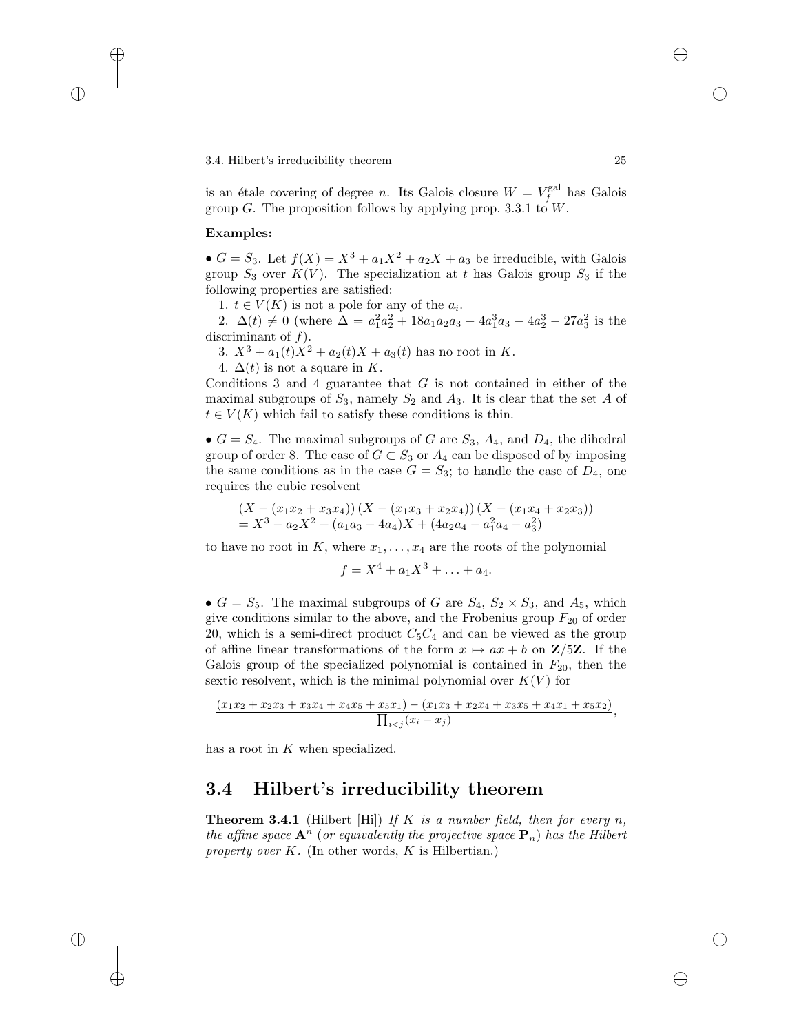is an étale covering of degree $n$. Its Galois closure $W = V_f^{\text{gal}}$ has Galois group $G$. The proposition follows by applying prop. 3.3.1 to $W$.

**Examples:**

• $G = S_3$. Let $f(X) = X^3 + a_1X^2 + a_2X + a_3$ be irreducible, with Galois group $S_3$ over $K(V)$. The specialization at $t$ has Galois group $S_3$ if the following properties are satisfied:

1. $t \in V(K)$ is not a pole for any of the $a_i$.
2. $\Delta(t) \neq 0$ (where $\Delta = a_1^2a_2^2 + 18a_1a_2a_3 - 4a_1^3a_3 - 4a_2^3 - 27a_3^2$ is the discriminant of $f$).
3. $X^3 + a_1(t)X^2 + a_2(t)X + a_3(t)$ has no root in $K$.
4. $\Delta(t)$ is not a square in $K$.

Conditions 3 and 4 guarantee that $G$ is not contained in either of the maximal subgroups of $S_3$, namely $S_2$ and $A_3$. It is clear that the set $A$ of $t \in V(K)$ which fail to satisfy these conditions is thin.

• $G = S_4$. The maximal subgroups of $G$ are $S_3$, $A_4$, and $D_4$, the dihedral group of order 8. The case of $G \subset S_3$ or $A_4$ can be disposed of by imposing the same conditions as in the case $G = S_3$; to handle the case of $D_4$, one requires the cubic resolvent

$$
\begin{aligned}
&(X - (x_1x_2 + x_3x_4))\,(X - (x_1x_3 + x_2x_4))\,(X - (x_1x_4 + x_2x_3)) \\
&= X^3 - a_2X^2 + (a_1a_3 - 4a_4)X + (4a_2a_4 - a_1^2a_4 - a_3^2)
\end{aligned}
$$

to have no root in $K$, where $x_1, \ldots, x_4$ are the roots of the polynomial

$$f = X^4 + a_1X^3 + \ldots + a_4.$$

• $G = S_5$. The maximal subgroups of $G$ are $S_4$, $S_2 \times S_3$, and $A_5$, which give conditions similar to the above, and the Frobenius group $F_{20}$ of order 20, which is a semi-direct product $C_5C_4$ and can be viewed as the group of affine linear transformations of the form $x \mapsto ax + b$ on $\mathbf{Z}/5\mathbf{Z}$. If the Galois group of the specialized polynomial is contained in $F_{20}$, then the sextic resolvent, which is the minimal polynomial over $K(V)$ for

$$\frac{(x_1x_2 + x_2x_3 + x_3x_4 + x_4x_5 + x_5x_1) - (x_1x_3 + x_2x_4 + x_3x_5 + x_4x_1 + x_5x_2)}{\prod_{i<j}(x_i - x_j)},$$

has a root in $K$ when specialized.

## 3.4 Hilbert's irreducibility theorem

**Theorem 3.4.1** (Hilbert [Hi]) *If $K$ is a number field, then for every $n$, the affine space $\mathbf{A}^n$ (or equivalently the projective space $\mathbf{P}_n$) has the Hilbert property over $K$.* (In other words, $K$ is Hilbertian.)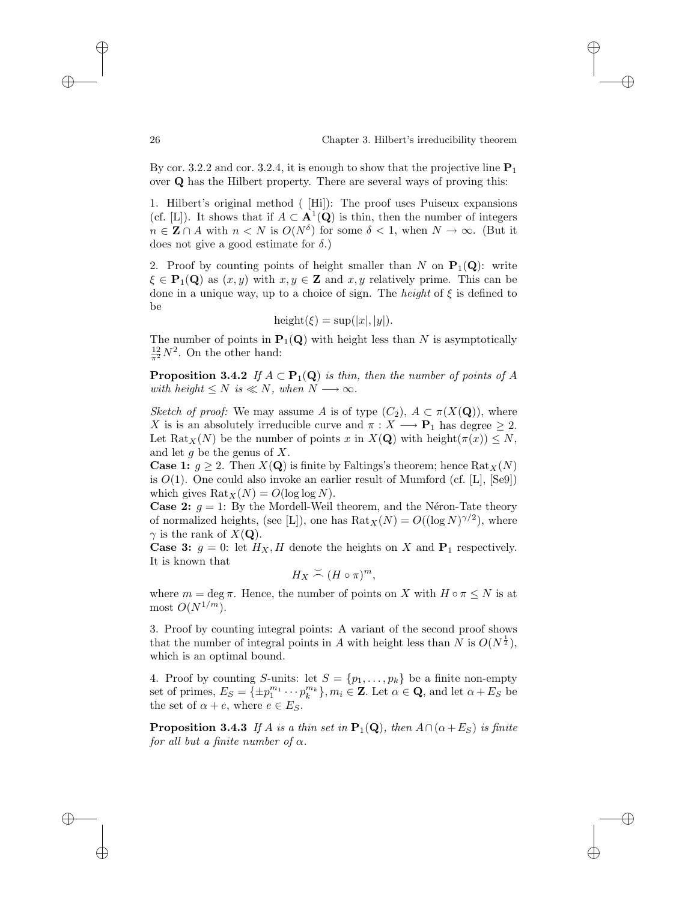By cor. 3.2.2 and cor. 3.2.4, it is enough to show that the projective line $\mathbf{P}_1$ over $\mathbf{Q}$ has the Hilbert property. There are several ways of proving this:

1. Hilbert's original method ( [Hi]): The proof uses Puiseux expansions (cf. [L]). It shows that if $A \subset \mathbf{A}^1(\mathbf{Q})$ is thin, then the number of integers $n \in \mathbf{Z} \cap A$ with $n < N$ is $O(N^{\delta})$ for some $\delta < 1$, when $N \to \infty$. (But it does not give a good estimate for $\delta$.)

2. Proof by counting points of height smaller than $N$ on $\mathbf{P}_1(\mathbf{Q})$: write $\xi \in \mathbf{P}_1(\mathbf{Q})$ as $(x, y)$ with $x, y \in \mathbf{Z}$ and $x, y$ relatively prime. This can be done in a unique way, up to a choice of sign. The *height* of $\xi$ is defined to be

$$\text{height}(\xi) = \sup(|x|, |y|).$$

The number of points in $\mathbf{P}_1(\mathbf{Q})$ with height less than $N$ is asymptotically $\frac{12}{\pi^2}N^2$. On the other hand:

**Proposition 3.4.2** *If $A \subset \mathbf{P}_1(\mathbf{Q})$ is thin, then the number of points of $A$ with height $\leq N$ is $\ll N$, when $N \longrightarrow \infty$.*

*Sketch of proof:* We may assume $A$ is of type $(C_2)$, $A \subset \pi(X(\mathbf{Q}))$, where $X$ is is an absolutely irreducible curve and $\pi : X \longrightarrow \mathbf{P}_1$ has degree $\geq 2$. Let $\text{Rat}_X(N)$ be the number of points $x$ in $X(\mathbf{Q})$ with $\text{height}(\pi(x)) \leq N$, and let $g$ be the genus of $X$.

**Case 1:** $g \geq 2$. Then $X(\mathbf{Q})$ is finite by Faltings's theorem; hence $\text{Rat}_X(N)$ is $O(1)$. One could also invoke an earlier result of Mumford (cf. [L], [Se9]) which gives $\text{Rat}_X(N) = O(\log \log N)$.

**Case 2:** $g = 1$: By the Mordell-Weil theorem, and the Néron-Tate theory of normalized heights, (see [L]), one has $\text{Rat}_X(N) = O((\log N)^{\gamma/2})$, where $\gamma$ is the rank of $X(\mathbf{Q})$.

**Case 3:** $g = 0$: let $H_X, H$ denote the heights on $X$ and $\mathbf{P}_1$ respectively. It is known that

$$H_X \asymp (H \circ \pi)^m,$$

where $m = \deg \pi$. Hence, the number of points on $X$ with $H \circ \pi \leq N$ is at most $O(N^{1/m})$.

3. Proof by counting integral points: A variant of the second proof shows that the number of integral points in $A$ with height less than $N$ is $O(N^{\frac{1}{2}})$, which is an optimal bound.

4. Proof by counting $S$-units: let $S = \{p_1, \ldots, p_k\}$ be a finite non-empty set of primes, $E_S = \{\pm p_1^{m_1} \cdots p_k^{m_k}\}, m_i \in \mathbf{Z}$. Let $\alpha \in \mathbf{Q}$, and let $\alpha + E_S$ be the set of $\alpha + e$, where $e \in E_S$.

**Proposition 3.4.3** *If $A$ is a thin set in $\mathbf{P}_1(\mathbf{Q})$, then $A \cap (\alpha + E_S)$ is finite for all but a finite number of $\alpha$.*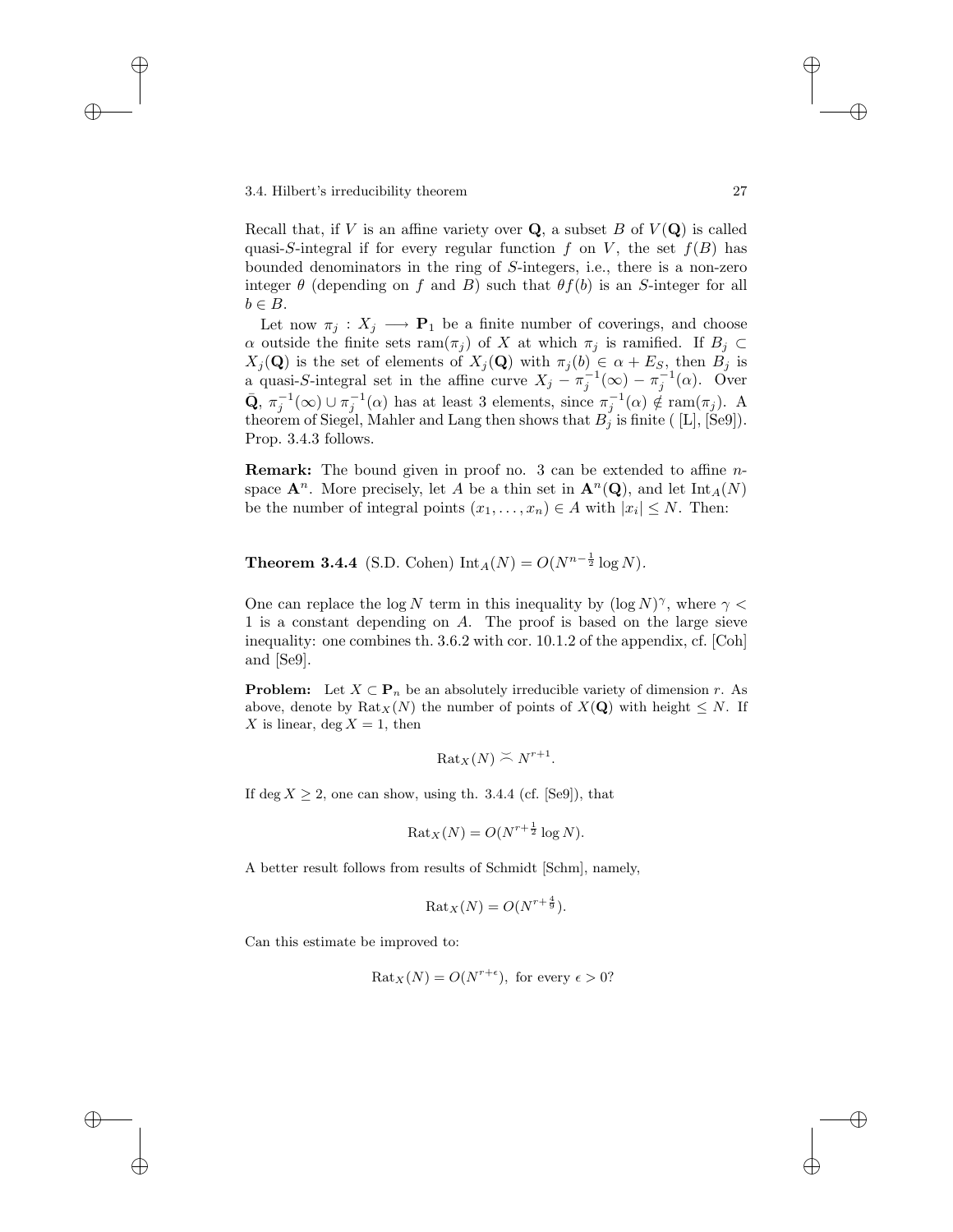Recall that, if $V$ is an affine variety over $\mathbf{Q}$, a subset $B$ of $V(\mathbf{Q})$ is called quasi-$S$-integral if for every regular function $f$ on $V$, the set $f(B)$ has bounded denominators in the ring of $S$-integers, i.e., there is a non-zero integer $\theta$ (depending on $f$ and $B$) such that $\theta f(b)$ is an $S$-integer for all $b \in B$.

Let now $\pi_j : X_j \longrightarrow \mathbf{P}_1$ be a finite number of coverings, and choose $\alpha$ outside the finite sets $\mathrm{ram}(\pi_j)$ of $X$ at which $\pi_j$ is ramified. If $B_j \subset X_j(\mathbf{Q})$ is the set of elements of $X_j(\mathbf{Q})$ with $\pi_j(b) \in \alpha + E_S$, then $B_j$ is a quasi-$S$-integral set in the affine curve $X_j - \pi_j^{-1}(\infty) - \pi_j^{-1}(\alpha)$. Over $\bar{\mathbf{Q}}$, $\pi_j^{-1}(\infty) \cup \pi_j^{-1}(\alpha)$ has at least 3 elements, since $\pi_j^{-1}(\alpha) \notin \mathrm{ram}(\pi_j)$. A theorem of Siegel, Mahler and Lang then shows that $B_j$ is finite ( [L], [Se9]). Prop. 3.4.3 follows.

**Remark:** The bound given in proof no. 3 can be extended to affine $n$-space $\mathbf{A}^n$. More precisely, let $A$ be a thin set in $\mathbf{A}^n(\mathbf{Q})$, and let $\mathrm{Int}_A(N)$ be the number of integral points $(x_1, \ldots, x_n) \in A$ with $|x_i| \leq N$. Then:

**Theorem 3.4.4** (S.D. Cohen) $\mathrm{Int}_A(N) = O(N^{n-\frac{1}{2}} \log N)$.

One can replace the $\log N$ term in this inequality by $(\log N)^\gamma$, where $\gamma < 1$ is a constant depending on $A$. The proof is based on the large sieve inequality: one combines th. 3.6.2 with cor. 10.1.2 of the appendix, cf. [Coh] and [Se9].

**Problem:** Let $X \subset \mathbf{P}_n$ be an absolutely irreducible variety of dimension $r$. As above, denote by $\mathrm{Rat}_X(N)$ the number of points of $X(\mathbf{Q})$ with height $\leq N$. If $X$ is linear, $\deg X = 1$, then

$$\mathrm{Rat}_X(N) \asymp N^{r+1}.$$

If $\deg X \geq 2$, one can show, using th. 3.4.4 (cf. [Se9]), that

$$\mathrm{Rat}_X(N) = O(N^{r+\frac{1}{2}} \log N).$$

A better result follows from results of Schmidt [Schm], namely,

$$\mathrm{Rat}_X(N) = O(N^{r+\frac{4}{9}}).$$

Can this estimate be improved to:

$$\mathrm{Rat}_X(N) = O(N^{r+\epsilon}), \text{ for every } \epsilon > 0?$$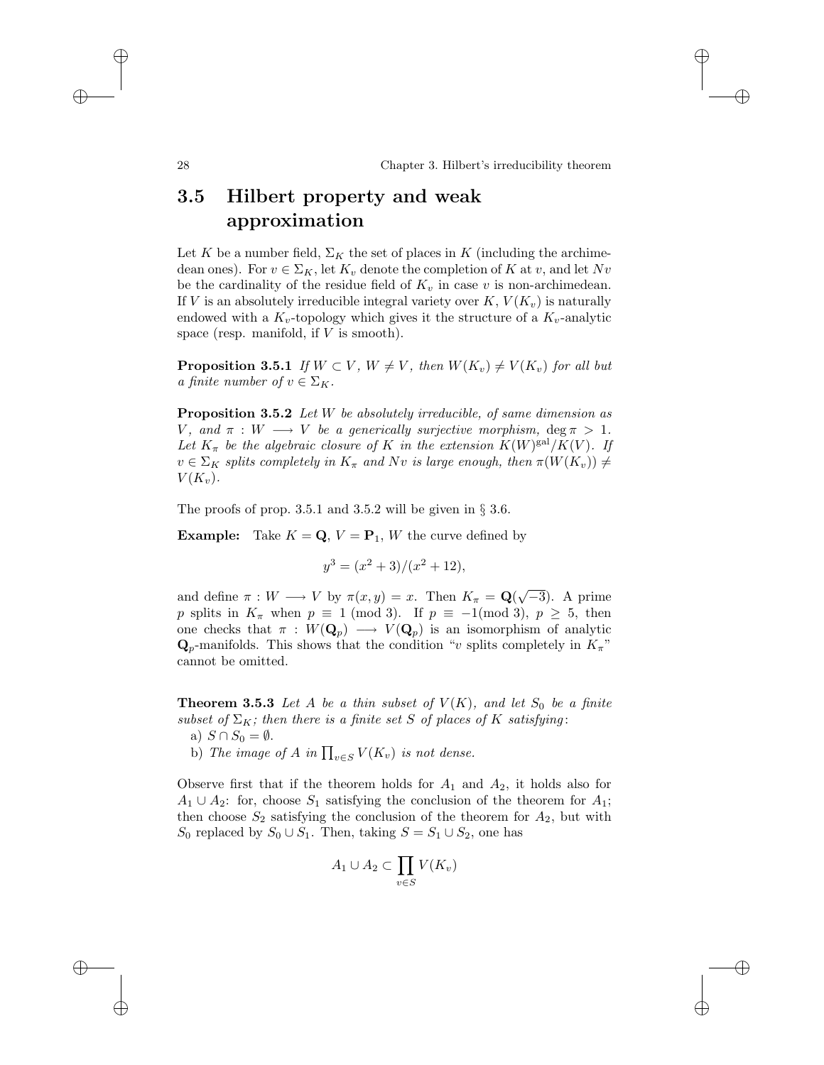## 3.5 Hilbert property and weak approximation

Let $K$ be a number field, $\Sigma_K$ the set of places in $K$ (including the archimedean ones). For $v \in \Sigma_K$, let $K_v$ denote the completion of $K$ at $v$, and let $Nv$ be the cardinality of the residue field of $K_v$ in case $v$ is non-archimedean. If $V$ is an absolutely irreducible integral variety over $K$, $V(K_v)$ is naturally endowed with a $K_v$-topology which gives it the structure of a $K_v$-analytic space (resp. manifold, if $V$ is smooth).

**Proposition 3.5.1** *If $W \subset V$, $W \neq V$, then $W(K_v) \neq V(K_v)$ for all but a finite number of $v \in \Sigma_K$.*

**Proposition 3.5.2** *Let $W$ be absolutely irreducible, of same dimension as $V$, and $\pi : W \longrightarrow V$ be a generically surjective morphism, $\deg \pi > 1$. Let $K_\pi$ be the algebraic closure of $K$ in the extension $K(W)^{\mathrm{gal}}/K(V)$. If $v \in \Sigma_K$ splits completely in $K_\pi$ and $Nv$ is large enough, then $\pi(W(K_v)) \neq V(K_v)$.*

The proofs of prop. 3.5.1 and 3.5.2 will be given in § 3.6.

**Example:** Take $K = \mathbf{Q}$, $V = \mathbf{P}_1$, $W$ the curve defined by

$$y^3 = (x^2+3)/(x^2+12),$$

and define $\pi : W \longrightarrow V$ by $\pi(x,y) = x$. Then $K_\pi = \mathbf{Q}(\sqrt{-3})$. A prime $p$ splits in $K_\pi$ when $p \equiv 1 \pmod 3$. If $p \equiv -1 \pmod 3$, $p \geq 5$, then one checks that $\pi : W(\mathbf{Q}_p) \longrightarrow V(\mathbf{Q}_p)$ is an isomorphism of analytic $\mathbf{Q}_p$-manifolds. This shows that the condition "$v$ splits completely in $K_\pi$" cannot be omitted.

**Theorem 3.5.3** *Let $A$ be a thin subset of $V(K)$, and let $S_0$ be a finite subset of $\Sigma_K$; then there is a finite set $S$ of places of $K$ satisfying:*

a) *$S \cap S_0 = \emptyset$.*

b) *The image of $A$ in $\prod_{v \in S} V(K_v)$ is not dense.*

Observe first that if the theorem holds for $A_1$ and $A_2$, it holds also for $A_1 \cup A_2$: for, choose $S_1$ satisfying the conclusion of the theorem for $A_1$; then choose $S_2$ satisfying the conclusion of the theorem for $A_2$, but with $S_0$ replaced by $S_0 \cup S_1$. Then, taking $S = S_1 \cup S_2$, one has

$$A_1 \cup A_2 \subset \prod_{v \in S} V(K_v)$$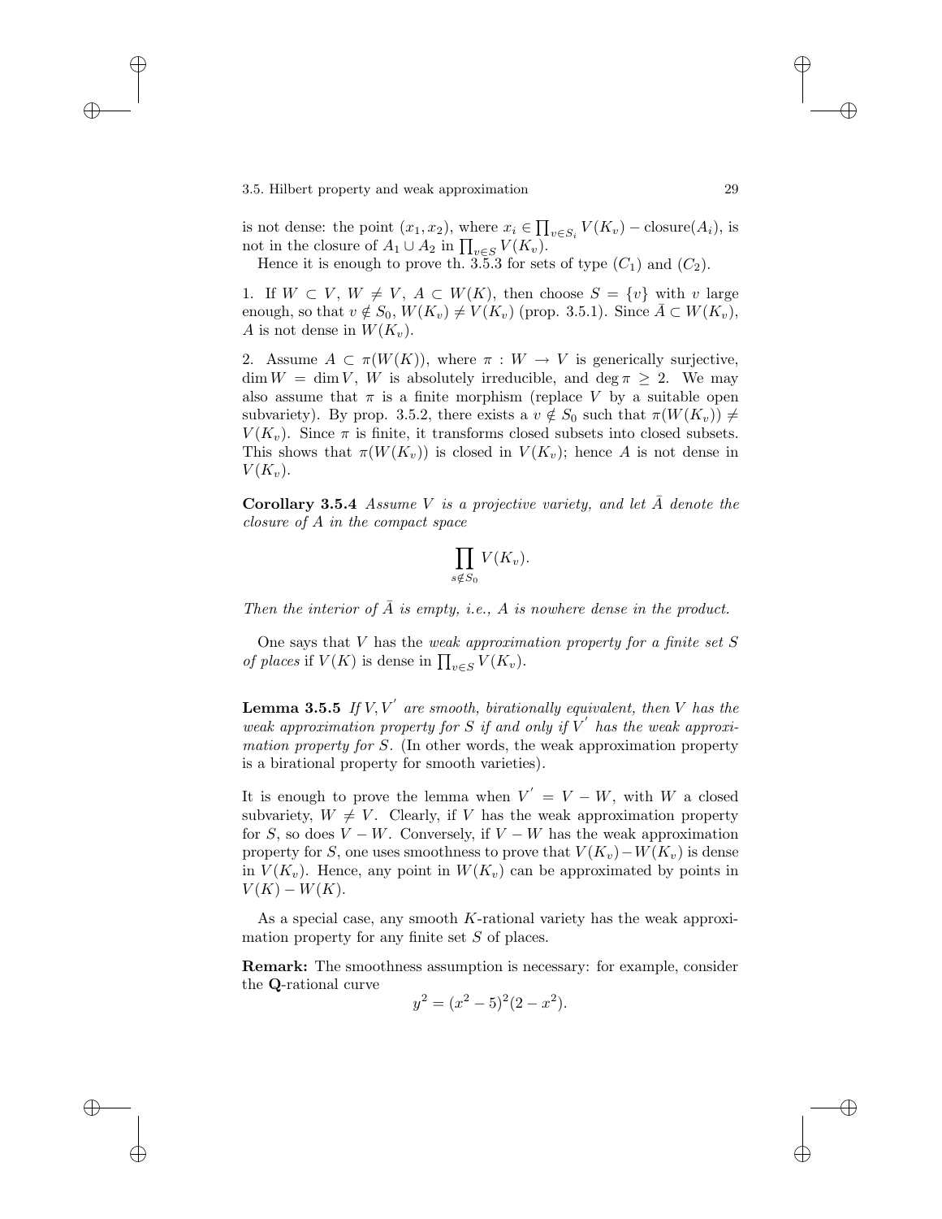is not dense: the point $(x_1, x_2)$, where $x_i \in \prod_{v \in S_i} V(K_v) - \text{closure}(A_i)$, is not in the closure of $A_1 \cup A_2$ in $\prod_{v \in S} V(K_v)$.

Hence it is enough to prove th. 3.5.3 for sets of type $(C_1)$ and $(C_2)$.

1. If $W \subset V$, $W \neq V$, $A \subset W(K)$, then choose $S = \{v\}$ with $v$ large enough, so that $v \notin S_0$, $W(K_v) \neq V(K_v)$ (prop. 3.5.1). Since $\bar{A} \subset W(K_v)$, $A$ is not dense in $W(K_v)$.

2. Assume $A \subset \pi(W(K))$, where $\pi : W \to V$ is generically surjective, $\dim W = \dim V$, $W$ is absolutely irreducible, and $\deg \pi \geq 2$. We may also assume that $\pi$ is a finite morphism (replace $V$ by a suitable open subvariety). By prop. 3.5.2, there exists a $v \notin S_0$ such that $\pi(W(K_v)) \neq V(K_v)$. Since $\pi$ is finite, it transforms closed subsets into closed subsets. This shows that $\pi(W(K_v))$ is closed in $V(K_v)$; hence $A$ is not dense in $V(K_v)$.

**Corollary 3.5.4** *Assume $V$ is a projective variety, and let $\bar{A}$ denote the closure of $A$ in the compact space*

$$\prod_{s \notin S_0} V(K_v).$$

*Then the interior of $\bar{A}$ is empty, i.e., $A$ is nowhere dense in the product.*

One says that $V$ has the *weak approximation property for a finite set $S$ of places* if $V(K)$ is dense in $\prod_{v \in S} V(K_v)$.

**Lemma 3.5.5** *If $V, V'$ are smooth, birationally equivalent, then $V$ has the weak approximation property for $S$ if and only if $V'$ has the weak approximation property for $S$.* (In other words, the weak approximation property is a birational property for smooth varieties).

It is enough to prove the lemma when $V' = V - W$, with $W$ a closed subvariety, $W \neq V$. Clearly, if $V$ has the weak approximation property for $S$, so does $V - W$. Conversely, if $V - W$ has the weak approximation property for $S$, one uses smoothness to prove that $V(K_v) - W(K_v)$ is dense in $V(K_v)$. Hence, any point in $W(K_v)$ can be approximated by points in $V(K) - W(K)$.

As a special case, any smooth $K$-rational variety has the weak approximation property for any finite set $S$ of places.

**Remark:** The smoothness assumption is necessary: for example, consider the **Q**-rational curve

$$y^2 = (x^2 - 5)^2(2 - x^2).$$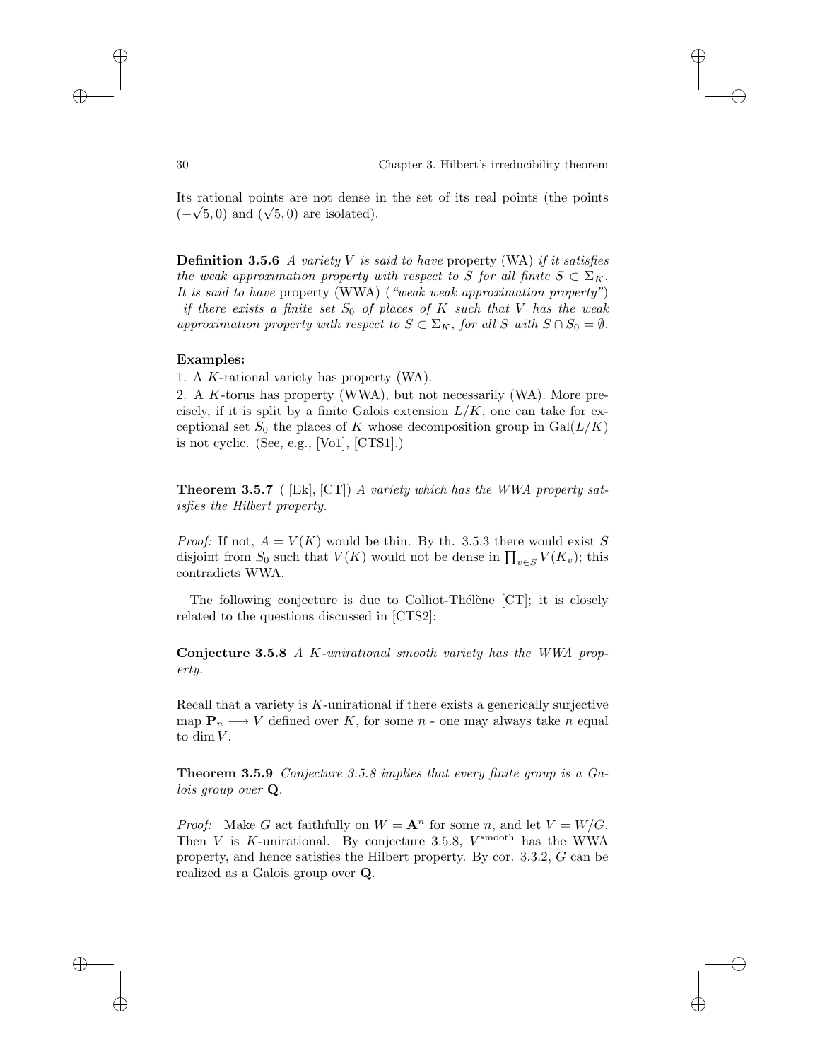Its rational points are not dense in the set of its real points (the points $(-\sqrt{5}, 0)$ and $(\sqrt{5}, 0)$ are isolated).

**Definition 3.5.6** *A variety $V$ is said to have* property (WA) *if it satisfies the weak approximation property with respect to $S$ for all finite $S \subset \Sigma_K$. It is said to have* property (WWA) *("weak weak approximation property") if there exists a finite set $S_0$ of places of $K$ such that $V$ has the weak approximation property with respect to $S \subset \Sigma_K$, for all $S$ with $S \cap S_0 = \emptyset$.*

**Examples:**

1. A $K$-rational variety has property (WA).
2. A $K$-torus has property (WWA), but not necessarily (WA). More precisely, if it is split by a finite Galois extension $L/K$, one can take for exceptional set $S_0$ the places of $K$ whose decomposition group in $\mathrm{Gal}(L/K)$ is not cyclic. (See, e.g., [Vo1], [CTS1].)

**Theorem 3.5.7** ( [Ek], [CT]) *A variety which has the WWA property satisfies the Hilbert property.*

*Proof:* If not, $A = V(K)$ would be thin. By th. 3.5.3 there would exist $S$ disjoint from $S_0$ such that $V(K)$ would not be dense in $\prod_{v \in S} V(K_v)$; this contradicts WWA.

The following conjecture is due to Colliot-Thélène [CT]; it is closely related to the questions discussed in [CTS2]:

**Conjecture 3.5.8** *A $K$-unirational smooth variety has the WWA property.*

Recall that a variety is $K$-unirational if there exists a generically surjective map $\mathbf{P}_n \longrightarrow V$ defined over $K$, for some $n$ - one may always take $n$ equal to $\dim V$.

**Theorem 3.5.9** *Conjecture 3.5.8 implies that every finite group is a Galois group over $\mathbf{Q}$.*

*Proof:* Make $G$ act faithfully on $W = \mathbf{A}^n$ for some $n$, and let $V = W/G$. Then $V$ is $K$-unirational. By conjecture 3.5.8, $V^{\text{smooth}}$ has the WWA property, and hence satisfies the Hilbert property. By cor. 3.3.2, $G$ can be realized as a Galois group over $\mathbf{Q}$.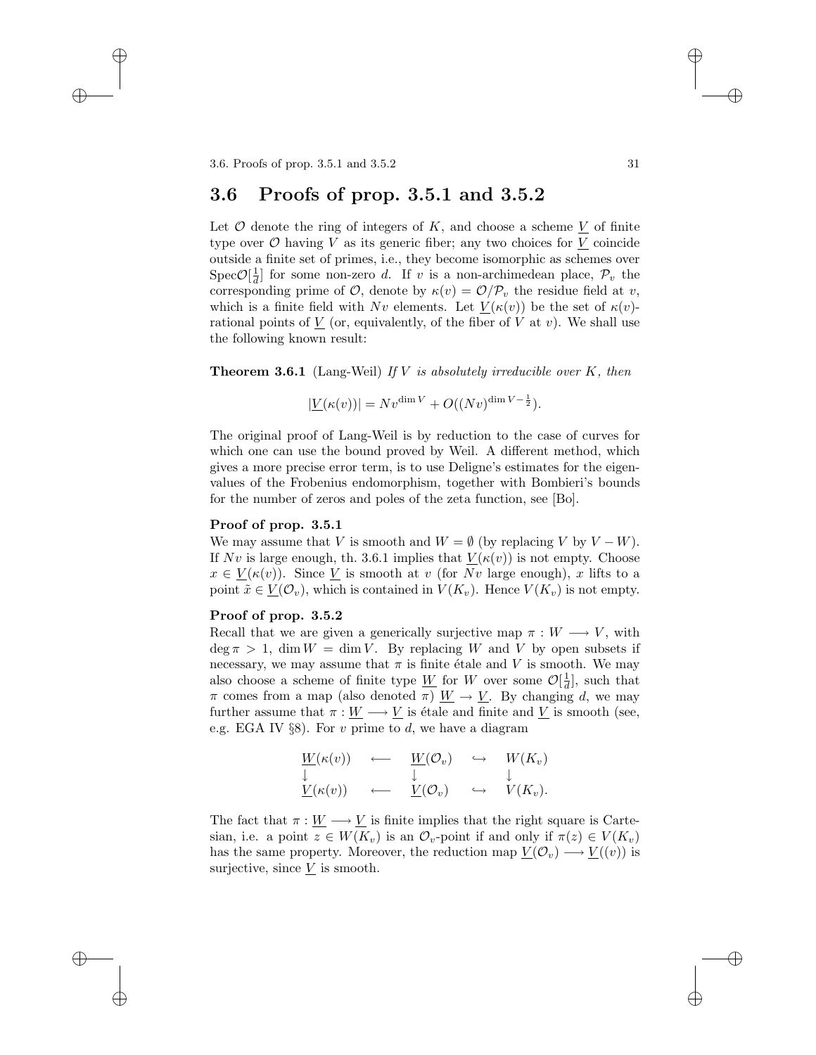## 3.6 Proofs of prop. 3.5.1 and 3.5.2

Let $\mathcal{O}$ denote the ring of integers of $K$, and choose a scheme $\underline{V}$ of finite type over $\mathcal{O}$ having $V$ as its generic fiber; any two choices for $\underline{V}$ coincide outside a finite set of primes, i.e., they become isomorphic as schemes over $\mathrm{Spec}\mathcal{O}[\frac{1}{d}]$ for some non-zero $d$. If $v$ is a non-archimedean place, $\mathcal{P}_v$ the corresponding prime of $\mathcal{O}$, denote by $\kappa(v) = \mathcal{O}/\mathcal{P}_v$ the residue field at $v$, which is a finite field with $Nv$ elements. Let $\underline{V}(\kappa(v))$ be the set of $\kappa(v)$-rational points of $\underline{V}$ (or, equivalently, of the fiber of $V$ at $v$). We shall use the following known result:

**Theorem 3.6.1** (Lang-Weil) *If $V$ is absolutely irreducible over $K$, then*

$$|\underline{V}(\kappa(v))| = Nv^{\dim V} + O((Nv)^{\dim V - \frac{1}{2}}).$$

The original proof of Lang-Weil is by reduction to the case of curves for which one can use the bound proved by Weil. A different method, which gives a more precise error term, is to use Deligne's estimates for the eigenvalues of the Frobenius endomorphism, together with Bombieri's bounds for the number of zeros and poles of the zeta function, see [Bo].

**Proof of prop. 3.5.1**

We may assume that $V$ is smooth and $W = \emptyset$ (by replacing $V$ by $V - W$). If $Nv$ is large enough, th. 3.6.1 implies that $\underline{V}(\kappa(v))$ is not empty. Choose $x \in \underline{V}(\kappa(v))$. Since $\underline{V}$ is smooth at $v$ (for $Nv$ large enough), $x$ lifts to a point $\tilde{x} \in \underline{V}(\mathcal{O}_v)$, which is contained in $V(K_v)$. Hence $V(K_v)$ is not empty.

**Proof of prop. 3.5.2**

Recall that we are given a generically surjective map $\pi : W \longrightarrow V$, with $\deg \pi > 1$, $\dim W = \dim V$. By replacing $W$ and $V$ by open subsets if necessary, we may assume that $\pi$ is finite étale and $V$ is smooth. We may also choose a scheme of finite type $\underline{W}$ for $W$ over some $\mathcal{O}[\frac{1}{d}]$, such that $\pi$ comes from a map (also denoted $\pi$) $\underline{W} \to \underline{V}$. By changing $d$, we may further assume that $\pi : \underline{W} \longrightarrow \underline{V}$ is étale and finite and $\underline{V}$ is smooth (see, e.g. EGA IV §8). For $v$ prime to $d$, we have a diagram

$$\begin{array}{ccccc} \underline{W}(\kappa(v)) & \longleftarrow & \underline{W}(\mathcal{O}_v) & \hookrightarrow & W(K_v) \\ \downarrow & & \downarrow & & \downarrow \\ \underline{V}(\kappa(v)) & \longleftarrow & \underline{V}(\mathcal{O}_v) & \hookrightarrow & V(K_v). \end{array}$$

The fact that $\pi : \underline{W} \longrightarrow \underline{V}$ is finite implies that the right square is Cartesian, i.e. a point $z \in W(K_v)$ is an $\mathcal{O}_v$-point if and only if $\pi(z) \in V(K_v)$ has the same property. Moreover, the reduction map $\underline{V}(\mathcal{O}_v) \longrightarrow \underline{V}((v))$ is surjective, since $\underline{V}$ is smooth.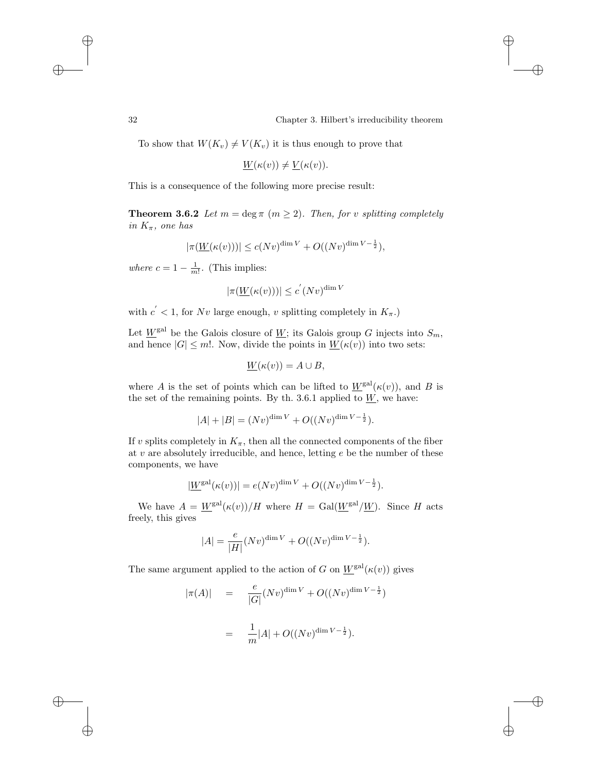To show that $W(K_v) \neq V(K_v)$ it is thus enough to prove that

$$\underline{W}(\kappa(v)) \neq \underline{V}(\kappa(v)).$$

This is a consequence of the following more precise result:

**Theorem 3.6.2** *Let $m = \deg \pi$ ($m \geq 2$). Then, for $v$ splitting completely in $K_\pi$, one has*

$$|\pi(\underline{W}(\kappa(v)))| \leq c(Nv)^{\dim V} + O((Nv)^{\dim V - \frac{1}{2}}),$$

*where $c = 1 - \frac{1}{m!}$.* (This implies:

$$|\pi(\underline{W}(\kappa(v)))| \leq c^{'}(Nv)^{\dim V}$$

with $c^{'} < 1$, for $Nv$ large enough, $v$ splitting completely in $K_\pi$.)

Let $\underline{W}^{\mathrm{gal}}$ be the Galois closure of $\underline{W}$; its Galois group $G$ injects into $S_m$, and hence $|G| \leq m!$. Now, divide the points in $\underline{W}(\kappa(v))$ into two sets:

$$\underline{W}(\kappa(v)) = A \cup B,$$

where $A$ is the set of points which can be lifted to $\underline{W}^{\mathrm{gal}}(\kappa(v))$, and $B$ is the set of the remaining points. By th. 3.6.1 applied to $\underline{W}$, we have:

$$|A| + |B| = (Nv)^{\dim V} + O((Nv)^{\dim V - \frac{1}{2}}).$$

If $v$ splits completely in $K_\pi$, then all the connected components of the fiber at $v$ are absolutely irreducible, and hence, letting $e$ be the number of these components, we have

$$|\underline{W}^{\mathrm{gal}}(\kappa(v))| = e(Nv)^{\dim V} + O((Nv)^{\dim V - \frac{1}{2}}).$$

We have $A = \underline{W}^{\mathrm{gal}}(\kappa(v))/H$ where $H = \mathrm{Gal}(\underline{W}^{\mathrm{gal}}/\underline{W})$. Since $H$ acts freely, this gives

$$|A| = \frac{e}{|H|}(Nv)^{\dim V} + O((Nv)^{\dim V - \frac{1}{2}}).$$

The same argument applied to the action of $G$ on $\underline{W}^{\mathrm{gal}}(\kappa(v))$ gives

$$\begin{aligned} |\pi(A)| &= \frac{e}{|G|}(Nv)^{\dim V} + O((Nv)^{\dim V - \frac{1}{2}}) \\ &= \frac{1}{m}|A| + O((Nv)^{\dim V - \frac{1}{2}}). \end{aligned}$$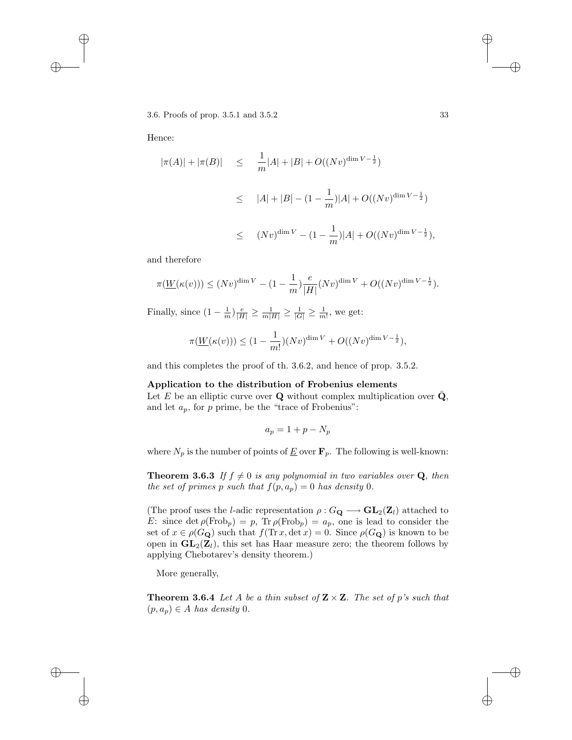Hence:

$$\begin{aligned}
|\pi(A)| + |\pi(B)| &\leq \frac{1}{m}|A| + |B| + O((Nv)^{\dim V - \frac{1}{2}}) \\
&\leq |A| + |B| - (1 - \frac{1}{m})|A| + O((Nv)^{\dim V - \frac{1}{2}}) \\
&\leq (Nv)^{\dim V} - (1 - \frac{1}{m})|A| + O((Nv)^{\dim V - \frac{1}{2}}),
\end{aligned}$$

and therefore

$$\pi(\underline{W}(\kappa(v))) \leq (Nv)^{\dim V} - (1 - \frac{1}{m})\frac{e}{|H|}(Nv)^{\dim V} + O((Nv)^{\dim V - \frac{1}{2}}).$$

Finally, since $(1 - \frac{1}{m})\frac{e}{|H|} \geq \frac{1}{m|H|} \geq \frac{1}{|G|} \geq \frac{1}{m!}$, we get:

$$\pi(\underline{W}(\kappa(v))) \leq (1 - \frac{1}{m!})(Nv)^{\dim V} + O((Nv)^{\dim V - \frac{1}{2}}),$$

and this completes the proof of th. 3.6.2, and hence of prop. 3.5.2.

**Application to the distribution of Frobenius elements**

Let $E$ be an elliptic curve over $\mathbf{Q}$ without complex multiplication over $\bar{\mathbf{Q}}$, and let $a_p$, for $p$ prime, be the "trace of Frobenius":

$$a_p = 1 + p - N_p$$

where $N_p$ is the number of points of $\underline{E}$ over $\mathbf{F}_p$. The following is well-known:

**Theorem 3.6.3** *If $f \neq 0$ is any polynomial in two variables over $\mathbf{Q}$, then the set of primes $p$ such that $f(p, a_p) = 0$ has density 0.*

(The proof uses the $l$-adic representation $\rho : G_{\mathbf{Q}} \longrightarrow \mathbf{GL}_2(\mathbf{Z}_l)$ attached to $E$: since $\det \rho(\mathrm{Frob}_p) = p$, $\mathrm{Tr}\, \rho(\mathrm{Frob}_p) = a_p$, one is lead to consider the set of $x \in \rho(G_{\mathbf{Q}})$ such that $f(\mathrm{Tr}\, x, \det x) = 0$. Since $\rho(G_{\mathbf{Q}})$ is known to be open in $\mathbf{GL}_2(\mathbf{Z}_l)$, this set has Haar measure zero; the theorem follows by applying Chebotarev's density theorem.)

More generally,

**Theorem 3.6.4** *Let $A$ be a thin subset of $\mathbf{Z} \times \mathbf{Z}$. The set of $p$'s such that $(p, a_p) \in A$ has density 0.*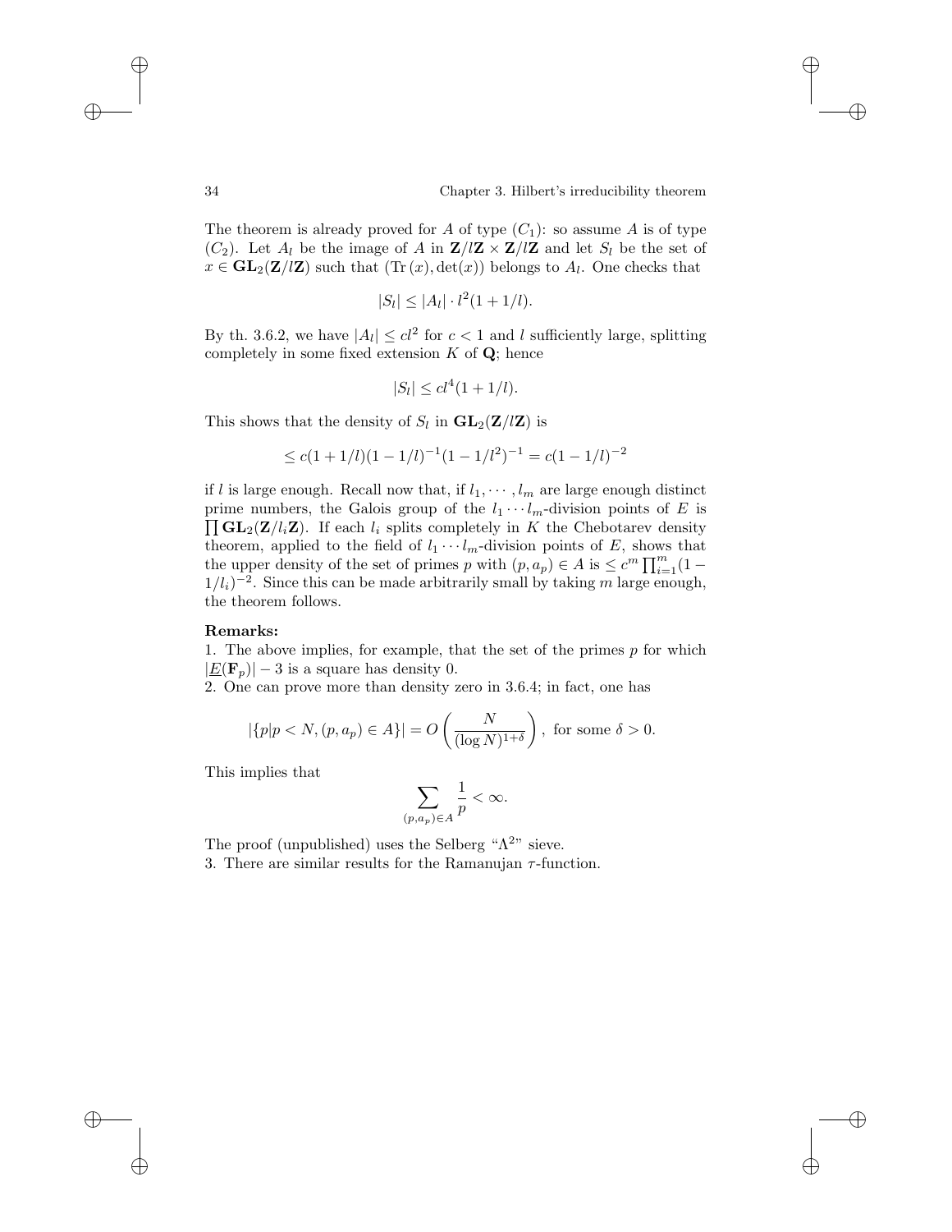The theorem is already proved for $A$ of type $(C_1)$: so assume $A$ is of type $(C_2)$. Let $A_l$ be the image of $A$ in $\mathbf{Z}/l\mathbf{Z} \times \mathbf{Z}/l\mathbf{Z}$ and let $S_l$ be the set of $x \in \mathbf{GL}_2(\mathbf{Z}/l\mathbf{Z})$ such that $(\mathrm{Tr}\,(x), \det(x))$ belongs to $A_l$. One checks that

$$|S_l| \leq |A_l| \cdot l^2(1 + 1/l).$$

By th. 3.6.2, we have $|A_l| \leq cl^2$ for $c < 1$ and $l$ sufficiently large, splitting completely in some fixed extension $K$ of $\mathbf{Q}$; hence

$$|S_l| \leq cl^4(1 + 1/l).$$

This shows that the density of $S_l$ in $\mathbf{GL}_2(\mathbf{Z}/l\mathbf{Z})$ is

$$\leq c(1 + 1/l)(1 - 1/l)^{-1}(1 - 1/l^2)^{-1} = c(1 - 1/l)^{-2}$$

if $l$ is large enough. Recall now that, if $l_1, \cdots, l_m$ are large enough distinct prime numbers, the Galois group of the $l_1 \cdots l_m$-division points of $E$ is $\prod \mathbf{GL}_2(\mathbf{Z}/l_i\mathbf{Z})$. If each $l_i$ splits completely in $K$ the Chebotarev density theorem, applied to the field of $l_1 \cdots l_m$-division points of $E$, shows that the upper density of the set of primes $p$ with $(p, a_p) \in A$ is $\leq c^m \prod_{i=1}^m (1 - 1/l_i)^{-2}$. Since this can be made arbitrarily small by taking $m$ large enough, the theorem follows.

**Remarks:**

1. The above implies, for example, that the set of the primes $p$ for which $|\underline{E}(\mathbf{F}_p)| - 3$ is a square has density 0.
2. One can prove more than density zero in 3.6.4; in fact, one has

$$|\{p | p < N, (p, a_p) \in A\}| = O\left(\frac{N}{(\log N)^{1+\delta}}\right), \text{ for some } \delta > 0.$$

This implies that

$$\sum_{(p, a_p) \in A} \frac{1}{p} < \infty.$$

The proof (unpublished) uses the Selberg "$\Lambda^2$" sieve.

3. There are similar results for the Ramanujan $\tau$-function.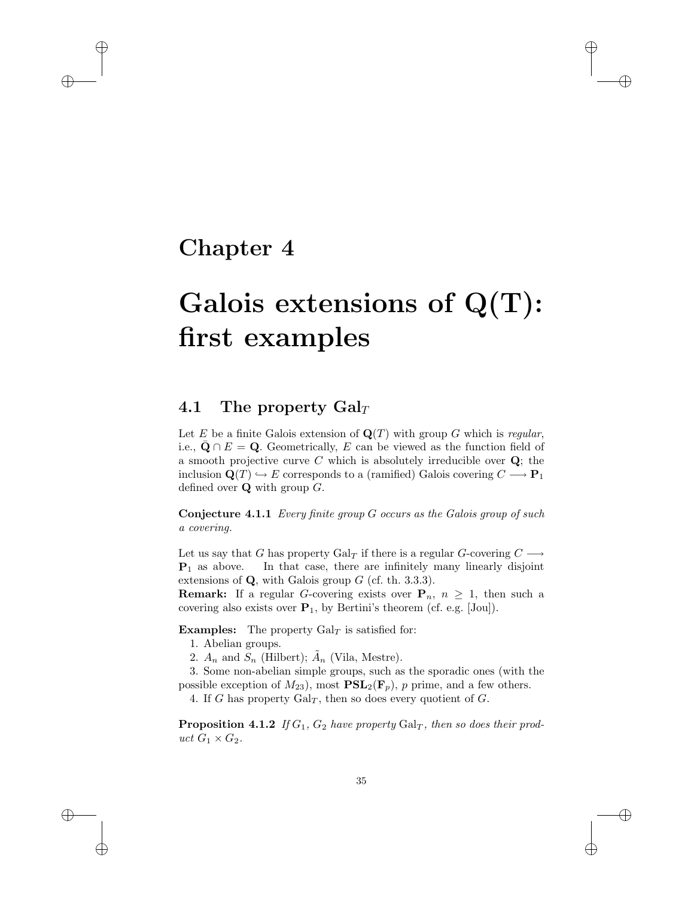# Chapter 4

# Galois extensions of Q(T): first examples

## 4.1 The property $\mathrm{Gal}_T$

Let $E$ be a finite Galois extension of $\mathbf{Q}(T)$ with group $G$ which is *regular*, i.e., $\bar{\mathbf{Q}} \cap E = \mathbf{Q}$. Geometrically, $E$ can be viewed as the function field of a smooth projective curve $C$ which is absolutely irreducible over $\mathbf{Q}$; the inclusion $\mathbf{Q}(T) \hookrightarrow E$ corresponds to a (ramified) Galois covering $C \longrightarrow \mathbf{P}_1$ defined over $\mathbf{Q}$ with group $G$.

**Conjecture 4.1.1** *Every finite group $G$ occurs as the Galois group of such a covering.*

Let us say that $G$ has property $\mathrm{Gal}_T$ if there is a regular $G$-covering $C \longrightarrow \mathbf{P}_1$ as above. In that case, there are infinitely many linearly disjoint extensions of $\mathbf{Q}$, with Galois group $G$ (cf. th. 3.3.3).

**Remark:** If a regular $G$-covering exists over $\mathbf{P}_n$, $n \geq 1$, then such a covering also exists over $\mathbf{P}_1$, by Bertini's theorem (cf. e.g. [Jou]).

**Examples:** The property $\mathrm{Gal}_T$ is satisfied for:

1. Abelian groups.

2. $A_n$ and $S_n$ (Hilbert); $\tilde{A}_n$ (Vila, Mestre).

3. Some non-abelian simple groups, such as the sporadic ones (with the possible exception of $M_{23}$), most $\mathbf{PSL}_2(\mathbf{F}_p)$, $p$ prime, and a few others.

4. If $G$ has property $\mathrm{Gal}_T$, then so does every quotient of $G$.

**Proposition 4.1.2** *If $G_1$, $G_2$ have property $\mathrm{Gal}_T$, then so does their product $G_1 \times G_2$.*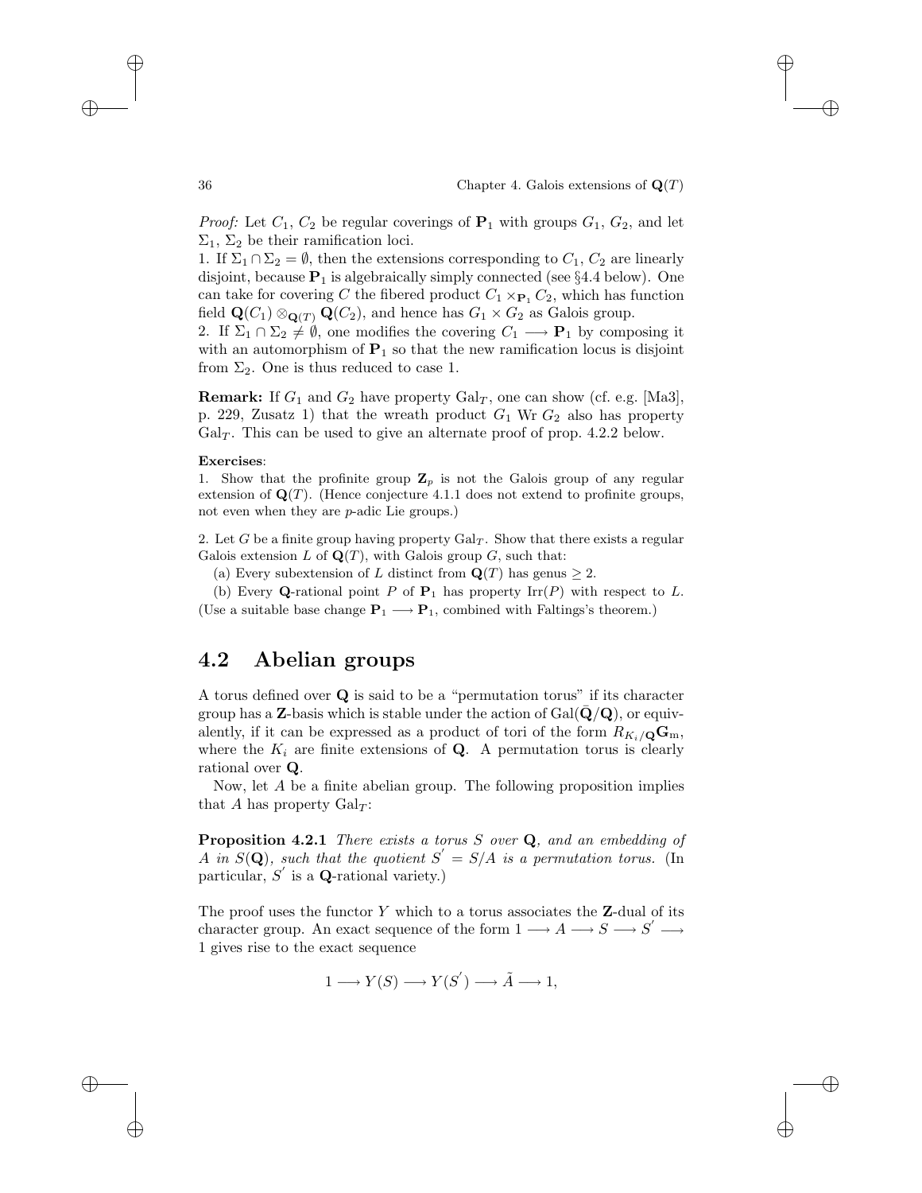*Proof:* Let $C_1$, $C_2$ be regular coverings of $\mathbf{P}_1$ with groups $G_1$, $G_2$, and let $\Sigma_1$, $\Sigma_2$ be their ramification loci.

1. If $\Sigma_1 \cap \Sigma_2 = \emptyset$, then the extensions corresponding to $C_1$, $C_2$ are linearly disjoint, because $\mathbf{P}_1$ is algebraically simply connected (see §4.4 below). One can take for covering $C$ the fibered product $C_1 \times_{\mathbf{P}_1} C_2$, which has function field $\mathbf{Q}(C_1) \otimes_{\mathbf{Q}(T)} \mathbf{Q}(C_2)$, and hence has $G_1 \times G_2$ as Galois group.

2. If $\Sigma_1 \cap \Sigma_2 \neq \emptyset$, one modifies the covering $C_1 \longrightarrow \mathbf{P}_1$ by composing it with an automorphism of $\mathbf{P}_1$ so that the new ramification locus is disjoint from $\Sigma_2$. One is thus reduced to case 1.

**Remark:** If $G_1$ and $G_2$ have property $\mathrm{Gal}_T$, one can show (cf. e.g. [Ma3], p. 229, Zusatz 1) that the wreath product $G_1 \mathrm{\ Wr\ } G_2$ also has property $\mathrm{Gal}_T$. This can be used to give an alternate proof of prop. 4.2.2 below.

**Exercises**:

1. Show that the profinite group $\mathbf{Z}_p$ is not the Galois group of any regular extension of $\mathbf{Q}(T)$. (Hence conjecture 4.1.1 does not extend to profinite groups, not even when they are $p$-adic Lie groups.)

2. Let $G$ be a finite group having property $\mathrm{Gal}_T$. Show that there exists a regular Galois extension $L$ of $\mathbf{Q}(T)$, with Galois group $G$, such that:

(a) Every subextension of $L$ distinct from $\mathbf{Q}(T)$ has genus $\geq 2$.

(b) Every $\mathbf{Q}$-rational point $P$ of $\mathbf{P}_1$ has property $\mathrm{Irr}(P)$ with respect to $L$.

(Use a suitable base change $\mathbf{P}_1 \longrightarrow \mathbf{P}_1$, combined with Faltings's theorem.)

## 4.2 Abelian groups

A torus defined over $\mathbf{Q}$ is said to be a "permutation torus" if its character group has a $\mathbf{Z}$-basis which is stable under the action of $\mathrm{Gal}(\bar{\mathbf{Q}}/\mathbf{Q})$, or equivalently, if it can be expressed as a product of tori of the form $R_{K_i/\mathbf{Q}}\mathbf{G}_{\mathrm{m}}$, where the $K_i$ are finite extensions of $\mathbf{Q}$. A permutation torus is clearly rational over $\mathbf{Q}$.

Now, let $A$ be a finite abelian group. The following proposition implies that $A$ has property $\mathrm{Gal}_T$:

**Proposition 4.2.1** *There exists a torus $S$ over $\mathbf{Q}$, and an embedding of $A$ in $S(\mathbf{Q})$, such that the quotient $S' = S/A$ is a permutation torus.* (In particular, $S'$ is a $\mathbf{Q}$-rational variety.)

The proof uses the functor $Y$ which to a torus associates the $\mathbf{Z}$-dual of its character group. An exact sequence of the form $1 \longrightarrow A \longrightarrow S \longrightarrow S' \longrightarrow 1$ gives rise to the exact sequence

$$1 \longrightarrow Y(S) \longrightarrow Y(S') \longrightarrow \tilde{A} \longrightarrow 1,$$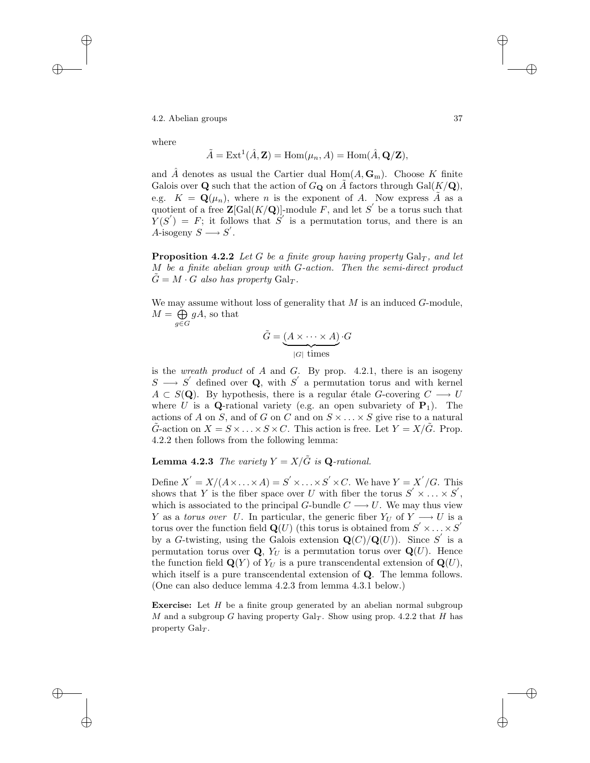where

$$\tilde{A} = \mathrm{Ext}^1(\hat{A}, \mathbf{Z}) = \mathrm{Hom}(\mu_n, A) = \mathrm{Hom}(\hat{A}, \mathbf{Q}/\mathbf{Z}),$$

and $\hat{A}$ denotes as usual the Cartier dual $\mathrm{Hom}(A, \mathbf{G}_\mathrm{m})$. Choose $K$ finite Galois over $\mathbf{Q}$ such that the action of $G_\mathbf{Q}$ on $\tilde{A}$ factors through $\mathrm{Gal}(K/\mathbf{Q})$, e.g. $K = \mathbf{Q}(\mu_n)$, where $n$ is the exponent of $A$. Now express $\tilde{A}$ as a quotient of a free $\mathbf{Z}[\mathrm{Gal}(K/\mathbf{Q})]$-module $F$, and let $S'$ be a torus such that $Y(S') = F$; it follows that $S'$ is a permutation torus, and there is an $A$-isogeny $S \longrightarrow S'$.

**Proposition 4.2.2** *Let $G$ be a finite group having property $\mathrm{Gal}_T$, and let $M$ be a finite abelian group with $G$-action. Then the semi-direct product $\tilde{G} = M \cdot G$ also has property $\mathrm{Gal}_T$.*

We may assume without loss of generality that $M$ is an induced $G$-module, $M = \bigoplus_{g \in G} gA$, so that

$$\tilde{G} = \underbrace{(A \times \cdots \times A)}_{|G| \text{ times}} \cdot G$$

is the *wreath product* of $A$ and $G$. By prop. 4.2.1, there is an isogeny $S \longrightarrow S'$ defined over $\mathbf{Q}$, with $S'$ a permutation torus and with kernel $A \subset S(\mathbf{Q})$. By hypothesis, there is a regular étale $G$-covering $C \longrightarrow U$ where $U$ is a $\mathbf{Q}$-rational variety (e.g. an open subvariety of $\mathbf{P}_1$). The actions of $A$ on $S$, and of $G$ on $C$ and on $S \times \ldots \times S$ give rise to a natural $\tilde{G}$-action on $X = S \times \ldots \times S \times C$. This action is free. Let $Y = X/\tilde{G}$. Prop. 4.2.2 then follows from the following lemma:

**Lemma 4.2.3** *The variety $Y = X/\tilde{G}$ is $\mathbf{Q}$-rational.*

Define $X' = X/(A \times \ldots \times A) = S' \times \ldots \times S' \times C$. We have $Y = X'/G$. This shows that $Y$ is the fiber space over $U$ with fiber the torus $S' \times \ldots \times S'$, which is associated to the principal $G$-bundle $C \longrightarrow U$. We may thus view $Y$ as a *torus over* $U$. In particular, the generic fiber $Y_U$ of $Y \longrightarrow U$ is a torus over the function field $\mathbf{Q}(U)$ (this torus is obtained from $S' \times \ldots \times S'$ by a $G$-twisting, using the Galois extension $\mathbf{Q}(C)/\mathbf{Q}(U)$). Since $S'$ is a permutation torus over $\mathbf{Q}$, $Y_U$ is a permutation torus over $\mathbf{Q}(U)$. Hence the function field $\mathbf{Q}(Y)$ of $Y_U$ is a pure transcendental extension of $\mathbf{Q}(U)$, which itself is a pure transcendental extension of $\mathbf{Q}$. The lemma follows. (One can also deduce lemma 4.2.3 from lemma 4.3.1 below.)

**Exercise:** Let $H$ be a finite group generated by an abelian normal subgroup $M$ and a subgroup $G$ having property $\mathrm{Gal}_T$. Show using prop. 4.2.2 that $H$ has property $\mathrm{Gal}_T$.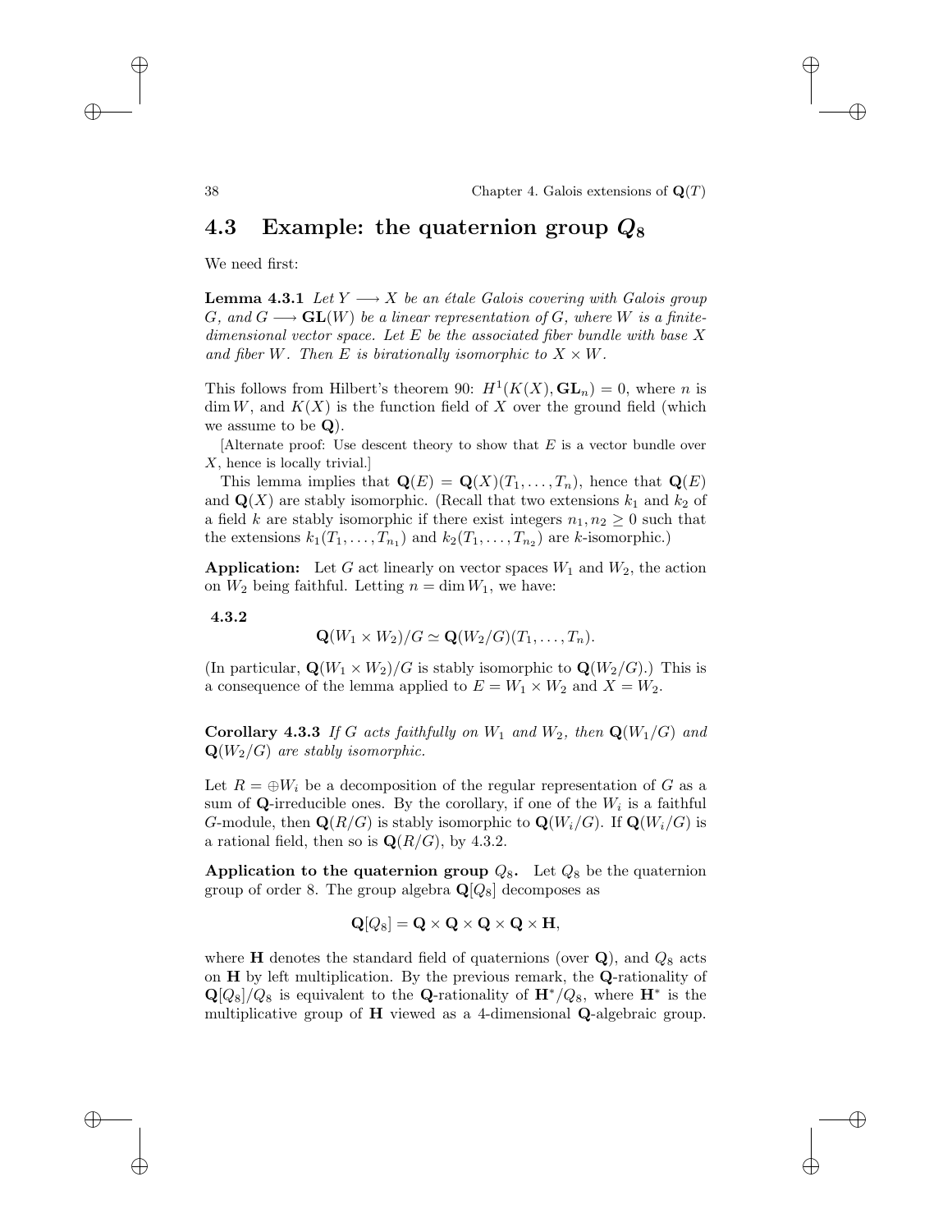## 4.3 Example: the quaternion group $Q_8$

We need first:

**Lemma 4.3.1** *Let $Y \longrightarrow X$ be an étale Galois covering with Galois group $G$, and $G \longrightarrow \mathbf{GL}(W)$ be a linear representation of $G$, where $W$ is a finite-dimensional vector space. Let $E$ be the associated fiber bundle with base $X$ and fiber $W$. Then $E$ is birationally isomorphic to $X \times W$.*

This follows from Hilbert's theorem 90: $H^1(K(X), \mathbf{GL}_n) = 0$, where $n$ is $\dim W$, and $K(X)$ is the function field of $X$ over the ground field (which we assume to be $\mathbf{Q}$).

[Alternate proof: Use descent theory to show that $E$ is a vector bundle over $X$, hence is locally trivial.]

This lemma implies that $\mathbf{Q}(E) = \mathbf{Q}(X)(T_1, \ldots, T_n)$, hence that $\mathbf{Q}(E)$ and $\mathbf{Q}(X)$ are stably isomorphic. (Recall that two extensions $k_1$ and $k_2$ of a field $k$ are stably isomorphic if there exist integers $n_1, n_2 \geq 0$ such that the extensions $k_1(T_1, \ldots, T_{n_1})$ and $k_2(T_1, \ldots, T_{n_2})$ are $k$-isomorphic.)

**Application:** Let $G$ act linearly on vector spaces $W_1$ and $W_2$, the action on $W_2$ being faithful. Letting $n = \dim W_1$, we have:

**4.3.2**

$$\mathbf{Q}(W_1 \times W_2)/G \simeq \mathbf{Q}(W_2/G)(T_1, \ldots, T_n).$$

(In particular, $\mathbf{Q}(W_1 \times W_2)/G$ is stably isomorphic to $\mathbf{Q}(W_2/G)$.) This is a consequence of the lemma applied to $E = W_1 \times W_2$ and $X = W_2$.

**Corollary 4.3.3** *If $G$ acts faithfully on $W_1$ and $W_2$, then $\mathbf{Q}(W_1/G)$ and $\mathbf{Q}(W_2/G)$ are stably isomorphic.*

Let $R = \oplus W_i$ be a decomposition of the regular representation of $G$ as a sum of $\mathbf{Q}$-irreducible ones. By the corollary, if one of the $W_i$ is a faithful $G$-module, then $\mathbf{Q}(R/G)$ is stably isomorphic to $\mathbf{Q}(W_i/G)$. If $\mathbf{Q}(W_i/G)$ is a rational field, then so is $\mathbf{Q}(R/G)$, by 4.3.2.

**Application to the quaternion group $Q_8$.** Let $Q_8$ be the quaternion group of order 8. The group algebra $\mathbf{Q}[Q_8]$ decomposes as

$$\mathbf{Q}[Q_8] = \mathbf{Q} \times \mathbf{Q} \times \mathbf{Q} \times \mathbf{Q} \times \mathbf{H},$$

where $\mathbf{H}$ denotes the standard field of quaternions (over $\mathbf{Q}$), and $Q_8$ acts on $\mathbf{H}$ by left multiplication. By the previous remark, the $\mathbf{Q}$-rationality of $\mathbf{Q}[Q_8]/Q_8$ is equivalent to the $\mathbf{Q}$-rationality of $\mathbf{H}^*/Q_8$, where $\mathbf{H}^*$ is the multiplicative group of $\mathbf{H}$ viewed as a 4-dimensional $\mathbf{Q}$-algebraic group.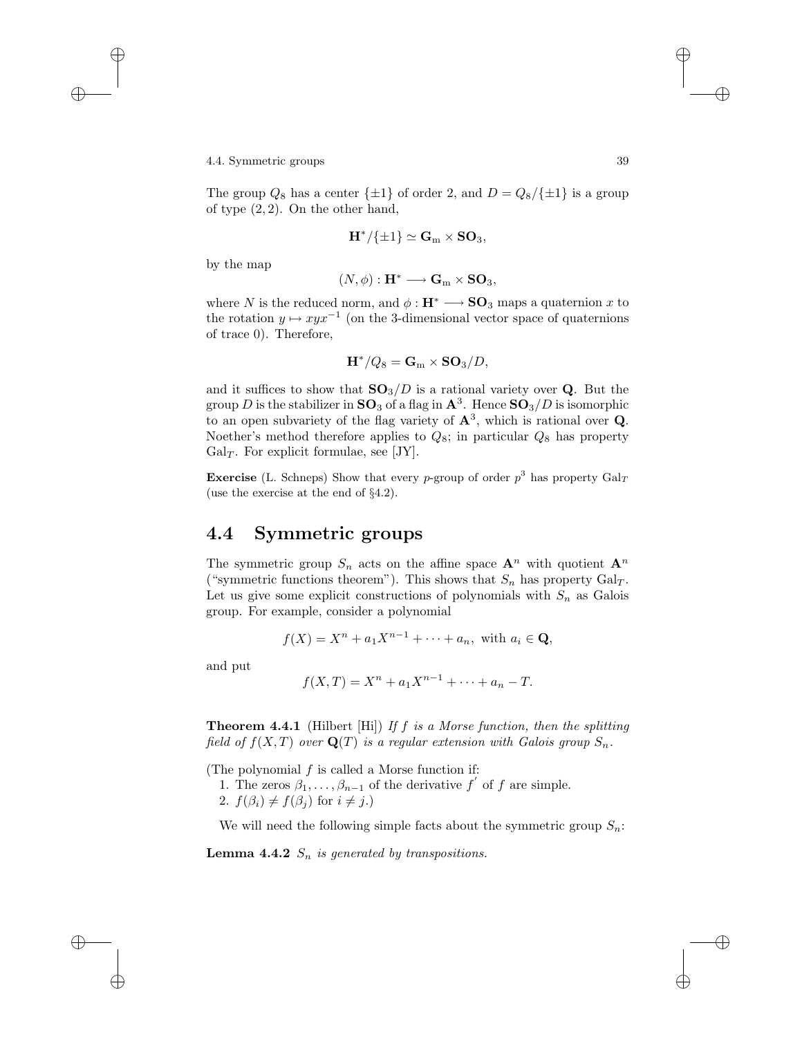The group $Q_8$ has a center $\{\pm 1\}$ of order 2, and $D = Q_8/\{\pm 1\}$ is a group of type $(2, 2)$. On the other hand,

$$\mathbf{H}^*/\{\pm 1\} \simeq \mathbf{G}_{\mathrm{m}} \times \mathbf{SO}_3,$$

by the map

$$(N, \phi) : \mathbf{H}^* \longrightarrow \mathbf{G}_{\mathrm{m}} \times \mathbf{SO}_3,$$

where $N$ is the reduced norm, and $\phi : \mathbf{H}^* \longrightarrow \mathbf{SO}_3$ maps a quaternion $x$ to the rotation $y \mapsto xyx^{-1}$ (on the 3-dimensional vector space of quaternions of trace 0). Therefore,

$$\mathbf{H}^*/Q_8 = \mathbf{G}_{\mathrm{m}} \times \mathbf{SO}_3/D,$$

and it suffices to show that $\mathbf{SO}_3/D$ is a rational variety over $\mathbf{Q}$. But the group $D$ is the stabilizer in $\mathbf{SO}_3$ of a flag in $\mathbf{A}^3$. Hence $\mathbf{SO}_3/D$ is isomorphic to an open subvariety of the flag variety of $\mathbf{A}^3$, which is rational over $\mathbf{Q}$. Noether's method therefore applies to $Q_8$; in particular $Q_8$ has property $\mathrm{Gal}_T$. For explicit formulae, see [JY].

**Exercise** (L. Schneps) Show that every $p$-group of order $p^3$ has property $\mathrm{Gal}_T$ (use the exercise at the end of §4.2).

## 4.4 Symmetric groups

The symmetric group $S_n$ acts on the affine space $\mathbf{A}^n$ with quotient $\mathbf{A}^n$ ("symmetric functions theorem"). This shows that $S_n$ has property $\mathrm{Gal}_T$. Let us give some explicit constructions of polynomials with $S_n$ as Galois group. For example, consider a polynomial

$$f(X) = X^n + a_1 X^{n-1} + \cdots + a_n, \text{ with } a_i \in \mathbf{Q},$$

and put

$$f(X, T) = X^n + a_1 X^{n-1} + \cdots + a_n - T.$$

**Theorem 4.4.1** (Hilbert [Hi]) *If $f$ is a Morse function, then the splitting field of $f(X, T)$ over $\mathbf{Q}(T)$ is a regular extension with Galois group $S_n$.*

(The polynomial $f$ is called a Morse function if:
1. The zeros $\beta_1, \ldots, \beta_{n-1}$ of the derivative $f'$ of $f$ are simple.
2. $f(\beta_i) \neq f(\beta_j)$ for $i \neq j$.)

We will need the following simple facts about the symmetric group $S_n$:

**Lemma 4.4.2** *$S_n$ is generated by transpositions.*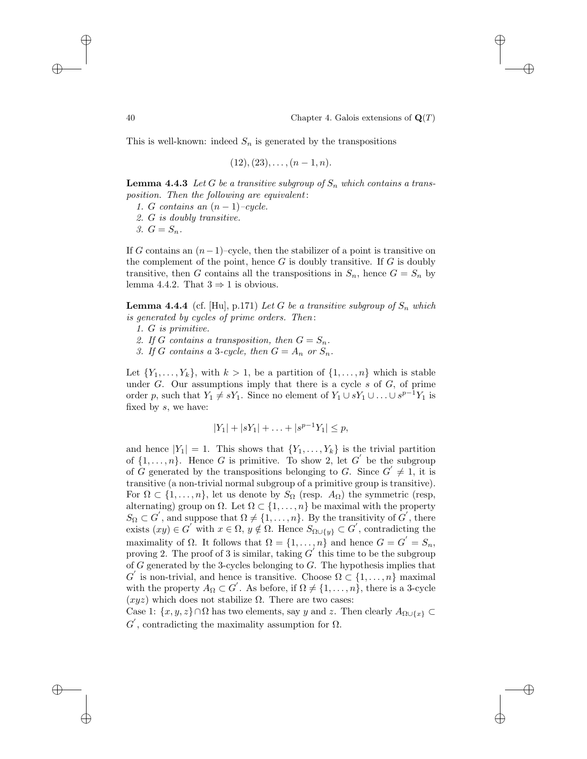This is well-known: indeed $S_n$ is generated by the transpositions

$$(12), (23), \ldots, (n-1, n).$$

**Lemma 4.4.3** *Let $G$ be a transitive subgroup of $S_n$ which contains a transposition. Then the following are equivalent:*

1. *$G$ contains an $(n-1)$–cycle.*
2. *$G$ is doubly transitive.*
3. *$G = S_n$.*

If $G$ contains an $(n-1)$–cycle, then the stabilizer of a point is transitive on the complement of the point, hence $G$ is doubly transitive. If $G$ is doubly transitive, then $G$ contains all the transpositions in $S_n$, hence $G = S_n$ by lemma 4.4.2. That $3 \Rightarrow 1$ is obvious.

**Lemma 4.4.4** (cf. [Hu], p.171) *Let $G$ be a transitive subgroup of $S_n$ which is generated by cycles of prime orders. Then:*

1. *$G$ is primitive.*
2. *If $G$ contains a transposition, then $G = S_n$.*
3. *If $G$ contains a 3-cycle, then $G = A_n$ or $S_n$.*

Let $\{Y_1, \ldots, Y_k\}$, with $k > 1$, be a partition of $\{1, \ldots, n\}$ which is stable under $G$. Our assumptions imply that there is a cycle $s$ of $G$, of prime order $p$, such that $Y_1 \neq sY_1$. Since no element of $Y_1 \cup sY_1 \cup \ldots \cup s^{p-1}Y_1$ is fixed by $s$, we have:

$$|Y_1| + |sY_1| + \ldots + |s^{p-1}Y_1| \leq p,$$

and hence $|Y_1| = 1$. This shows that $\{Y_1, \ldots, Y_k\}$ is the trivial partition of $\{1, \ldots, n\}$. Hence $G$ is primitive. To show 2, let $G'$ be the subgroup of $G$ generated by the transpositions belonging to $G$. Since $G' \neq 1$, it is transitive (a non-trivial normal subgroup of a primitive group is transitive). For $\Omega \subset \{1, \ldots, n\}$, let us denote by $S_\Omega$ (resp. $A_\Omega$) the symmetric (resp, alternating) group on $\Omega$. Let $\Omega \subset \{1, \ldots, n\}$ be maximal with the property $S_\Omega \subset G'$, and suppose that $\Omega \neq \{1, \ldots, n\}$. By the transitivity of $G'$, there exists $(xy) \in G'$ with $x \in \Omega$, $y \notin \Omega$. Hence $S_{\Omega \cup \{y\}} \subset G'$, contradicting the maximality of $\Omega$. It follows that $\Omega = \{1, \ldots, n\}$ and hence $G = G' = S_n$, proving 2. The proof of 3 is similar, taking $G'$ this time to be the subgroup of $G$ generated by the 3-cycles belonging to $G$. The hypothesis implies that $G'$ is non-trivial, and hence is transitive. Choose $\Omega \subset \{1, \ldots, n\}$ maximal with the property $A_\Omega \subset G'$. As before, if $\Omega \neq \{1, \ldots, n\}$, there is a 3-cycle $(xyz)$ which does not stabilize $\Omega$. There are two cases:

Case 1: $\{x, y, z\} \cap \Omega$ has two elements, say $y$ and $z$. Then clearly $A_{\Omega \cup \{x\}} \subset G'$, contradicting the maximality assumption for $\Omega$.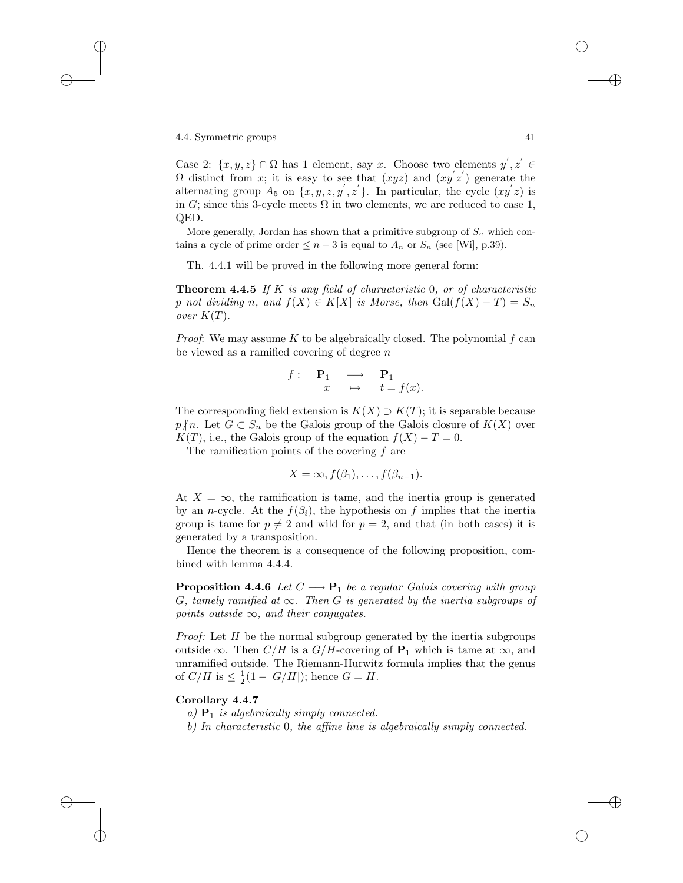Case 2: $\{x, y, z\} \cap \Omega$ has 1 element, say $x$. Choose two elements $y', z' \in \Omega$ distinct from $x$; it is easy to see that $(xyz)$ and $(xy'z')$ generate the alternating group $A_5$ on $\{x, y, z, y', z'\}$. In particular, the cycle $(xy'z)$ is in $G$; since this 3-cycle meets $\Omega$ in two elements, we are reduced to case 1, QED.

More generally, Jordan has shown that a primitive subgroup of $S_n$ which contains a cycle of prime order $\leq n-3$ is equal to $A_n$ or $S_n$ (see [Wi], p.39).

Th. 4.4.1 will be proved in the following more general form:

**Theorem 4.4.5** *If $K$ is any field of characteristic* 0*, or of characteristic $p$ not dividing $n$, and $f(X) \in K[X]$ is Morse, then* $\mathrm{Gal}(f(X) - T) = S_n$ *over $K(T)$.*

*Proof*: We may assume $K$ to be algebraically closed. The polynomial $f$ can be viewed as a ramified covering of degree $n$

$$f: \quad \mathbf{P}_1 \quad \longrightarrow \quad \mathbf{P}_1$$
$$x \quad \mapsto \quad t = f(x).$$

The corresponding field extension is $K(X) \supset K(T)$; it is separable because $p \not| n$. Let $G \subset S_n$ be the Galois group of the Galois closure of $K(X)$ over $K(T)$, i.e., the Galois group of the equation $f(X) - T = 0$.

The ramification points of the covering $f$ are

$$X = \infty, f(\beta_1), \ldots, f(\beta_{n-1}).$$

At $X = \infty$, the ramification is tame, and the inertia group is generated by an $n$-cycle. At the $f(\beta_i)$, the hypothesis on $f$ implies that the inertia group is tame for $p \neq 2$ and wild for $p = 2$, and that (in both cases) it is generated by a transposition.

Hence the theorem is a consequence of the following proposition, combined with lemma 4.4.4.

**Proposition 4.4.6** *Let $C \longrightarrow \mathbf{P}_1$ be a regular Galois covering with group $G$, tamely ramified at $\infty$. Then $G$ is generated by the inertia subgroups of points outside $\infty$, and their conjugates.*

*Proof:* Let $H$ be the normal subgroup generated by the inertia subgroups outside $\infty$. Then $C/H$ is a $G/H$-covering of $\mathbf{P}_1$ which is tame at $\infty$, and unramified outside. The Riemann-Hurwitz formula implies that the genus of $C/H$ is $\leq \frac{1}{2}(1 - |G/H|)$; hence $G = H$.

**Corollary 4.4.7**

*a) $\mathbf{P}_1$ is algebraically simply connected.*

*b) In characteristic* 0*, the affine line is algebraically simply connected.*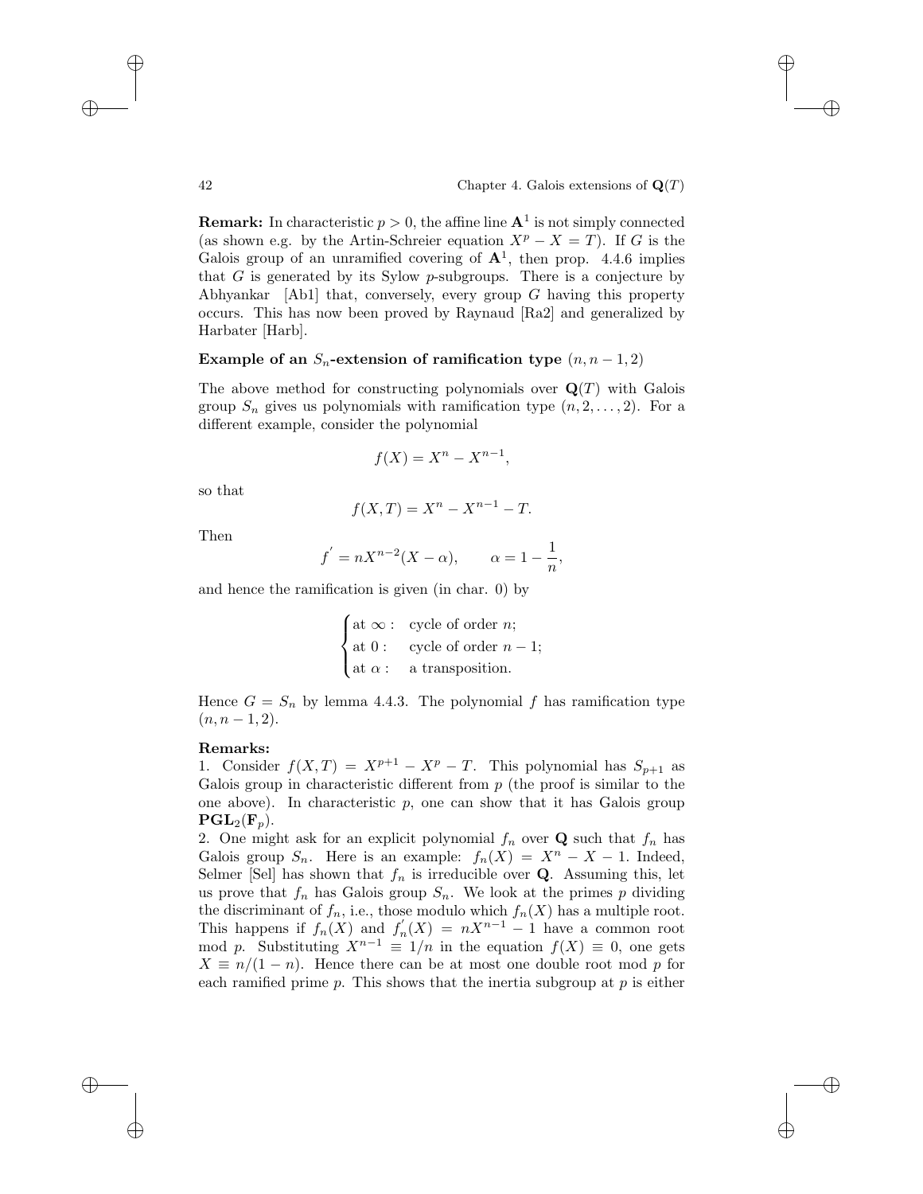**Remark:** In characteristic $p > 0$, the affine line $\mathbf{A}^1$ is not simply connected (as shown e.g. by the Artin-Schreier equation $X^p - X = T$). If $G$ is the Galois group of an unramified covering of $\mathbf{A}^1$, then prop. 4.4.6 implies that $G$ is generated by its Sylow $p$-subgroups. There is a conjecture by Abhyankar [Ab1] that, conversely, every group $G$ having this property occurs. This has now been proved by Raynaud [Ra2] and generalized by Harbater [Harb].

**Example of an $S_n$-extension of ramification type $(n, n-1, 2)$**

The above method for constructing polynomials over $\mathbf{Q}(T)$ with Galois group $S_n$ gives us polynomials with ramification type $(n, 2, \ldots, 2)$. For a different example, consider the polynomial

$$f(X) = X^n - X^{n-1},$$

so that

$$f(X, T) = X^n - X^{n-1} - T.$$

Then

$$f^{'} = nX^{n-2}(X - \alpha), \qquad \alpha = 1 - \frac{1}{n},$$

and hence the ramification is given (in char. 0) by

$$\begin{cases} \text{at } \infty: & \text{cycle of order } n; \\ \text{at } 0: & \text{cycle of order } n-1; \\ \text{at } \alpha: & \text{a transposition.} \end{cases}$$

Hence $G = S_n$ by lemma 4.4.3. The polynomial $f$ has ramification type $(n, n-1, 2)$.

**Remarks:**

1. Consider $f(X, T) = X^{p+1} - X^p - T$. This polynomial has $S_{p+1}$ as Galois group in characteristic different from $p$ (the proof is similar to the one above). In characteristic $p$, one can show that it has Galois group $\mathbf{PGL}_2(\mathbf{F}_p)$.
2. One might ask for an explicit polynomial $f_n$ over $\mathbf{Q}$ such that $f_n$ has Galois group $S_n$. Here is an example: $f_n(X) = X^n - X - 1$. Indeed, Selmer [Sel] has shown that $f_n$ is irreducible over $\mathbf{Q}$. Assuming this, let us prove that $f_n$ has Galois group $S_n$. We look at the primes $p$ dividing the discriminant of $f_n$, i.e., those modulo which $f_n(X)$ has a multiple root. This happens if $f_n(X)$ and $f_n^{'}(X) = nX^{n-1} - 1$ have a common root mod $p$. Substituting $X^{n-1} \equiv 1/n$ in the equation $f(X) \equiv 0$, one gets $X \equiv n/(1-n)$. Hence there can be at most one double root mod $p$ for each ramified prime $p$. This shows that the inertia subgroup at $p$ is either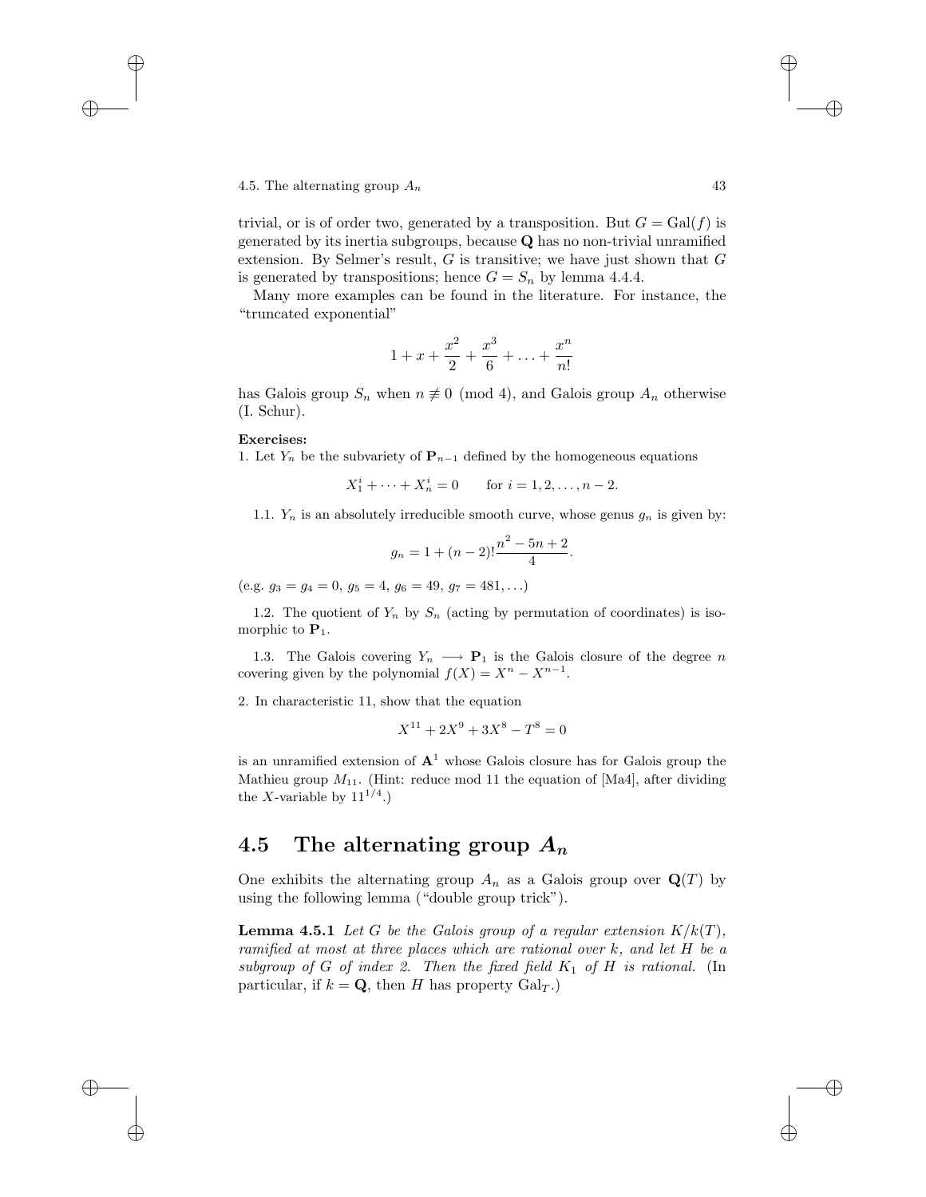trivial, or is of order two, generated by a transposition. But $G = \mathrm{Gal}(f)$ is generated by its inertia subgroups, because $\mathbf{Q}$ has no non-trivial unramified extension. By Selmer's result, $G$ is transitive; we have just shown that $G$ is generated by transpositions; hence $G = S_n$ by lemma 4.4.4.

Many more examples can be found in the literature. For instance, the "truncated exponential"

$$1 + x + \frac{x^2}{2} + \frac{x^3}{6} + \ldots + \frac{x^n}{n!}$$

has Galois group $S_n$ when $n \not\equiv 0 \pmod 4$, and Galois group $A_n$ otherwise (I. Schur).

**Exercises:**

1. Let $Y_n$ be the subvariety of $\mathbf{P}_{n-1}$ defined by the homogeneous equations

$$X_1^i + \cdots + X_n^i = 0 \qquad \text{for } i = 1, 2, \ldots, n-2.$$

1.1. $Y_n$ is an absolutely irreducible smooth curve, whose genus $g_n$ is given by:

$$g_n = 1 + (n-2)!\frac{n^2 - 5n + 2}{4}.$$

(e.g. $g_3 = g_4 = 0$, $g_5 = 4$, $g_6 = 49$, $g_7 = 481, \ldots$)

1.2. The quotient of $Y_n$ by $S_n$ (acting by permutation of coordinates) is isomorphic to $\mathbf{P}_1$.

1.3. The Galois covering $Y_n \longrightarrow \mathbf{P}_1$ is the Galois closure of the degree $n$ covering given by the polynomial $f(X) = X^n - X^{n-1}$.

2. In characteristic 11, show that the equation

$$X^{11} + 2X^9 + 3X^8 - T^8 = 0$$

is an unramified extension of $\mathbf{A}^1$ whose Galois closure has for Galois group the Mathieu group $M_{11}$. (Hint: reduce mod 11 the equation of [Ma4], after dividing the $X$-variable by $11^{1/4}$.)

## 4.5 The alternating group $A_n$

One exhibits the alternating group $A_n$ as a Galois group over $\mathbf{Q}(T)$ by using the following lemma ("double group trick").

**Lemma 4.5.1** *Let $G$ be the Galois group of a regular extension $K/k(T)$, ramified at most at three places which are rational over $k$, and let $H$ be a subgroup of $G$ of index 2. Then the fixed field $K_1$ of $H$ is rational.* (In particular, if $k = \mathbf{Q}$, then $H$ has property $\mathrm{Gal}_T$.)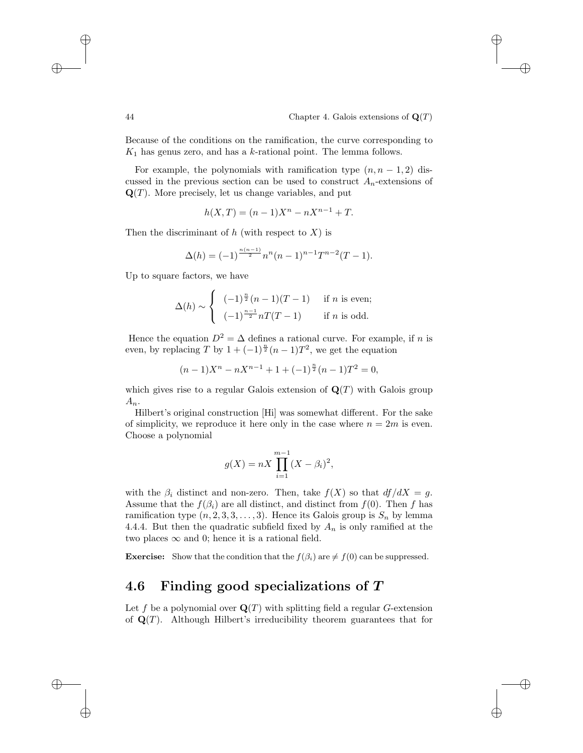Because of the conditions on the ramification, the curve corresponding to $K_1$ has genus zero, and has a $k$-rational point. The lemma follows.

For example, the polynomials with ramification type $(n, n-1, 2)$ discussed in the previous section can be used to construct $A_n$-extensions of $\mathbf{Q}(T)$. More precisely, let us change variables, and put

$$h(X,T) = (n-1)X^n - nX^{n-1} + T.$$

Then the discriminant of $h$ (with respect to $X$) is

$$\Delta(h) = (-1)^{\frac{n(n-1)}{2}} n^n (n-1)^{n-1} T^{n-2}(T-1).$$

Up to square factors, we have

$$\Delta(h) \sim \begin{cases} (-1)^{\frac{n}{2}}(n-1)(T-1) & \text{if } n \text{ is even;} \\ (-1)^{\frac{n-1}{2}} nT(T-1) & \text{if } n \text{ is odd.} \end{cases}$$

Hence the equation $D^2 = \Delta$ defines a rational curve. For example, if $n$ is even, by replacing $T$ by $1 + (-1)^{\frac{n}{2}}(n-1)T^2$, we get the equation

$$(n-1)X^n - nX^{n-1} + 1 + (-1)^{\frac{n}{2}}(n-1)T^2 = 0,$$

which gives rise to a regular Galois extension of $\mathbf{Q}(T)$ with Galois group $A_n$.

Hilbert's original construction [Hi] was somewhat different. For the sake of simplicity, we reproduce it here only in the case where $n = 2m$ is even. Choose a polynomial

$$g(X) = nX \prod_{i=1}^{m-1} (X - \beta_i)^2,$$

with the $\beta_i$ distinct and non-zero. Then, take $f(X)$ so that $df/dX = g$. Assume that the $f(\beta_i)$ are all distinct, and distinct from $f(0)$. Then $f$ has ramification type $(n, 2, 3, 3, \ldots, 3)$. Hence its Galois group is $S_n$ by lemma 4.4.4. But then the quadratic subfield fixed by $A_n$ is only ramified at the two places $\infty$ and 0; hence it is a rational field.

**Exercise:** Show that the condition that the $f(\beta_i)$ are $\neq f(0)$ can be suppressed.

## 4.6 Finding good specializations of $T$

Let $f$ be a polynomial over $\mathbf{Q}(T)$ with splitting field a regular $G$-extension of $\mathbf{Q}(T)$. Although Hilbert's irreducibility theorem guarantees that for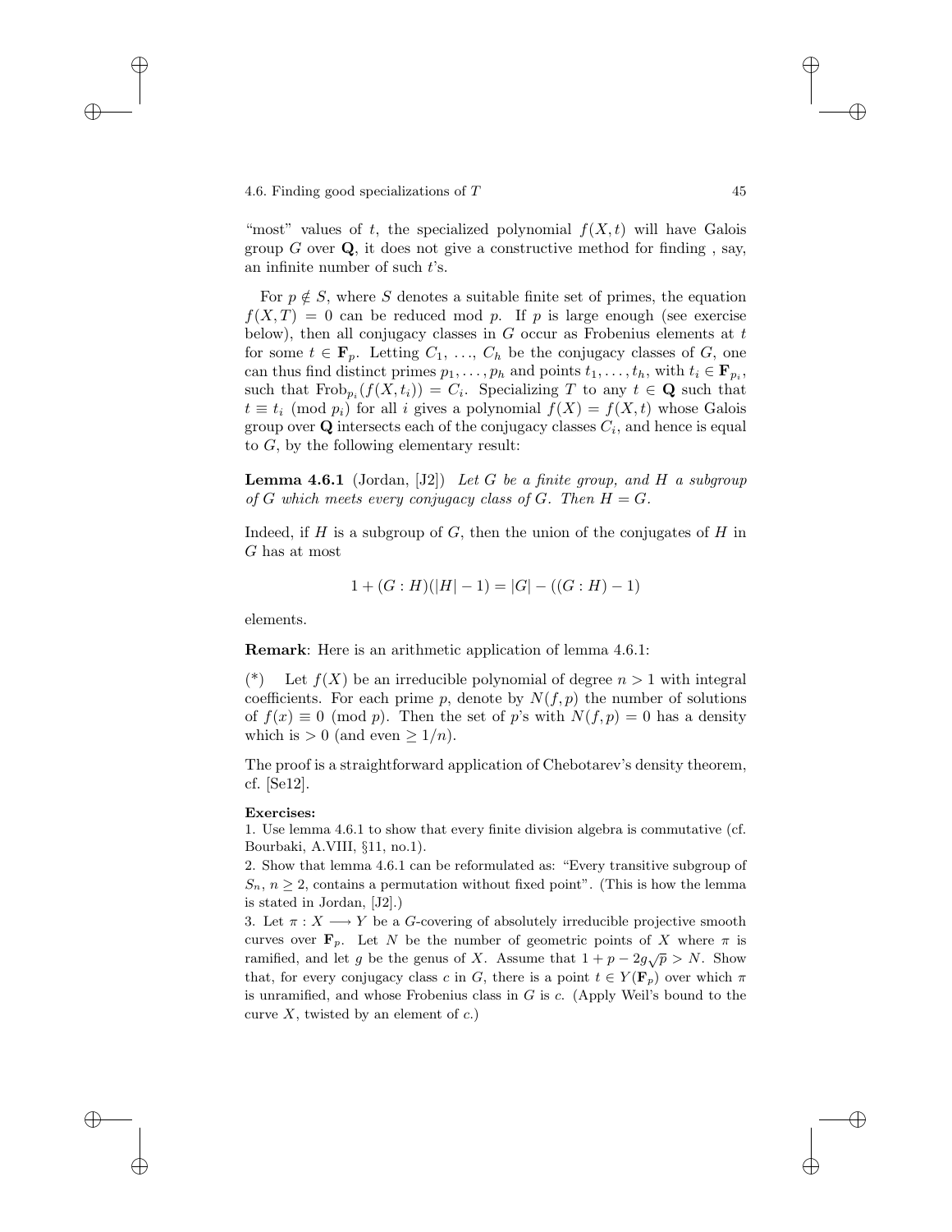"most" values of $t$, the specialized polynomial $f(X, t)$ will have Galois group $G$ over $\mathbf{Q}$, it does not give a constructive method for finding , say, an infinite number of such $t$'s.

For $p \notin S$, where $S$ denotes a suitable finite set of primes, the equation $f(X, T) = 0$ can be reduced mod $p$. If $p$ is large enough (see exercise below), then all conjugacy classes in $G$ occur as Frobenius elements at $t$ for some $t \in \mathbf{F}_p$. Letting $C_1, \ldots, C_h$ be the conjugacy classes of $G$, one can thus find distinct primes $p_1, \ldots, p_h$ and points $t_1, \ldots, t_h$, with $t_i \in \mathbf{F}_{p_i}$, such that $\mathrm{Frob}_{p_i}(f(X, t_i)) = C_i$. Specializing $T$ to any $t \in \mathbf{Q}$ such that $t \equiv t_i \pmod{p_i}$ for all $i$ gives a polynomial $f(X) = f(X, t)$ whose Galois group over $\mathbf{Q}$ intersects each of the conjugacy classes $C_i$, and hence is equal to $G$, by the following elementary result:

**Lemma 4.6.1** (Jordan, [J2]) *Let $G$ be a finite group, and $H$ a subgroup of $G$ which meets every conjugacy class of $G$. Then $H = G$.*

Indeed, if $H$ is a subgroup of $G$, then the union of the conjugates of $H$ in $G$ has at most

$$1 + (G : H)(|H| - 1) = |G| - ((G : H) - 1)$$

elements.

**Remark**: Here is an arithmetic application of lemma 4.6.1:

(*) Let $f(X)$ be an irreducible polynomial of degree $n > 1$ with integral coefficients. For each prime $p$, denote by $N(f, p)$ the number of solutions of $f(x) \equiv 0 \pmod{p}$. Then the set of $p$'s with $N(f, p) = 0$ has a density which is $> 0$ (and even $\geq 1/n$).

The proof is a straightforward application of Chebotarev's density theorem, cf. [Se12].

**Exercises:**

1. Use lemma 4.6.1 to show that every finite division algebra is commutative (cf. Bourbaki, A.VIII, §11, no.1).
2. Show that lemma 4.6.1 can be reformulated as: "Every transitive subgroup of $S_n$, $n \geq 2$, contains a permutation without fixed point". (This is how the lemma is stated in Jordan, [J2].)
3. Let $\pi : X \longrightarrow Y$ be a $G$-covering of absolutely irreducible projective smooth curves over $\mathbf{F}_p$. Let $N$ be the number of geometric points of $X$ where $\pi$ is ramified, and let $g$ be the genus of $X$. Assume that $1 + p - 2g\sqrt{p} > N$. Show that, for every conjugacy class $c$ in $G$, there is a point $t \in Y(\mathbf{F}_p)$ over which $\pi$ is unramified, and whose Frobenius class in $G$ is $c$. (Apply Weil's bound to the curve $X$, twisted by an element of $c$.)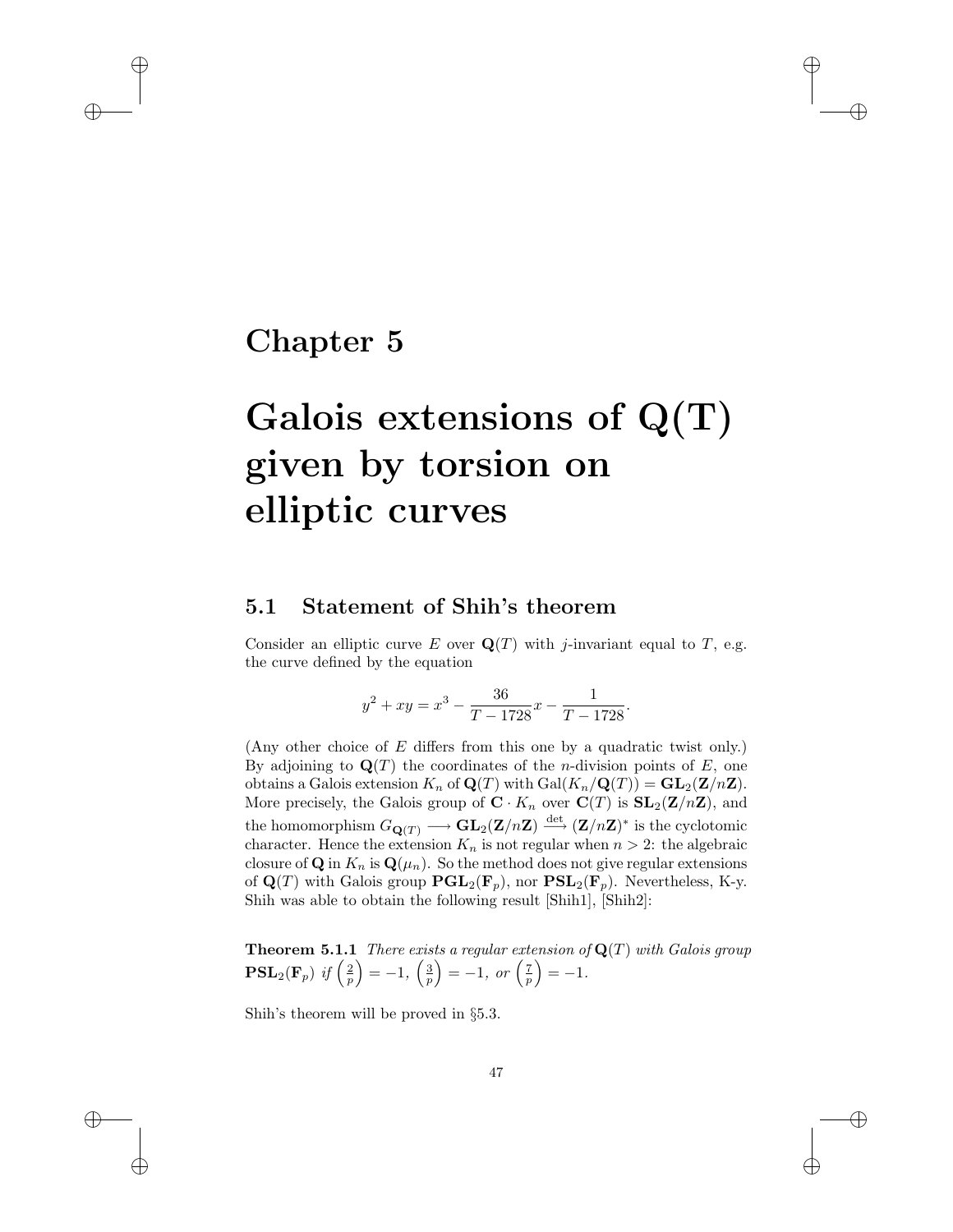# Chapter 5

# Galois extensions of Q(T) given by torsion on elliptic curves

## 5.1 Statement of Shih's theorem

Consider an elliptic curve $E$ over $\mathbf{Q}(T)$ with $j$-invariant equal to $T$, e.g. the curve defined by the equation

$$y^2 + xy = x^3 - \frac{36}{T - 1728}x - \frac{1}{T - 1728}.$$

(Any other choice of $E$ differs from this one by a quadratic twist only.) By adjoining to $\mathbf{Q}(T)$ the coordinates of the $n$-division points of $E$, one obtains a Galois extension $K_n$ of $\mathbf{Q}(T)$ with $\mathrm{Gal}(K_n/\mathbf{Q}(T)) = \mathbf{GL}_2(\mathbf{Z}/n\mathbf{Z})$. More precisely, the Galois group of $\mathbf{C} \cdot K_n$ over $\mathbf{C}(T)$ is $\mathbf{SL}_2(\mathbf{Z}/n\mathbf{Z})$, and the homomorphism $G_{\mathbf{Q}(T)} \longrightarrow \mathbf{GL}_2(\mathbf{Z}/n\mathbf{Z}) \xrightarrow{\det} (\mathbf{Z}/n\mathbf{Z})^*$ is the cyclotomic character. Hence the extension $K_n$ is not regular when $n > 2$: the algebraic closure of $\mathbf{Q}$ in $K_n$ is $\mathbf{Q}(\mu_n)$. So the method does not give regular extensions of $\mathbf{Q}(T)$ with Galois group $\mathbf{PGL}_2(\mathbf{F}_p)$, nor $\mathbf{PSL}_2(\mathbf{F}_p)$. Nevertheless, K-y. Shih was able to obtain the following result [Shih1], [Shih2]:

**Theorem 5.1.1** *There exists a regular extension of* $\mathbf{Q}(T)$ *with Galois group* $\mathbf{PSL}_2(\mathbf{F}_p)$ *if* $\left(\frac{2}{p}\right) = -1$, $\left(\frac{3}{p}\right) = -1$, *or* $\left(\frac{7}{p}\right) = -1$.

Shih's theorem will be proved in §5.3.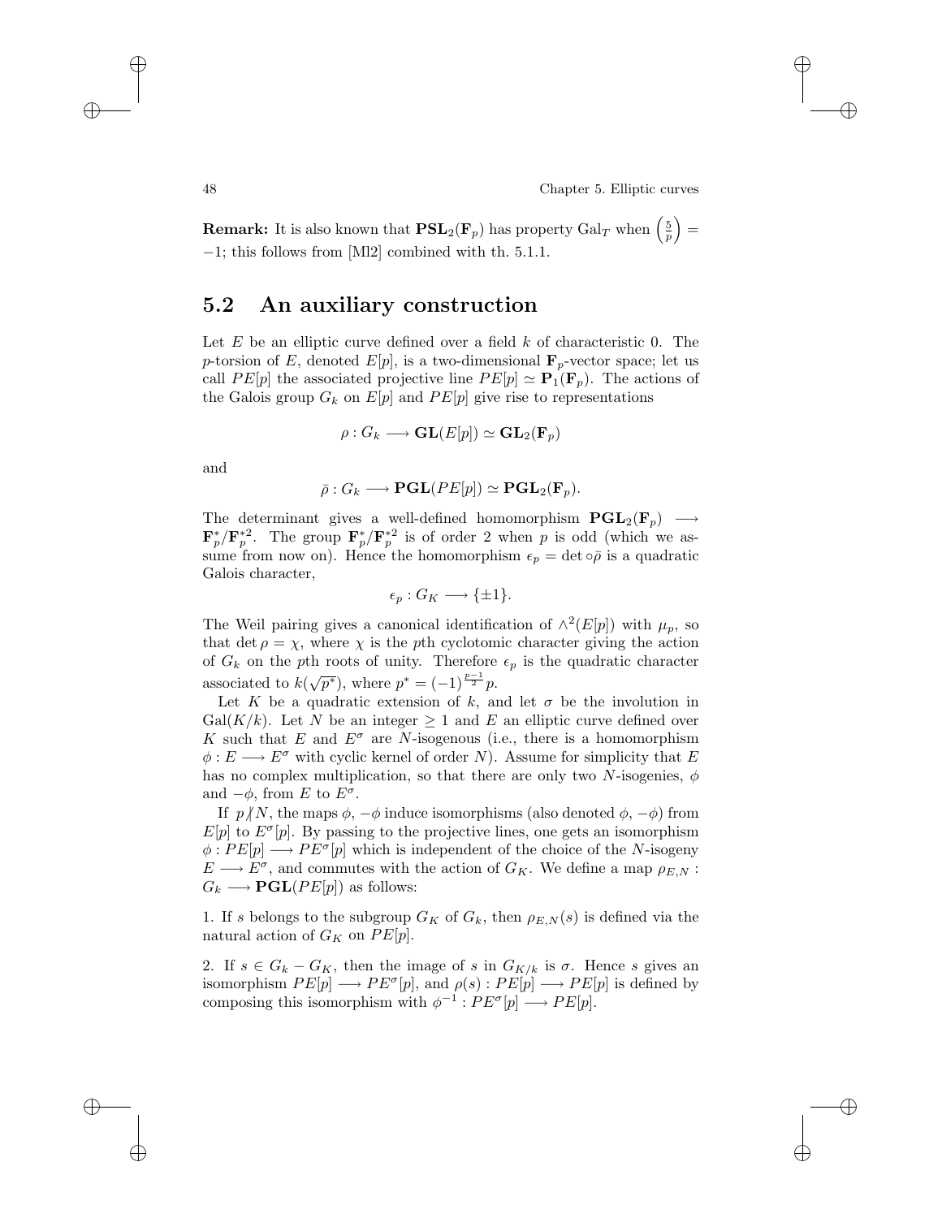**Remark:** It is also known that $\mathbf{PSL}_2(\mathbf{F}_p)$ has property $\mathrm{Gal}_T$ when $\left(\frac{5}{p}\right) = -1$; this follows from [Ml2] combined with th. 5.1.1.

## 5.2 An auxiliary construction

Let $E$ be an elliptic curve defined over a field $k$ of characteristic 0. The $p$-torsion of $E$, denoted $E[p]$, is a two-dimensional $\mathbf{F}_p$-vector space; let us call $PE[p]$ the associated projective line $PE[p] \simeq \mathbf{P}_1(\mathbf{F}_p)$. The actions of the Galois group $G_k$ on $E[p]$ and $PE[p]$ give rise to representations

$$\rho : G_k \longrightarrow \mathbf{GL}(E[p]) \simeq \mathbf{GL}_2(\mathbf{F}_p)$$

and

$$\bar{\rho} : G_k \longrightarrow \mathbf{PGL}(PE[p]) \simeq \mathbf{PGL}_2(\mathbf{F}_p).$$

The determinant gives a well-defined homomorphism $\mathbf{PGL}_2(\mathbf{F}_p) \longrightarrow \mathbf{F}_p^*/\mathbf{F}_p^{*2}$. The group $\mathbf{F}_p^*/\mathbf{F}_p^{*2}$ is of order 2 when $p$ is odd (which we assume from now on). Hence the homomorphism $\epsilon_p = \det \circ \bar{\rho}$ is a quadratic Galois character,

$$\epsilon_p : G_K \longrightarrow \{\pm 1\}.$$

The Weil pairing gives a canonical identification of $\wedge^2(E[p])$ with $\mu_p$, so that $\det \rho = \chi$, where $\chi$ is the $p$th cyclotomic character giving the action of $G_k$ on the $p$th roots of unity. Therefore $\epsilon_p$ is the quadratic character associated to $k(\sqrt{p^*})$, where $p^* = (-1)^{\frac{p-1}{2}} p$.

Let $K$ be a quadratic extension of $k$, and let $\sigma$ be the involution in $\mathrm{Gal}(K/k)$. Let $N$ be an integer $\geq 1$ and $E$ an elliptic curve defined over $K$ such that $E$ and $E^\sigma$ are $N$-isogenous (i.e., there is a homomorphism $\phi : E \longrightarrow E^\sigma$ with cyclic kernel of order $N$). Assume for simplicity that $E$ has no complex multiplication, so that there are only two $N$-isogenies, $\phi$ and $-\phi$, from $E$ to $E^\sigma$.

If $p \not| N$, the maps $\phi, -\phi$ induce isomorphisms (also denoted $\phi, -\phi$) from $E[p]$ to $E^\sigma[p]$. By passing to the projective lines, one gets an isomorphism $\phi : PE[p] \longrightarrow PE^\sigma[p]$ which is independent of the choice of the $N$-isogeny $E \longrightarrow E^\sigma$, and commutes with the action of $G_K$. We define a map $\rho_{E,N} : G_k \longrightarrow \mathbf{PGL}(PE[p])$ as follows:

1. If $s$ belongs to the subgroup $G_K$ of $G_k$, then $\rho_{E,N}(s)$ is defined via the natural action of $G_K$ on $PE[p]$.

2. If $s \in G_k - G_K$, then the image of $s$ in $G_{K/k}$ is $\sigma$. Hence $s$ gives an isomorphism $PE[p] \longrightarrow PE^\sigma[p]$, and $\rho(s) : PE[p] \longrightarrow PE[p]$ is defined by composing this isomorphism with $\phi^{-1} : PE^\sigma[p] \longrightarrow PE[p]$.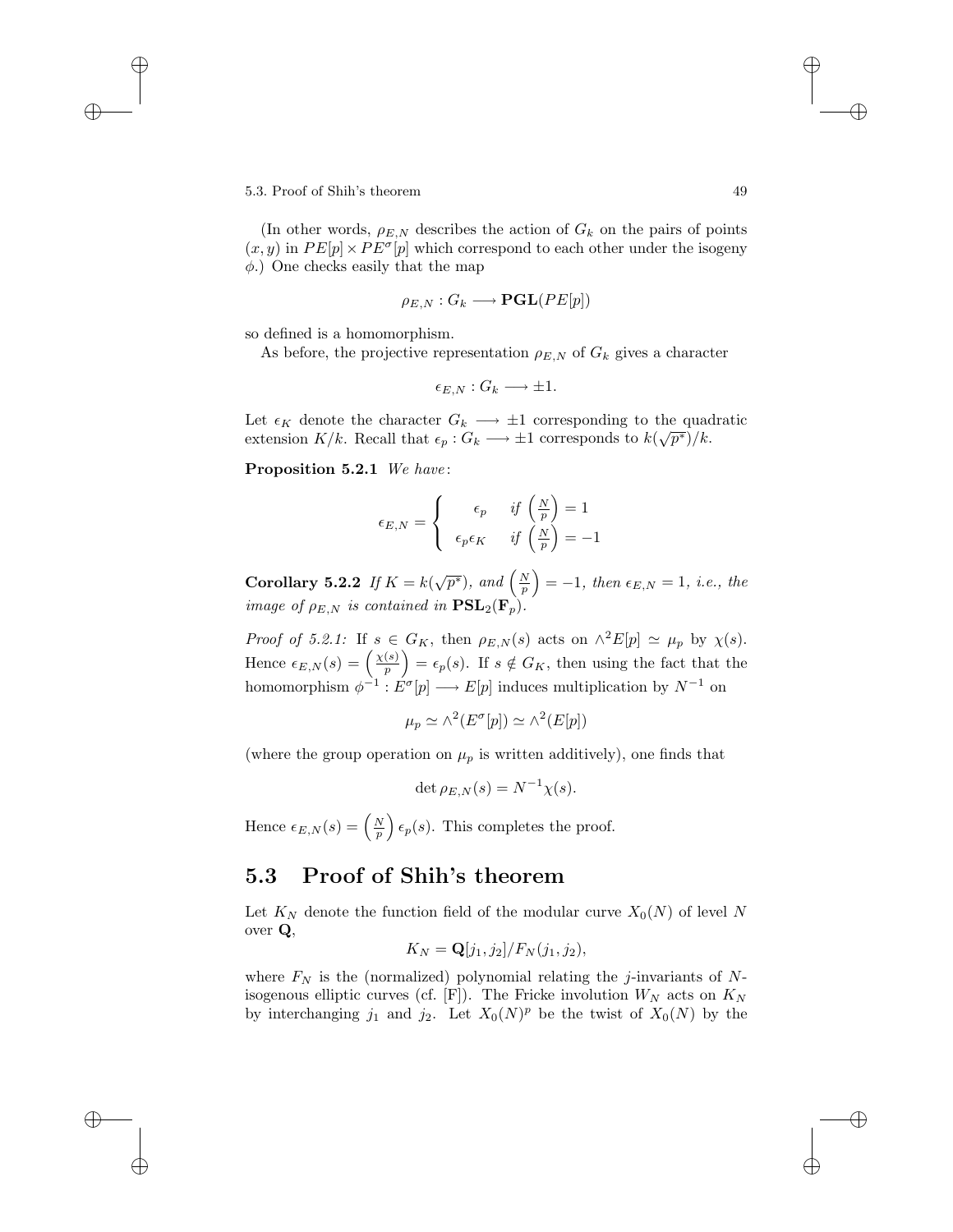(In other words, $\rho_{E,N}$ describes the action of $G_k$ on the pairs of points $(x, y)$ in $PE[p] \times PE^{\sigma}[p]$ which correspond to each other under the isogeny $\phi$.) One checks easily that the map

$$\rho_{E,N} : G_k \longrightarrow \mathbf{PGL}(PE[p])$$

so defined is a homomorphism.

As before, the projective representation $\rho_{E,N}$ of $G_k$ gives a character

$$\epsilon_{E,N} : G_k \longrightarrow \pm 1.$$

Let $\epsilon_K$ denote the character $G_k \longrightarrow \pm 1$ corresponding to the quadratic extension $K/k$. Recall that $\epsilon_p : G_k \longrightarrow \pm 1$ corresponds to $k(\sqrt{p^*})/k$.

**Proposition 5.2.1** *We have:*

$$\epsilon_{E,N} = \begin{cases} \epsilon_p & \text{if } \left(\frac{N}{p}\right) = 1 \\ \epsilon_p \epsilon_K & \text{if } \left(\frac{N}{p}\right) = -1 \end{cases}$$

**Corollary 5.2.2** *If $K = k(\sqrt{p^*})$, and $\left(\frac{N}{p}\right) = -1$, then $\epsilon_{E,N} = 1$, i.e., the image of $\rho_{E,N}$ is contained in $\mathbf{PSL}_2(\mathbf{F}_p)$.*

*Proof of 5.2.1:* If $s \in G_K$, then $\rho_{E,N}(s)$ acts on $\wedge^2 E[p] \simeq \mu_p$ by $\chi(s)$. Hence $\epsilon_{E,N}(s) = \left(\frac{\chi(s)}{p}\right) = \epsilon_p(s)$. If $s \notin G_K$, then using the fact that the homomorphism $\phi^{-1} : E^{\sigma}[p] \longrightarrow E[p]$ induces multiplication by $N^{-1}$ on

$$\mu_p \simeq \wedge^2(E^{\sigma}[p]) \simeq \wedge^2(E[p])$$

(where the group operation on $\mu_p$ is written additively), one finds that

$$\det \rho_{E,N}(s) = N^{-1}\chi(s).$$

Hence $\epsilon_{E,N}(s) = \left(\frac{N}{p}\right)\epsilon_p(s)$. This completes the proof.

## 5.3 Proof of Shih's theorem

Let $K_N$ denote the function field of the modular curve $X_0(N)$ of level $N$ over $\mathbf{Q}$,

$$K_N = \mathbf{Q}[j_1, j_2]/F_N(j_1, j_2),$$

where $F_N$ is the (normalized) polynomial relating the $j$-invariants of $N$-isogenous elliptic curves (cf. [F]). The Fricke involution $W_N$ acts on $K_N$ by interchanging $j_1$ and $j_2$. Let $X_0(N)^p$ be the twist of $X_0(N)$ by the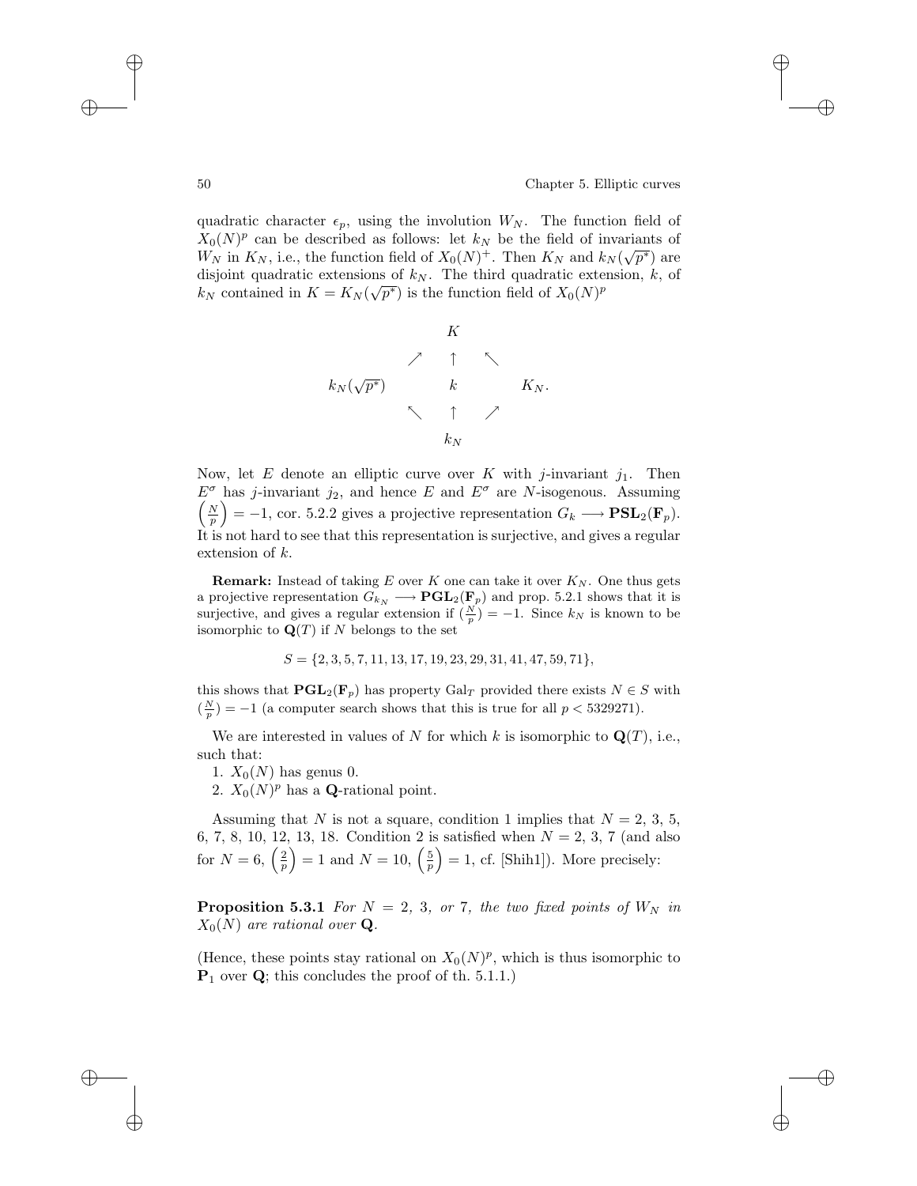quadratic character $\epsilon_p$, using the involution $W_N$. The function field of $X_0(N)^p$ can be described as follows: let $k_N$ be the field of invariants of $W_N$ in $K_N$, i.e., the function field of $X_0(N)^+$. Then $K_N$ and $k_N(\sqrt{p^*})$ are disjoint quadratic extensions of $k_N$. The third quadratic extension, $k$, of $k_N$ contained in $K = K_N(\sqrt{p^*})$ is the function field of $X_0(N)^p$

$$
\begin{array}{ccccc}
 & & K & & \\
 & \nearrow & \uparrow & \nwarrow & \\
k_N(\sqrt{p^*}) & & k & & K_N. \\
 & \nwarrow & \uparrow & \nearrow & \\
 & & k_N & &
\end{array}
$$

Now, let $E$ denote an elliptic curve over $K$ with $j$-invariant $j_1$. Then $E^\sigma$ has $j$-invariant $j_2$, and hence $E$ and $E^\sigma$ are $N$-isogenous. Assuming $\left(\frac{N}{p}\right) = -1$, cor. 5.2.2 gives a projective representation $G_k \longrightarrow \mathbf{PSL}_2(\mathbf{F}_p)$. It is not hard to see that this representation is surjective, and gives a regular extension of $k$.

**Remark:** Instead of taking $E$ over $K$ one can take it over $K_N$. One thus gets a projective representation $G_{k_N} \longrightarrow \mathbf{PGL}_2(\mathbf{F}_p)$ and prop. 5.2.1 shows that it is surjective, and gives a regular extension if $(\frac{N}{p}) = -1$. Since $k_N$ is known to be isomorphic to $\mathbf{Q}(T)$ if $N$ belongs to the set

$$S = \{2, 3, 5, 7, 11, 13, 17, 19, 23, 29, 31, 41, 47, 59, 71\},$$

this shows that $\mathbf{PGL}_2(\mathbf{F}_p)$ has property $\mathrm{Gal}_T$ provided there exists $N \in S$ with $(\frac{N}{p}) = -1$ (a computer search shows that this is true for all $p < 5329271$).

We are interested in values of $N$ for which $k$ is isomorphic to $\mathbf{Q}(T)$, i.e., such that:

1. $X_0(N)$ has genus 0.
2. $X_0(N)^p$ has a $\mathbf{Q}$-rational point.

Assuming that $N$ is not a square, condition 1 implies that $N = 2, 3, 5, 6, 7, 8, 10, 12, 13, 18$. Condition 2 is satisfied when $N = 2, 3, 7$ (and also for $N = 6$, $\left(\frac{2}{p}\right) = 1$ and $N = 10$, $\left(\frac{5}{p}\right) = 1$, cf. [Shih1]). More precisely:

**Proposition 5.3.1** *For $N = 2$, $3$, or $7$, the two fixed points of $W_N$ in $X_0(N)$ are rational over $\mathbf{Q}$.*

(Hence, these points stay rational on $X_0(N)^p$, which is thus isomorphic to $\mathbf{P}_1$ over $\mathbf{Q}$; this concludes the proof of th. 5.1.1.)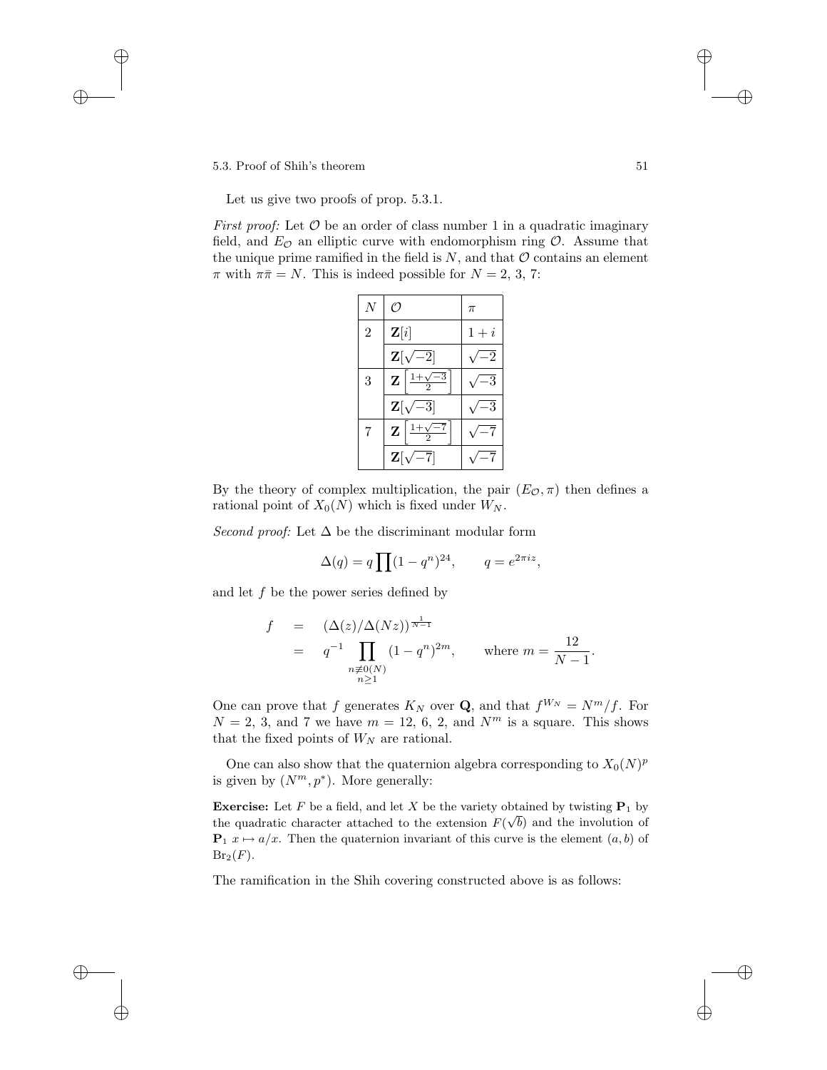Let us give two proofs of prop. 5.3.1.

*First proof:* Let $\mathcal{O}$ be an order of class number 1 in a quadratic imaginary field, and $E_{\mathcal{O}}$ an elliptic curve with endomorphism ring $\mathcal{O}$. Assume that the unique prime ramified in the field is $N$, and that $\mathcal{O}$ contains an element $\pi$ with $\pi\bar{\pi} = N$. This is indeed possible for $N = 2, 3, 7$:

| $N$ | $\mathcal{O}$ | $\pi$ |
|---|---|---|
| 2 | $\mathbf{Z}[i]$ | $1+i$ |
| | $\mathbf{Z}[\sqrt{-2}]$ | $\sqrt{-2}$ |
| 3 | $\mathbf{Z}\left[\frac{1+\sqrt{-3}}{2}\right]$ | $\sqrt{-3}$ |
| | $\mathbf{Z}[\sqrt{-3}]$ | $\sqrt{-3}$ |
| 7 | $\mathbf{Z}\left[\frac{1+\sqrt{-7}}{2}\right]$ | $\sqrt{-7}$ |
| | $\mathbf{Z}[\sqrt{-7}]$ | $\sqrt{-7}$ |

By the theory of complex multiplication, the pair $(E_{\mathcal{O}}, \pi)$ then defines a rational point of $X_0(N)$ which is fixed under $W_N$.

*Second proof:* Let $\Delta$ be the discriminant modular form

$$\Delta(q) = q \prod (1-q^n)^{24}, \qquad q = e^{2\pi i z},$$

and let $f$ be the power series defined by

$$\begin{aligned} f &= (\Delta(z)/\Delta(Nz))^{\frac{1}{N-1}} \\ &= q^{-1} \prod_{\substack{n \not\equiv 0 (N) \\ n \geq 1}} (1-q^n)^{2m}, \qquad \text{where } m = \frac{12}{N-1}. \end{aligned}$$

One can prove that $f$ generates $K_N$ over $\mathbf{Q}$, and that $f^{W_N} = N^m/f$. For $N = 2$, 3, and 7 we have $m = 12$, 6, 2, and $N^m$ is a square. This shows that the fixed points of $W_N$ are rational.

One can also show that the quaternion algebra corresponding to $X_0(N)^p$ is given by $(N^m, p^*)$. More generally:

**Exercise:** Let $F$ be a field, and let $X$ be the variety obtained by twisting $\mathbf{P}_1$ by the quadratic character attached to the extension $F(\sqrt{b})$ and the involution of $\mathbf{P}_1$ $x \mapsto a/x$. Then the quaternion invariant of this curve is the element $(a, b)$ of $\mathrm{Br}_2(F)$.

The ramification in the Shih covering constructed above is as follows: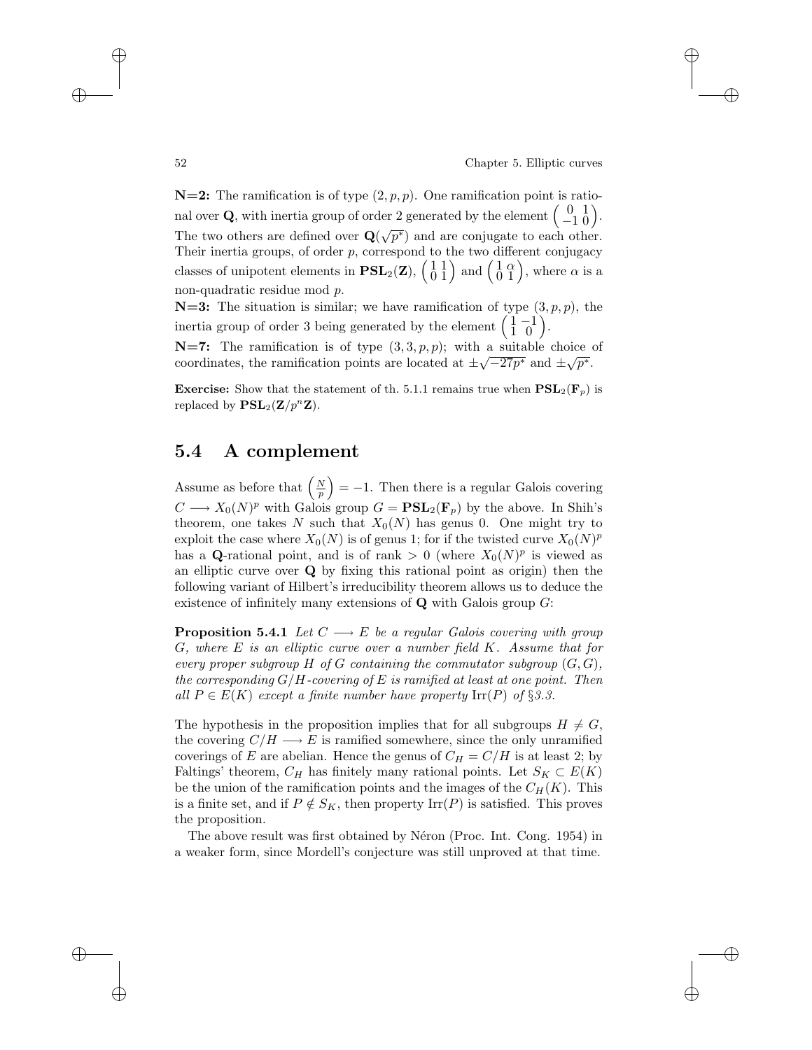**N=2:** The ramification is of type $(2, p, p)$. One ramification point is rational over $\mathbf{Q}$, with inertia group of order 2 generated by the element $\begin{pmatrix} 0 & 1 \\ -1 & 0 \end{pmatrix}$. The two others are defined over $\mathbf{Q}(\sqrt{p^*})$ and are conjugate to each other. Their inertia groups, of order $p$, correspond to the two different conjugacy classes of unipotent elements in $\mathbf{PSL}_2(\mathbf{Z})$, $\begin{pmatrix} 1 & 1 \\ 0 & 1 \end{pmatrix}$ and $\begin{pmatrix} 1 & \alpha \\ 0 & 1 \end{pmatrix}$, where $\alpha$ is a non-quadratic residue mod $p$.

**N=3:** The situation is similar; we have ramification of type $(3, p, p)$, the inertia group of order 3 being generated by the element $\begin{pmatrix} 1 & -1 \\ 1 & 0 \end{pmatrix}$.

**N=7:** The ramification is of type $(3, 3, p, p)$; with a suitable choice of coordinates, the ramification points are located at $\pm\sqrt{-27p^*}$ and $\pm\sqrt{p^*}$.

**Exercise:** Show that the statement of th. 5.1.1 remains true when $\mathbf{PSL}_2(\mathbf{F}_p)$ is replaced by $\mathbf{PSL}_2(\mathbf{Z}/p^n\mathbf{Z})$.

## 5.4 A complement

Assume as before that $\left(\frac{N}{p}\right) = -1$. Then there is a regular Galois covering $C \longrightarrow X_0(N)^p$ with Galois group $G = \mathbf{PSL}_2(\mathbf{F}_p)$ by the above. In Shih's theorem, one takes $N$ such that $X_0(N)$ has genus 0. One might try to exploit the case where $X_0(N)$ is of genus 1; for if the twisted curve $X_0(N)^p$ has a $\mathbf{Q}$-rational point, and is of rank $> 0$ (where $X_0(N)^p$ is viewed as an elliptic curve over $\mathbf{Q}$ by fixing this rational point as origin) then the following variant of Hilbert's irreducibility theorem allows us to deduce the existence of infinitely many extensions of $\mathbf{Q}$ with Galois group $G$:

**Proposition 5.4.1** *Let $C \longrightarrow E$ be a regular Galois covering with group $G$, where $E$ is an elliptic curve over a number field $K$. Assume that for every proper subgroup $H$ of $G$ containing the commutator subgroup $(G, G)$, the corresponding $G/H$-covering of $E$ is ramified at least at one point. Then all $P \in E(K)$ except a finite number have property* $\mathrm{Irr}(P)$ *of §3.3.*

The hypothesis in the proposition implies that for all subgroups $H \neq G$, the covering $C/H \longrightarrow E$ is ramified somewhere, since the only unramified coverings of $E$ are abelian. Hence the genus of $C_H = C/H$ is at least 2; by Faltings' theorem, $C_H$ has finitely many rational points. Let $S_K \subset E(K)$ be the union of the ramification points and the images of the $C_H(K)$. This is a finite set, and if $P \notin S_K$, then property $\mathrm{Irr}(P)$ is satisfied. This proves the proposition.

The above result was first obtained by Néron (Proc. Int. Cong. 1954) in a weaker form, since Mordell's conjecture was still unproved at that time.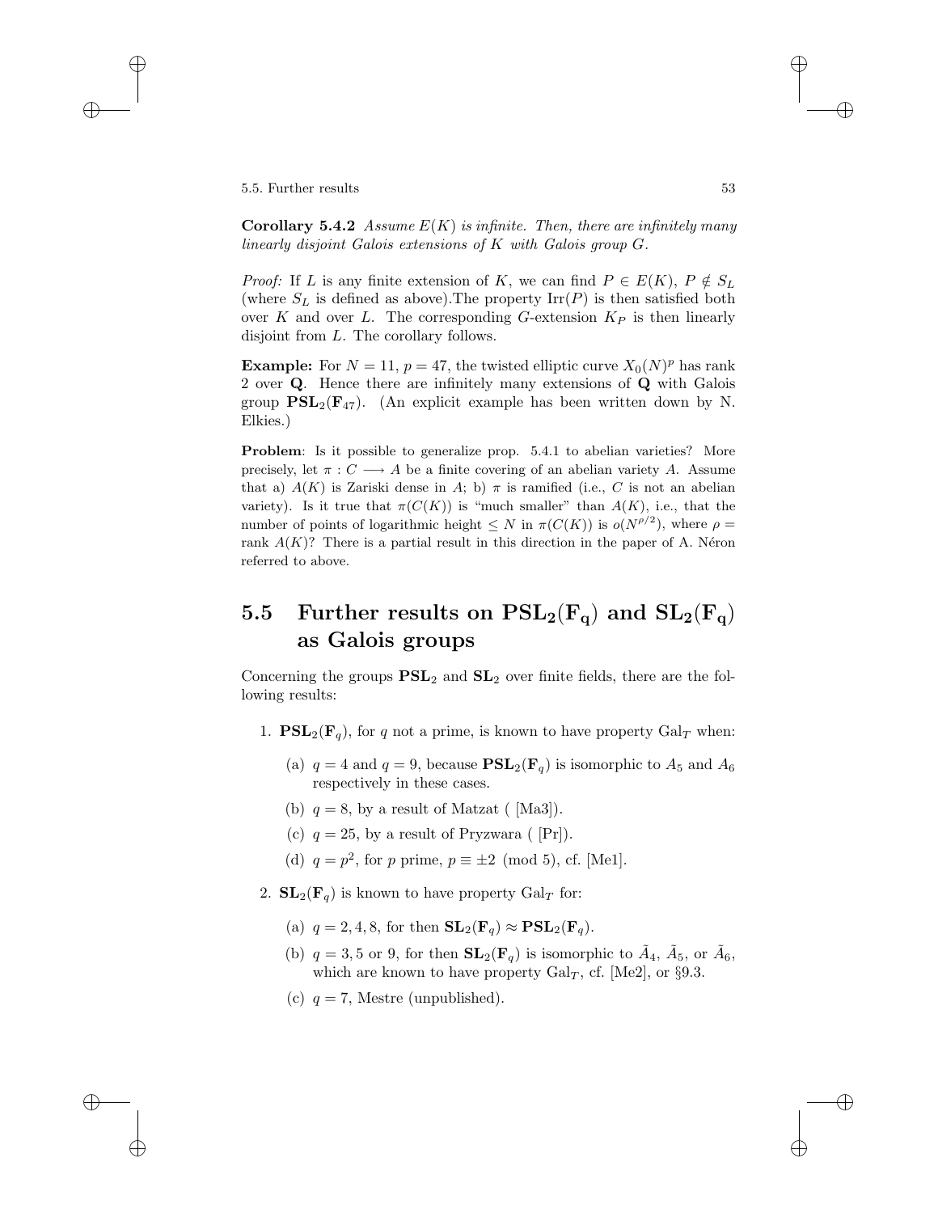**Corollary 5.4.2** *Assume $E(K)$ is infinite. Then, there are infinitely many linearly disjoint Galois extensions of $K$ with Galois group $G$.*

*Proof:* If $L$ is any finite extension of $K$, we can find $P \in E(K)$, $P \notin S_L$ (where $S_L$ is defined as above).The property $\mathrm{Irr}(P)$ is then satisfied both over $K$ and over $L$. The corresponding $G$-extension $K_P$ is then linearly disjoint from $L$. The corollary follows.

**Example:** For $N = 11$, $p = 47$, the twisted elliptic curve $X_0(N)^p$ has rank 2 over $\mathbf{Q}$. Hence there are infinitely many extensions of $\mathbf{Q}$ with Galois group $\mathbf{PSL}_2(\mathbf{F}_{47})$. (An explicit example has been written down by N. Elkies.)

**Problem**: Is it possible to generalize prop. 5.4.1 to abelian varieties? More precisely, let $\pi : C \longrightarrow A$ be a finite covering of an abelian variety $A$. Assume that a) $A(K)$ is Zariski dense in $A$; b) $\pi$ is ramified (i.e., $C$ is not an abelian variety). Is it true that $\pi(C(K))$ is "much smaller" than $A(K)$, i.e., that the number of points of logarithmic height $\leq N$ in $\pi(C(K))$ is $o(N^{\rho/2})$, where $\rho =$ rank $A(K)$? There is a partial result in this direction in the paper of A. Néron referred to above.

## 5.5 Further results on $\mathbf{PSL_2(F_q)}$ and $\mathbf{SL_2(F_q)}$ as Galois groups

Concerning the groups $\mathbf{PSL}_2$ and $\mathbf{SL}_2$ over finite fields, there are the following results:

1. $\mathbf{PSL}_2(\mathbf{F}_q)$, for $q$ not a prime, is known to have property $\mathrm{Gal}_T$ when:
   (a) $q = 4$ and $q = 9$, because $\mathbf{PSL}_2(\mathbf{F}_q)$ is isomorphic to $A_5$ and $A_6$ respectively in these cases.
   (b) $q = 8$, by a result of Matzat ( [Ma3]).
   (c) $q = 25$, by a result of Pryzwara ( [Pr]).
   (d) $q = p^2$, for $p$ prime, $p \equiv \pm 2 \pmod 5$, cf. [Me1].

2. $\mathbf{SL}_2(\mathbf{F}_q)$ is known to have property $\mathrm{Gal}_T$ for:
   (a) $q = 2, 4, 8$, for then $\mathbf{SL}_2(\mathbf{F}_q) \approx \mathbf{PSL}_2(\mathbf{F}_q)$.
   (b) $q = 3, 5$ or $9$, for then $\mathbf{SL}_2(\mathbf{F}_q)$ is isomorphic to $\tilde{A}_4$, $\tilde{A}_5$, or $\tilde{A}_6$, which are known to have property $\mathrm{Gal}_T$, cf. [Me2], or §9.3.
   (c) $q = 7$, Mestre (unpublished).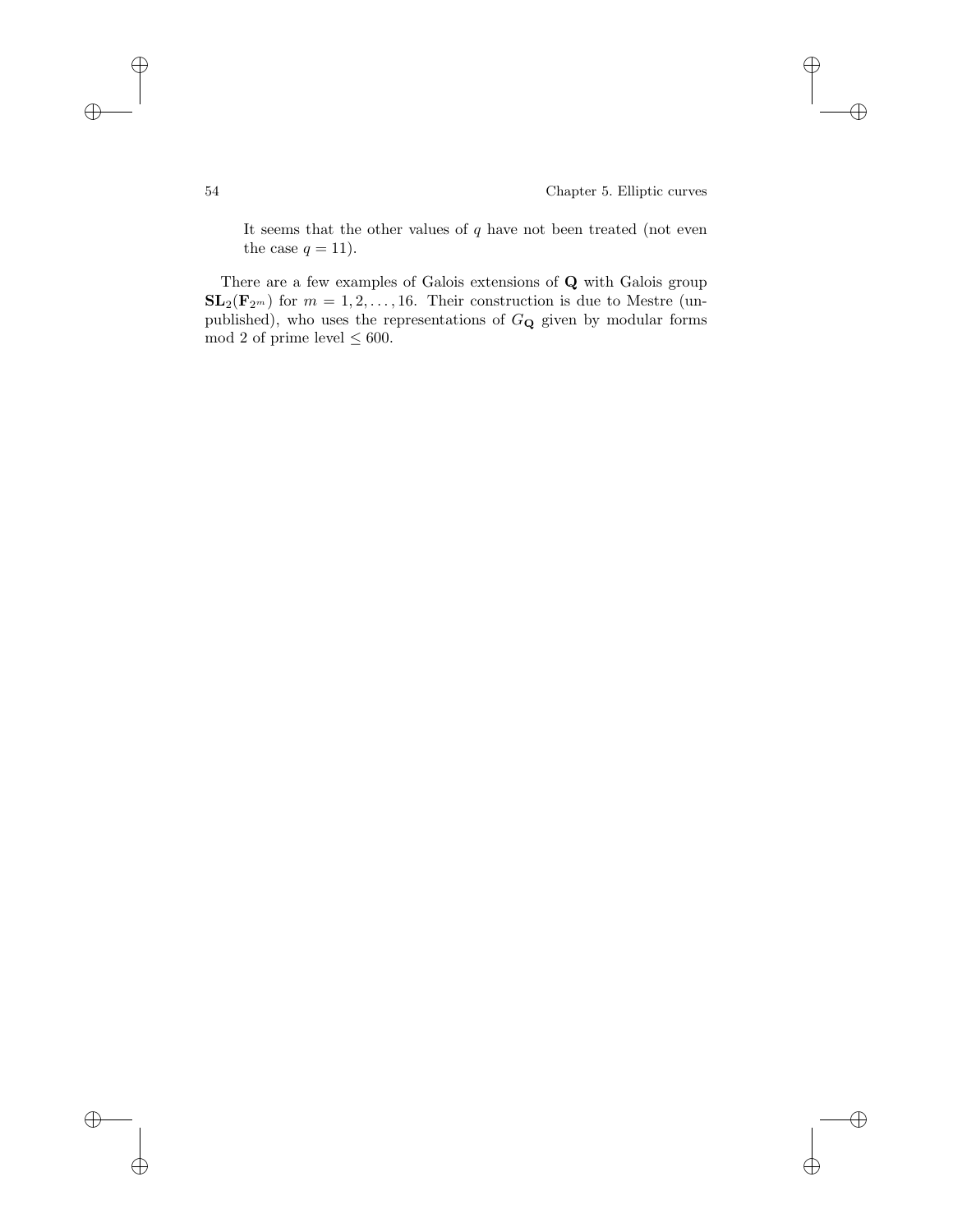It seems that the other values of $q$ have not been treated (not even the case $q = 11$).

There are a few examples of Galois extensions of $\mathbf{Q}$ with Galois group $\mathbf{SL}_2(\mathbf{F}_{2^m})$ for $m = 1, 2, \ldots, 16$. Their construction is due to Mestre (unpublished), who uses the representations of $G_{\mathbf{Q}}$ given by modular forms mod 2 of prime level $\leq 600$.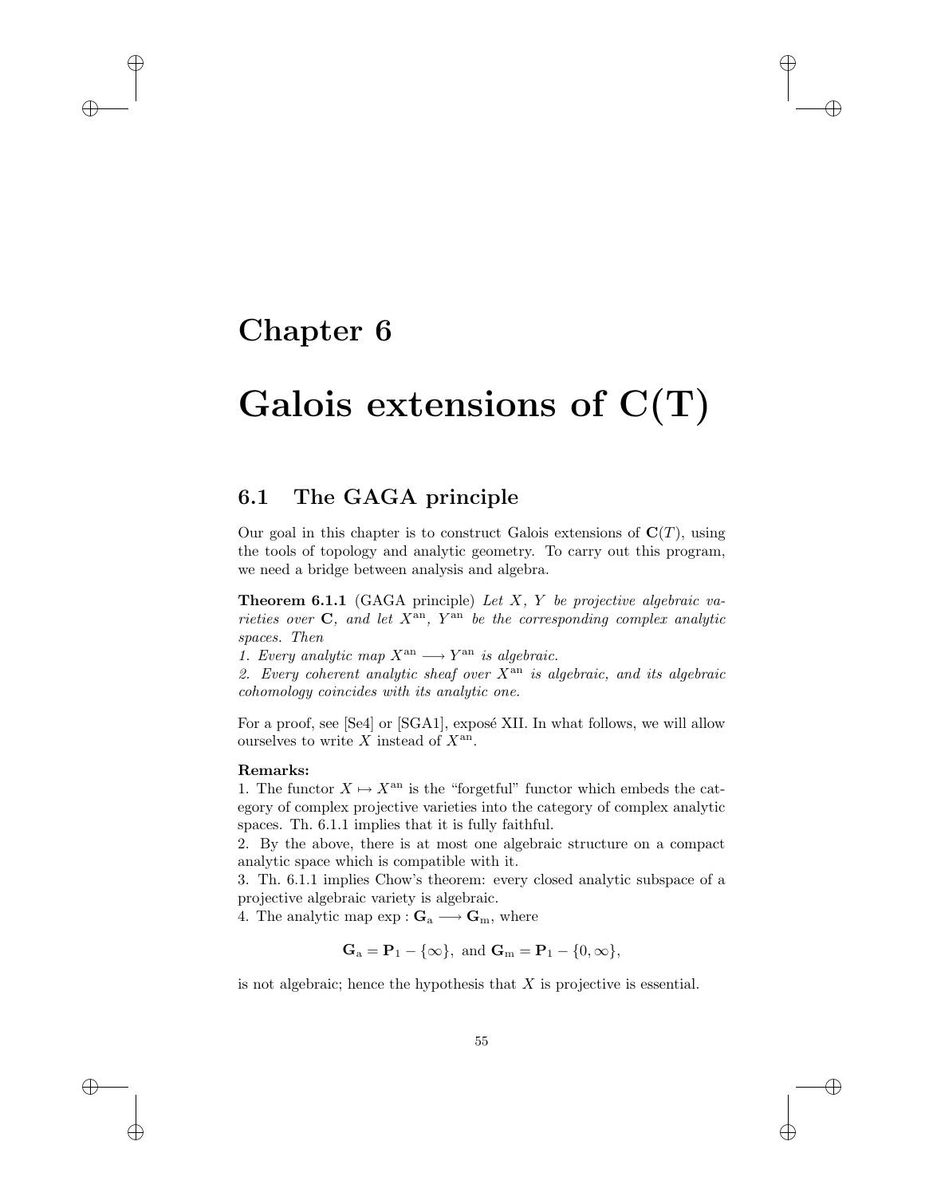# Chapter 6

# Galois extensions of C(T)

## 6.1 The GAGA principle

Our goal in this chapter is to construct Galois extensions of $\mathbf{C}(T)$, using the tools of topology and analytic geometry. To carry out this program, we need a bridge between analysis and algebra.

**Theorem 6.1.1** (GAGA principle) *Let $X$, $Y$ be projective algebraic varieties over $\mathbf{C}$, and let $X^{\mathrm{an}}$, $Y^{\mathrm{an}}$ be the corresponding complex analytic spaces. Then*
*1. Every analytic map $X^{\mathrm{an}} \longrightarrow Y^{\mathrm{an}}$ is algebraic.*
*2. Every coherent analytic sheaf over $X^{\mathrm{an}}$ is algebraic, and its algebraic cohomology coincides with its analytic one.*

For a proof, see [Se4] or [SGA1], exposé XII. In what follows, we will allow ourselves to write $X$ instead of $X^{\mathrm{an}}$.

**Remarks:**
1. The functor $X \mapsto X^{\mathrm{an}}$ is the "forgetful" functor which embeds the category of complex projective varieties into the category of complex analytic spaces. Th. 6.1.1 implies that it is fully faithful.
2. By the above, there is at most one algebraic structure on a compact analytic space which is compatible with it.
3. Th. 6.1.1 implies Chow's theorem: every closed analytic subspace of a projective algebraic variety is algebraic.
4. The analytic map $\exp : \mathbf{G}_{\mathrm{a}} \longrightarrow \mathbf{G}_{\mathrm{m}}$, where

$$\mathbf{G}_{\mathrm{a}} = \mathbf{P}_1 - \{\infty\}, \text{ and } \mathbf{G}_{\mathrm{m}} = \mathbf{P}_1 - \{0, \infty\},$$

is not algebraic; hence the hypothesis that $X$ is projective is essential.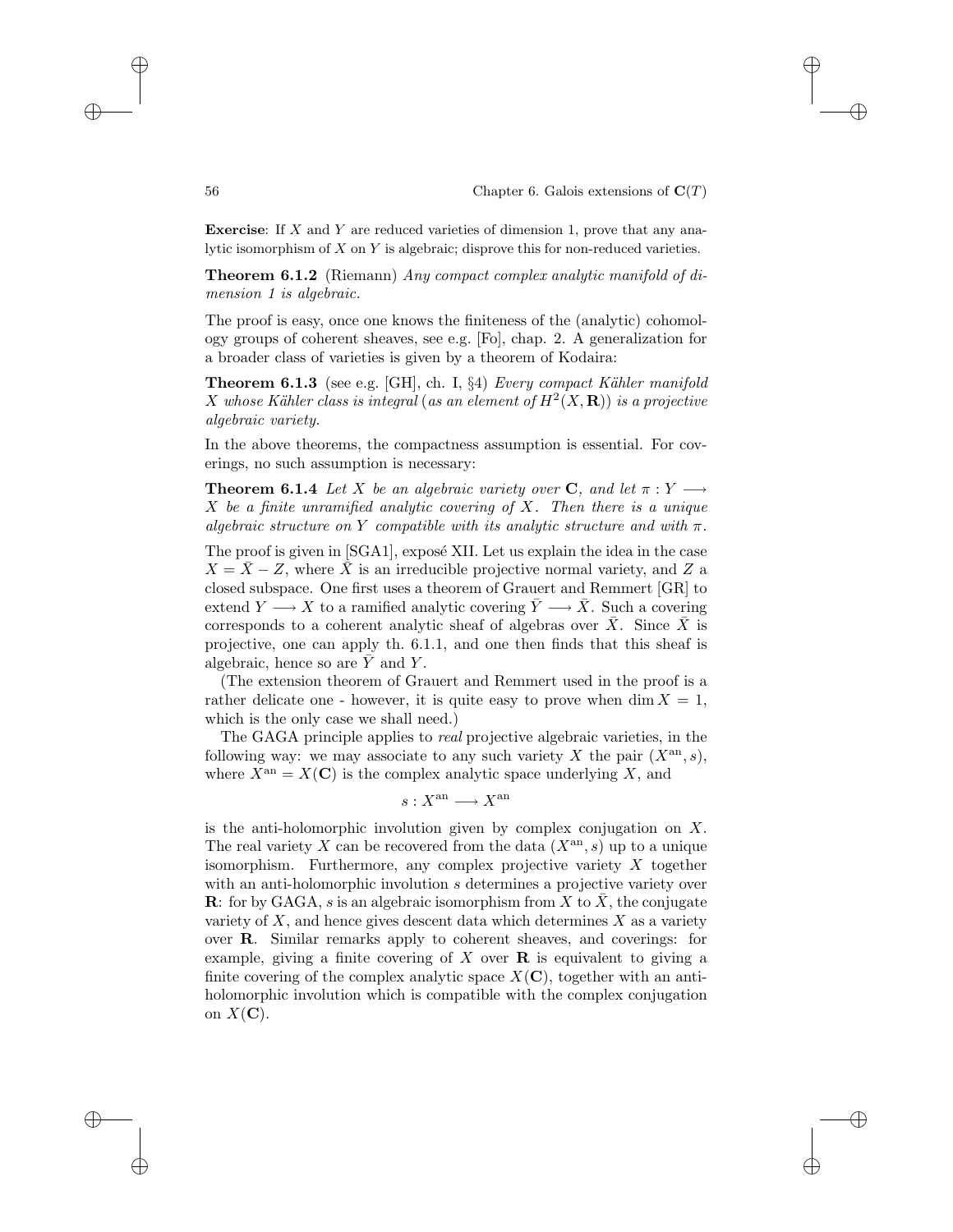**Exercise**: If $X$ and $Y$ are reduced varieties of dimension 1, prove that any analytic isomorphism of $X$ on $Y$ is algebraic; disprove this for non-reduced varieties.

**Theorem 6.1.2** (Riemann) *Any compact complex analytic manifold of dimension 1 is algebraic.*

The proof is easy, once one knows the finiteness of the (analytic) cohomology groups of coherent sheaves, see e.g. [Fo], chap. 2. A generalization for a broader class of varieties is given by a theorem of Kodaira:

**Theorem 6.1.3** (see e.g. [GH], ch. I, §4) *Every compact Kähler manifold $X$ whose Kähler class is integral (as an element of $H^2(X, \mathbf{R})$) is a projective algebraic variety.*

In the above theorems, the compactness assumption is essential. For coverings, no such assumption is necessary:

**Theorem 6.1.4** *Let $X$ be an algebraic variety over $\mathbf{C}$, and let $\pi : Y \longrightarrow X$ be a finite unramified analytic covering of $X$. Then there is a unique algebraic structure on $Y$ compatible with its analytic structure and with $\pi$.*

The proof is given in [SGA1], exposé XII. Let us explain the idea in the case $X = \bar{X} - Z$, where $\bar{X}$ is an irreducible projective normal variety, and $Z$ a closed subspace. One first uses a theorem of Grauert and Remmert [GR] to extend $Y \longrightarrow X$ to a ramified analytic covering $\bar{Y} \longrightarrow \bar{X}$. Such a covering corresponds to a coherent analytic sheaf of algebras over $\bar{X}$. Since $\bar{X}$ is projective, one can apply th. 6.1.1, and one then finds that this sheaf is algebraic, hence so are $\bar{Y}$ and $Y$.

(The extension theorem of Grauert and Remmert used in the proof is a rather delicate one - however, it is quite easy to prove when $\dim X = 1$, which is the only case we shall need.)

The GAGA principle applies to *real* projective algebraic varieties, in the following way: we may associate to any such variety $X$ the pair $(X^{\mathrm{an}}, s)$, where $X^{\mathrm{an}} = X(\mathbf{C})$ is the complex analytic space underlying $X$, and

$$s : X^{\mathrm{an}} \longrightarrow X^{\mathrm{an}}$$

is the anti-holomorphic involution given by complex conjugation on $X$. The real variety $X$ can be recovered from the data $(X^{\mathrm{an}}, s)$ up to a unique isomorphism. Furthermore, any complex projective variety $X$ together with an anti-holomorphic involution $s$ determines a projective variety over $\mathbf{R}$: for by GAGA, $s$ is an algebraic isomorphism from $X$ to $\bar{X}$, the conjugate variety of $X$, and hence gives descent data which determines $X$ as a variety over $\mathbf{R}$. Similar remarks apply to coherent sheaves, and coverings: for example, giving a finite covering of $X$ over $\mathbf{R}$ is equivalent to giving a finite covering of the complex analytic space $X(\mathbf{C})$, together with an anti-holomorphic involution which is compatible with the complex conjugation on $X(\mathbf{C})$.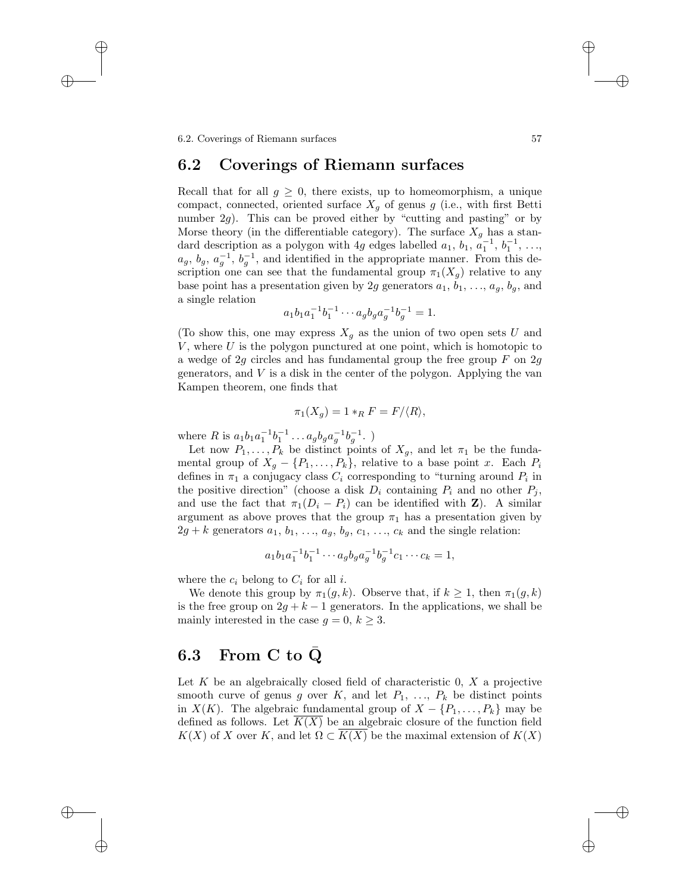## 6.2 Coverings of Riemann surfaces

Recall that for all $g \geq 0$, there exists, up to homeomorphism, a unique compact, connected, oriented surface $X_g$ of genus $g$ (i.e., with first Betti number $2g$). This can be proved either by "cutting and pasting" or by Morse theory (in the differentiable category). The surface $X_g$ has a standard description as a polygon with $4g$ edges labelled $a_1$, $b_1$, $a_1^{-1}$, $b_1^{-1}$, ..., $a_g$, $b_g$, $a_g^{-1}$, $b_g^{-1}$, and identified in the appropriate manner. From this description one can see that the fundamental group $\pi_1(X_g)$ relative to any base point has a presentation given by $2g$ generators $a_1$, $b_1$, ..., $a_g$, $b_g$, and a single relation

$$a_1 b_1 a_1^{-1} b_1^{-1} \cdots a_g b_g a_g^{-1} b_g^{-1} = 1.$$

(To show this, one may express $X_g$ as the union of two open sets $U$ and $V$, where $U$ is the polygon punctured at one point, which is homotopic to a wedge of $2g$ circles and has fundamental group the free group $F$ on $2g$ generators, and $V$ is a disk in the center of the polygon. Applying the van Kampen theorem, one finds that

$$\pi_1(X_g) = 1 *_R F = F/\langle R \rangle,$$

where $R$ is $a_1 b_1 a_1^{-1} b_1^{-1} \ldots a_g b_g a_g^{-1} b_g^{-1}$. )

Let now $P_1, \ldots, P_k$ be distinct points of $X_g$, and let $\pi_1$ be the fundamental group of $X_g - \{P_1, \ldots, P_k\}$, relative to a base point $x$. Each $P_i$ defines in $\pi_1$ a conjugacy class $C_i$ corresponding to "turning around $P_i$ in the positive direction" (choose a disk $D_i$ containing $P_i$ and no other $P_j$, and use the fact that $\pi_1(D_i - P_i)$ can be identified with $\mathbf{Z}$). A similar argument as above proves that the group $\pi_1$ has a presentation given by $2g + k$ generators $a_1$, $b_1$, ..., $a_g$, $b_g$, $c_1$, ..., $c_k$ and the single relation:

$$a_1 b_1 a_1^{-1} b_1^{-1} \cdots a_g b_g a_g^{-1} b_g^{-1} c_1 \cdots c_k = 1,$$

where the $c_i$ belong to $C_i$ for all $i$.

We denote this group by $\pi_1(g, k)$. Observe that, if $k \geq 1$, then $\pi_1(g, k)$ is the free group on $2g + k - 1$ generators. In the applications, we shall be mainly interested in the case $g = 0$, $k \geq 3$.

## 6.3 From C to $\bar{\mathbf{Q}}$

Let $K$ be an algebraically closed field of characteristic 0, $X$ a projective smooth curve of genus $g$ over $K$, and let $P_1$, ..., $P_k$ be distinct points in $X(K)$. The algebraic fundamental group of $X - \{P_1, \ldots, P_k\}$ may be defined as follows. Let $\overline{K(X)}$ be an algebraic closure of the function field $K(X)$ of $X$ over $K$, and let $\Omega \subset \overline{K(X)}$ be the maximal extension of $K(X)$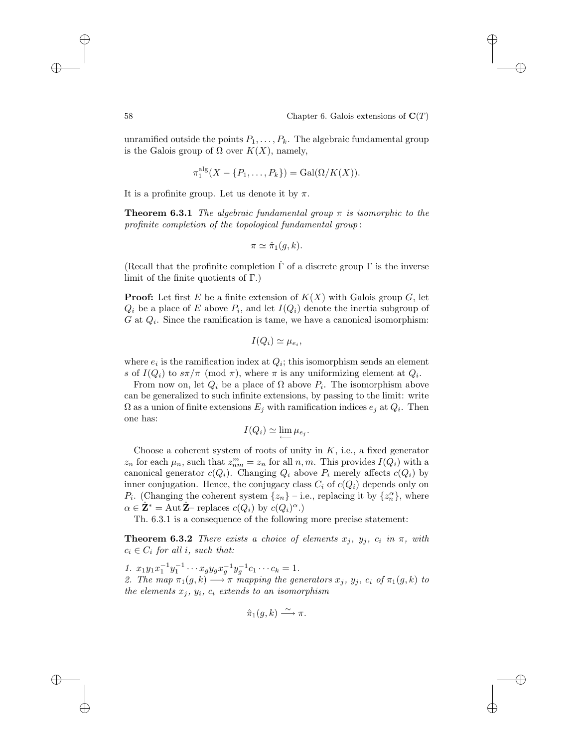unramified outside the points $P_1, \ldots, P_k$. The algebraic fundamental group is the Galois group of $\Omega$ over $K(X)$, namely,

$$\pi_1^{\mathrm{alg}}(X - \{P_1, \ldots, P_k\}) = \mathrm{Gal}(\Omega/K(X)).$$

It is a profinite group. Let us denote it by $\pi$.

**Theorem 6.3.1** *The algebraic fundamental group $\pi$ is isomorphic to the profinite completion of the topological fundamental group:*

$$\pi \simeq \hat{\pi}_1(g, k).$$

(Recall that the profinite completion $\hat{\Gamma}$ of a discrete group $\Gamma$ is the inverse limit of the finite quotients of $\Gamma$.)

**Proof:** Let first $E$ be a finite extension of $K(X)$ with Galois group $G$, let $Q_i$ be a place of $E$ above $P_i$, and let $I(Q_i)$ denote the inertia subgroup of $G$ at $Q_i$. Since the ramification is tame, we have a canonical isomorphism:

$$I(Q_i) \simeq \mu_{e_i},$$

where $e_i$ is the ramification index at $Q_i$; this isomorphism sends an element $s$ of $I(Q_i)$ to $s\pi/\pi \pmod{\pi}$, where $\pi$ is any uniformizing element at $Q_i$.

From now on, let $Q_i$ be a place of $\Omega$ above $P_i$. The isomorphism above can be generalized to such infinite extensions, by passing to the limit: write $\Omega$ as a union of finite extensions $E_j$ with ramification indices $e_j$ at $Q_i$. Then one has:

$$I(Q_i) \simeq \varprojlim \mu_{e_j}.$$

Choose a coherent system of roots of unity in $K$, i.e., a fixed generator $z_n$ for each $\mu_n$, such that $z_{nm}^m = z_n$ for all $n, m$. This provides $I(Q_i)$ with a canonical generator $c(Q_i)$. Changing $Q_i$ above $P_i$ merely affects $c(Q_i)$ by inner conjugation. Hence, the conjugacy class $C_i$ of $c(Q_i)$ depends only on $P_i$. (Changing the coherent system $\{z_n\}$ – i.e., replacing it by $\{z_n^\alpha\}$, where $\alpha \in \hat{\mathbf{Z}}^* = \mathrm{Aut}\,\hat{\mathbf{Z}}$– replaces $c(Q_i)$ by $c(Q_i)^\alpha$.)

Th. 6.3.1 is a consequence of the following more precise statement:

**Theorem 6.3.2** *There exists a choice of elements $x_j$, $y_j$, $c_i$ in $\pi$, with $c_i \in C_i$ for all $i$, such that:*

*1. $x_1y_1x_1^{-1}y_1^{-1} \cdots x_gy_gx_g^{-1}y_g^{-1}c_1 \cdots c_k = 1$.*
*2. The map $\pi_1(g, k) \longrightarrow \pi$ mapping the generators $x_j$, $y_j$, $c_i$ of $\pi_1(g, k)$ to the elements $x_j$, $y_i$, $c_i$ extends to an isomorphism*

$$\hat{\pi}_1(g, k) \xrightarrow{\sim} \pi.$$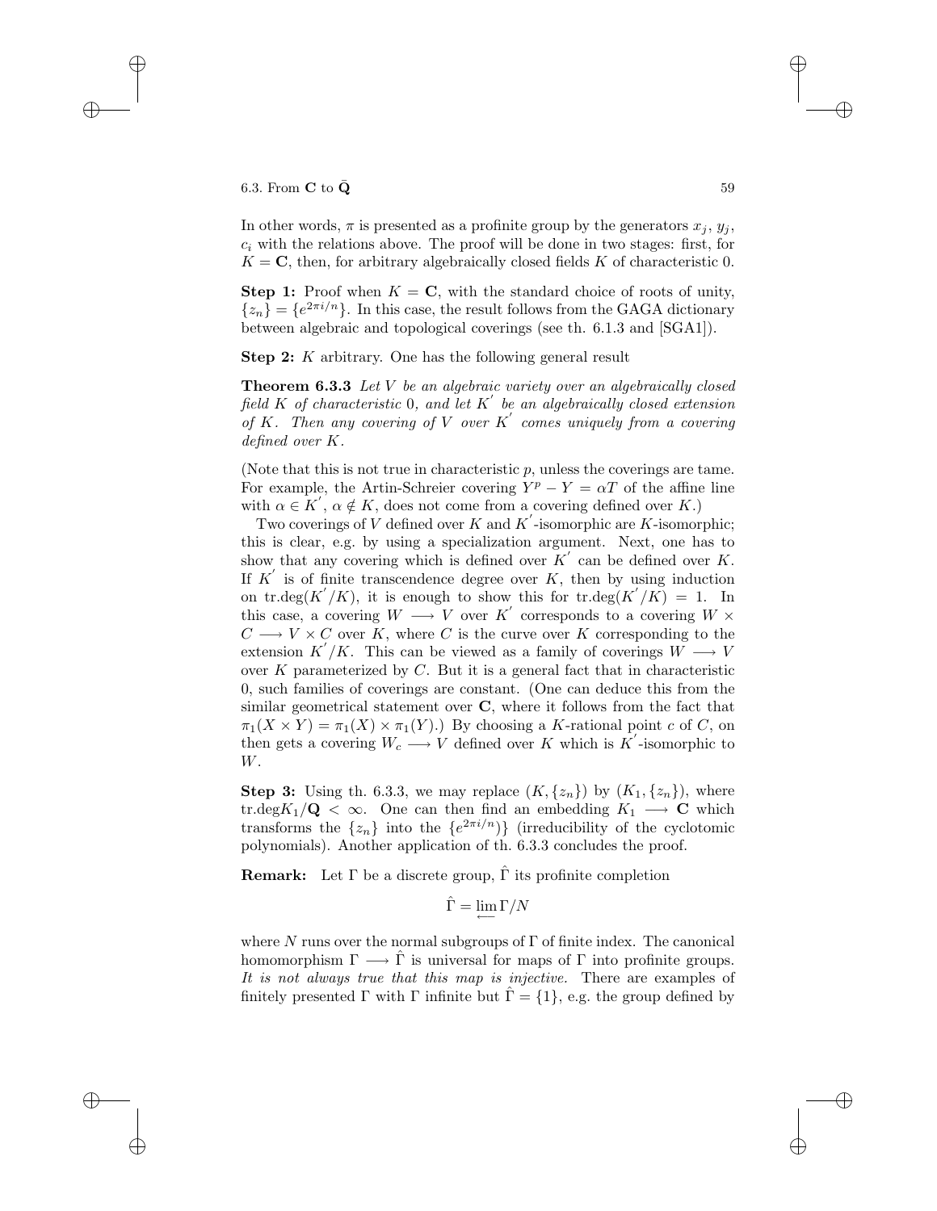In other words, $\pi$ is presented as a profinite group by the generators $x_j$, $y_j$, $c_i$ with the relations above. The proof will be done in two stages: first, for $K = \mathbf{C}$, then, for arbitrary algebraically closed fields $K$ of characteristic 0.

**Step 1:** Proof when $K = \mathbf{C}$, with the standard choice of roots of unity, $\{z_n\} = \{e^{2\pi i/n}\}$. In this case, the result follows from the GAGA dictionary between algebraic and topological coverings (see th. 6.1.3 and [SGA1]).

**Step 2:** $K$ arbitrary. One has the following general result

**Theorem 6.3.3** *Let $V$ be an algebraic variety over an algebraically closed field $K$ of characteristic 0, and let $K^{'}$ be an algebraically closed extension of $K$. Then any covering of $V$ over $K^{'}$ comes uniquely from a covering defined over $K$.*

(Note that this is not true in characteristic $p$, unless the coverings are tame. For example, the Artin-Schreier covering $Y^p - Y = \alpha T$ of the affine line with $\alpha \in K^{'}$, $\alpha \notin K$, does not come from a covering defined over $K$.)

Two coverings of $V$ defined over $K$ and $K^{'}$-isomorphic are $K$-isomorphic; this is clear, e.g. by using a specialization argument. Next, one has to show that any covering which is defined over $K^{'}$ can be defined over $K$. If $K^{'}$ is of finite transcendence degree over $K$, then by using induction on $\text{tr.deg}(K^{'}/K)$, it is enough to show this for $\text{tr.deg}(K^{'}/K) = 1$. In this case, a covering $W \longrightarrow V$ over $K^{'}$ corresponds to a covering $W \times C \longrightarrow V \times C$ over $K$, where $C$ is the curve over $K$ corresponding to the extension $K^{'}/K$. This can be viewed as a family of coverings $W \longrightarrow V$ over $K$ parameterized by $C$. But it is a general fact that in characteristic 0, such families of coverings are constant. (One can deduce this from the similar geometrical statement over $\mathbf{C}$, where it follows from the fact that $\pi_1(X \times Y) = \pi_1(X) \times \pi_1(Y)$.) By choosing a $K$-rational point $c$ of $C$, on then gets a covering $W_c \longrightarrow V$ defined over $K$ which is $K^{'}$-isomorphic to $W$.

**Step 3:** Using th. 6.3.3, we may replace $(K, \{z_n\})$ by $(K_1, \{z_n\})$, where $\text{tr.deg}K_1/\mathbf{Q} < \infty$. One can then find an embedding $K_1 \longrightarrow \mathbf{C}$ which transforms the $\{z_n\}$ into the $\{e^{2\pi i/n})\}$ (irreducibility of the cyclotomic polynomials). Another application of th. 6.3.3 concludes the proof.

**Remark:** Let $\Gamma$ be a discrete group, $\hat{\Gamma}$ its profinite completion

$$\hat{\Gamma} = \varprojlim \Gamma/N$$

where $N$ runs over the normal subgroups of $\Gamma$ of finite index. The canonical homomorphism $\Gamma \longrightarrow \hat{\Gamma}$ is universal for maps of $\Gamma$ into profinite groups. *It is not always true that this map is injective.* There are examples of finitely presented $\Gamma$ with $\Gamma$ infinite but $\hat{\Gamma} = \{1\}$, e.g. the group defined by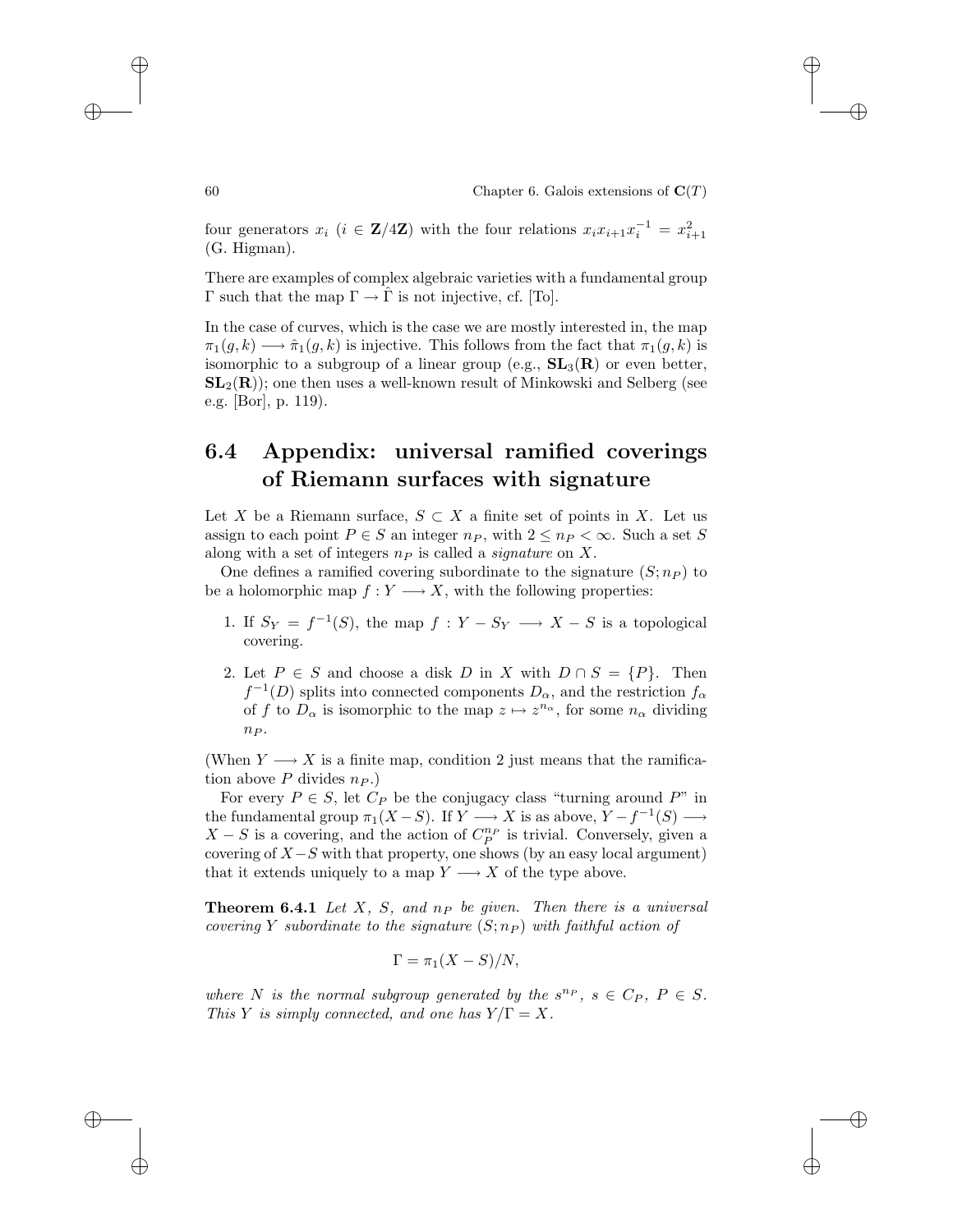four generators $x_i$ ($i \in \mathbf{Z}/4\mathbf{Z}$) with the four relations $x_i x_{i+1} x_i^{-1} = x_{i+1}^2$ (G. Higman).

There are examples of complex algebraic varieties with a fundamental group $\Gamma$ such that the map $\Gamma \to \hat{\Gamma}$ is not injective, cf. [To].

In the case of curves, which is the case we are mostly interested in, the map $\pi_1(g,k) \longrightarrow \hat{\pi}_1(g,k)$ is injective. This follows from the fact that $\pi_1(g,k)$ is isomorphic to a subgroup of a linear group (e.g., $\mathbf{SL}_3(\mathbf{R})$ or even better, $\mathbf{SL}_2(\mathbf{R})$); one then uses a well-known result of Minkowski and Selberg (see e.g. [Bor], p. 119).

## 6.4 Appendix: universal ramified coverings of Riemann surfaces with signature

Let $X$ be a Riemann surface, $S \subset X$ a finite set of points in $X$. Let us assign to each point $P \in S$ an integer $n_P$, with $2 \leq n_P < \infty$. Such a set $S$ along with a set of integers $n_P$ is called a *signature* on $X$.

One defines a ramified covering subordinate to the signature $(S; n_P)$ to be a holomorphic map $f : Y \longrightarrow X$, with the following properties:

1. If $S_Y = f^{-1}(S)$, the map $f : Y - S_Y \longrightarrow X - S$ is a topological covering.

2. Let $P \in S$ and choose a disk $D$ in $X$ with $D \cap S = \{P\}$. Then $f^{-1}(D)$ splits into connected components $D_\alpha$, and the restriction $f_\alpha$ of $f$ to $D_\alpha$ is isomorphic to the map $z \mapsto z^{n_\alpha}$, for some $n_\alpha$ dividing $n_P$.

(When $Y \longrightarrow X$ is a finite map, condition 2 just means that the ramification above $P$ divides $n_P$.)

For every $P \in S$, let $C_P$ be the conjugacy class "turning around $P$" in the fundamental group $\pi_1(X - S)$. If $Y \longrightarrow X$ is as above, $Y - f^{-1}(S) \longrightarrow X - S$ is a covering, and the action of $C_P^{n_P}$ is trivial. Conversely, given a covering of $X - S$ with that property, one shows (by an easy local argument) that it extends uniquely to a map $Y \longrightarrow X$ of the type above.

**Theorem 6.4.1** *Let $X$, $S$, and $n_P$ be given. Then there is a universal covering $Y$ subordinate to the signature $(S; n_P)$ with faithful action of*

$$\Gamma = \pi_1(X - S)/N,$$

*where $N$ is the normal subgroup generated by the $s^{n_P}$, $s \in C_P$, $P \in S$. This $Y$ is simply connected, and one has $Y/\Gamma = X$.*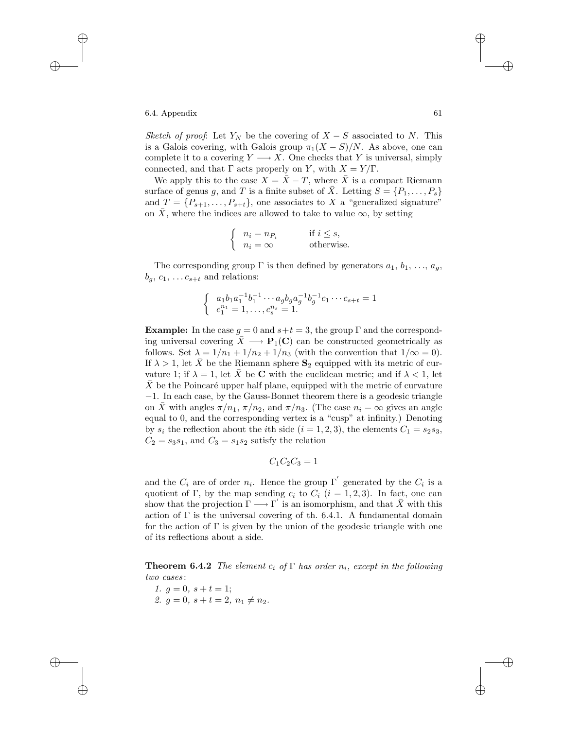*Sketch of proof*: Let $Y_N$ be the covering of $X - S$ associated to $N$. This is a Galois covering, with Galois group $\pi_1(X - S)/N$. As above, one can complete it to a covering $Y \longrightarrow X$. One checks that $Y$ is universal, simply connected, and that $\Gamma$ acts properly on $Y$, with $X = Y/\Gamma$.

We apply this to the case $X = \bar{X} - T$, where $\bar{X}$ is a compact Riemann surface of genus $g$, and $T$ is a finite subset of $\bar{X}$. Letting $S = \{P_1, \ldots, P_s\}$ and $T = \{P_{s+1}, \ldots, P_{s+t}\}$, one associates to $X$ a "generalized signature" on $\bar{X}$, where the indices are allowed to take to value $\infty$, by setting

$$\begin{cases} n_i = n_{P_i} & \text{if } i \leq s, \\ n_i = \infty & \text{otherwise.} \end{cases}$$

The corresponding group $\Gamma$ is then defined by generators $a_1, b_1, \ldots, a_g, b_g, c_1, \ldots c_{s+t}$ and relations:

$$\begin{cases} a_1 b_1 a_1^{-1} b_1^{-1} \cdots a_g b_g a_g^{-1} b_g^{-1} c_1 \cdots c_{s+t} = 1 \\ c_1^{n_1} = 1, \ldots, c_s^{n_s} = 1. \end{cases}$$

**Example:** In the case $g = 0$ and $s + t = 3$, the group $\Gamma$ and the corresponding universal covering $\tilde{X} \longrightarrow \mathbf{P}_1(\mathbf{C})$ can be constructed geometrically as follows. Set $\lambda = 1/n_1 + 1/n_2 + 1/n_3$ (with the convention that $1/\infty = 0$). If $\lambda > 1$, let $\tilde{X}$ be the Riemann sphere $\mathbf{S}_2$ equipped with its metric of curvature 1; if $\lambda = 1$, let $\tilde{X}$ be $\mathbf{C}$ with the euclidean metric; and if $\lambda < 1$, let $\tilde{X}$ be the Poincaré upper half plane, equipped with the metric of curvature $-1$. In each case, by the Gauss-Bonnet theorem there is a geodesic triangle on $\tilde{X}$ with angles $\pi/n_1$, $\pi/n_2$, and $\pi/n_3$. (The case $n_i = \infty$ gives an angle equal to 0, and the corresponding vertex is a "cusp" at infinity.) Denoting by $s_i$ the reflection about the $i$th side ($i = 1, 2, 3$), the elements $C_1 = s_2 s_3$, $C_2 = s_3 s_1$, and $C_3 = s_1 s_2$ satisfy the relation

$$C_1 C_2 C_3 = 1$$

and the $C_i$ are of order $n_i$. Hence the group $\Gamma'$ generated by the $C_i$ is a quotient of $\Gamma$, by the map sending $c_i$ to $C_i$ ($i = 1, 2, 3$). In fact, one can show that the projection $\Gamma \longrightarrow \Gamma'$ is an isomorphism, and that $\tilde{X}$ with this action of $\Gamma$ is the universal covering of th. 6.4.1. A fundamental domain for the action of $\Gamma$ is given by the union of the geodesic triangle with one of its reflections about a side.

**Theorem 6.4.2** *The element $c_i$ of $\Gamma$ has order $n_i$, except in the following two cases:*

1. $g = 0$, $s + t = 1$;
2. $g = 0$, $s + t = 2$, $n_1 \neq n_2$.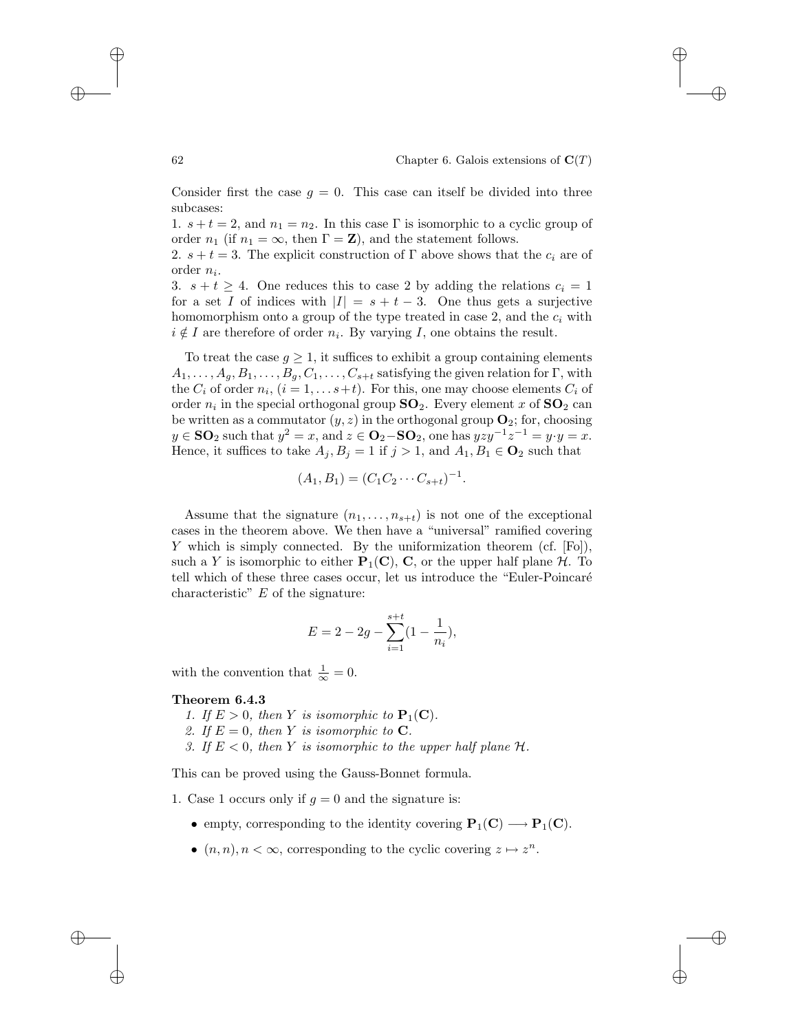Consider first the case $g = 0$. This case can itself be divided into three subcases:

1. $s + t = 2$, and $n_1 = n_2$. In this case $\Gamma$ is isomorphic to a cyclic group of order $n_1$ (if $n_1 = \infty$, then $\Gamma = \mathbf{Z}$), and the statement follows.
2. $s + t = 3$. The explicit construction of $\Gamma$ above shows that the $c_i$ are of order $n_i$.
3. $s + t \geq 4$. One reduces this to case 2 by adding the relations $c_i = 1$ for a set $I$ of indices with $|I| = s + t - 3$. One thus gets a surjective homomorphism onto a group of the type treated in case 2, and the $c_i$ with $i \notin I$ are therefore of order $n_i$. By varying $I$, one obtains the result.

To treat the case $g \geq 1$, it suffices to exhibit a group containing elements $A_1, \ldots, A_g, B_1, \ldots, B_g, C_1, \ldots, C_{s+t}$ satisfying the given relation for $\Gamma$, with the $C_i$ of order $n_i$, $(i = 1, \ldots s+t)$. For this, one may choose elements $C_i$ of order $n_i$ in the special orthogonal group $\mathbf{SO}_2$. Every element $x$ of $\mathbf{SO}_2$ can be written as a commutator $(y, z)$ in the orthogonal group $\mathbf{O}_2$; for, choosing $y \in \mathbf{SO}_2$ such that $y^2 = x$, and $z \in \mathbf{O}_2 - \mathbf{SO}_2$, one has $yzy^{-1}z^{-1} = y \cdot y = x$. Hence, it suffices to take $A_j, B_j = 1$ if $j > 1$, and $A_1, B_1 \in \mathbf{O}_2$ such that

$$(A_1, B_1) = (C_1 C_2 \cdots C_{s+t})^{-1}.$$

Assume that the signature $(n_1, \ldots, n_{s+t})$ is not one of the exceptional cases in the theorem above. We then have a "universal" ramified covering $Y$ which is simply connected. By the uniformization theorem (cf. [Fo]), such a $Y$ is isomorphic to either $\mathbf{P}_1(\mathbf{C})$, $\mathbf{C}$, or the upper half plane $\mathcal{H}$. To tell which of these three cases occur, let us introduce the "Euler-Poincaré characteristic" $E$ of the signature:

$$E = 2 - 2g - \sum_{i=1}^{s+t} \left(1 - \frac{1}{n_i}\right),$$

with the convention that $\frac{1}{\infty} = 0$.

**Theorem 6.4.3**

1. *If $E > 0$, then $Y$ is isomorphic to $\mathbf{P}_1(\mathbf{C})$.*
2. *If $E = 0$, then $Y$ is isomorphic to $\mathbf{C}$.*
3. *If $E < 0$, then $Y$ is isomorphic to the upper half plane $\mathcal{H}$.*

This can be proved using the Gauss-Bonnet formula.

1. Case 1 occurs only if $g = 0$ and the signature is:
   - empty, corresponding to the identity covering $\mathbf{P}_1(\mathbf{C}) \longrightarrow \mathbf{P}_1(\mathbf{C})$.
   - $(n, n), n < \infty$, corresponding to the cyclic covering $z \mapsto z^n$.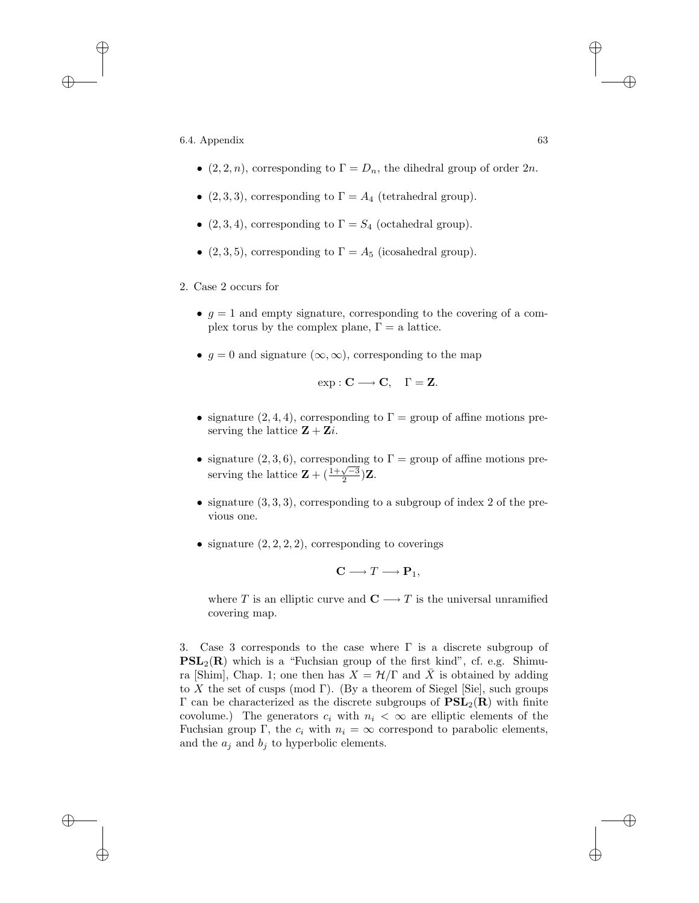- $(2,2,n)$, corresponding to $\Gamma = D_n$, the dihedral group of order $2n$.
- $(2,3,3)$, corresponding to $\Gamma = A_4$ (tetrahedral group).
- $(2,3,4)$, corresponding to $\Gamma = S_4$ (octahedral group).
- $(2,3,5)$, corresponding to $\Gamma = A_5$ (icosahedral group).

2. Case 2 occurs for

- $g = 1$ and empty signature, corresponding to the covering of a complex torus by the complex plane, $\Gamma =$ a lattice.
- $g = 0$ and signature $(\infty, \infty)$, corresponding to the map

$$\exp : \mathbf{C} \longrightarrow \mathbf{C}, \quad \Gamma = \mathbf{Z}.$$

- signature $(2,4,4)$, corresponding to $\Gamma =$ group of affine motions preserving the lattice $\mathbf{Z} + \mathbf{Z}i$.
- signature $(2,3,6)$, corresponding to $\Gamma =$ group of affine motions preserving the lattice $\mathbf{Z} + (\frac{1+\sqrt{-3}}{2})\mathbf{Z}$.
- signature $(3,3,3)$, corresponding to a subgroup of index 2 of the previous one.
- signature $(2,2,2,2)$, corresponding to coverings

$$\mathbf{C} \longrightarrow T \longrightarrow \mathbf{P}_1,$$

where $T$ is an elliptic curve and $\mathbf{C} \longrightarrow T$ is the universal unramified covering map.

3. Case 3 corresponds to the case where $\Gamma$ is a discrete subgroup of $\mathbf{PSL}_2(\mathbf{R})$ which is a "Fuchsian group of the first kind", cf. e.g. Shimura [Shim], Chap. 1; one then has $X = \mathcal{H}/\Gamma$ and $\bar{X}$ is obtained by adding to $X$ the set of cusps (mod $\Gamma$). (By a theorem of Siegel [Sie], such groups $\Gamma$ can be characterized as the discrete subgroups of $\mathbf{PSL}_2(\mathbf{R})$ with finite covolume.) The generators $c_i$ with $n_i < \infty$ are elliptic elements of the Fuchsian group $\Gamma$, the $c_i$ with $n_i = \infty$ correspond to parabolic elements, and the $a_j$ and $b_j$ to hyperbolic elements.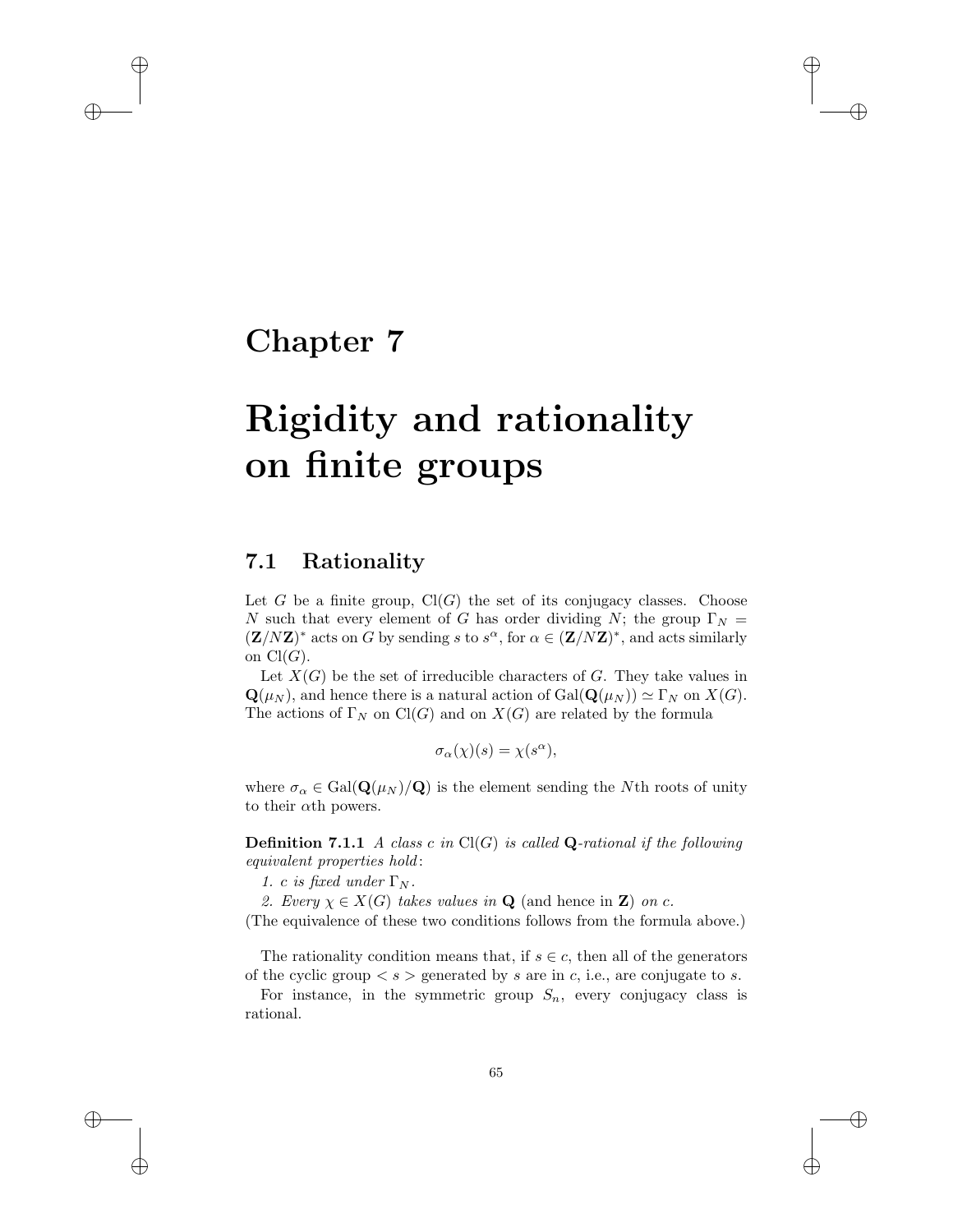# Chapter 7

# Rigidity and rationality on finite groups

## 7.1 Rationality

Let $G$ be a finite group, $\mathrm{Cl}(G)$ the set of its conjugacy classes. Choose $N$ such that every element of $G$ has order dividing $N$; the group $\Gamma_N = (\mathbf{Z}/N\mathbf{Z})^*$ acts on $G$ by sending $s$ to $s^\alpha$, for $\alpha \in (\mathbf{Z}/N\mathbf{Z})^*$, and acts similarly on $\mathrm{Cl}(G)$.

Let $X(G)$ be the set of irreducible characters of $G$. They take values in $\mathbf{Q}(\mu_N)$, and hence there is a natural action of $\mathrm{Gal}(\mathbf{Q}(\mu_N)) \simeq \Gamma_N$ on $X(G)$. The actions of $\Gamma_N$ on $\mathrm{Cl}(G)$ and on $X(G)$ are related by the formula

$$\sigma_\alpha(\chi)(s) = \chi(s^\alpha),$$

where $\sigma_\alpha \in \mathrm{Gal}(\mathbf{Q}(\mu_N)/\mathbf{Q})$ is the element sending the $N$th roots of unity to their $\alpha$th powers.

**Definition 7.1.1** *A class $c$ in $\mathrm{Cl}(G)$ is called $\mathbf{Q}$-rational if the following equivalent properties hold:*

*1. $c$ is fixed under $\Gamma_N$.*

*2. Every $\chi \in X(G)$ takes values in* $\mathbf{Q}$ (and hence in $\mathbf{Z}$) *on $c$.*

(The equivalence of these two conditions follows from the formula above.)

The rationality condition means that, if $s \in c$, then all of the generators of the cyclic group $< s >$ generated by $s$ are in $c$, i.e., are conjugate to $s$.

For instance, in the symmetric group $S_n$, every conjugacy class is rational.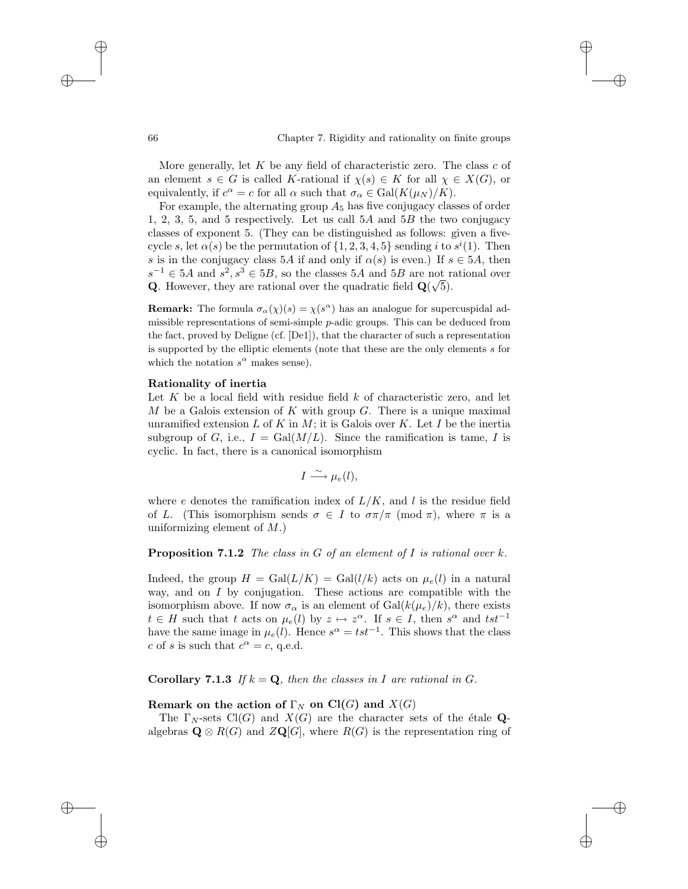More generally, let $K$ be any field of characteristic zero. The class $c$ of an element $s \in G$ is called $K$-rational if $\chi(s) \in K$ for all $\chi \in X(G)$, or equivalently, if $c^\alpha = c$ for all $\alpha$ such that $\sigma_\alpha \in \mathrm{Gal}(K(\mu_N)/K)$.

For example, the alternating group $A_5$ has five conjugacy classes of order 1, 2, 3, 5, and 5 respectively. Let us call $5A$ and $5B$ the two conjugacy classes of exponent 5. (They can be distinguished as follows: given a five-cycle $s$, let $\alpha(s)$ be the permutation of $\{1, 2, 3, 4, 5\}$ sending $i$ to $s^i(1)$. Then $s$ is in the conjugacy class $5A$ if and only if $\alpha(s)$ is even.) If $s \in 5A$, then $s^{-1} \in 5A$ and $s^2, s^3 \in 5B$, so the classes $5A$ and $5B$ are not rational over $\mathbf{Q}$. However, they are rational over the quadratic field $\mathbf{Q}(\sqrt{5})$.

**Remark:** The formula $\sigma_\alpha(\chi)(s) = \chi(s^\alpha)$ has an analogue for supercuspidal admissible representations of semi-simple $p$-adic groups. This can be deduced from the fact, proved by Deligne (cf. [De1]), that the character of such a representation is supported by the elliptic elements (note that these are the only elements $s$ for which the notation $s^\alpha$ makes sense).

**Rationality of inertia**

Let $K$ be a local field with residue field $k$ of characteristic zero, and let $M$ be a Galois extension of $K$ with group $G$. There is a unique maximal unramified extension $L$ of $K$ in $M$; it is Galois over $K$. Let $I$ be the inertia subgroup of $G$, i.e., $I = \mathrm{Gal}(M/L)$. Since the ramification is tame, $I$ is cyclic. In fact, there is a canonical isomorphism

$$I \xrightarrow{\sim} \mu_e(l),$$

where $e$ denotes the ramification index of $L/K$, and $l$ is the residue field of $L$. (This isomorphism sends $\sigma \in I$ to $\sigma\pi/\pi \pmod{\pi}$, where $\pi$ is a uniformizing element of $M$.)

**Proposition 7.1.2** *The class in $G$ of an element of $I$ is rational over $k$.*

Indeed, the group $H = \mathrm{Gal}(L/K) = \mathrm{Gal}(l/k)$ acts on $\mu_e(l)$ in a natural way, and on $I$ by conjugation. These actions are compatible with the isomorphism above. If now $\sigma_\alpha$ is an element of $\mathrm{Gal}(k(\mu_e)/k)$, there exists $t \in H$ such that that $t$ acts on $\mu_e(l)$ by $z \mapsto z^\alpha$. If $s \in I$, then $s^\alpha$ and $tst^{-1}$ have the same image in $\mu_e(l)$. Hence $s^\alpha = tst^{-1}$. This shows that the class $c$ of $s$ is such that $c^\alpha = c$, q.e.d.

**Corollary 7.1.3** *If $k = \mathbf{Q}$, then the classes in $I$ are rational in $G$.*

**Remark on the action of $\Gamma_N$ on $\mathrm{Cl}(G)$ and $X(G)$**

The $\Gamma_N$-sets $\mathrm{Cl}(G)$ and $X(G)$ are the character sets of the étale $\mathbf{Q}$-algebras $\mathbf{Q} \otimes R(G)$ and $Z\mathbf{Q}[G]$, where $R(G)$ is the representation ring of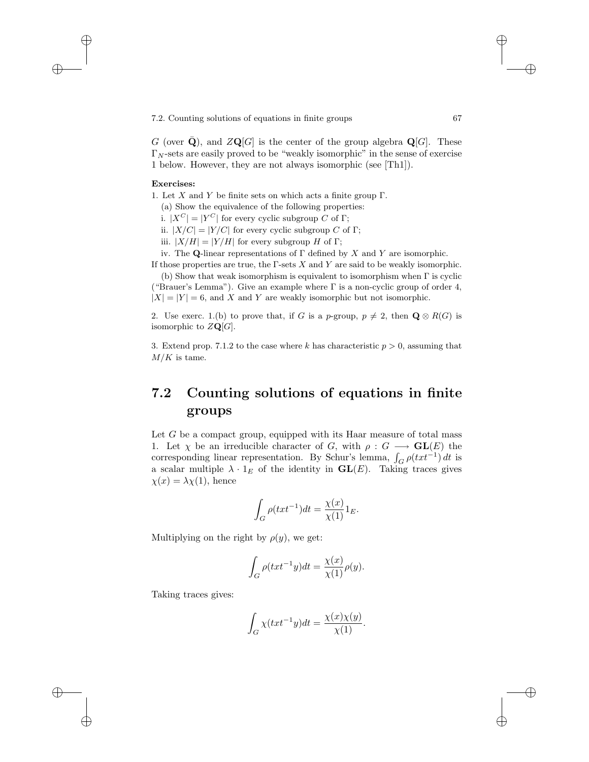$G$ (over $\bar{\mathbf{Q}}$), and $Z\mathbf{Q}[G]$ is the center of the group algebra $\mathbf{Q}[G]$. These $\Gamma_N$-sets are easily proved to be "weakly isomorphic" in the sense of exercise 1 below. However, they are not always isomorphic (see [Th1]).

**Exercises:**

1. Let $X$ and $Y$ be finite sets on which acts a finite group $\Gamma$.

   (a) Show the equivalence of the following properties:

   i. $|X^C| = |Y^C|$ for every cyclic subgroup $C$ of $\Gamma$;

   ii. $|X/C| = |Y/C|$ for every cyclic subgroup $C$ of $\Gamma$;

   iii. $|X/H| = |Y/H|$ for every subgroup $H$ of $\Gamma$;

   iv. The $\mathbf{Q}$-linear representations of $\Gamma$ defined by $X$ and $Y$ are isomorphic.

If those properties are true, the $\Gamma$-sets $X$ and $Y$ are said to be weakly isomorphic.

   (b) Show that weak isomorphism is equivalent to isomorphism when $\Gamma$ is cyclic ("Brauer's Lemma"). Give an example where $\Gamma$ is a non-cyclic group of order 4, $|X| = |Y| = 6$, and $X$ and $Y$ are weakly isomorphic but not isomorphic.

2. Use exerc. 1.(b) to prove that, if $G$ is a $p$-group, $p \neq 2$, then $\mathbf{Q} \otimes R(G)$ is isomorphic to $Z\mathbf{Q}[G]$.

3. Extend prop. 7.1.2 to the case where $k$ has characteristic $p > 0$, assuming that $M/K$ is tame.

## 7.2 Counting solutions of equations in finite groups

Let $G$ be a compact group, equipped with its Haar measure of total mass 1. Let $\chi$ be an irreducible character of $G$, with $\rho : G \longrightarrow \mathbf{GL}(E)$ the corresponding linear representation. By Schur's lemma, $\int_G \rho(txt^{-1})\,dt$ is a scalar multiple $\lambda \cdot 1_E$ of the identity in $\mathbf{GL}(E)$. Taking traces gives $\chi(x) = \lambda\chi(1)$, hence

$$\int_G \rho(txt^{-1})dt = \frac{\chi(x)}{\chi(1)} 1_E.$$

Multiplying on the right by $\rho(y)$, we get:

$$\int_G \rho(txt^{-1}y)dt = \frac{\chi(x)}{\chi(1)}\rho(y).$$

Taking traces gives:

$$\int_G \chi(txt^{-1}y)dt = \frac{\chi(x)\chi(y)}{\chi(1)}.$$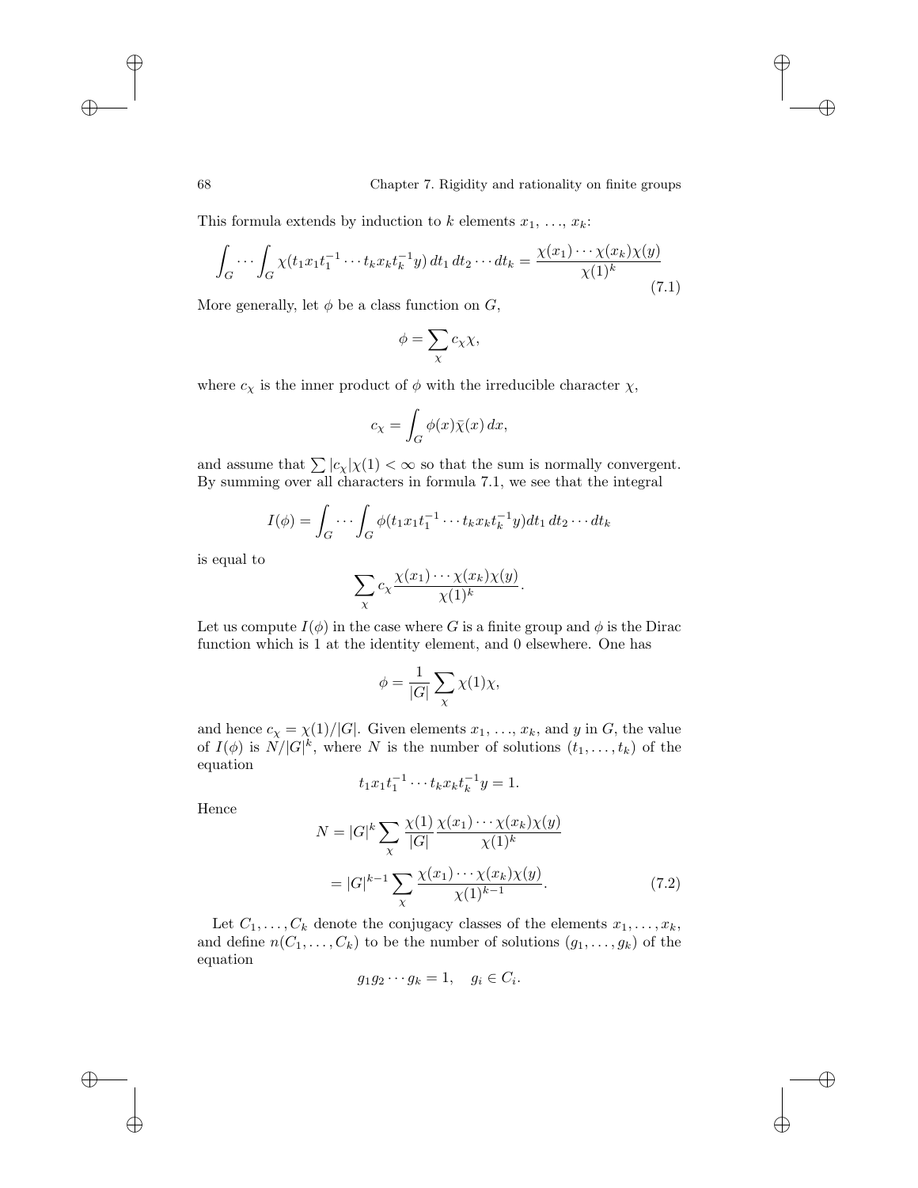This formula extends by induction to $k$ elements $x_1, \ldots, x_k$:

$$\int_G \cdots \int_G \chi(t_1 x_1 t_1^{-1} \cdots t_k x_k t_k^{-1} y)\, dt_1\, dt_2 \cdots dt_k = \frac{\chi(x_1)\cdots\chi(x_k)\chi(y)}{\chi(1)^k} \tag{7.1}$$

More generally, let $\phi$ be a class function on $G$,

$$\phi = \sum_\chi c_\chi \chi,$$

where $c_\chi$ is the inner product of $\phi$ with the irreducible character $\chi$,

$$c_\chi = \int_G \phi(x)\bar{\chi}(x)\, dx,$$

and assume that $\sum |c_\chi| \chi(1) < \infty$ so that the sum is normally convergent. By summing over all characters in formula 7.1, we see that the integral

$$I(\phi) = \int_G \cdots \int_G \phi(t_1 x_1 t_1^{-1} \cdots t_k x_k t_k^{-1} y) dt_1\, dt_2 \cdots dt_k$$

is equal to

$$\sum_\chi c_\chi \frac{\chi(x_1)\cdots\chi(x_k)\chi(y)}{\chi(1)^k}.$$

Let us compute $I(\phi)$ in the case where $G$ is a finite group and $\phi$ is the Dirac function which is 1 at the identity element, and 0 elsewhere. One has

$$\phi = \frac{1}{|G|}\sum_\chi \chi(1)\chi,$$

and hence $c_\chi = \chi(1)/|G|$. Given elements $x_1, \ldots, x_k$, and $y$ in $G$, the value of $I(\phi)$ is $N/|G|^k$, where $N$ is the number of solutions $(t_1, \ldots, t_k)$ of the equation

$$t_1 x_1 t_1^{-1} \cdots t_k x_k t_k^{-1} y = 1.$$

Hence

$$\begin{aligned} N &= |G|^k \sum_\chi \frac{\chi(1)}{|G|} \frac{\chi(x_1)\cdots\chi(x_k)\chi(y)}{\chi(1)^k} \\ &= |G|^{k-1} \sum_\chi \frac{\chi(x_1)\cdots\chi(x_k)\chi(y)}{\chi(1)^{k-1}}. \end{aligned} \tag{7.2}$$

Let $C_1, \ldots, C_k$ denote the conjugacy classes of the elements $x_1, \ldots, x_k$, and define $n(C_1, \ldots, C_k)$ to be the number of solutions $(g_1, \ldots, g_k)$ of the equation

$$g_1 g_2 \cdots g_k = 1, \quad g_i \in C_i.$$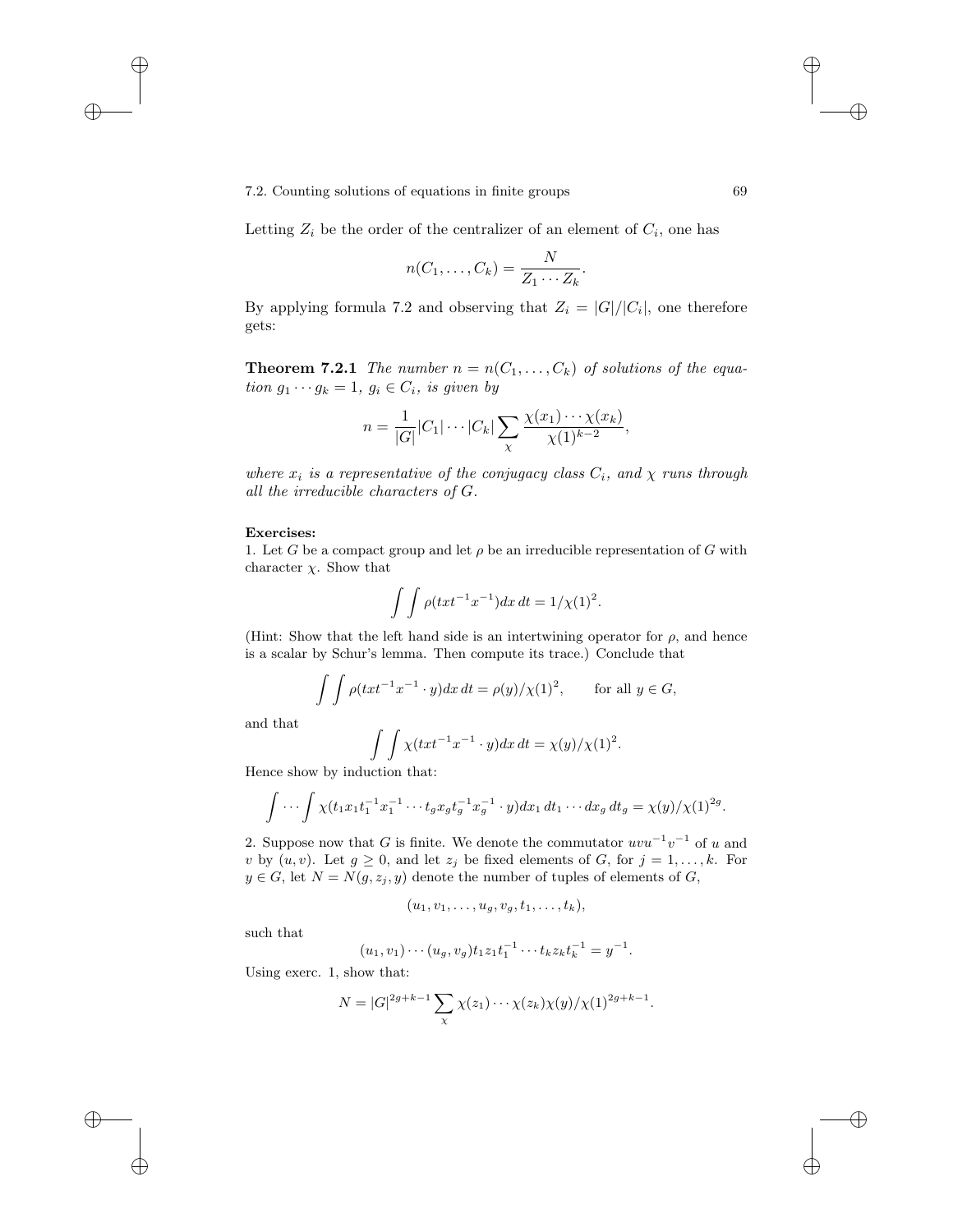Letting $Z_i$ be the order of the centralizer of an element of $C_i$, one has

$$n(C_1, \ldots, C_k) = \frac{N}{Z_1 \cdots Z_k}.$$

By applying formula 7.2 and observing that $Z_i = |G|/|C_i|$, one therefore gets:

**Theorem 7.2.1** *The number $n = n(C_1, \ldots, C_k)$ of solutions of the equation $g_1 \cdots g_k = 1$, $g_i \in C_i$, is given by*

$$n = \frac{1}{|G|}|C_1| \cdots |C_k| \sum_{\chi} \frac{\chi(x_1) \cdots \chi(x_k)}{\chi(1)^{k-2}},$$

*where $x_i$ is a representative of the conjugacy class $C_i$, and $\chi$ runs through all the irreducible characters of $G$.*

**Exercises:**

1. Let $G$ be a compact group and let $\rho$ be an irreducible representation of $G$ with character $\chi$. Show that

$$\int \int \rho(txt^{-1}x^{-1}) dx\, dt = 1/\chi(1)^2.$$

(Hint: Show that the left hand side is an intertwining operator for $\rho$, and hence is a scalar by Schur's lemma. Then compute its trace.) Conclude that

$$\int \int \rho(txt^{-1}x^{-1} \cdot y) dx\, dt = \rho(y)/\chi(1)^2, \qquad \text{for all } y \in G,$$

and that

$$\int \int \chi(txt^{-1}x^{-1} \cdot y) dx\, dt = \chi(y)/\chi(1)^2.$$

Hence show by induction that:

$$\int \cdots \int \chi(t_1 x_1 t_1^{-1} x_1^{-1} \cdots t_g x_g t_g^{-1} x_g^{-1} \cdot y) dx_1\, dt_1 \cdots dx_g\, dt_g = \chi(y)/\chi(1)^{2g}.$$

2. Suppose now that $G$ is finite. We denote the commutator $uvu^{-1}v^{-1}$ of $u$ and $v$ by $(u, v)$. Let $g \geq 0$, and let $z_j$ be fixed elements of $G$, for $j = 1, \ldots, k$. For $y \in G$, let $N = N(g, z_j, y)$ denote the number of tuples of elements of $G$,

$$(u_1, v_1, \ldots, u_g, v_g, t_1, \ldots, t_k),$$

such that

$$(u_1, v_1) \cdots (u_g, v_g) t_1 z_1 t_1^{-1} \cdots t_k z_k t_k^{-1} = y^{-1}.$$

Using exerc. 1, show that:

$$N = |G|^{2g+k-1} \sum_{\chi} \chi(z_1) \cdots \chi(z_k) \chi(y)/\chi(1)^{2g+k-1}.$$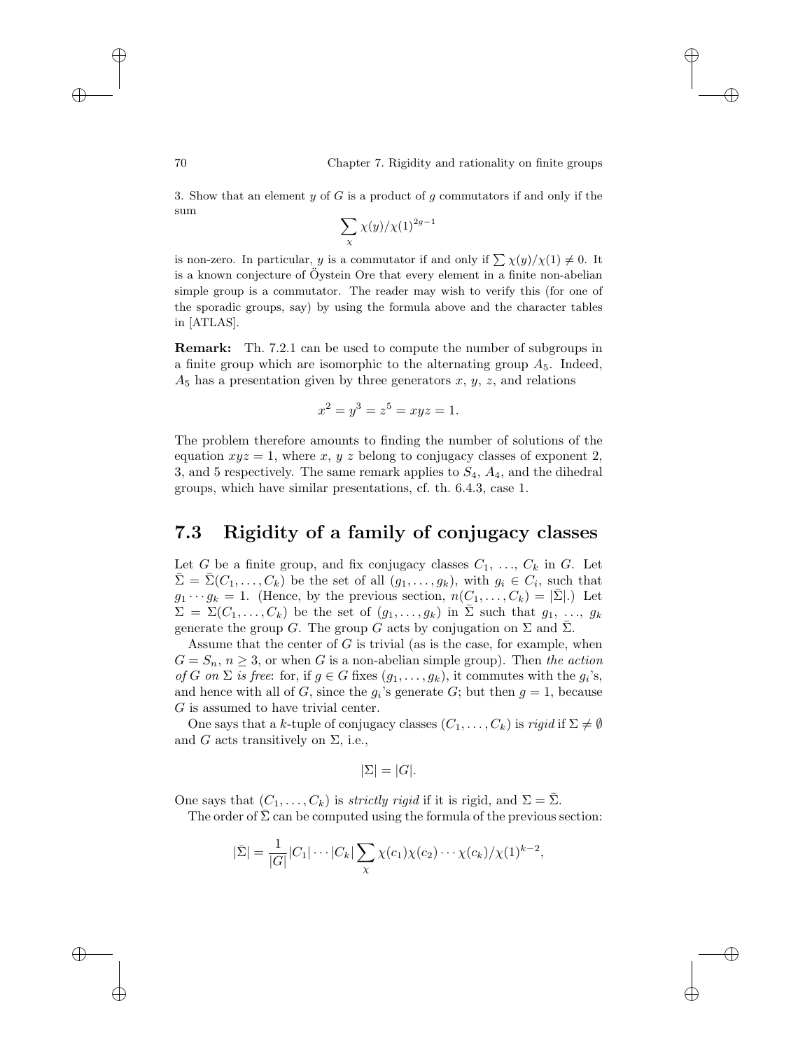3. Show that an element $y$ of $G$ is a product of $g$ commutators if and only if the sum

$$\sum_{\chi} \chi(y)/\chi(1)^{2g-1}$$

is non-zero. In particular, $y$ is a commutator if and only if $\sum \chi(y)/\chi(1) \neq 0$. It is a known conjecture of Öystein Ore that every element in a finite non-abelian simple group is a commutator. The reader may wish to verify this (for one of the sporadic groups, say) by using the formula above and the character tables in [ATLAS].

**Remark:** Th. 7.2.1 can be used to compute the number of subgroups in a finite group which are isomorphic to the alternating group $A_5$. Indeed, $A_5$ has a presentation given by three generators $x$, $y$, $z$, and relations

$$x^2 = y^3 = z^5 = xyz = 1.$$

The problem therefore amounts to finding the number of solutions of the equation $xyz = 1$, where $x$, $y$ $z$ belong to conjugacy classes of exponent 2, 3, and 5 respectively. The same remark applies to $S_4$, $A_4$, and the dihedral groups, which have similar presentations, cf. th. 6.4.3, case 1.

## 7.3 Rigidity of a family of conjugacy classes

Let $G$ be a finite group, and fix conjugacy classes $C_1, \ldots, C_k$ in $G$. Let $\bar{\Sigma} = \bar{\Sigma}(C_1, \ldots, C_k)$ be the set of all $(g_1, \ldots, g_k)$, with $g_i \in C_i$, such that $g_1 \cdots g_k = 1$. (Hence, by the previous section, $n(C_1, \ldots, C_k) = |\bar{\Sigma}|$.) Let $\Sigma = \Sigma(C_1, \ldots, C_k)$ be the set of $(g_1, \ldots, g_k)$ in $\bar{\Sigma}$ such that $g_1, \ldots, g_k$ generate the group $G$. The group $G$ acts by conjugation on $\Sigma$ and $\bar{\Sigma}$.

Assume that the center of $G$ is trivial (as is the case, for example, when $G = S_n$, $n \geq 3$, or when $G$ is a non-abelian simple group). Then *the action of $G$ on $\Sigma$ is free*: for, if $g \in G$ fixes $(g_1, \ldots, g_k)$, it commutes with the $g_i$'s, and hence with all of $G$, since the $g_i$'s generate $G$; but then $g = 1$, because $G$ is assumed to have trivial center.

One says that a $k$-tuple of conjugacy classes $(C_1, \ldots, C_k)$ is *rigid* if $\Sigma \neq \emptyset$ and $G$ acts transitively on $\Sigma$, i.e.,

$$|\Sigma| = |G|.$$

One says that $(C_1, \ldots, C_k)$ is *strictly rigid* if it is rigid, and $\Sigma = \bar{\Sigma}$.

The order of $\bar{\Sigma}$ can be computed using the formula of the previous section:

$$|\bar{\Sigma}| = \frac{1}{|G|}|C_1| \cdots |C_k| \sum_{\chi} \chi(c_1)\chi(c_2) \cdots \chi(c_k)/\chi(1)^{k-2},$$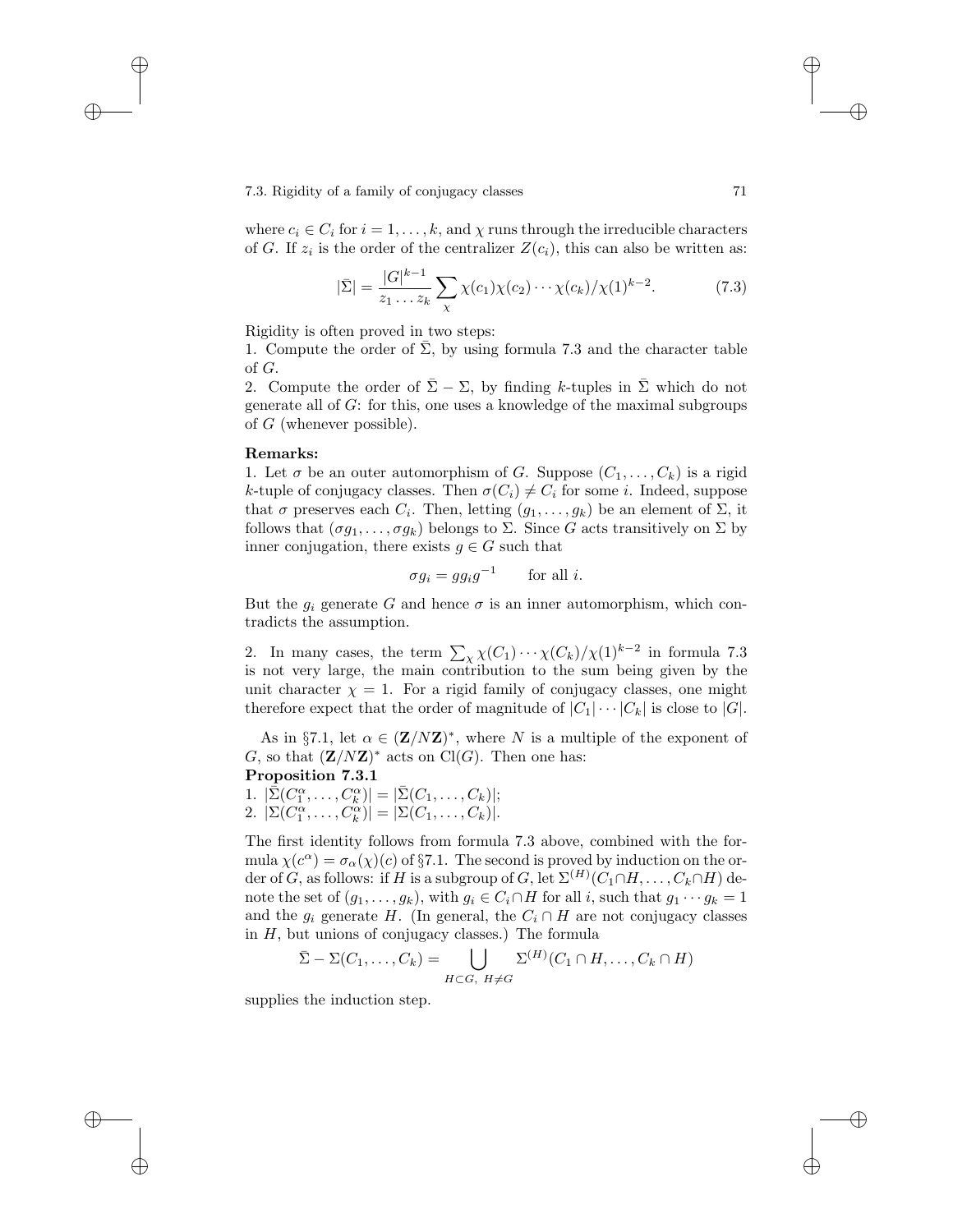where $c_i \in C_i$ for $i = 1, \ldots, k$, and $\chi$ runs through the irreducible characters of $G$. If $z_i$ is the order of the centralizer $Z(c_i)$, this can also be written as:

$$|\bar{\Sigma}| = \frac{|G|^{k-1}}{z_1 \ldots z_k} \sum_{\chi} \chi(c_1)\chi(c_2)\cdots\chi(c_k)/\chi(1)^{k-2}. \tag{7.3}$$

Rigidity is often proved in two steps:

1. Compute the order of $\bar{\Sigma}$, by using formula 7.3 and the character table of $G$.
2. Compute the order of $\bar{\Sigma} - \Sigma$, by finding $k$-tuples in $\bar{\Sigma}$ which do not generate all of $G$: for this, one uses a knowledge of the maximal subgroups of $G$ (whenever possible).

**Remarks:**

1. Let $\sigma$ be an outer automorphism of $G$. Suppose $(C_1, \ldots, C_k)$ is a rigid $k$-tuple of conjugacy classes. Then $\sigma(C_i) \neq C_i$ for some $i$. Indeed, suppose that $\sigma$ preserves each $C_i$. Then, letting $(g_1, \ldots, g_k)$ be an element of $\Sigma$, it follows that $(\sigma g_1, \ldots, \sigma g_k)$ belongs to $\Sigma$. Since $G$ acts transitively on $\Sigma$ by inner conjugation, there exists $g \in G$ such that

$$\sigma g_i = g g_i g^{-1} \qquad \text{for all } i.$$

But the $g_i$ generate $G$ and hence $\sigma$ is an inner automorphism, which contradicts the assumption.

2. In many cases, the term $\sum_\chi \chi(C_1)\cdots\chi(C_k)/\chi(1)^{k-2}$ in formula 7.3 is not very large, the main contribution to the sum being given by the unit character $\chi = 1$. For a rigid family of conjugacy classes, one might therefore expect that the order of magnitude of $|C_1|\cdots|C_k|$ is close to $|G|$.

As in §7.1, let $\alpha \in (\mathbf{Z}/N\mathbf{Z})^*$, where $N$ is a multiple of the exponent of $G$, so that $(\mathbf{Z}/N\mathbf{Z})^*$ acts on $\mathrm{Cl}(G)$. Then one has:

**Proposition 7.3.1**

1. $|\bar{\Sigma}(C_1^\alpha, \ldots, C_k^\alpha)| = |\bar{\Sigma}(C_1, \ldots, C_k)|$;
2. $|\Sigma(C_1^\alpha, \ldots, C_k^\alpha)| = |\Sigma(C_1, \ldots, C_k)|$.

The first identity follows from formula 7.3 above, combined with the formula $\chi(c^\alpha) = \sigma_\alpha(\chi)(c)$ of §7.1. The second is proved by induction on the order of $G$, as follows: if $H$ is a subgroup of $G$, let $\Sigma^{(H)}(C_1 \cap H, \ldots, C_k \cap H)$ denote the set of $(g_1, \ldots, g_k)$, with $g_i \in C_i \cap H$ for all $i$, such that $g_1 \cdots g_k = 1$ and the $g_i$ generate $H$. (In general, the $C_i \cap H$ are not conjugacy classes in $H$, but unions of conjugacy classes.) The formula

$$\bar{\Sigma} - \Sigma(C_1, \ldots, C_k) = \bigcup_{H \subset G,\ H \neq G} \Sigma^{(H)}(C_1 \cap H, \ldots, C_k \cap H)$$

supplies the induction step.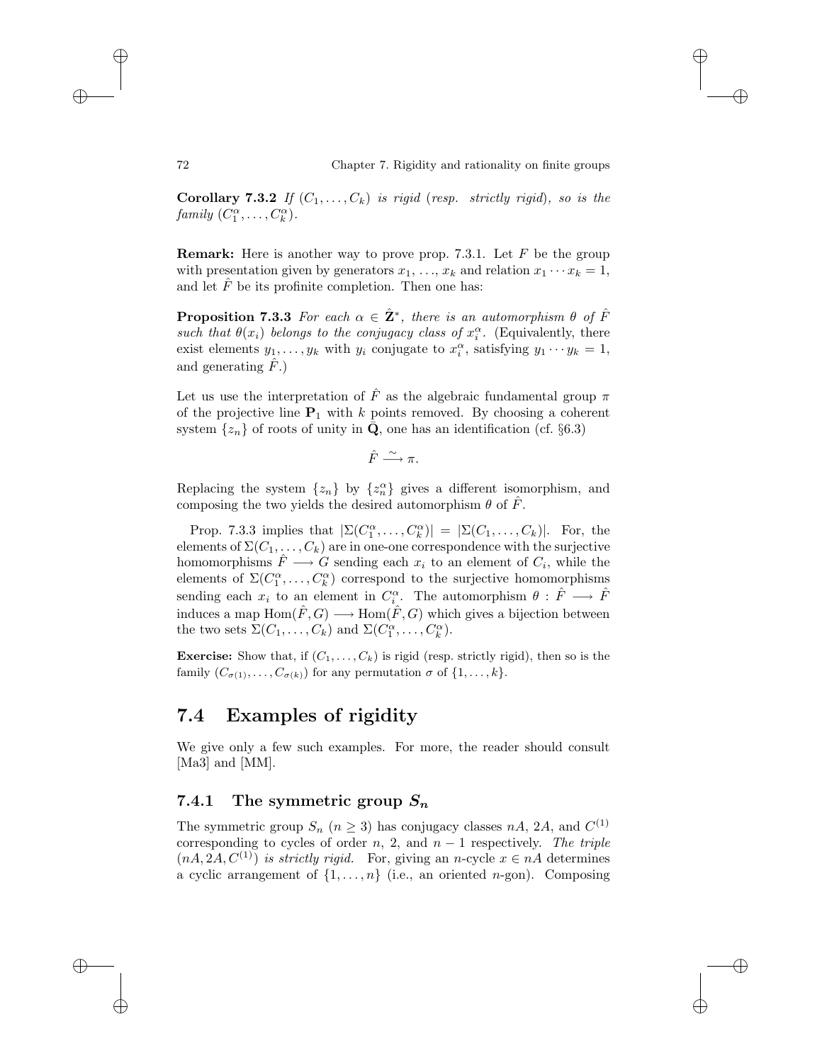**Corollary 7.3.2** *If* $(C_1, \ldots, C_k)$ *is rigid* (*resp. strictly rigid*), *so is the family* $(C_1^\alpha, \ldots, C_k^\alpha)$.

**Remark:** Here is another way to prove prop. 7.3.1. Let $F$ be the group with presentation given by generators $x_1, \ldots, x_k$ and relation $x_1 \cdots x_k = 1$, and let $\hat{F}$ be its profinite completion. Then one has:

**Proposition 7.3.3** *For each* $\alpha \in \hat{\mathbf{Z}}^*$, *there is an automorphism* $\theta$ *of* $\hat{F}$ *such that* $\theta(x_i)$ *belongs to the conjugacy class of* $x_i^\alpha$. (Equivalently, there exist elements $y_1, \ldots, y_k$ with $y_i$ conjugate to $x_i^\alpha$, satisfying $y_1 \cdots y_k = 1$, and generating $\hat{F}$.)

Let us use the interpretation of $\hat{F}$ as the algebraic fundamental group $\pi$ of the projective line $\mathbf{P}_1$ with $k$ points removed. By choosing a coherent system $\{z_n\}$ of roots of unity in $\bar{\mathbf{Q}}$, one has an identification (cf. §6.3)

$$\hat{F} \xrightarrow{\sim} \pi.$$

Replacing the system $\{z_n\}$ by $\{z_n^\alpha\}$ gives a different isomorphism, and composing the two yields the desired automorphism $\theta$ of $\hat{F}$.

Prop. 7.3.3 implies that $|\Sigma(C_1^\alpha, \ldots, C_k^\alpha)| = |\Sigma(C_1, \ldots, C_k)|$. For, the elements of $\Sigma(C_1, \ldots, C_k)$ are in one-one correspondence with the surjective homomorphisms $\hat{F} \longrightarrow G$ sending each $x_i$ to an element of $C_i$, while the elements of $\Sigma(C_1^\alpha, \ldots, C_k^\alpha)$ correspond to the surjective homomorphisms sending each $x_i$ to an element in $C_i^\alpha$. The automorphism $\theta : \hat{F} \longrightarrow \hat{F}$ induces a map $\mathrm{Hom}(\hat{F}, G) \longrightarrow \mathrm{Hom}(\hat{F}, G)$ which gives a bijection between the two sets $\Sigma(C_1, \ldots, C_k)$ and $\Sigma(C_1^\alpha, \ldots, C_k^\alpha)$.

**Exercise:** Show that, if $(C_1, \ldots, C_k)$ is rigid (resp. strictly rigid), then so is the family $(C_{\sigma(1)}, \ldots, C_{\sigma(k)})$ for any permutation $\sigma$ of $\{1, \ldots, k\}$.

## 7.4 Examples of rigidity

We give only a few such examples. For more, the reader should consult [Ma3] and [MM].

### 7.4.1 The symmetric group $S_n$

The symmetric group $S_n$ ($n \geq 3$) has conjugacy classes $nA$, $2A$, and $C^{(1)}$ corresponding to cycles of order $n$, 2, and $n-1$ respectively. *The triple* $(nA, 2A, C^{(1)})$ *is strictly rigid.* For, giving an $n$-cycle $x \in nA$ determines a cyclic arrangement of $\{1, \ldots, n\}$ (i.e., an oriented $n$-gon). Composing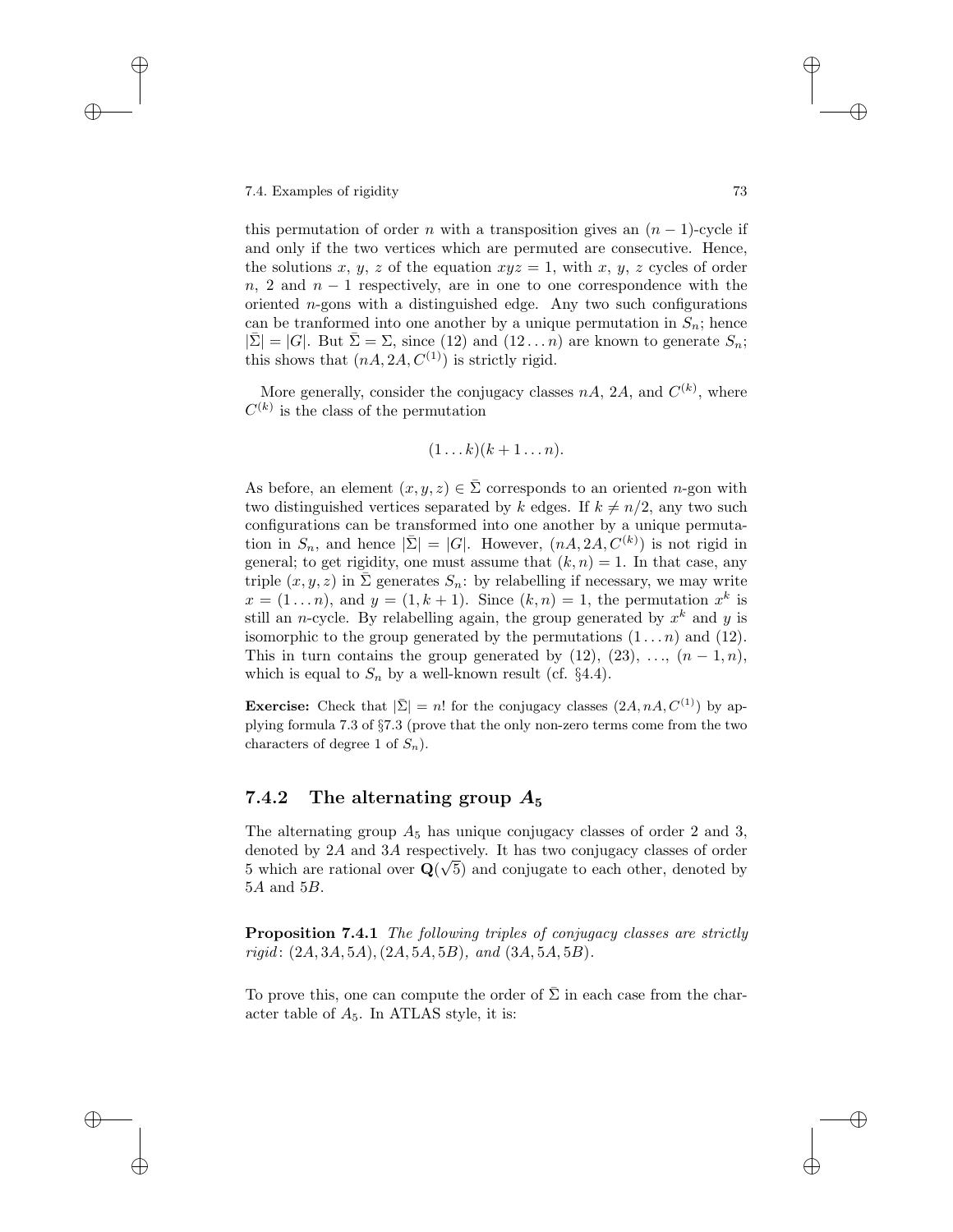this permutation of order $n$ with a transposition gives an $(n-1)$-cycle if and only if the two vertices which are permuted are consecutive. Hence, the solutions $x$, $y$, $z$ of the equation $xyz = 1$, with $x$, $y$, $z$ cycles of order $n$, 2 and $n-1$ respectively, are in one to one correspondence with the oriented $n$-gons with a distinguished edge. Any two such configurations can be tranformed into one another by a unique permutation in $S_n$; hence $|\bar{\Sigma}| = |G|$. But $\bar{\Sigma} = \Sigma$, since (12) and $(12\ldots n)$ are known to generate $S_n$; this shows that $(nA, 2A, C^{(1)})$ is strictly rigid.

More generally, consider the conjugacy classes $nA$, $2A$, and $C^{(k)}$, where $C^{(k)}$ is the class of the permutation

$$(1\ldots k)(k+1\ldots n).$$

As before, an element $(x, y, z) \in \bar{\Sigma}$ corresponds to an oriented $n$-gon with two distinguished vertices separated by $k$ edges. If $k \neq n/2$, any two such configurations can be transformed into one another by a unique permutation in $S_n$, and hence $|\bar{\Sigma}| = |G|$. However, $(nA, 2A, C^{(k)})$ is not rigid in general; to get rigidity, one must assume that $(k, n) = 1$. In that case, any triple $(x, y, z)$ in $\bar{\Sigma}$ generates $S_n$: by relabelling if necessary, we may write $x = (1\ldots n)$, and $y = (1, k+1)$. Since $(k, n) = 1$, the permutation $x^k$ is still an $n$-cycle. By relabelling again, the group generated by $x^k$ and $y$ is isomorphic to the group generated by the permutations $(1\ldots n)$ and (12). This in turn contains the group generated by (12), (23), …, $(n-1, n)$, which is equal to $S_n$ by a well-known result (cf. §4.4).

**Exercise:** Check that $|\bar{\Sigma}| = n!$ for the conjugacy classes $(2A, nA, C^{(1)})$ by applying formula 7.3 of §7.3 (prove that the only non-zero terms come from the two characters of degree 1 of $S_n$).

### 7.4.2 The alternating group $A_5$

The alternating group $A_5$ has unique conjugacy classes of order 2 and 3, denoted by $2A$ and $3A$ respectively. It has two conjugacy classes of order 5 which are rational over $\mathbf{Q}(\sqrt{5})$ and conjugate to each other, denoted by $5A$ and $5B$.

**Proposition 7.4.1** *The following triples of conjugacy classes are strictly rigid*: $(2A, 3A, 5A)$, $(2A, 5A, 5B)$*, and* $(3A, 5A, 5B)$.

To prove this, one can compute the order of $\bar{\Sigma}$ in each case from the character table of $A_5$. In ATLAS style, it is: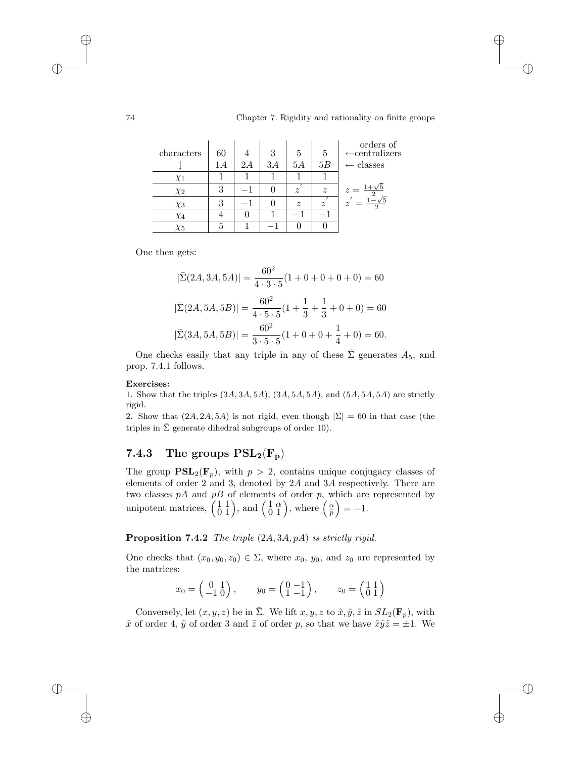| characters | 60 | 4 | 3 | 5 | 5 | orders of ←centralizers |
|---|---|---|---|---|---|---|
| ↓ | $1A$ | $2A$ | $3A$ | $5A$ | $5B$ | ← classes |
| $\chi_1$ | 1 | 1 | 1 | 1 | 1 | |
| $\chi_2$ | 3 | $-1$ | 0 | $z'$ | $z$ | $z = \frac{1+\sqrt{5}}{2}$ |
| $\chi_3$ | 3 | $-1$ | 0 | $z$ | $z'$ | $z' = \frac{1-\sqrt{5}}{2}$ |
| $\chi_4$ | 4 | 0 | 1 | $-1$ | $-1$ | |
| $\chi_5$ | 5 | 1 | $-1$ | 0 | 0 | |

One then gets:

$$|\bar{\Sigma}(2A, 3A, 5A)| = \frac{60^2}{4 \cdot 3 \cdot 5}(1 + 0 + 0 + 0 + 0) = 60$$

$$|\bar{\Sigma}(2A, 5A, 5B)| = \frac{60^2}{4 \cdot 5 \cdot 5}(1 + \frac{1}{3} + \frac{1}{3} + 0 + 0) = 60$$

$$|\bar{\Sigma}(3A, 5A, 5B)| = \frac{60^2}{3 \cdot 5 \cdot 5}(1 + 0 + 0 + \frac{1}{4} + 0) = 60.$$

One checks easily that any triple in any of these $\bar{\Sigma}$ generates $A_5$, and prop. 7.4.1 follows.

**Exercises:**

1. Show that the triples $(3A, 3A, 5A)$, $(3A, 5A, 5A)$, and $(5A, 5A, 5A)$ are strictly rigid.

2. Show that $(2A, 2A, 5A)$ is not rigid, even though $|\bar{\Sigma}| = 60$ in that case (the triples in $\bar{\Sigma}$ generate dihedral subgroups of order 10).

### 7.4.3 The groups $\mathbf{PSL_2(F_p)}$

The group $\mathbf{PSL}_2(\mathbf{F}_p)$, with $p > 2$, contains unique conjugacy classes of elements of order 2 and 3, denoted by $2A$ and $3A$ respectively. There are two classes $pA$ and $pB$ of elements of order $p$, which are represented by unipotent matrices, $\begin{pmatrix} 1 & 1 \\ 0 & 1 \end{pmatrix}$, and $\begin{pmatrix} 1 & \alpha \\ 0 & 1 \end{pmatrix}$, where $\left(\frac{\alpha}{p}\right) = -1$.

**Proposition 7.4.2** *The triple $(2A, 3A, pA)$ is strictly rigid.*

One checks that $(x_0, y_0, z_0) \in \Sigma$, where $x_0$, $y_0$, and $z_0$ are represented by the matrices:

$$x_0 = \begin{pmatrix} 0 & 1 \\ -1 & 0 \end{pmatrix}, \qquad y_0 = \begin{pmatrix} 0 & -1 \\ 1 & -1 \end{pmatrix}, \qquad z_0 = \begin{pmatrix} 1 & 1 \\ 0 & 1 \end{pmatrix}$$

Conversely, let $(x, y, z)$ be in $\bar{\Sigma}$. We lift $x, y, z$ to $\tilde{x}, \tilde{y}, \tilde{z}$ in $SL_2(\mathbf{F}_p)$, with $\tilde{x}$ of order 4, $\tilde{y}$ of order 3 and $\tilde{z}$ of order $p$, so that we have $\tilde{x}\tilde{y}\tilde{z} = \pm 1$. We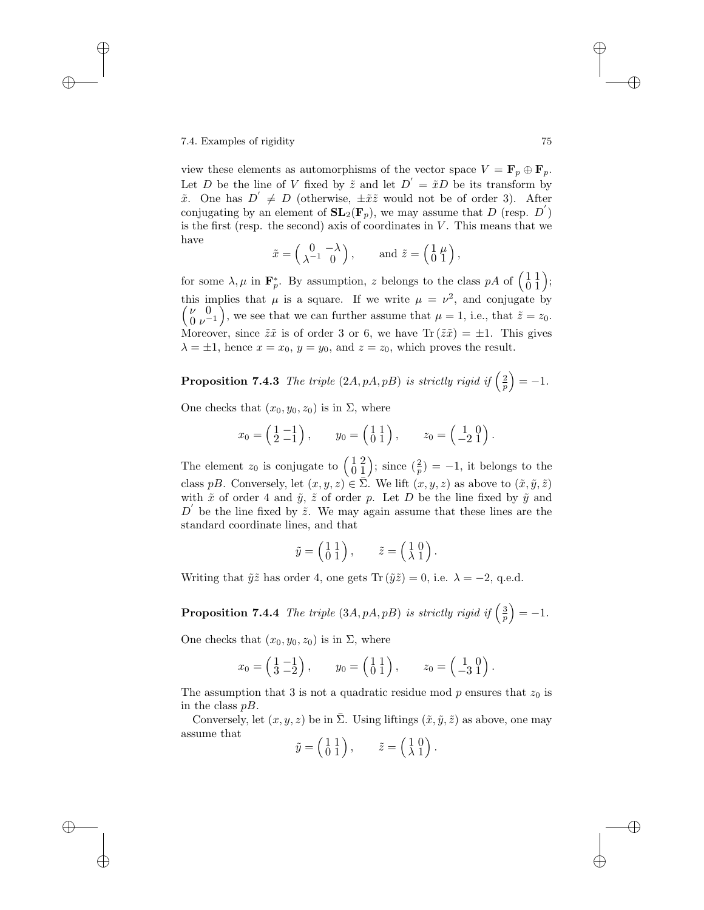view these elements as automorphisms of the vector space $V = \mathbf{F}_p \oplus \mathbf{F}_p$. Let $D$ be the line of $V$ fixed by $\tilde{z}$ and let $D' = \tilde{x}D$ be its transform by $\tilde{x}$. One has $D' \neq D$ (otherwise, $\pm\tilde{x}\tilde{z}$ would not be of order 3). After conjugating by an element of $\mathbf{SL}_2(\mathbf{F}_p)$, we may assume that $D$ (resp. $D'$) is the first (resp. the second) axis of coordinates in $V$. This means that we have

$$\tilde{x} = \begin{pmatrix} 0 & -\lambda \\ \lambda^{-1} & 0 \end{pmatrix}, \qquad \text{and } \tilde{z} = \begin{pmatrix} 1 & \mu \\ 0 & 1 \end{pmatrix},$$

for some $\lambda, \mu$ in $\mathbf{F}_p^*$. By assumption, $z$ belongs to the class $pA$ of $\begin{pmatrix} 1 & 1 \\ 0 & 1 \end{pmatrix}$; this implies that $\mu$ is a square. If we write $\mu = \nu^2$, and conjugate by $\begin{pmatrix} \nu & 0 \\ 0 & \nu^{-1} \end{pmatrix}$, we see that we can further assume that $\mu = 1$, i.e., that $\tilde{z} = z_0$. Moreover, since $\tilde{z}\tilde{x}$ is of order 3 or 6, we have $\mathrm{Tr}\,(\tilde{z}\tilde{x}) = \pm 1$. This gives $\lambda = \pm 1$, hence $x = x_0$, $y = y_0$, and $z = z_0$, which proves the result.

**Proposition 7.4.3** *The triple $(2A, pA, pB)$ is strictly rigid if $\left(\frac{2}{p}\right) = -1$.*

One checks that $(x_0, y_0, z_0)$ is in $\Sigma$, where

$$x_0 = \begin{pmatrix} 1 & -1 \\ 2 & -1 \end{pmatrix}, \qquad y_0 = \begin{pmatrix} 1 & 1 \\ 0 & 1 \end{pmatrix}, \qquad z_0 = \begin{pmatrix} 1 & 0 \\ -2 & 1 \end{pmatrix}.$$

The element $z_0$ is conjugate to $\begin{pmatrix} 1 & 2 \\ 0 & 1 \end{pmatrix}$; since $(\frac{2}{p}) = -1$, it belongs to the class $pB$. Conversely, let $(x, y, z) \in \bar{\Sigma}$. We lift $(x, y, z)$ as above to $(\tilde{x}, \tilde{y}, \tilde{z})$ with $\tilde{x}$ of order 4 and $\tilde{y}$, $\tilde{z}$ of order $p$. Let $D$ be the line fixed by $\tilde{y}$ and $D'$ be the line fixed by $\tilde{z}$. We may again assume that these lines are the standard coordinate lines, and that

$$\tilde{y} = \begin{pmatrix} 1 & 1 \\ 0 & 1 \end{pmatrix}, \qquad \tilde{z} = \begin{pmatrix} 1 & 0 \\ \lambda & 1 \end{pmatrix}.$$

Writing that $\tilde{y}\tilde{z}$ has order 4, one gets $\mathrm{Tr}\,(\tilde{y}\tilde{z}) = 0$, i.e. $\lambda = -2$, q.e.d.

**Proposition 7.4.4** *The triple $(3A, pA, pB)$ is strictly rigid if $\left(\frac{3}{p}\right) = -1$.*

One checks that $(x_0, y_0, z_0)$ is in $\Sigma$, where

$$x_0 = \begin{pmatrix} 1 & -1 \\ 3 & -2 \end{pmatrix}, \qquad y_0 = \begin{pmatrix} 1 & 1 \\ 0 & 1 \end{pmatrix}, \qquad z_0 = \begin{pmatrix} 1 & 0 \\ -3 & 1 \end{pmatrix}.$$

The assumption that 3 is not a quadratic residue mod $p$ ensures that $z_0$ is in the class $pB$.

Conversely, let $(x, y, z)$ be in $\bar{\Sigma}$. Using liftings $(\tilde{x}, \tilde{y}, \tilde{z})$ as above, one may assume that

$$\tilde{y} = \begin{pmatrix} 1 & 1 \\ 0 & 1 \end{pmatrix}, \qquad \tilde{z} = \begin{pmatrix} 1 & 0 \\ \lambda & 1 \end{pmatrix}.$$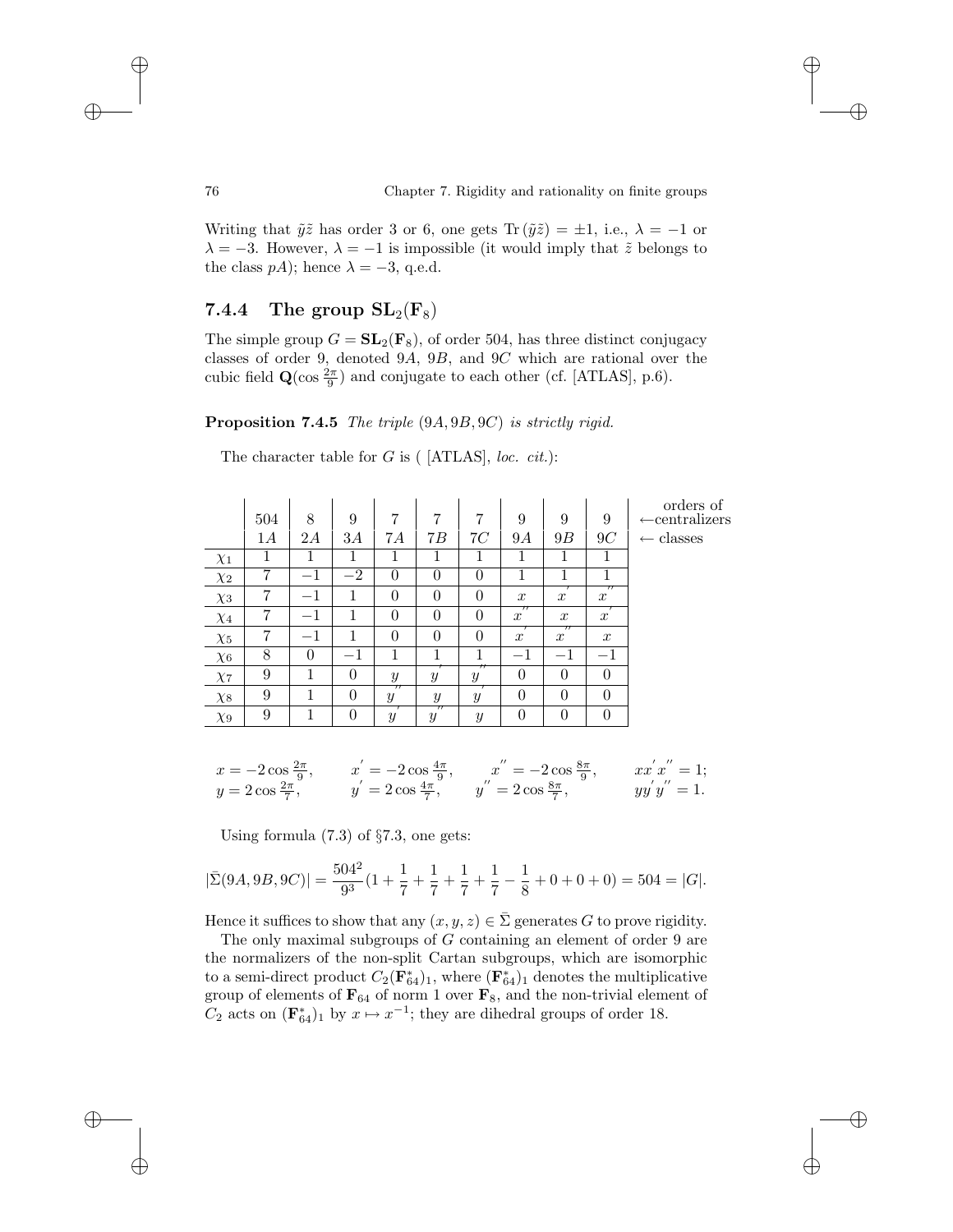Writing that $\tilde{y}\tilde{z}$ has order 3 or 6, one gets $\mathrm{Tr}\,(\tilde{y}\tilde{z}) = \pm 1$, i.e., $\lambda = -1$ or $\lambda = -3$. However, $\lambda = -1$ is impossible (it would imply that $\tilde{z}$ belongs to the class $pA$); hence $\lambda = -3$, q.e.d.

### 7.4.4 The group $\mathbf{SL}_2(\mathbf{F}_8)$

The simple group $G = \mathbf{SL}_2(\mathbf{F}_8)$, of order 504, has three distinct conjugacy classes of order 9, denoted $9A$, $9B$, and $9C$ which are rational over the cubic field $\mathbf{Q}(\cos \frac{2\pi}{9})$ and conjugate to each other (cf. [ATLAS], p.6).

**Proposition 7.4.5** *The triple* $(9A, 9B, 9C)$ *is strictly rigid.*

The character table for $G$ is ( [ATLAS], *loc. cit.*):

| | 504 | 8 | 9 | 7 | 7 | 7 | 9 | 9 | 9 | ← orders of centralizers |
|---|---|---|---|---|---|---|---|---|---|---|
| | $1A$ | $2A$ | $3A$ | $7A$ | $7B$ | $7C$ | $9A$ | $9B$ | $9C$ | ← classes |
| $\chi_1$ | 1 | 1 | 1 | 1 | 1 | 1 | 1 | 1 | 1 | |
| $\chi_2$ | 7 | $-1$ | $-2$ | 0 | 0 | 0 | 1 | 1 | 1 | |
| $\chi_3$ | 7 | $-1$ | 1 | 0 | 0 | 0 | $x$ | $x'$ | $x''$ | |
| $\chi_4$ | 7 | $-1$ | 1 | 0 | 0 | 0 | $x''$ | $x$ | $x'$ | |
| $\chi_5$ | 7 | $-1$ | 1 | 0 | 0 | 0 | $x'$ | $x''$ | $x$ | |
| $\chi_6$ | 8 | 0 | $-1$ | 1 | 1 | 1 | $-1$ | $-1$ | $-1$ | |
| $\chi_7$ | 9 | 1 | 0 | $y$ | $y'$ | $y''$ | 0 | 0 | 0 | |
| $\chi_8$ | 9 | 1 | 0 | $y''$ | $y$ | $y'$ | 0 | 0 | 0 | |
| $\chi_9$ | 9 | 1 | 0 | $y'$ | $y''$ | $y$ | 0 | 0 | 0 | |

$$x = -2\cos\tfrac{2\pi}{9}, \qquad x' = -2\cos\tfrac{4\pi}{9}, \qquad x'' = -2\cos\tfrac{8\pi}{9}, \qquad xx'x'' = 1;$$
$$y = 2\cos\tfrac{2\pi}{7}, \qquad y' = 2\cos\tfrac{4\pi}{7}, \qquad y'' = 2\cos\tfrac{8\pi}{7}, \qquad yy'y'' = 1.$$

Using formula (7.3) of §7.3, one gets:

$$|\bar{\Sigma}(9A, 9B, 9C)| = \frac{504^2}{9^3}\left(1 + \frac{1}{7} + \frac{1}{7} + \frac{1}{7} + \frac{1}{7} - \frac{1}{8} + 0 + 0 + 0\right) = 504 = |G|.$$

Hence it suffices to show that any $(x, y, z) \in \bar{\Sigma}$ generates $G$ to prove rigidity.

The only maximal subgroups of $G$ containing an element of order 9 are the normalizers of the non-split Cartan subgroups, which are isomorphic to a semi-direct product $C_2(\mathbf{F}_{64}^*)_1$, where $(\mathbf{F}_{64}^*)_1$ denotes the multiplicative group of elements of $\mathbf{F}_{64}$ of norm 1 over $\mathbf{F}_8$, and the non-trivial element of $C_2$ acts on $(\mathbf{F}_{64}^*)_1$ by $x \mapsto x^{-1}$; they are dihedral groups of order 18.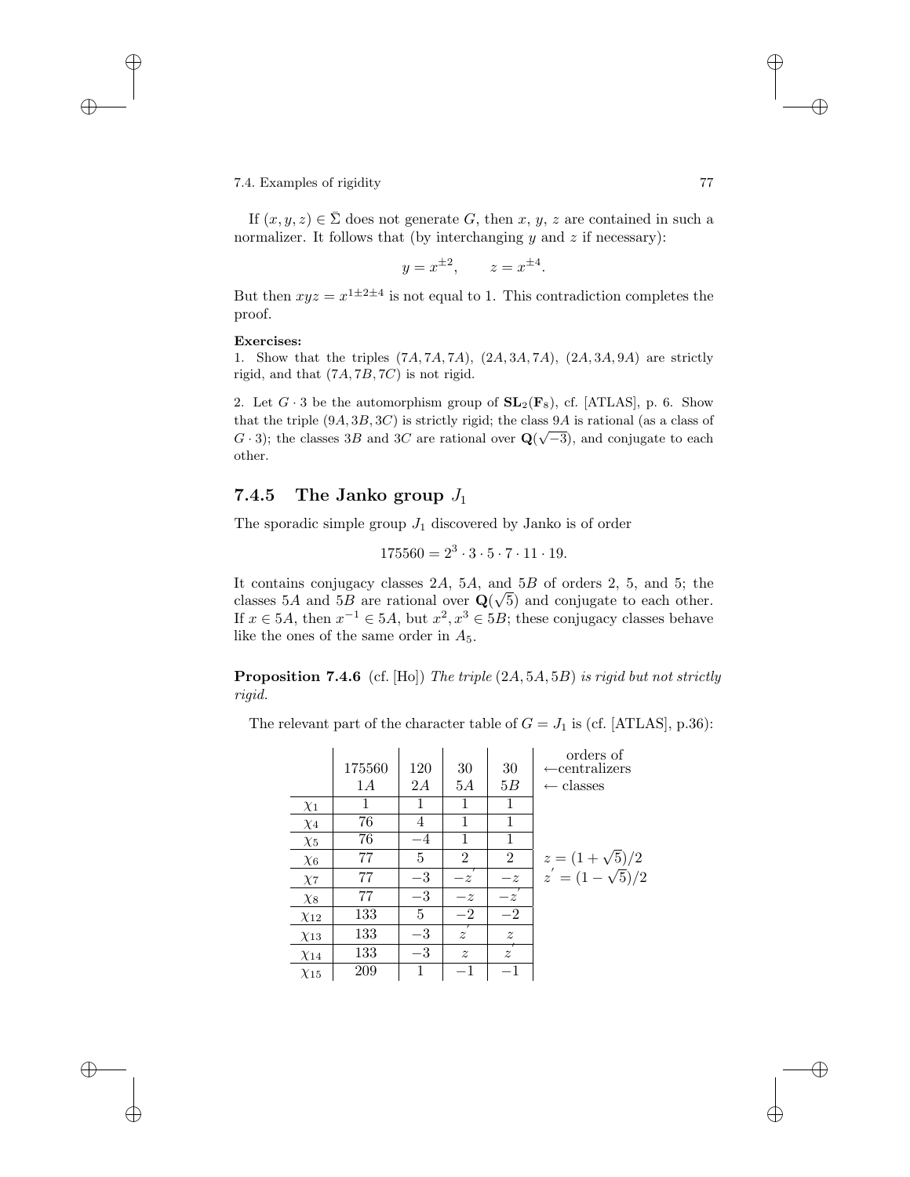If $(x, y, z) \in \bar{\Sigma}$ does not generate $G$, then $x$, $y$, $z$ are contained in such a normalizer. It follows that (by interchanging $y$ and $z$ if necessary):

$$y = x^{\pm 2}, \qquad z = x^{\pm 4}.$$

But then $xyz = x^{1 \pm 2 \pm 4}$ is not equal to 1. This contradiction completes the proof.

**Exercises:**

1. Show that the triples $(7A, 7A, 7A)$, $(2A, 3A, 7A)$, $(2A, 3A, 9A)$ are strictly rigid, and that $(7A, 7B, 7C)$ is not rigid.

2. Let $G \cdot 3$ be the automorphism group of $\mathbf{SL}_2(\mathbf{F}_8)$, cf. [ATLAS], p. 6. Show that the triple $(9A, 3B, 3C)$ is strictly rigid; the class $9A$ is rational (as a class of $G \cdot 3$); the classes $3B$ and $3C$ are rational over $\mathbf{Q}(\sqrt{-3})$, and conjugate to each other.

### 7.4.5 The Janko group $J_1$

The sporadic simple group $J_1$ discovered by Janko is of order

$$175560 = 2^3 \cdot 3 \cdot 5 \cdot 7 \cdot 11 \cdot 19.$$

It contains conjugacy classes $2A$, $5A$, and $5B$ of orders 2, 5, and 5; the classes $5A$ and $5B$ are rational over $\mathbf{Q}(\sqrt{5})$ and conjugate to each other. If $x \in 5A$, then $x^{-1} \in 5A$, but $x^2, x^3 \in 5B$; these conjugacy classes behave like the ones of the same order in $A_5$.

**Proposition 7.4.6** (cf. [Ho]) *The triple $(2A, 5A, 5B)$ is rigid but not strictly rigid.*

The relevant part of the character table of $G = J_1$ is (cf. [ATLAS], p.36):

| | 175560 | 120 | 30 | 30 | orders of ←centralizers |
|---|---|---|---|---|---|
| | $1A$ | $2A$ | $5A$ | $5B$ | ← classes |
| $\chi_1$ | 1 | 1 | 1 | 1 | |
| $\chi_4$ | 76 | 4 | 1 | 1 | |
| $\chi_5$ | 76 | $-4$ | 1 | 1 | |
| $\chi_6$ | 77 | 5 | 2 | 2 | $z = (1+\sqrt{5})/2$ |
| $\chi_7$ | 77 | $-3$ | $-z'$ | $-z$ | $z' = (1-\sqrt{5})/2$ |
| $\chi_8$ | 77 | $-3$ | $-z$ | $-z'$ | |
| $\chi_{12}$ | 133 | 5 | $-2$ | $-2$ | |
| $\chi_{13}$ | 133 | $-3$ | $z'$ | $z$ | |
| $\chi_{14}$ | 133 | $-3$ | $z$ | $z'$ | |
| $\chi_{15}$ | 209 | 1 | $-1$ | $-1$ | |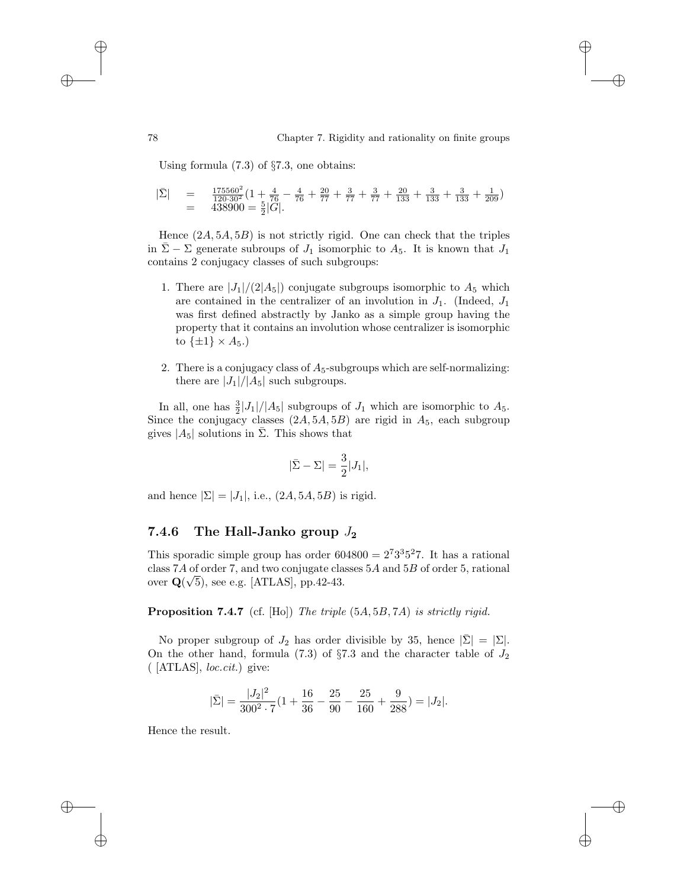Using formula (7.3) of §7.3, one obtains:

$$\begin{aligned} |\bar{\Sigma}| &= \frac{175560^2}{120 \cdot 30^2}\left(1 + \frac{4}{76} - \frac{4}{76} + \frac{20}{77} + \frac{3}{77} + \frac{3}{77} + \frac{20}{133} + \frac{3}{133} + \frac{3}{133} + \frac{1}{209}\right) \\ &= 438900 = \frac{5}{2}|G|. \end{aligned}$$

Hence $(2A, 5A, 5B)$ is not strictly rigid. One can check that the triples in $\bar{\Sigma} - \Sigma$ generate subroups of $J_1$ isomorphic to $A_5$. It is known that $J_1$ contains 2 conjugacy classes of such subgroups:

1. There are $|J_1|/(2|A_5|)$ conjugate subgroups isomorphic to $A_5$ which are contained in the centralizer of an involution in $J_1$. (Indeed, $J_1$ was first defined abstractly by Janko as a simple group having the property that it contains an involution whose centralizer is isomorphic to $\{\pm 1\} \times A_5$.)

2. There is a conjugacy class of $A_5$-subgroups which are self-normalizing: there are $|J_1|/|A_5|$ such subgroups.

In all, one has $\frac{3}{2}|J_1|/|A_5|$ subgroups of $J_1$ which are isomorphic to $A_5$. Since the conjugacy classes $(2A, 5A, 5B)$ are rigid in $A_5$, each subgroup gives $|A_5|$ solutions in $\bar{\Sigma}$. This shows that

$$|\bar{\Sigma} - \Sigma| = \frac{3}{2}|J_1|,$$

and hence $|\Sigma| = |J_1|$, i.e., $(2A, 5A, 5B)$ is rigid.

### 7.4.6 The Hall-Janko group $J_2$

This sporadic simple group has order $604800 = 2^7 3^3 5^2 7$. It has a rational class $7A$ of order 7, and two conjugate classes $5A$ and $5B$ of order 5, rational over $\mathbf{Q}(\sqrt{5})$, see e.g. [ATLAS], pp.42-43.

**Proposition 7.4.7** (cf. [Ho]) *The triple $(5A, 5B, 7A)$ is strictly rigid.*

No proper subgroup of $J_2$ has order divisible by 35, hence $|\bar{\Sigma}| = |\Sigma|$. On the other hand, formula (7.3) of §7.3 and the character table of $J_2$ ( [ATLAS], *loc.cit.*) give:

$$|\bar{\Sigma}| = \frac{|J_2|^2}{300^2 \cdot 7}\left(1 + \frac{16}{36} - \frac{25}{90} - \frac{25}{160} + \frac{9}{288}\right) = |J_2|.$$

Hence the result.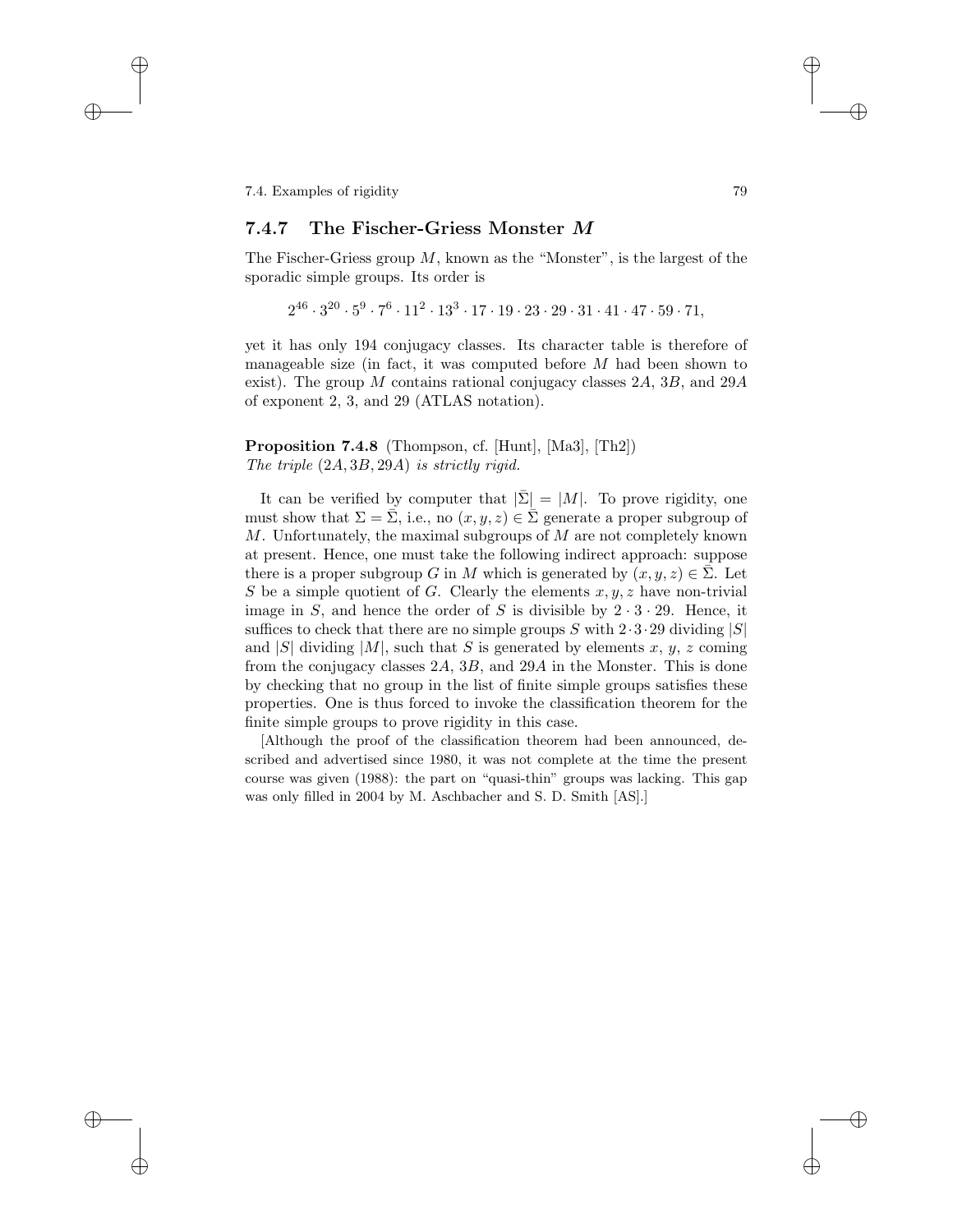### 7.4.7 The Fischer-Griess Monster $M$

The Fischer-Griess group $M$, known as the "Monster", is the largest of the sporadic simple groups. Its order is

$$2^{46} \cdot 3^{20} \cdot 5^{9} \cdot 7^{6} \cdot 11^{2} \cdot 13^{3} \cdot 17 \cdot 19 \cdot 23 \cdot 29 \cdot 31 \cdot 41 \cdot 47 \cdot 59 \cdot 71,$$

yet it has only 194 conjugacy classes. Its character table is therefore of manageable size (in fact, it was computed before $M$ had been shown to exist). The group $M$ contains rational conjugacy classes $2A$, $3B$, and $29A$ of exponent 2, 3, and 29 (ATLAS notation).

**Proposition 7.4.8** (Thompson, cf. [Hunt], [Ma3], [Th2])
*The triple* $(2A, 3B, 29A)$ *is strictly rigid.*

It can be verified by computer that $|\bar{\Sigma}| = |M|$. To prove rigidity, one must show that $\Sigma = \bar{\Sigma}$, i.e., no $(x, y, z) \in \bar{\Sigma}$ generate a proper subgroup of $M$. Unfortunately, the maximal subgroups of $M$ are not completely known at present. Hence, one must take the following indirect approach: suppose there is a proper subgroup $G$ in $M$ which is generated by $(x, y, z) \in \bar{\Sigma}$. Let $S$ be a simple quotient of $G$. Clearly the elements $x, y, z$ have non-trivial image in $S$, and hence the order of $S$ is divisible by $2 \cdot 3 \cdot 29$. Hence, it suffices to check that there are no simple groups $S$ with $2 \cdot 3 \cdot 29$ dividing $|S|$ and $|S|$ dividing $|M|$, such that $S$ is generated by elements $x$, $y$, $z$ coming from the conjugacy classes $2A$, $3B$, and $29A$ in the Monster. This is done by checking that no group in the list of finite simple groups satisfies these properties. One is thus forced to invoke the classification theorem for the finite simple groups to prove rigidity in this case.

[Although the proof of the classification theorem had been announced, described and advertised since 1980, it was not complete at the time the present course was given (1988): the part on "quasi-thin" groups was lacking. This gap was only filled in 2004 by M. Aschbacher and S. D. Smith [AS].]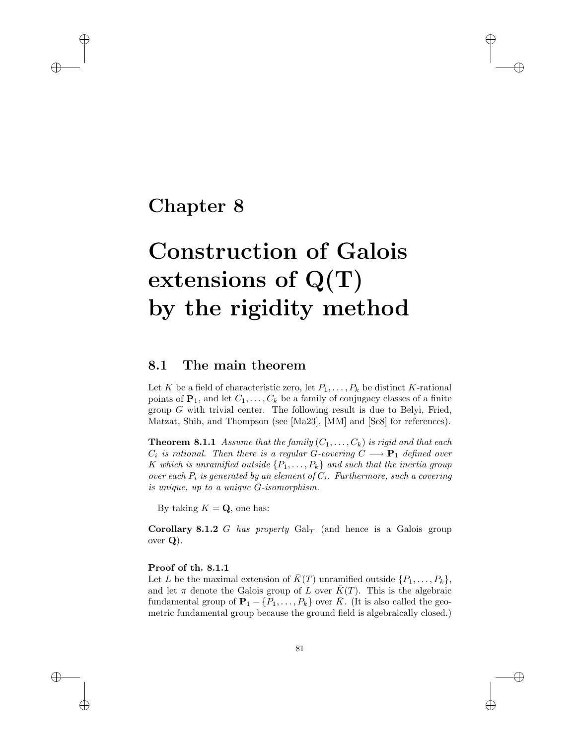# Chapter 8

# Construction of Galois extensions of Q(T) by the rigidity method

## 8.1 The main theorem

Let $K$ be a field of characteristic zero, let $P_1, \dots, P_k$ be distinct $K$-rational points of $\mathbf{P}_1$, and let $C_1, \dots, C_k$ be a family of conjugacy classes of a finite group $G$ with trivial center. The following result is due to Belyi, Fried, Matzat, Shih, and Thompson (see [Ma23], [MM] and [Se8] for references).

**Theorem 8.1.1** *Assume that the family $(C_1, \dots, C_k)$ is rigid and that each $C_i$ is rational. Then there is a regular $G$-covering $C \longrightarrow \mathbf{P}_1$ defined over $K$ which is unramified outside $\{P_1, \dots, P_k\}$ and such that the inertia group over each $P_i$ is generated by an element of $C_i$. Furthermore, such a covering is unique, up to a unique $G$-isomorphism.*

By taking $K = \mathbf{Q}$, one has:

**Corollary 8.1.2** *$G$ has property $\mathrm{Gal}_T$ (and hence is a Galois group over $\mathbf{Q}$).*

**Proof of th. 8.1.1**

Let $L$ be the maximal extension of $\bar{K}(T)$ unramified outside $\{P_1, \dots, P_k\}$, and let $\pi$ denote the Galois group of $L$ over $\bar{K}(T)$. This is the algebraic fundamental group of $\mathbf{P}_1 - \{P_1, \dots, P_k\}$ over $\bar{K}$. (It is also called the geometric fundamental group because the ground field is algebraically closed.)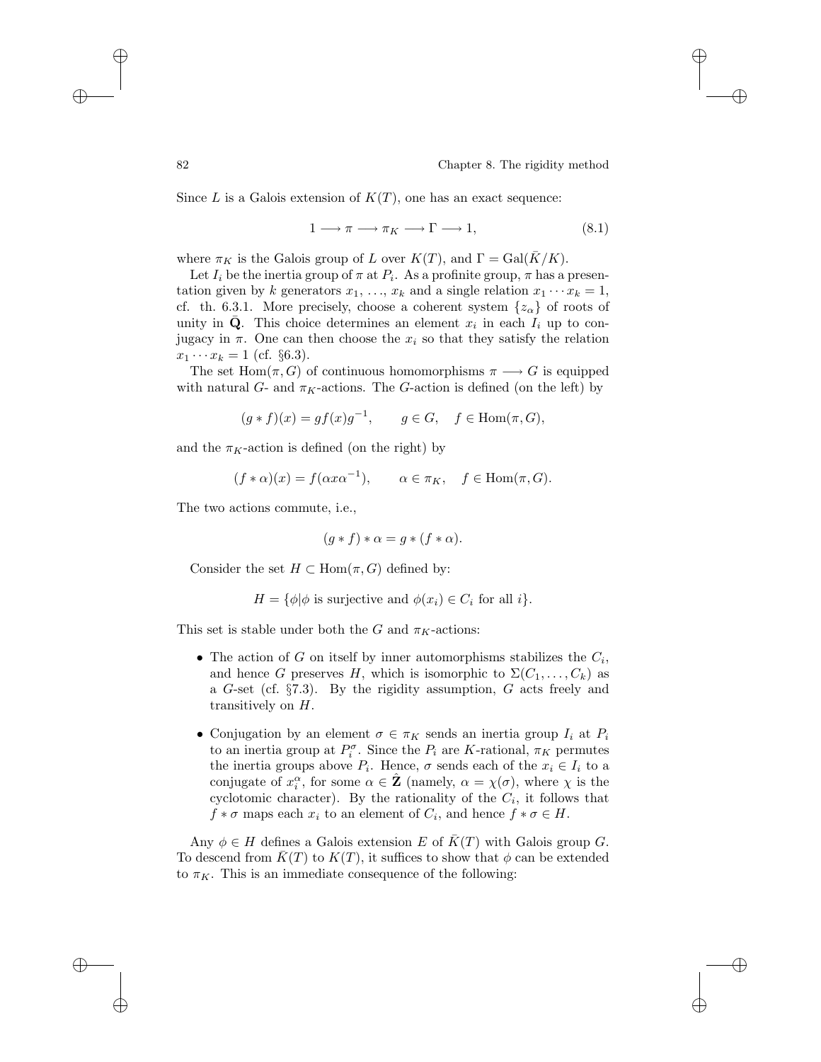Since $L$ is a Galois extension of $K(T)$, one has an exact sequence:

$$1 \longrightarrow \pi \longrightarrow \pi_K \longrightarrow \Gamma \longrightarrow 1, \tag{8.1}$$

where $\pi_K$ is the Galois group of $L$ over $K(T)$, and $\Gamma = \mathrm{Gal}(\bar{K}/K)$.

Let $I_i$ be the inertia group of $\pi$ at $P_i$. As a profinite group, $\pi$ has a presentation given by $k$ generators $x_1, \ldots, x_k$ and a single relation $x_1 \cdots x_k = 1$, cf. th. 6.3.1. More precisely, choose a coherent system $\{z_\alpha\}$ of roots of unity in $\bar{\mathbf{Q}}$. This choice determines an element $x_i$ in each $I_i$ up to conjugacy in $\pi$. One can then choose the $x_i$ so that they satisfy the relation $x_1 \cdots x_k = 1$ (cf. §6.3).

The set $\mathrm{Hom}(\pi, G)$ of continuous homomorphisms $\pi \longrightarrow G$ is equipped with natural $G$- and $\pi_K$-actions. The $G$-action is defined (on the left) by

$$(g * f)(x) = gf(x)g^{-1}, \qquad g \in G, \quad f \in \mathrm{Hom}(\pi, G),$$

and the $\pi_K$-action is defined (on the right) by

$$(f * \alpha)(x) = f(\alpha x \alpha^{-1}), \qquad \alpha \in \pi_K, \quad f \in \mathrm{Hom}(\pi, G).$$

The two actions commute, i.e.,

$$(g * f) * \alpha = g * (f * \alpha).$$

Consider the set $H \subset \mathrm{Hom}(\pi, G)$ defined by:

$$H = \{\phi | \phi \text{ is surjective and } \phi(x_i) \in C_i \text{ for all } i\}.$$

This set is stable under both the $G$ and $\pi_K$-actions:

- The action of $G$ on itself by inner automorphisms stabilizes the $C_i$, and hence $G$ preserves $H$, which is isomorphic to $\Sigma(C_1, \ldots, C_k)$ as a $G$-set (cf. §7.3). By the rigidity assumption, $G$ acts freely and transitively on $H$.
- Conjugation by an element $\sigma \in \pi_K$ sends an inertia group $I_i$ at $P_i$ to an inertia group at $P_i^\sigma$. Since the $P_i$ are $K$-rational, $\pi_K$ permutes the inertia groups above $P_i$. Hence, $\sigma$ sends each of the $x_i \in I_i$ to a conjugate of $x_i^\alpha$, for some $\alpha \in \hat{\mathbf{Z}}$ (namely, $\alpha = \chi(\sigma)$, where $\chi$ is the cyclotomic character). By the rationality of the $C_i$, it follows that $f * \sigma$ maps each $x_i$ to an element of $C_i$, and hence $f * \sigma \in H$.

Any $\phi \in H$ defines a Galois extension $E$ of $\bar{K}(T)$ with Galois group $G$. To descend from $\bar{K}(T)$ to $K(T)$, it suffices to show that $\phi$ can be extended to $\pi_K$. This is an immediate consequence of the following: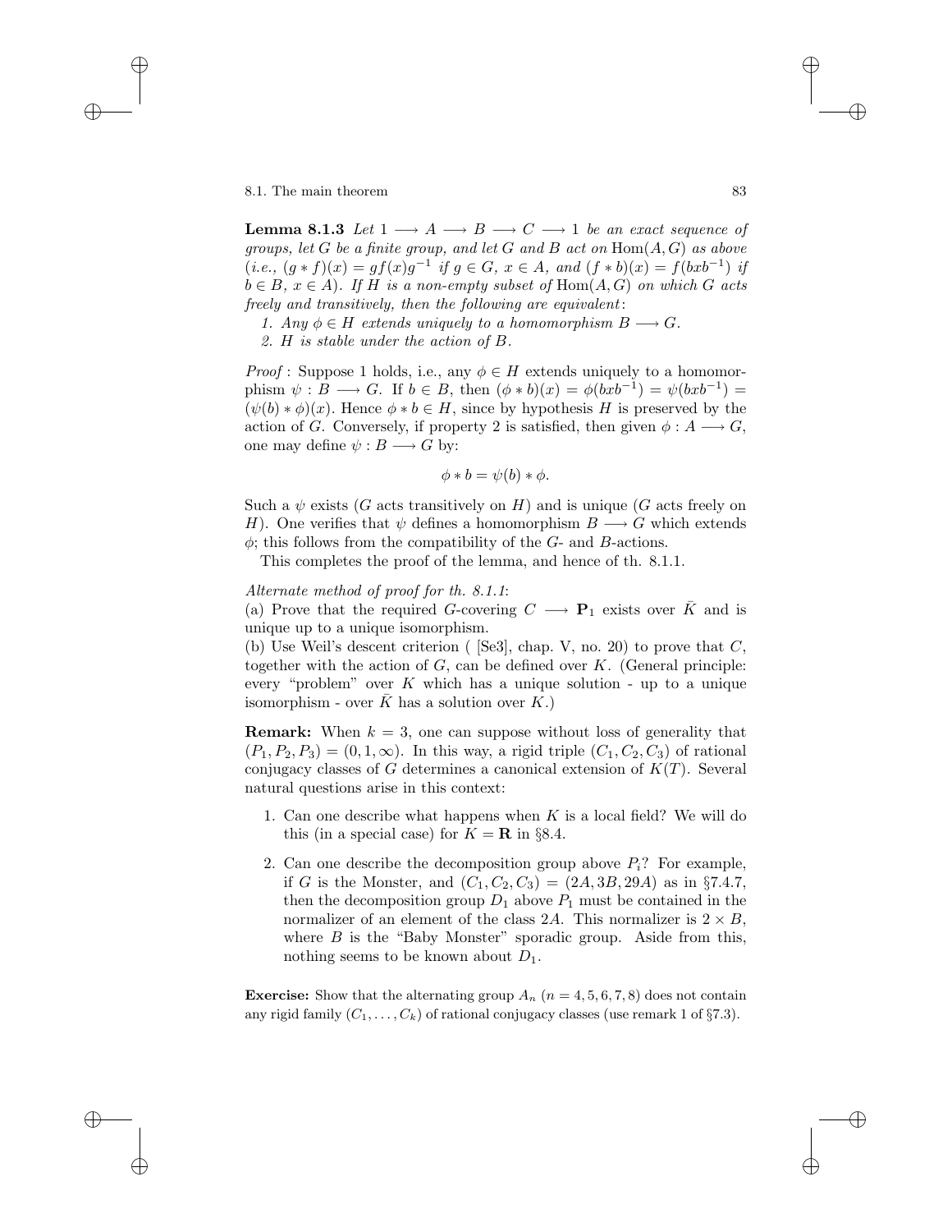**Lemma 8.1.3** *Let $1 \longrightarrow A \longrightarrow B \longrightarrow C \longrightarrow 1$ be an exact sequence of groups, let $G$ be a finite group, and let $G$ and $B$ act on $\mathrm{Hom}(A, G)$ as above (i.e., $(g * f)(x) = gf(x)g^{-1}$ if $g \in G$, $x \in A$, and $(f * b)(x) = f(bxb^{-1})$ if $b \in B$, $x \in A$). If $H$ is a non-empty subset of $\mathrm{Hom}(A, G)$ on which $G$ acts freely and transitively, then the following are equivalent:*

*1. Any $\phi \in H$ extends uniquely to a homomorphism $B \longrightarrow G$.*

*2. $H$ is stable under the action of $B$.*

*Proof* : Suppose 1 holds, i.e., any $\phi \in H$ extends uniquely to a homomorphism $\psi : B \longrightarrow G$. If $b \in B$, then $(\phi * b)(x) = \phi(bxb^{-1}) = \psi(bxb^{-1}) = (\psi(b) * \phi)(x)$. Hence $\phi * b \in H$, since by hypothesis $H$ is preserved by the action of $G$. Conversely, if property 2 is satisfied, then given $\phi : A \longrightarrow G$, one may define $\psi : B \longrightarrow G$ by:

$$\phi * b = \psi(b) * \phi.$$

Such a $\psi$ exists ($G$ acts transitively on $H$) and is unique ($G$ acts freely on $H$). One verifies that $\psi$ defines a homomorphism $B \longrightarrow G$ which extends $\phi$; this follows from the compatibility of the $G$- and $B$-actions.

This completes the proof of the lemma, and hence of th. 8.1.1.

*Alternate method of proof for th. 8.1.1*:

(a) Prove that the required $G$-covering $C \longrightarrow \mathbf{P}_1$ exists over $\bar{K}$ and is unique up to a unique isomorphism.

(b) Use Weil's descent criterion ( [Se3], chap. V, no. 20) to prove that $C$, together with the action of $G$, can be defined over $K$. (General principle: every "problem" over $K$ which has a unique solution - up to a unique isomorphism - over $\bar{K}$ has a solution over $K$.)

**Remark:** When $k = 3$, one can suppose without loss of generality that $(P_1, P_2, P_3) = (0, 1, \infty)$. In this way, a rigid triple $(C_1, C_2, C_3)$ of rational conjugacy classes of $G$ determines a canonical extension of $K(T)$. Several natural questions arise in this context:

1. Can one describe what happens when $K$ is a local field? We will do this (in a special case) for $K = \mathbf{R}$ in §8.4.

2. Can one describe the decomposition group above $P_i$? For example, if $G$ is the Monster, and $(C_1, C_2, C_3) = (2A, 3B, 29A)$ as in §7.4.7, then the decomposition group $D_1$ above $P_1$ must be contained in the normalizer of an element of the class $2A$. This normalizer is $2 \times B$, where $B$ is the "Baby Monster" sporadic group. Aside from this, nothing seems to be known about $D_1$.

**Exercise:** Show that the alternating group $A_n$ ($n = 4, 5, 6, 7, 8$) does not contain any rigid family $(C_1, \ldots, C_k)$ of rational conjugacy classes (use remark 1 of §7.3).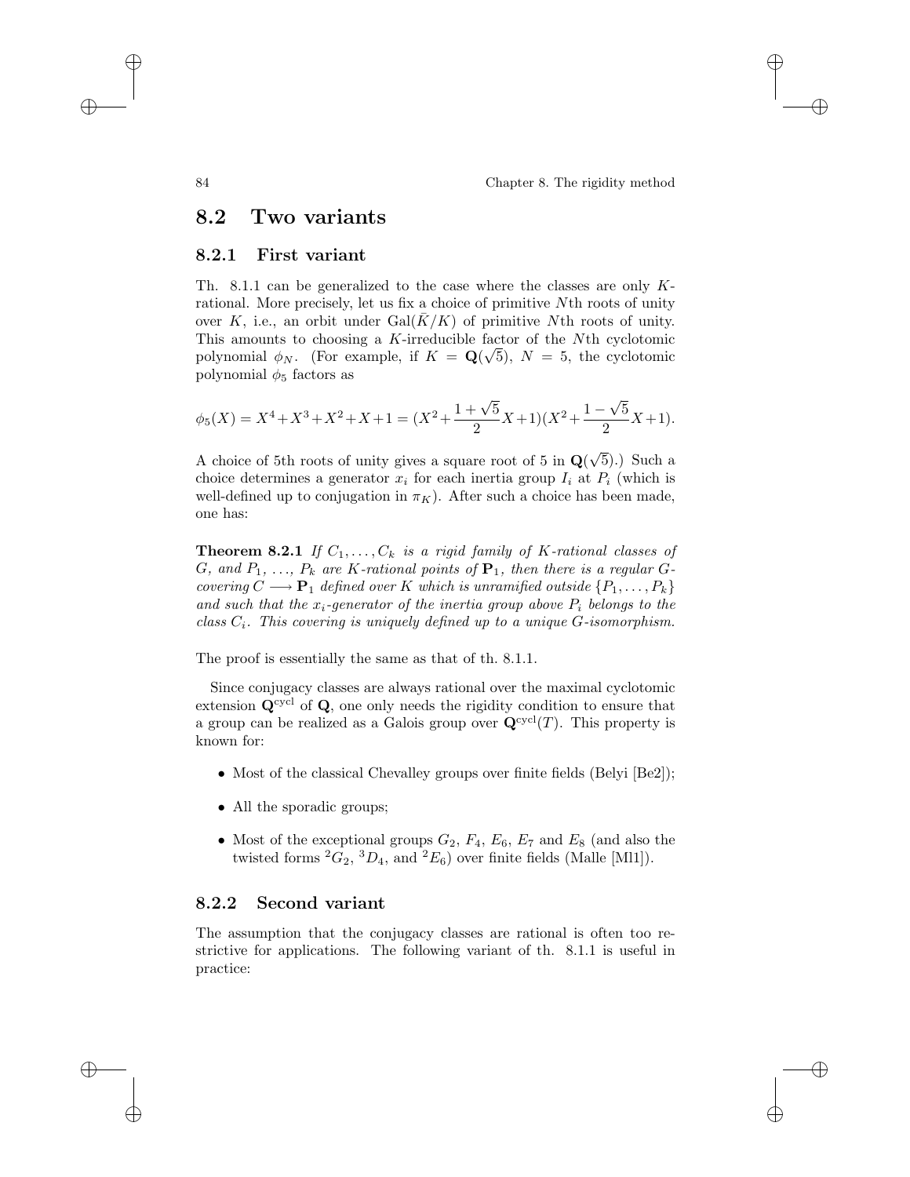## 8.2 Two variants

### 8.2.1 First variant

Th. 8.1.1 can be generalized to the case where the classes are only $K$-rational. More precisely, let us fix a choice of primitive $N$th roots of unity over $K$, i.e., an orbit under $\mathrm{Gal}(\bar{K}/K)$ of primitive $N$th roots of unity. This amounts to choosing a $K$-irreducible factor of the $N$th cyclotomic polynomial $\phi_N$. (For example, if $K = \mathbf{Q}(\sqrt{5})$, $N = 5$, the cyclotomic polynomial $\phi_5$ factors as

$$\phi_5(X) = X^4+X^3+X^2+X+1 = (X^2+\frac{1+\sqrt{5}}{2}X+1)(X^2+\frac{1-\sqrt{5}}{2}X+1).$$

A choice of 5th roots of unity gives a square root of 5 in $\mathbf{Q}(\sqrt{5})$.) Such a choice determines a generator $x_i$ for each inertia group $I_i$ at $P_i$ (which is well-defined up to conjugation in $\pi_K$). After such a choice has been made, one has:

**Theorem 8.2.1** *If $C_1, \ldots, C_k$ is a rigid family of $K$-rational classes of $G$, and $P_1, \ldots, P_k$ are $K$-rational points of $\mathbf{P}_1$, then there is a regular $G$-covering $C \longrightarrow \mathbf{P}_1$ defined over $K$ which is unramified outside $\{P_1, \ldots, P_k\}$ and such that the $x_i$-generator of the inertia group above $P_i$ belongs to the class $C_i$. This covering is uniquely defined up to a unique $G$-isomorphism.*

The proof is essentially the same as that of th. 8.1.1.

Since conjugacy classes are always rational over the maximal cyclotomic extension $\mathbf{Q}^{\mathrm{cycl}}$ of $\mathbf{Q}$, one only needs the rigidity condition to ensure that a group can be realized as a Galois group over $\mathbf{Q}^{\mathrm{cycl}}(T)$. This property is known for:

- Most of the classical Chevalley groups over finite fields (Belyi [Be2]);
- All the sporadic groups;
- Most of the exceptional groups $G_2$, $F_4$, $E_6$, $E_7$ and $E_8$ (and also the twisted forms ${}^2G_2$, ${}^3D_4$, and ${}^2E_6$) over finite fields (Malle [Ml1]).

### 8.2.2 Second variant

The assumption that the conjugacy classes are rational is often too restrictive for applications. The following variant of th. 8.1.1 is useful in practice: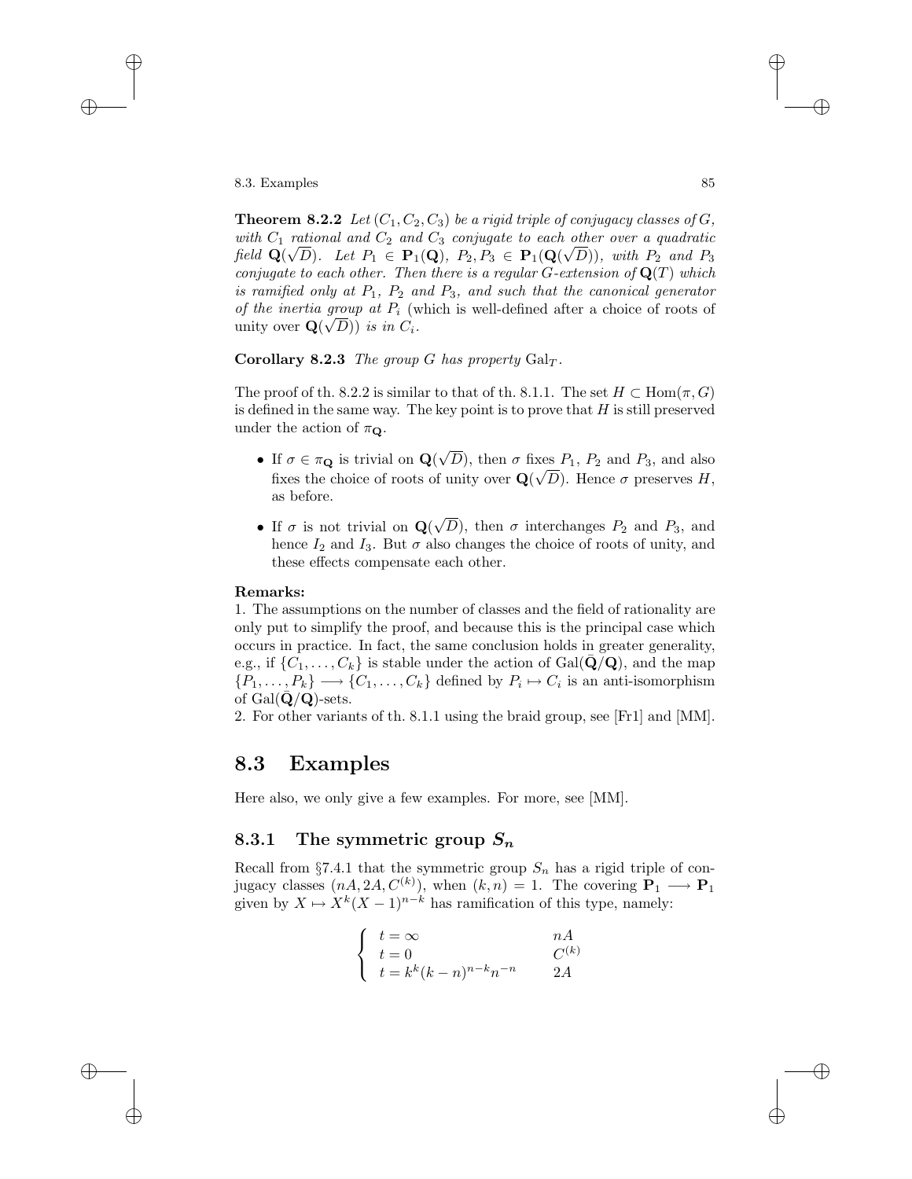**Theorem 8.2.2** *Let $(C_1, C_2, C_3)$ be a rigid triple of conjugacy classes of $G$, with $C_1$ rational and $C_2$ and $C_3$ conjugate to each other over a quadratic field $\mathbf{Q}(\sqrt{D})$. Let $P_1 \in \mathbf{P}_1(\mathbf{Q})$, $P_2, P_3 \in \mathbf{P}_1(\mathbf{Q}(\sqrt{D}))$, with $P_2$ and $P_3$ conjugate to each other. Then there is a regular $G$-extension of $\mathbf{Q}(T)$ which is ramified only at $P_1$, $P_2$ and $P_3$, and such that the canonical generator of the inertia group at $P_i$* (which is well-defined after a choice of roots of unity over $\mathbf{Q}(\sqrt{D})$) *is in $C_i$.*

**Corollary 8.2.3** *The group $G$ has property $\mathrm{Gal}_T$.*

The proof of th. 8.2.2 is similar to that of th. 8.1.1. The set $H \subset \mathrm{Hom}(\pi, G)$ is defined in the same way. The key point is to prove that $H$ is still preserved under the action of $\pi_{\mathbf{Q}}$.

- If $\sigma \in \pi_{\mathbf{Q}}$ is trivial on $\mathbf{Q}(\sqrt{D})$, then $\sigma$ fixes $P_1$, $P_2$ and $P_3$, and also fixes the choice of roots of unity over $\mathbf{Q}(\sqrt{D})$. Hence $\sigma$ preserves $H$, as before.
- If $\sigma$ is not trivial on $\mathbf{Q}(\sqrt{D})$, then $\sigma$ interchanges $P_2$ and $P_3$, and hence $I_2$ and $I_3$. But $\sigma$ also changes the choice of roots of unity, and these effects compensate each other.

**Remarks:**

1. The assumptions on the number of classes and the field of rationality are only put to simplify the proof, and because this is the principal case which occurs in practice. In fact, the same conclusion holds in greater generality, e.g., if $\{C_1, \ldots, C_k\}$ is stable under the action of $\mathrm{Gal}(\bar{\mathbf{Q}}/\mathbf{Q})$, and the map $\{P_1, \ldots, P_k\} \longrightarrow \{C_1, \ldots, C_k\}$ defined by $P_i \mapsto C_i$ is an anti-isomorphism of $\mathrm{Gal}(\bar{\mathbf{Q}}/\mathbf{Q})$-sets.
2. For other variants of th. 8.1.1 using the braid group, see [Fr1] and [MM].

## 8.3 Examples

Here also, we only give a few examples. For more, see [MM].

### 8.3.1 The symmetric group $S_n$

Recall from §7.4.1 that the symmetric group $S_n$ has a rigid triple of conjugacy classes $(nA, 2A, C^{(k)})$, when $(k, n) = 1$. The covering $\mathbf{P}_1 \longrightarrow \mathbf{P}_1$ given by $X \mapsto X^k(X-1)^{n-k}$ has ramification of this type, namely:

$$\begin{cases} t = \infty & nA \\ t = 0 & C^{(k)} \\ t = k^k(k-n)^{n-k}n^{-n} & 2A \end{cases}$$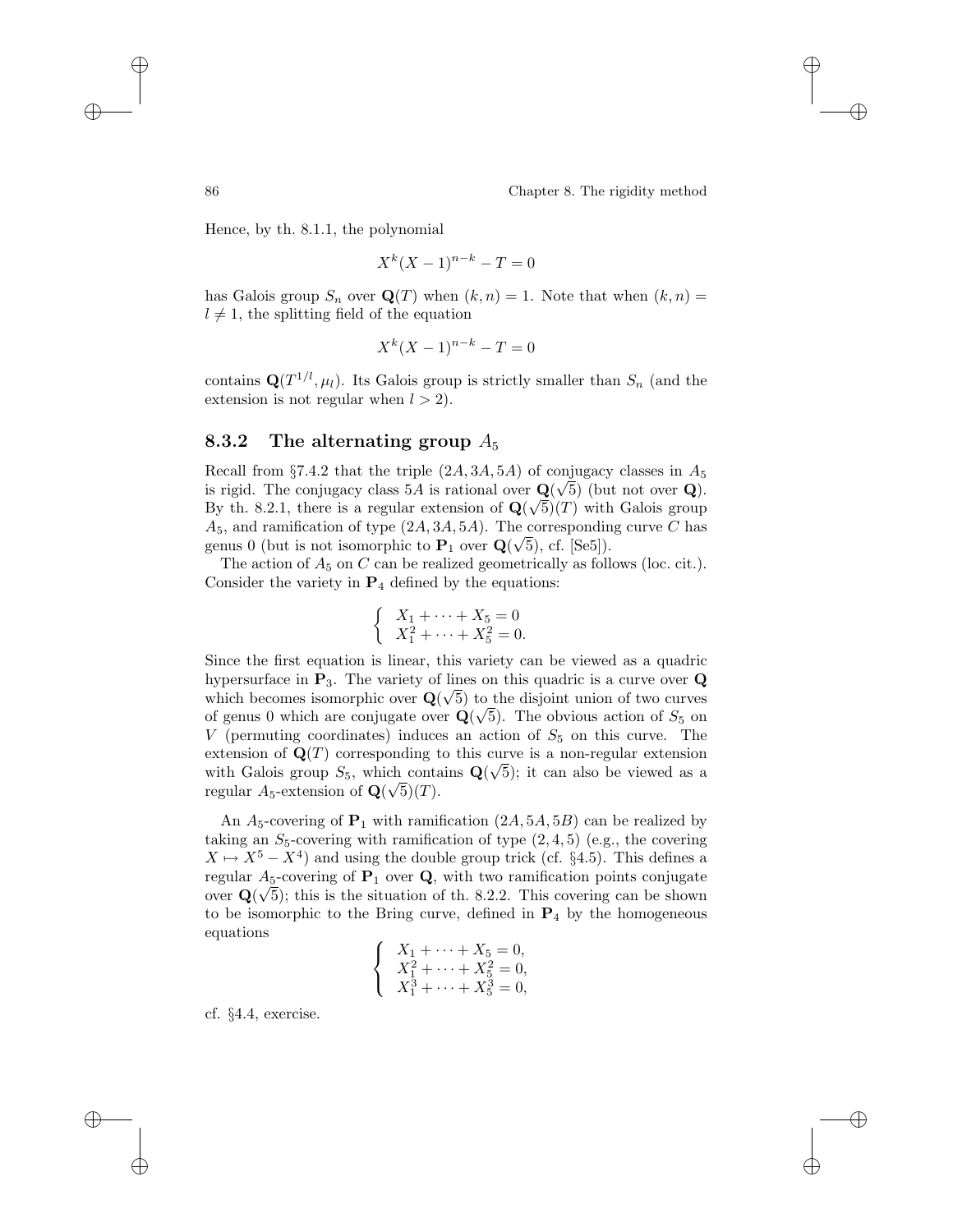Hence, by th. 8.1.1, the polynomial

$$X^k(X-1)^{n-k} - T = 0$$

has Galois group $S_n$ over $\mathbf{Q}(T)$ when $(k,n) = 1$. Note that when $(k,n) = l \neq 1$, the splitting field of the equation

$$X^k(X-1)^{n-k} - T = 0$$

contains $\mathbf{Q}(T^{1/l}, \mu_l)$. Its Galois group is strictly smaller than $S_n$ (and the extension is not regular when $l > 2$).

### 8.3.2 The alternating group $A_5$

Recall from §7.4.2 that the triple $(2A, 3A, 5A)$ of conjugacy classes in $A_5$ is rigid. The conjugacy class $5A$ is rational over $\mathbf{Q}(\sqrt{5})$ (but not over $\mathbf{Q}$). By th. 8.2.1, there is a regular extension of $\mathbf{Q}(\sqrt{5})(T)$ with Galois group $A_5$, and ramification of type $(2A, 3A, 5A)$. The corresponding curve $C$ has genus 0 (but is not isomorphic to $\mathbf{P}_1$ over $\mathbf{Q}(\sqrt{5})$, cf. [Se5]).

The action of $A_5$ on $C$ can be realized geometrically as follows (loc. cit.). Consider the variety in $\mathbf{P}_4$ defined by the equations:

$$\begin{cases} X_1 + \cdots + X_5 = 0 \\ X_1^2 + \cdots + X_5^2 = 0. \end{cases}$$

Since the first equation is linear, this variety can be viewed as a quadric hypersurface in $\mathbf{P}_3$. The variety of lines on this quadric is a curve over $\mathbf{Q}$ which becomes isomorphic over $\mathbf{Q}(\sqrt{5})$ to the disjoint union of two curves of genus 0 which are conjugate over $\mathbf{Q}(\sqrt{5})$. The obvious action of $S_5$ on $V$ (permuting coordinates) induces an action of $S_5$ on this curve. The extension of $\mathbf{Q}(T)$ corresponding to this curve is a non-regular extension with Galois group $S_5$, which contains $\mathbf{Q}(\sqrt{5})$; it can also be viewed as a regular $A_5$-extension of $\mathbf{Q}(\sqrt{5})(T)$.

An $A_5$-covering of $\mathbf{P}_1$ with ramification $(2A, 5A, 5B)$ can be realized by taking an $S_5$-covering with ramification of type $(2, 4, 5)$ (e.g., the covering $X \mapsto X^5 - X^4$) and using the double group trick (cf. §4.5). This defines a regular $A_5$-covering of $\mathbf{P}_1$ over $\mathbf{Q}$, with two ramification points conjugate over $\mathbf{Q}(\sqrt{5})$; this is the situation of th. 8.2.2. This covering can be shown to be isomorphic to the Bring curve, defined in $\mathbf{P}_4$ by the homogeneous equations

$$\begin{cases} X_1 + \cdots + X_5 = 0, \\ X_1^2 + \cdots + X_5^2 = 0, \\ X_1^3 + \cdots + X_5^3 = 0, \end{cases}$$

cf. §4.4, exercise.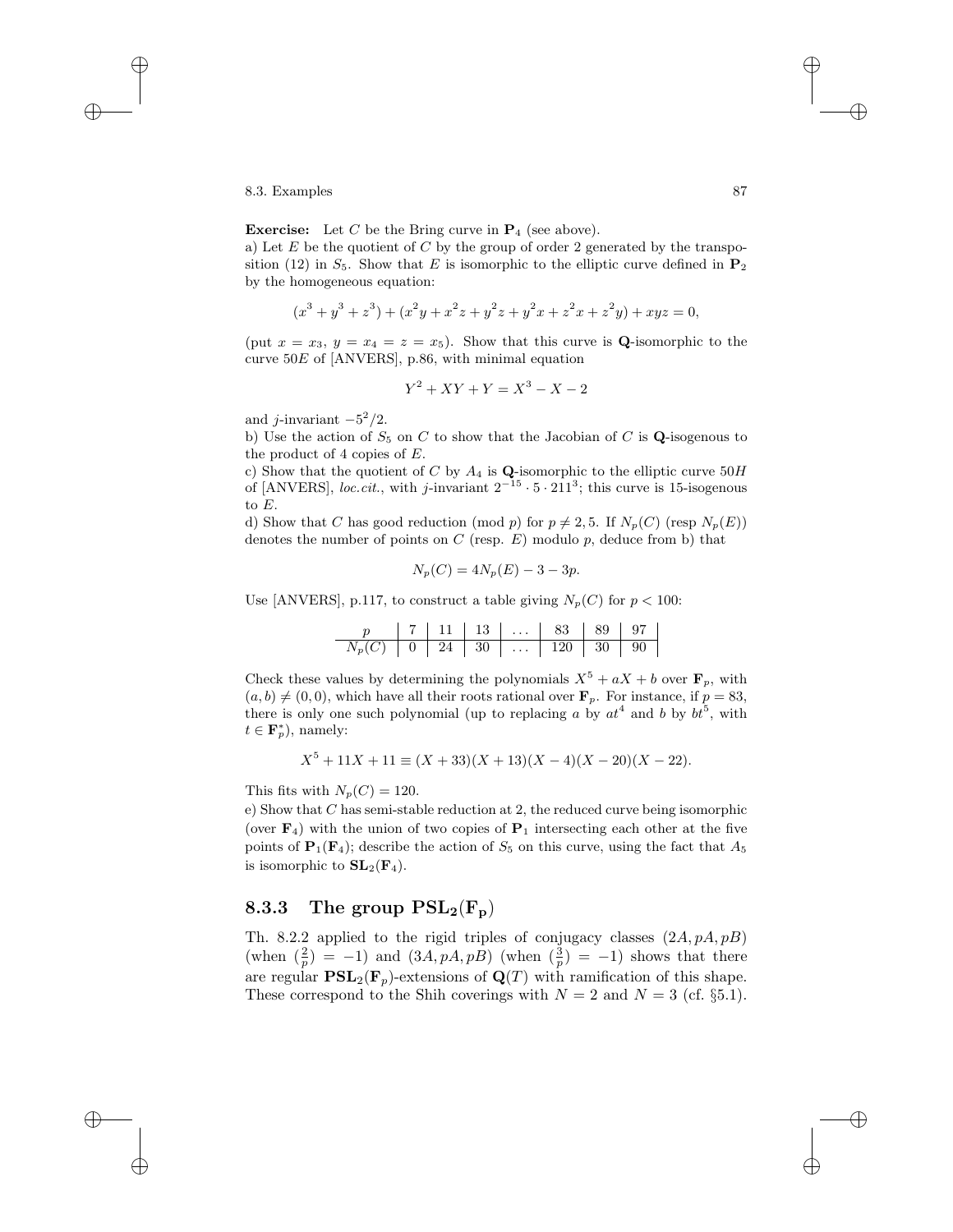**Exercise:** Let $C$ be the Bring curve in $\mathbf{P}_4$ (see above).

a) Let $E$ be the quotient of $C$ by the group of order 2 generated by the transposition (12) in $S_5$. Show that $E$ is isomorphic to the elliptic curve defined in $\mathbf{P}_2$ by the homogeneous equation:

$$(x^3 + y^3 + z^3) + (x^2y + x^2z + y^2z + y^2x + z^2x + z^2y) + xyz = 0,$$

(put $x = x_3$, $y = x_4 = z = x_5$). Show that this curve is $\mathbf{Q}$-isomorphic to the curve $50E$ of [ANVERS], p.86, with minimal equation

$$Y^2 + XY + Y = X^3 - X - 2$$

and $j$-invariant $-5^2/2$.

b) Use the action of $S_5$ on $C$ to show that the Jacobian of $C$ is $\mathbf{Q}$-isogenous to the product of 4 copies of $E$.

c) Show that the quotient of $C$ by $A_4$ is $\mathbf{Q}$-isomorphic to the elliptic curve $50H$ of [ANVERS], *loc.cit.*, with $j$-invariant $2^{-15} \cdot 5 \cdot 211^3$; this curve is 15-isogenous to $E$.

d) Show that $C$ has good reduction (mod $p$) for $p \neq 2, 5$. If $N_p(C)$ (resp $N_p(E)$) denotes the number of points on $C$ (resp. $E$) modulo $p$, deduce from b) that

$$N_p(C) = 4N_p(E) - 3 - 3p.$$

Use [ANVERS], p.117, to construct a table giving $N_p(C)$ for $p < 100$:

| $p$ | 7 | 11 | 13 | ... | 83 | 89 | 97 |
|---|---|---|---|---|---|---|---|
| $N_p(C)$ | 0 | 24 | 30 | ... | 120 | 30 | 90 |

Check these values by determining the polynomials $X^5 + aX + b$ over $\mathbf{F}_p$, with $(a, b) \neq (0, 0)$, which have all their roots rational over $\mathbf{F}_p$. For instance, if $p = 83$, there is only one such polynomial (up to replacing $a$ by $at^4$ and $b$ by $bt^5$, with $t \in \mathbf{F}_p^*$), namely:

$$X^5 + 11X + 11 \equiv (X + 33)(X + 13)(X - 4)(X - 20)(X - 22).$$

This fits with $N_p(C) = 120$.

e) Show that $C$ has semi-stable reduction at 2, the reduced curve being isomorphic (over $\mathbf{F}_4$) with the union of two copies of $\mathbf{P}_1$ intersecting each other at the five points of $\mathbf{P}_1(\mathbf{F}_4)$; describe the action of $S_5$ on this curve, using the fact that $A_5$ is isomorphic to $\mathbf{SL}_2(\mathbf{F}_4)$.

### 8.3.3 The group $\mathbf{PSL_2(F_p)}$

Th. 8.2.2 applied to the rigid triples of conjugacy classes $(2A, pA, pB)$ (when $(\frac{2}{p}) = -1$) and $(3A, pA, pB)$ (when $(\frac{3}{p}) = -1$) shows that there are regular $\mathbf{PSL}_2(\mathbf{F}_p)$-extensions of $\mathbf{Q}(T)$ with ramification of this shape. These correspond to the Shih coverings with $N = 2$ and $N = 3$ (cf. §5.1).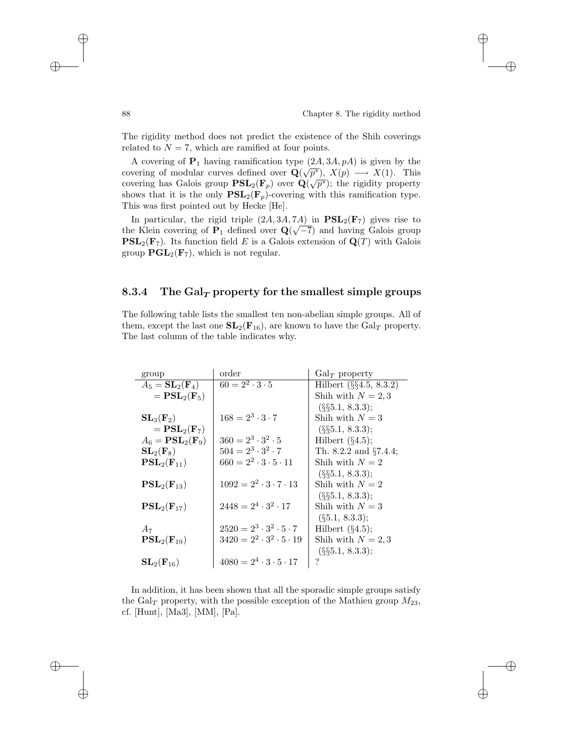The rigidity method does not predict the existence of the Shih coverings related to $N = 7$, which are ramified at four points.

A covering of $\mathbf{P}_1$ having ramification type $(2A, 3A, pA)$ is given by the covering of modular curves defined over $\mathbf{Q}(\sqrt{p^*})$, $X(p) \longrightarrow X(1)$. This covering has Galois group $\mathbf{PSL}_2(\mathbf{F}_p)$ over $\mathbf{Q}(\sqrt{p^*})$; the rigidity property shows that it is the only $\mathbf{PSL}_2(\mathbf{F}_p)$-covering with this ramification type. This was first pointed out by Hecke [He].

In particular, the rigid triple $(2A, 3A, 7A)$ in $\mathbf{PSL}_2(\mathbf{F}_7)$ gives rise to the Klein covering of $\mathbf{P}_1$ defined over $\mathbf{Q}(\sqrt{-7})$ and having Galois group $\mathbf{PSL}_2(\mathbf{F}_7)$. Its function field $E$ is a Galois extension of $\mathbf{Q}(T)$ with Galois group $\mathbf{PGL}_2(\mathbf{F}_7)$, which is not regular.

### 8.3.4 The $\mathrm{Gal}_T$ property for the smallest simple groups

The following table lists the smallest ten non-abelian simple groups. All of them, except the last one $\mathbf{SL}_2(\mathbf{F}_{16})$, are known to have the $\mathrm{Gal}_T$ property. The last column of the table indicates why.

| group | order | $\mathrm{Gal}_T$ property |
|---|---|---|
| $A_5 = \mathbf{SL}_2(\mathbf{F}_4)$ | $60 = 2^2 \cdot 3 \cdot 5$ | Hilbert (§§4.5, 8.3.2) |
| $= \mathbf{PSL}_2(\mathbf{F}_5)$ | | Shih with $N = 2, 3$ (§§5.1, 8.3.3); |
| $\mathbf{SL}_3(\mathbf{F}_2)$ $= \mathbf{PSL}_2(\mathbf{F}_7)$ | $168 = 2^3 \cdot 3 \cdot 7$ | Shih with $N = 3$ (§§5.1, 8.3.3); |
| $A_6 = \mathbf{PSL}_2(\mathbf{F}_9)$ | $360 = 2^3 \cdot 3^2 \cdot 5$ | Hilbert (§4.5); |
| $\mathbf{SL}_2(\mathbf{F}_8)$ | $504 = 2^3 \cdot 3^2 \cdot 7$ | Th. 8.2.2 and §7.4.4; |
| $\mathbf{PSL}_2(\mathbf{F}_{11})$ | $660 = 2^2 \cdot 3 \cdot 5 \cdot 11$ | Shih with $N = 2$ (§§5.1, 8.3.3); |
| $\mathbf{PSL}_2(\mathbf{F}_{13})$ | $1092 = 2^2 \cdot 3 \cdot 7 \cdot 13$ | Shih with $N = 2$ (§§5.1, 8.3.3); |
| $\mathbf{PSL}_2(\mathbf{F}_{17})$ | $2448 = 2^4 \cdot 3^2 \cdot 17$ | Shih with $N = 3$ (§5.1, 8.3.3); |
| $A_7$ | $2520 = 2^3 \cdot 3^2 \cdot 5 \cdot 7$ | Hilbert (§4.5); |
| $\mathbf{PSL}_2(\mathbf{F}_{19})$ | $3420 = 2^2 \cdot 3^2 \cdot 5 \cdot 19$ | Shih with $N = 2, 3$ (§§5.1, 8.3.3); |
| $\mathbf{SL}_2(\mathbf{F}_{16})$ | $4080 = 2^4 \cdot 3 \cdot 5 \cdot 17$ | ? |

In addition, it has been shown that all the sporadic simple groups satisfy the $\mathrm{Gal}_T$ property, with the possible exception of the Mathieu group $M_{23}$, cf. [Hunt], [Ma3], [MM], [Pa].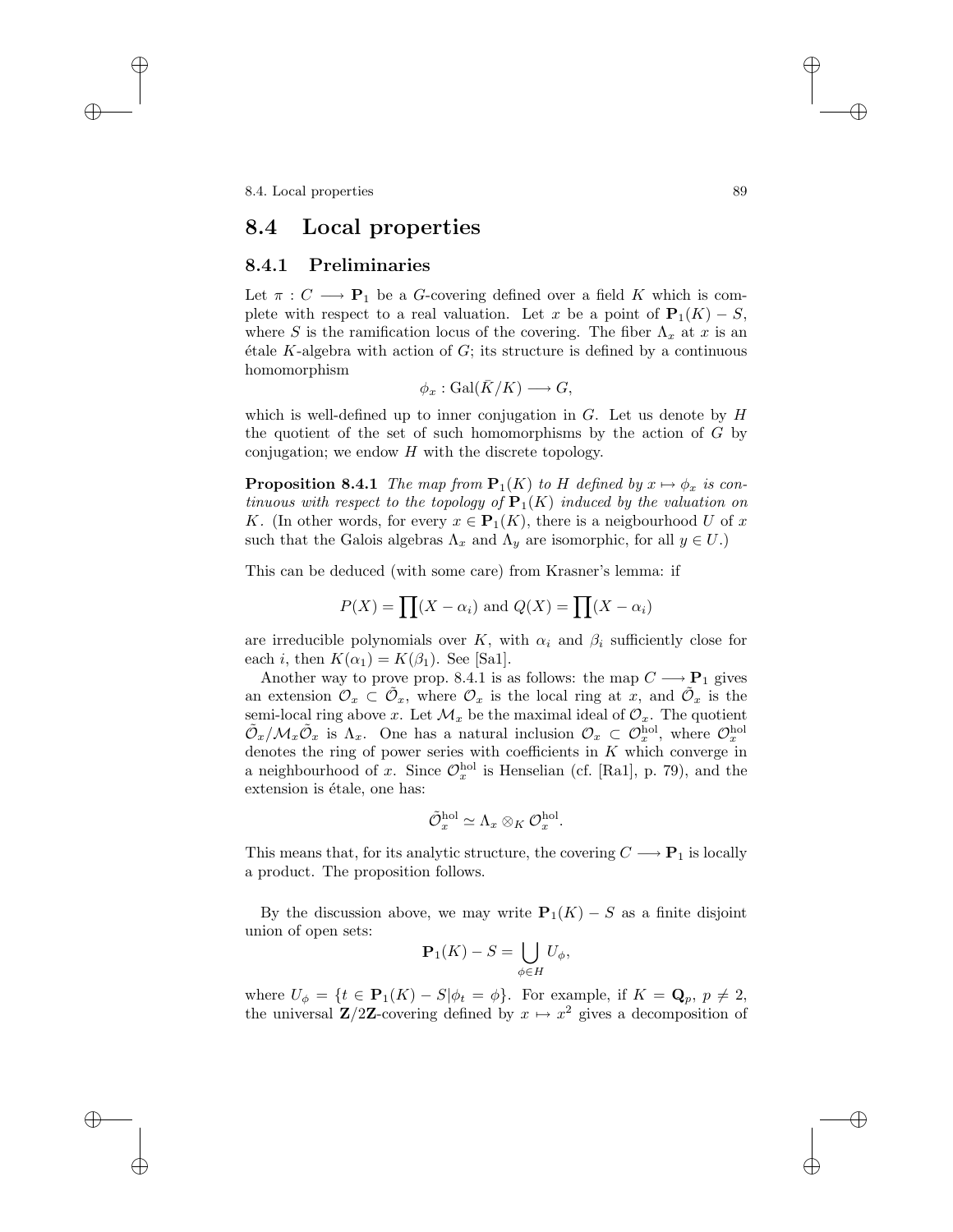## 8.4 Local properties

### 8.4.1 Preliminaries

Let $\pi : C \longrightarrow \mathbf{P}_1$ be a $G$-covering defined over a field $K$ which is complete with respect to a real valuation. Let $x$ be a point of $\mathbf{P}_1(K) - S$, where $S$ is the ramification locus of the covering. The fiber $\Lambda_x$ at $x$ is an étale $K$-algebra with action of $G$; its structure is defined by a continuous homomorphism

$$\phi_x : \mathrm{Gal}(\bar{K}/K) \longrightarrow G,$$

which is well-defined up to inner conjugation in $G$. Let us denote by $H$ the quotient of the set of such homomorphisms by the action of $G$ by conjugation; we endow $H$ with the discrete topology.

**Proposition 8.4.1** *The map from $\mathbf{P}_1(K)$ to $H$ defined by $x \mapsto \phi_x$ is continuous with respect to the topology of $\mathbf{P}_1(K)$ induced by the valuation on $K$.* (In other words, for every $x \in \mathbf{P}_1(K)$, there is a neigbourhood $U$ of $x$ such that the Galois algebras $\Lambda_x$ and $\Lambda_y$ are isomorphic, for all $y \in U$.)

This can be deduced (with some care) from Krasner's lemma: if

$$P(X) = \prod(X - \alpha_i) \text{ and } Q(X) = \prod(X - \alpha_i)$$

are irreducible polynomials over $K$, with $\alpha_i$ and $\beta_i$ sufficiently close for each $i$, then $K(\alpha_1) = K(\beta_1)$. See [Sa1].

Another way to prove prop. 8.4.1 is as follows: the map $C \longrightarrow \mathbf{P}_1$ gives an extension $\mathcal{O}_x \subset \tilde{\mathcal{O}}_x$, where $\mathcal{O}_x$ is the local ring at $x$, and $\tilde{\mathcal{O}}_x$ is the semi-local ring above $x$. Let $\mathcal{M}_x$ be the maximal ideal of $\mathcal{O}_x$. The quotient $\tilde{\mathcal{O}}_x/\mathcal{M}_x\tilde{\mathcal{O}}_x$ is $\Lambda_x$. One has a natural inclusion $\mathcal{O}_x \subset \mathcal{O}_x^{\mathrm{hol}}$, where $\mathcal{O}_x^{\mathrm{hol}}$ denotes the ring of power series with coefficients in $K$ which converge in a neighbourhood of $x$. Since $\mathcal{O}_x^{\mathrm{hol}}$ is Henselian (cf. [Ra1], p. 79), and the extension is étale, one has:

$$\tilde{\mathcal{O}}_x^{\mathrm{hol}} \simeq \Lambda_x \otimes_K \mathcal{O}_x^{\mathrm{hol}}.$$

This means that, for its analytic structure, the covering $C \longrightarrow \mathbf{P}_1$ is locally a product. The proposition follows.

By the discussion above, we may write $\mathbf{P}_1(K) - S$ as a finite disjoint union of open sets:

$$\mathbf{P}_1(K) - S = \bigcup_{\phi \in H} U_\phi,$$

where $U_\phi = \{t \in \mathbf{P}_1(K) - S | \phi_t = \phi\}$. For example, if $K = \mathbf{Q}_p$, $p \neq 2$, the universal $\mathbf{Z}/2\mathbf{Z}$-covering defined by $x \mapsto x^2$ gives a decomposition of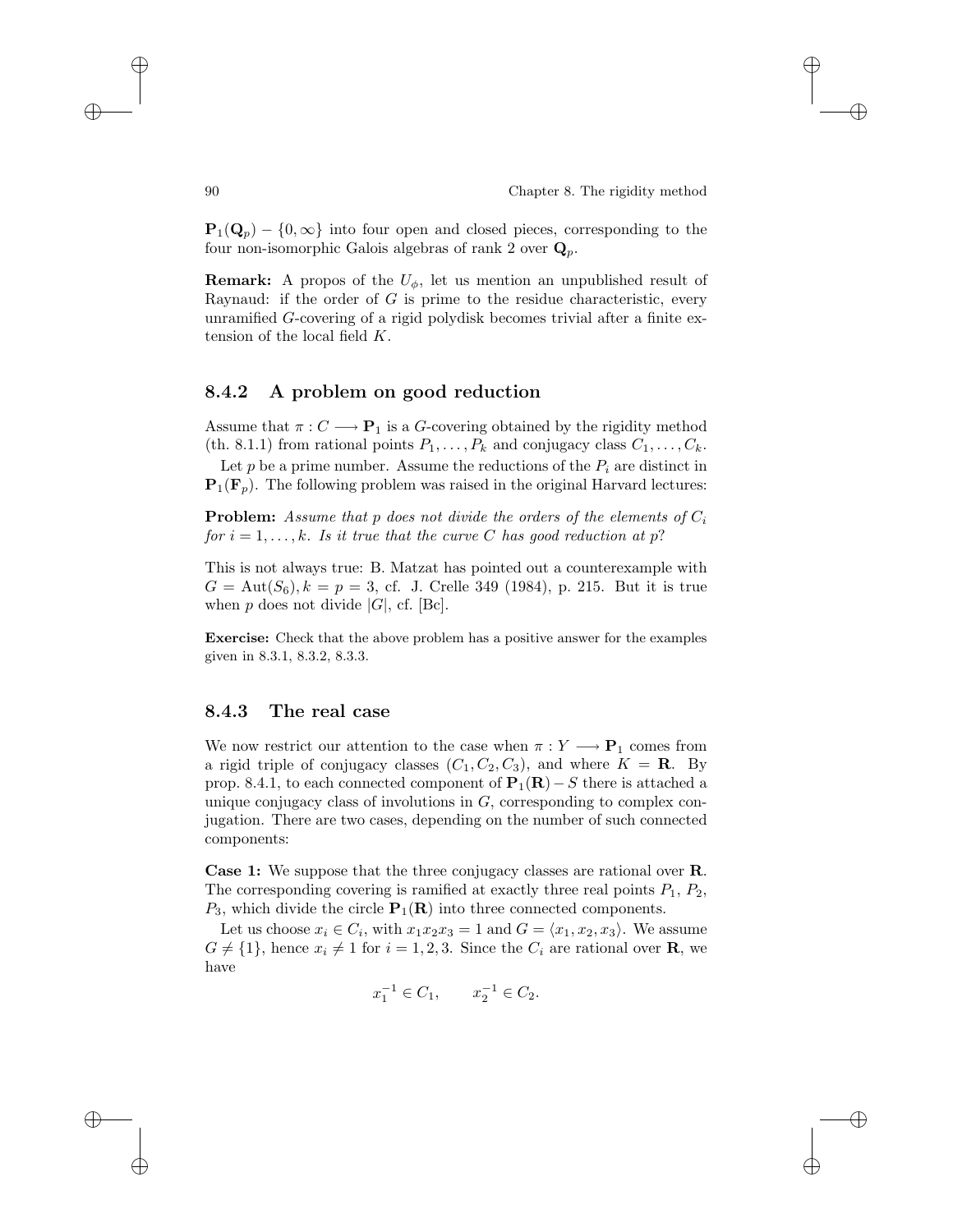$\mathbf{P}_1(\mathbf{Q}_p) - \{0, \infty\}$ into four open and closed pieces, corresponding to the four non-isomorphic Galois algebras of rank 2 over $\mathbf{Q}_p$.

**Remark:** A propos of the $U_\phi$, let us mention an unpublished result of Raynaud: if the order of $G$ is prime to the residue characteristic, every unramified $G$-covering of a rigid polydisk becomes trivial after a finite extension of the local field $K$.

### 8.4.2 A problem on good reduction

Assume that $\pi : C \longrightarrow \mathbf{P}_1$ is a $G$-covering obtained by the rigidity method (th. 8.1.1) from rational points $P_1, \ldots, P_k$ and conjugacy class $C_1, \ldots, C_k$.

Let $p$ be a prime number. Assume the reductions of the $P_i$ are distinct in $\mathbf{P}_1(\mathbf{F}_p)$. The following problem was raised in the original Harvard lectures:

**Problem:** *Assume that $p$ does not divide the orders of the elements of $C_i$ for $i = 1, \ldots, k$. Is it true that the curve $C$ has good reduction at $p$?*

This is not always true: B. Matzat has pointed out a counterexample with $G = \mathrm{Aut}(S_6), k = p = 3$, cf. J. Crelle 349 (1984), p. 215. But it is true when $p$ does not divide $|G|$, cf. [Bc].

**Exercise:** Check that the above problem has a positive answer for the examples given in 8.3.1, 8.3.2, 8.3.3.

### 8.4.3 The real case

We now restrict our attention to the case when $\pi : Y \longrightarrow \mathbf{P}_1$ comes from a rigid triple of conjugacy classes $(C_1, C_2, C_3)$, and where $K = \mathbf{R}$. By prop. 8.4.1, to each connected component of $\mathbf{P}_1(\mathbf{R}) - S$ there is attached a unique conjugacy class of involutions in $G$, corresponding to complex conjugation. There are two cases, depending on the number of such connected components:

**Case 1:** We suppose that the three conjugacy classes are rational over $\mathbf{R}$. The corresponding covering is ramified at exactly three real points $P_1$, $P_2$, $P_3$, which divide the circle $\mathbf{P}_1(\mathbf{R})$ into three connected components.

Let us choose $x_i \in C_i$, with $x_1 x_2 x_3 = 1$ and $G = \langle x_1, x_2, x_3 \rangle$. We assume $G \neq \{1\}$, hence $x_i \neq 1$ for $i = 1, 2, 3$. Since the $C_i$ are rational over $\mathbf{R}$, we have

$$x_1^{-1} \in C_1, \qquad x_2^{-1} \in C_2.$$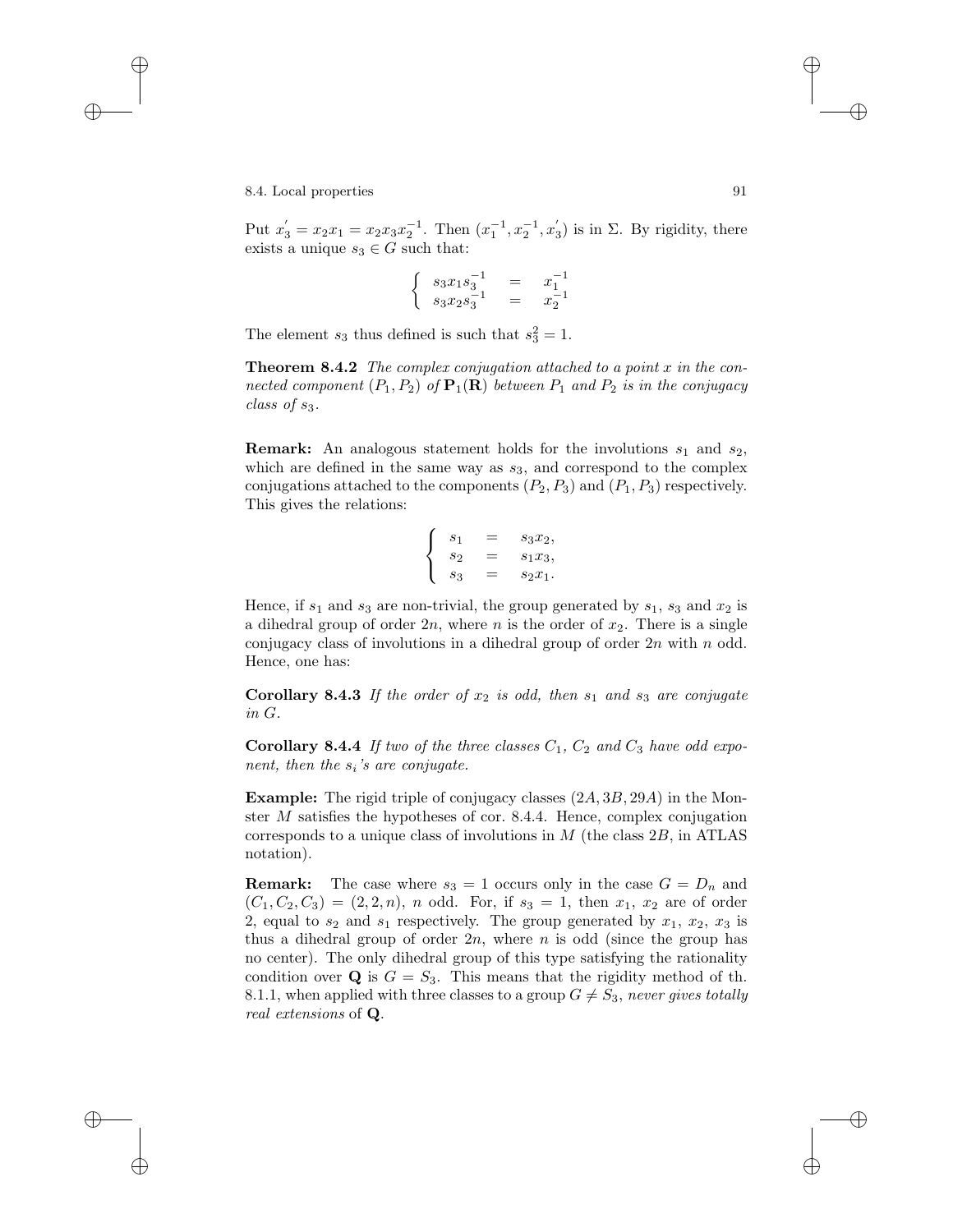Put $x_3^{'} = x_2 x_1 = x_2 x_3 x_2^{-1}$. Then $(x_1^{-1}, x_2^{-1}, x_3^{'})$ is in $\Sigma$. By rigidity, there exists a unique $s_3 \in G$ such that:

$$\begin{cases} s_3 x_1 s_3^{-1} & = & x_1^{-1} \\ s_3 x_2 s_3^{-1} & = & x_2^{-1} \end{cases}$$

The element $s_3$ thus defined is such that $s_3^2 = 1$.

**Theorem 8.4.2** *The complex conjugation attached to a point $x$ in the connected component $(P_1, P_2)$ of $\mathbf{P}_1(\mathbf{R})$ between $P_1$ and $P_2$ is in the conjugacy class of $s_3$.*

**Remark:** An analogous statement holds for the involutions $s_1$ and $s_2$, which are defined in the same way as $s_3$, and correspond to the complex conjugations attached to the components $(P_2, P_3)$ and $(P_1, P_3)$ respectively. This gives the relations:

$$\begin{cases} s_1 & = & s_3 x_2, \\ s_2 & = & s_1 x_3, \\ s_3 & = & s_2 x_1. \end{cases}$$

Hence, if $s_1$ and $s_3$ are non-trivial, the group generated by $s_1$, $s_3$ and $x_2$ is a dihedral group of order $2n$, where $n$ is the order of $x_2$. There is a single conjugacy class of involutions in a dihedral group of order $2n$ with $n$ odd. Hence, one has:

**Corollary 8.4.3** *If the order of $x_2$ is odd, then $s_1$ and $s_3$ are conjugate in $G$.*

**Corollary 8.4.4** *If two of the three classes $C_1$, $C_2$ and $C_3$ have odd exponent, then the $s_i$'s are conjugate.*

**Example:** The rigid triple of conjugacy classes $(2A, 3B, 29A)$ in the Monster $M$ satisfies the hypotheses of cor. 8.4.4. Hence, complex conjugation corresponds to a unique class of involutions in $M$ (the class $2B$, in ATLAS notation).

**Remark:** The case where $s_3 = 1$ occurs only in the case $G = D_n$ and $(C_1, C_2, C_3) = (2, 2, n)$, $n$ odd. For, if $s_3 = 1$, then $x_1$, $x_2$ are of order 2, equal to $s_2$ and $s_1$ respectively. The group generated by $x_1$, $x_2$, $x_3$ is thus a dihedral group of order $2n$, where $n$ is odd (since the group has no center). The only dihedral group of this type satisfying the rationality condition over $\mathbf{Q}$ is $G = S_3$. This means that the rigidity method of th. 8.1.1, when applied with three classes to a group $G \neq S_3$, *never gives totally real extensions* of $\mathbf{Q}$.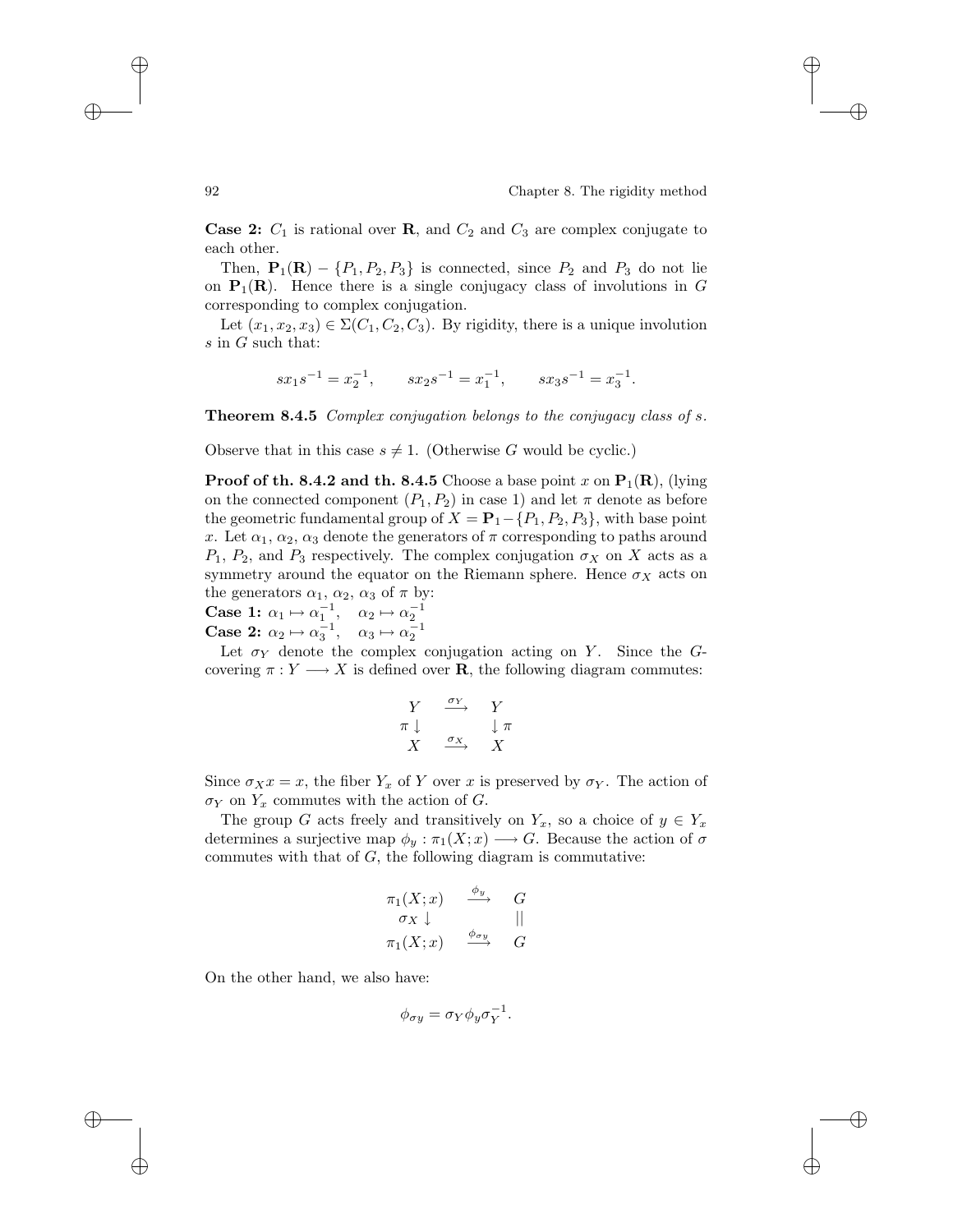**Case 2:** $C_1$ is rational over $\mathbf{R}$, and $C_2$ and $C_3$ are complex conjugate to each other.

Then, $\mathbf{P}_1(\mathbf{R}) - \{P_1, P_2, P_3\}$ is connected, since $P_2$ and $P_3$ do not lie on $\mathbf{P}_1(\mathbf{R})$. Hence there is a single conjugacy class of involutions in $G$ corresponding to complex conjugation.

Let $(x_1, x_2, x_3) \in \Sigma(C_1, C_2, C_3)$. By rigidity, there is a unique involution $s$ in $G$ such that:

$$sx_1s^{-1} = x_2^{-1}, \qquad sx_2s^{-1} = x_1^{-1}, \qquad sx_3s^{-1} = x_3^{-1}.$$

**Theorem 8.4.5** *Complex conjugation belongs to the conjugacy class of $s$.*

Observe that in this case $s \neq 1$. (Otherwise $G$ would be cyclic.)

**Proof of th. 8.4.2 and th. 8.4.5** Choose a base point $x$ on $\mathbf{P}_1(\mathbf{R})$, (lying on the connected component $(P_1, P_2)$ in case 1) and let $\pi$ denote as before the geometric fundamental group of $X = \mathbf{P}_1 - \{P_1, P_2, P_3\}$, with base point $x$. Let $\alpha_1$, $\alpha_2$, $\alpha_3$ denote the generators of $\pi$ corresponding to paths around $P_1$, $P_2$, and $P_3$ respectively. The complex conjugation $\sigma_X$ on $X$ acts as a symmetry around the equator on the Riemann sphere. Hence $\sigma_X$ acts on the generators $\alpha_1$, $\alpha_2$, $\alpha_3$ of $\pi$ by:

**Case 1:** $\alpha_1 \mapsto \alpha_1^{-1}, \quad \alpha_2 \mapsto \alpha_2^{-1}$

**Case 2:** $\alpha_2 \mapsto \alpha_3^{-1}, \quad \alpha_3 \mapsto \alpha_2^{-1}$

Let $\sigma_Y$ denote the complex conjugation acting on $Y$. Since the $G$-covering $\pi : Y \longrightarrow X$ is defined over $\mathbf{R}$, the following diagram commutes:

$$\begin{array}{ccc} Y & \xrightarrow{\sigma_Y} & Y \\ \pi \downarrow & & \downarrow \pi \\ X & \xrightarrow{\sigma_X} & X \end{array}$$

Since $\sigma_X x = x$, the fiber $Y_x$ of $Y$ over $x$ is preserved by $\sigma_Y$. The action of $\sigma_Y$ on $Y_x$ commutes with the action of $G$.

The group $G$ acts freely and transitively on $Y_x$, so a choice of $y \in Y_x$ determines a surjective map $\phi_y : \pi_1(X; x) \longrightarrow G$. Because the action of $\sigma$ commutes with that of $G$, the following diagram is commutative:

$$\begin{array}{ccc} \pi_1(X;x) & \xrightarrow{\phi_y} & G \\ \sigma_X \downarrow & & || \\ \pi_1(X;x) & \xrightarrow{\phi_{\sigma y}} & G \end{array}$$

On the other hand, we also have:

$$\phi_{\sigma y} = \sigma_Y \phi_y \sigma_Y^{-1}.$$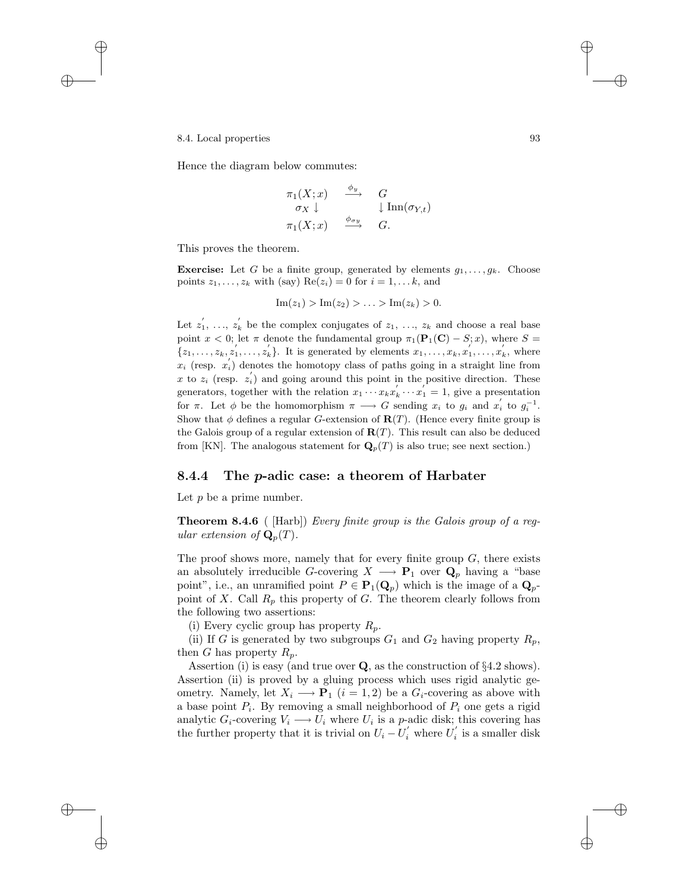Hence the diagram below commutes:

$$\begin{array}{ccc} \pi_1(X;x) & \xrightarrow{\phi_y} & G \\ \sigma_X \downarrow & & \downarrow \mathrm{Inn}(\sigma_{Y,t}) \\ \pi_1(X;x) & \xrightarrow{\phi_{\sigma y}} & G. \end{array}$$

This proves the theorem.

**Exercise:** Let $G$ be a finite group, generated by elements $g_1, \ldots, g_k$. Choose points $z_1, \ldots, z_k$ with (say) $\mathrm{Re}(z_i) = 0$ for $i = 1, \ldots k$, and

$$\mathrm{Im}(z_1) > \mathrm{Im}(z_2) > \ldots > \mathrm{Im}(z_k) > 0.$$

Let $z_1^{'}, \ldots, z_k^{'}$ be the complex conjugates of $z_1, \ldots, z_k$ and choose a real base point $x < 0$; let $\pi$ denote the fundamental group $\pi_1(\mathbf{P}_1(\mathbf{C}) - S; x)$, where $S = \{z_1, \ldots, z_k, z_1^{'}, \ldots, z_k^{'}\}$. It is generated by elements $x_1, \ldots, x_k, x_1^{'}, \ldots, x_k^{'}$, where $x_i$ (resp. $x_i^{'}$) denotes the homotopy class of paths going in a straight line from $x$ to $z_i$ (resp. $z_i^{'}$) and going around this point in the positive direction. These generators, together with the relation $x_1 \cdots x_k x_k^{'} \cdots x_1^{'} = 1$, give a presentation for $\pi$. Let $\phi$ be the homomorphism $\pi \longrightarrow G$ sending $x_i$ to $g_i$ and $x_i^{'}$ to $g_i^{-1}$. Show that $\phi$ defines a regular $G$-extension of $\mathbf{R}(T)$. (Hence every finite group is the Galois group of a regular extension of $\mathbf{R}(T)$. This result can also be deduced from [KN]. The analogous statement for $\mathbf{Q}_p(T)$ is also true; see next section.)

### 8.4.4 The $p$-adic case: a theorem of Harbater

Let $p$ be a prime number.

**Theorem 8.4.6** ( [Harb]) *Every finite group is the Galois group of a regular extension of* $\mathbf{Q}_p(T)$.

The proof shows more, namely that for every finite group $G$, there exists an absolutely irreducible $G$-covering $X \longrightarrow \mathbf{P}_1$ over $\mathbf{Q}_p$ having a "base point", i.e., an unramified point $P \in \mathbf{P}_1(\mathbf{Q}_p)$ which is the image of a $\mathbf{Q}_p$-point of $X$. Call $R_p$ this property of $G$. The theorem clearly follows from the following two assertions:

(i) Every cyclic group has property $R_p$.

(ii) If $G$ is generated by two subgroups $G_1$ and $G_2$ having property $R_p$, then $G$ has property $R_p$.

Assertion (i) is easy (and true over $\mathbf{Q}$, as the construction of §4.2 shows). Assertion (ii) is proved by a gluing process which uses rigid analytic geometry. Namely, let $X_i \longrightarrow \mathbf{P}_1$ $(i = 1, 2)$ be a $G_i$-covering as above with a base point $P_i$. By removing a small neighborhood of $P_i$ one gets a rigid analytic $G_i$-covering $V_i \longrightarrow U_i$ where $U_i$ is a $p$-adic disk; this covering has the further property that it is trivial on $U_i - U_i^{'}$ where $U_i^{'}$ is a smaller disk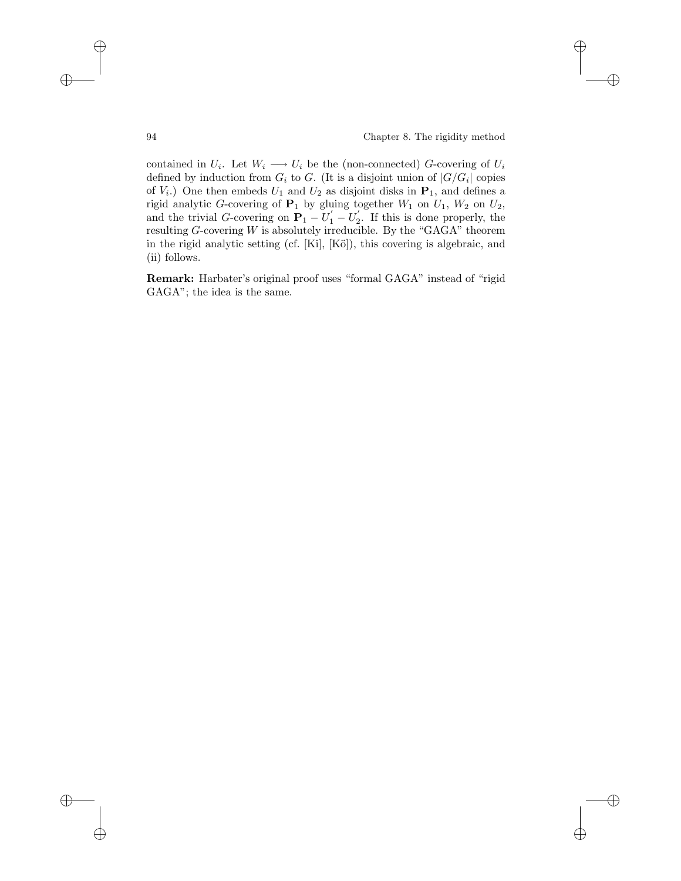contained in $U_i$. Let $W_i \longrightarrow U_i$ be the (non-connected) $G$-covering of $U_i$ defined by induction from $G_i$ to $G$. (It is a disjoint union of $|G/G_i|$ copies of $V_i$.) One then embeds $U_1$ and $U_2$ as disjoint disks in $\mathbf{P}_1$, and defines a rigid analytic $G$-covering of $\mathbf{P}_1$ by gluing together $W_1$ on $U_1$, $W_2$ on $U_2$, and the trivial $G$-covering on $\mathbf{P}_1 - U_1' - U_2'$. If this is done properly, the resulting $G$-covering $W$ is absolutely irreducible. By the "GAGA" theorem in the rigid analytic setting (cf. [Ki], [Kö]), this covering is algebraic, and (ii) follows.

**Remark:** Harbater's original proof uses "formal GAGA" instead of "rigid GAGA"; the idea is the same.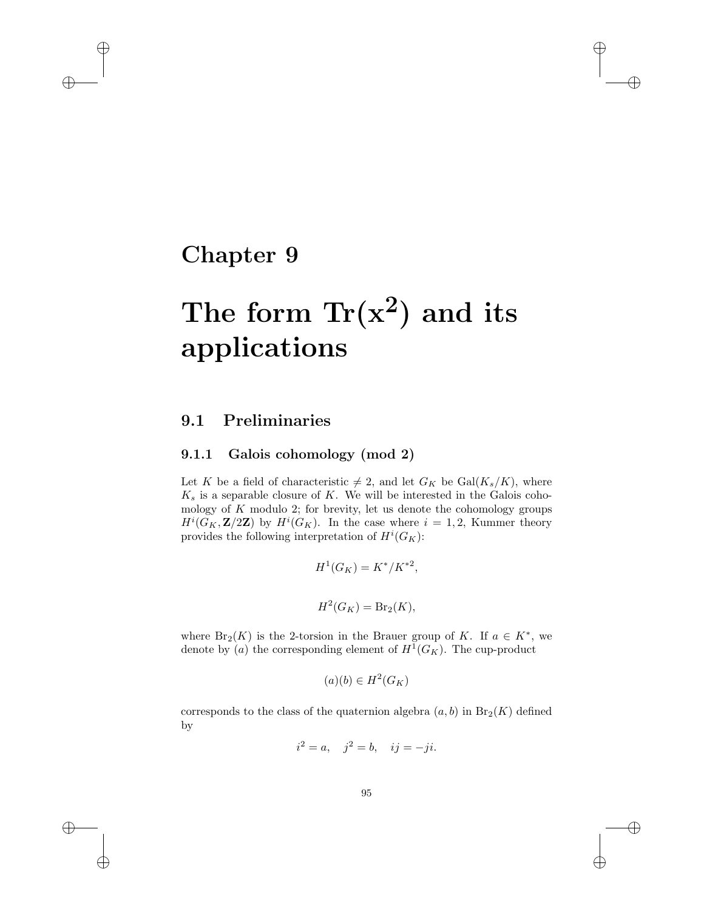# Chapter 9

# The form $\mathrm{Tr}(x^2)$ and its applications

## 9.1 Preliminaries

### 9.1.1 Galois cohomology (mod 2)

Let $K$ be a field of characteristic $\neq 2$, and let $G_K$ be $\mathrm{Gal}(K_s/K)$, where $K_s$ is a separable closure of $K$. We will be interested in the Galois cohomology of $K$ modulo 2; for brevity, let us denote the cohomology groups $H^i(G_K, \mathbf{Z}/2\mathbf{Z})$ by $H^i(G_K)$. In the case where $i = 1, 2$, Kummer theory provides the following interpretation of $H^i(G_K)$:

$$H^1(G_K) = K^*/K^{*2},$$

$$H^2(G_K) = \mathrm{Br}_2(K),$$

where $\mathrm{Br}_2(K)$ is the 2-torsion in the Brauer group of $K$. If $a \in K^*$, we denote by $(a)$ the corresponding element of $H^1(G_K)$. The cup-product

$$(a)(b) \in H^2(G_K)$$

corresponds to the class of the quaternion algebra $(a, b)$ in $\mathrm{Br}_2(K)$ defined by

$$i^2 = a, \quad j^2 = b, \quad ij = -ji.$$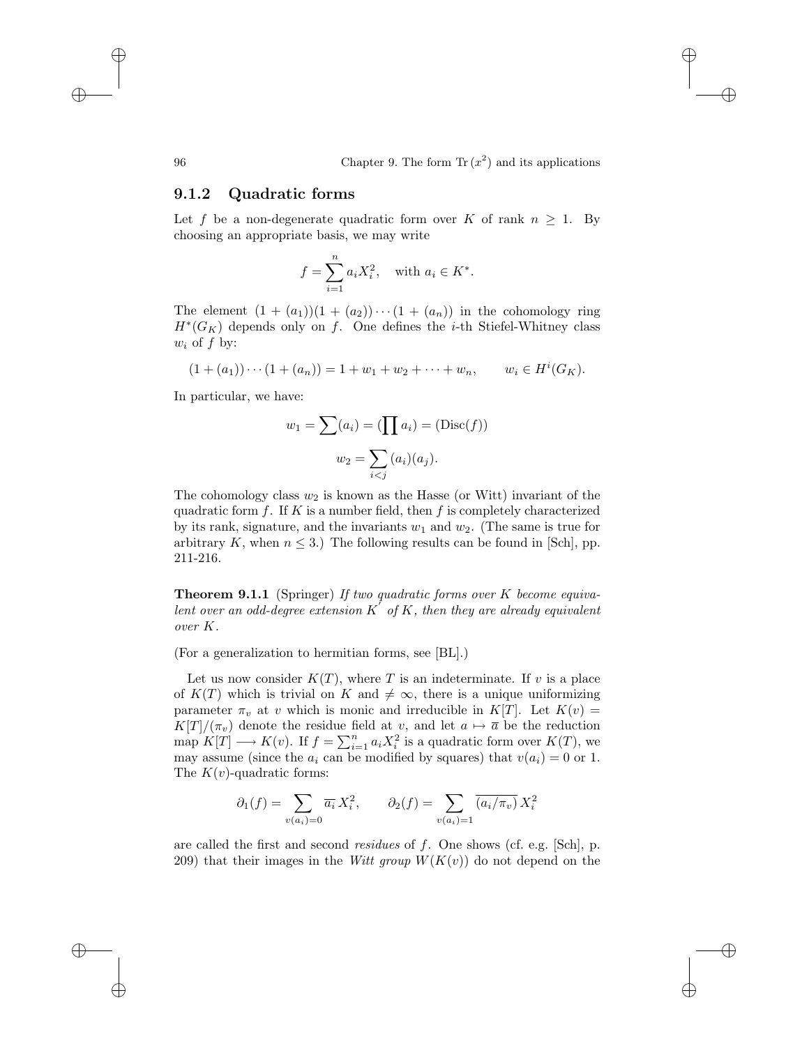### 9.1.2 Quadratic forms

Let $f$ be a non-degenerate quadratic form over $K$ of rank $n \geq 1$. By choosing an appropriate basis, we may write

$$f = \sum_{i=1}^{n} a_i X_i^2, \quad \text{with } a_i \in K^*.$$

The element $(1 + (a_1))(1 + (a_2)) \cdots (1 + (a_n))$ in the cohomology ring $H^*(G_K)$ depends only on $f$. One defines the $i$-th Stiefel-Whitney class $w_i$ of $f$ by:

$$(1 + (a_1)) \cdots (1 + (a_n)) = 1 + w_1 + w_2 + \cdots + w_n, \qquad w_i \in H^i(G_K).$$

In particular, we have:

$$w_1 = \sum (a_i) = (\prod a_i) = (\mathrm{Disc}(f))$$

$$w_2 = \sum_{i<j} (a_i)(a_j).$$

The cohomology class $w_2$ is known as the Hasse (or Witt) invariant of the quadratic form $f$. If $K$ is a number field, then $f$ is completely characterized by its rank, signature, and the invariants $w_1$ and $w_2$. (The same is true for arbitrary $K$, when $n \leq 3$.) The following results can be found in [Sch], pp. 211-216.

**Theorem 9.1.1** (Springer) *If two quadratic forms over $K$ become equivalent over an odd-degree extension $K'$ of $K$, then they are already equivalent over $K$.*

(For a generalization to hermitian forms, see [BL].)

Let us now consider $K(T)$, where $T$ is an indeterminate. If $v$ is a place of $K(T)$ which is trivial on $K$ and $\neq \infty$, there is a unique uniformizing parameter $\pi_v$ at $v$ which is monic and irreducible in $K[T]$. Let $K(v) = K[T]/(\pi_v)$ denote the residue field at $v$, and let $a \mapsto \overline{a}$ be the reduction map $K[T] \longrightarrow K(v)$. If $f = \sum_{i=1}^{n} a_i X_i^2$ is a quadratic form over $K(T)$, we may assume (since the $a_i$ can be modified by squares) that $v(a_i) = 0$ or $1$. The $K(v)$-quadratic forms:

$$\partial_1(f) = \sum_{v(a_i)=0} \overline{a_i}\, X_i^2, \qquad \partial_2(f) = \sum_{v(a_i)=1} \overline{(a_i/\pi_v)}\, X_i^2$$

are called the first and second *residues* of $f$. One shows (cf. e.g. [Sch], p. 209) that their images in the *Witt group* $W(K(v))$ do not depend on the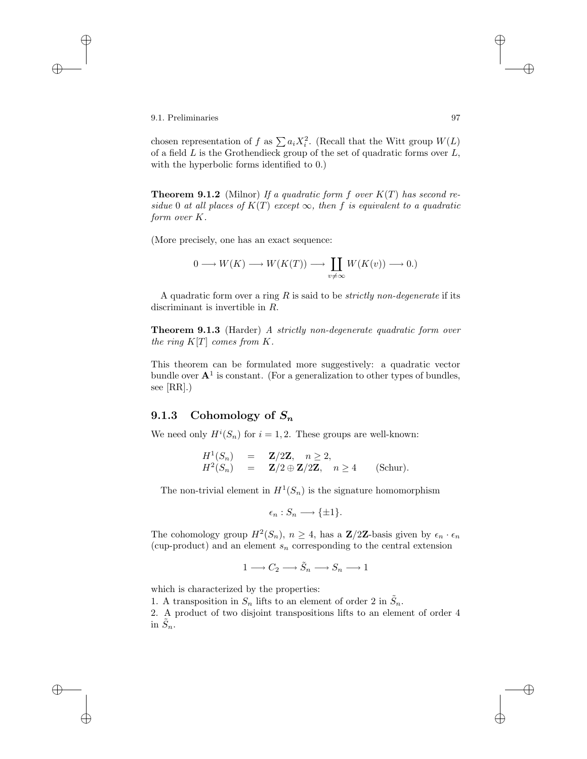chosen representation of $f$ as $\sum a_i X_i^2$. (Recall that the Witt group $W(L)$ of a field $L$ is the Grothendieck group of the set of quadratic forms over $L$, with the hyperbolic forms identified to 0.)

**Theorem 9.1.2** (Milnor) *If a quadratic form $f$ over $K(T)$ has second residue 0 at all places of $K(T)$ except $\infty$, then $f$ is equivalent to a quadratic form over $K$.*

(More precisely, one has an exact sequence:

$$0 \longrightarrow W(K) \longrightarrow W(K(T)) \longrightarrow \coprod_{v \neq \infty} W(K(v)) \longrightarrow 0.)$$

A quadratic form over a ring $R$ is said to be *strictly non-degenerate* if its discriminant is invertible in $R$.

**Theorem 9.1.3** (Harder) *A strictly non-degenerate quadratic form over the ring $K[T]$ comes from $K$.*

This theorem can be formulated more suggestively: a quadratic vector bundle over $\mathbf{A}^1$ is constant. (For a generalization to other types of bundles, see [RR].)

### 9.1.3 Cohomology of $S_n$

We need only $H^i(S_n)$ for $i = 1, 2$. These groups are well-known:

$$\begin{array}{lcll} H^1(S_n) & = & \mathbf{Z}/2\mathbf{Z}, \quad n \geq 2, & \\ H^2(S_n) & = & \mathbf{Z}/2 \oplus \mathbf{Z}/2\mathbf{Z}, \quad n \geq 4 & \text{(Schur)}. \end{array}$$

The non-trivial element in $H^1(S_n)$ is the signature homomorphism

$$\epsilon_n : S_n \longrightarrow \{\pm 1\}.$$

The cohomology group $H^2(S_n)$, $n \geq 4$, has a $\mathbf{Z}/2\mathbf{Z}$-basis given by $\epsilon_n \cdot \epsilon_n$ (cup-product) and an element $s_n$ corresponding to the central extension

$$1 \longrightarrow C_2 \longrightarrow \tilde{S}_n \longrightarrow S_n \longrightarrow 1$$

which is characterized by the properties:
1. A transposition in $S_n$ lifts to an element of order 2 in $\tilde{S}_n$.
2. A product of two disjoint transpositions lifts to an element of order 4 in $\tilde{S}_n$.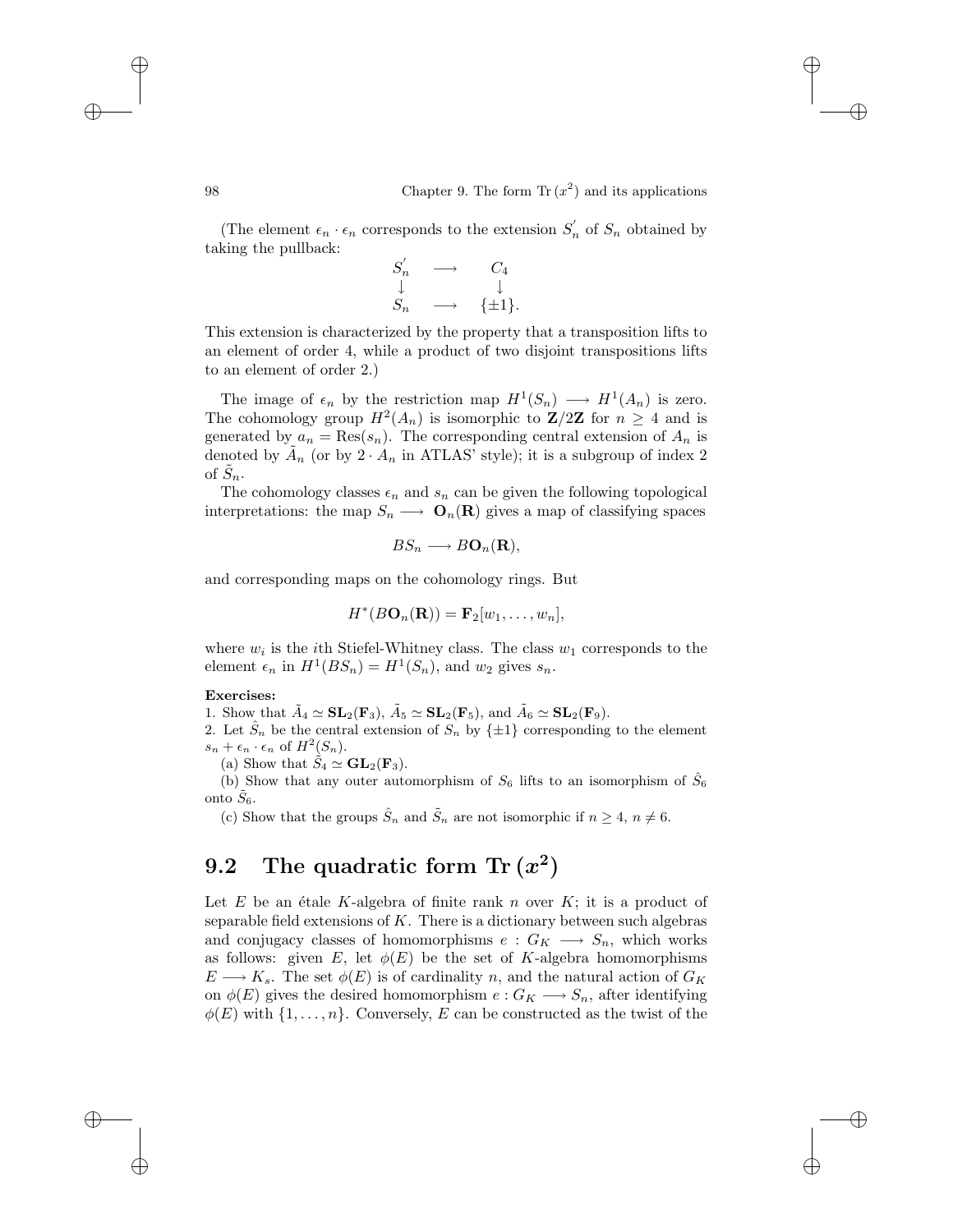(The element $\epsilon_n \cdot \epsilon_n$ corresponds to the extension $S_n^{'}$ of $S_n$ obtained by taking the pullback:

$$\begin{array}{ccc} S_n^{'} & \longrightarrow & C_4 \\ \downarrow & & \downarrow \\ S_n & \longrightarrow & \{\pm 1\}. \end{array}$$

This extension is characterized by the property that a transposition lifts to an element of order 4, while a product of two disjoint transpositions lifts to an element of order 2.)

The image of $\epsilon_n$ by the restriction map $H^1(S_n) \longrightarrow H^1(A_n)$ is zero. The cohomology group $H^2(A_n)$ is isomorphic to $\mathbf{Z}/2\mathbf{Z}$ for $n \geq 4$ and is generated by $a_n = \mathrm{Res}(s_n)$. The corresponding central extension of $A_n$ is denoted by $\tilde{A}_n$ (or by $2 \cdot A_n$ in ATLAS' style); it is a subgroup of index 2 of $\tilde{S}_n$.

The cohomology classes $\epsilon_n$ and $s_n$ can be given the following topological interpretations: the map $S_n \longrightarrow \mathbf{O}_n(\mathbf{R})$ gives a map of classifying spaces

$$BS_n \longrightarrow B\mathbf{O}_n(\mathbf{R}),$$

and corresponding maps on the cohomology rings. But

$$H^*(B\mathbf{O}_n(\mathbf{R})) = \mathbf{F}_2[w_1, \ldots, w_n],$$

where $w_i$ is the $i$th Stiefel-Whitney class. The class $w_1$ corresponds to the element $\epsilon_n$ in $H^1(BS_n) = H^1(S_n)$, and $w_2$ gives $s_n$.

**Exercises:**

1. Show that $\tilde{A}_4 \simeq \mathbf{SL}_2(\mathbf{F}_3)$, $\tilde{A}_5 \simeq \mathbf{SL}_2(\mathbf{F}_5)$, and $\tilde{A}_6 \simeq \mathbf{SL}_2(\mathbf{F}_9)$.
2. Let $\hat{S}_n$ be the central extension of $S_n$ by $\{\pm 1\}$ corresponding to the element $s_n + \epsilon_n \cdot \epsilon_n$ of $H^2(S_n)$.
   (a) Show that $\tilde{S}_4 \simeq \mathbf{GL}_2(\mathbf{F}_3)$.
   (b) Show that any outer automorphism of $S_6$ lifts to an isomorphism of $\hat{S}_6$ onto $\tilde{S}_6$.
   (c) Show that the groups $\hat{S}_n$ and $\tilde{S}_n$ are not isomorphic if $n \geq 4$, $n \neq 6$.

## 9.2 The quadratic form $\mathrm{Tr}\,(x^2)$

Let $E$ be an étale $K$-algebra of finite rank $n$ over $K$; it is a product of separable field extensions of $K$. There is a dictionary between such algebras and conjugacy classes of homomorphisms $e : G_K \longrightarrow S_n$, which works as follows: given $E$, let $\phi(E)$ be the set of $K$-algebra homomorphisms $E \longrightarrow K_s$. The set $\phi(E)$ is of cardinality $n$, and the natural action of $G_K$ on $\phi(E)$ gives the desired homomorphism $e : G_K \longrightarrow S_n$, after identifying $\phi(E)$ with $\{1, \ldots, n\}$. Conversely, $E$ can be constructed as the twist of the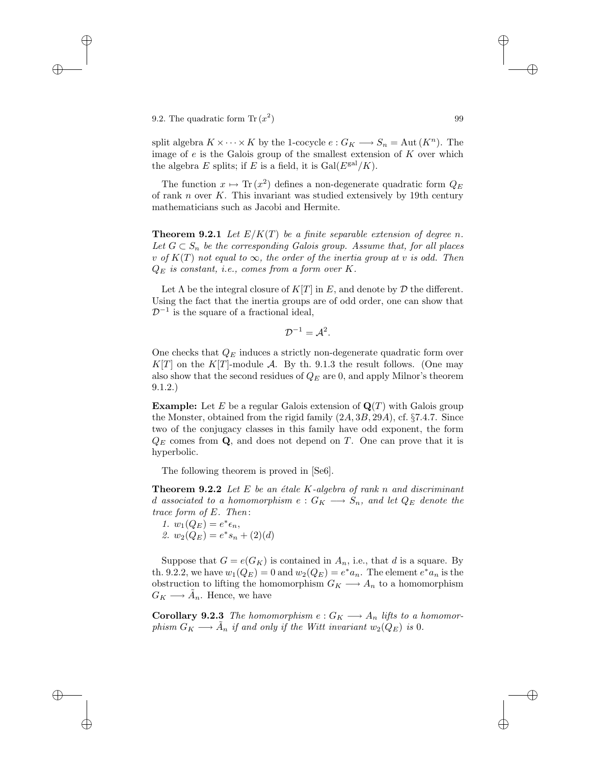split algebra $K \times \cdots \times K$ by the 1-cocycle $e : G_K \longrightarrow S_n = \mathrm{Aut}\,(K^n)$. The image of $e$ is the Galois group of the smallest extension of $K$ over which the algebra $E$ splits; if $E$ is a field, it is $\mathrm{Gal}(E^{\mathrm{gal}}/K)$.

The function $x \mapsto \mathrm{Tr}\,(x^2)$ defines a non-degenerate quadratic form $Q_E$ of rank $n$ over $K$. This invariant was studied extensively by 19th century mathematicians such as Jacobi and Hermite.

**Theorem 9.2.1** *Let $E/K(T)$ be a finite separable extension of degree $n$. Let $G \subset S_n$ be the corresponding Galois group. Assume that, for all places $v$ of $K(T)$ not equal to $\infty$, the order of the inertia group at $v$ is odd. Then $Q_E$ is constant, i.e., comes from a form over $K$.*

Let $\Lambda$ be the integral closure of $K[T]$ in $E$, and denote by $\mathcal{D}$ the different. Using the fact that the inertia groups are of odd order, one can show that $\mathcal{D}^{-1}$ is the square of a fractional ideal,

$$\mathcal{D}^{-1} = \mathcal{A}^2.$$

One checks that $Q_E$ induces a strictly non-degenerate quadratic form over $K[T]$ on the $K[T]$-module $\mathcal{A}$. By th. 9.1.3 the result follows. (One may also show that the second residues of $Q_E$ are 0, and apply Milnor's theorem 9.1.2.)

**Example:** Let $E$ be a regular Galois extension of $\mathbf{Q}(T)$ with Galois group the Monster, obtained from the rigid family $(2A, 3B, 29A)$, cf. §7.4.7. Since two of the conjugacy classes in this family have odd exponent, the form $Q_E$ comes from $\mathbf{Q}$, and does not depend on $T$. One can prove that it is hyperbolic.

The following theorem is proved in [Se6].

**Theorem 9.2.2** *Let $E$ be an étale $K$-algebra of rank $n$ and discriminant $d$ associated to a homomorphism $e : G_K \longrightarrow S_n$, and let $Q_E$ denote the trace form of $E$. Then:*

1. $w_1(Q_E) = e^*\epsilon_n$,
2. $w_2(Q_E) = e^*s_n + (2)(d)$

Suppose that $G = e(G_K)$ is contained in $A_n$, i.e., that $d$ is a square. By th. 9.2.2, we have $w_1(Q_E) = 0$ and $w_2(Q_E) = e^*a_n$. The element $e^*a_n$ is the obstruction to lifting the homomorphism $G_K \longrightarrow A_n$ to a homomorphism $G_K \longrightarrow \tilde{A}_n$. Hence, we have

**Corollary 9.2.3** *The homomorphism $e : G_K \longrightarrow A_n$ lifts to a homomorphism $G_K \longrightarrow \tilde{A}_n$ if and only if the Witt invariant $w_2(Q_E)$ is 0.*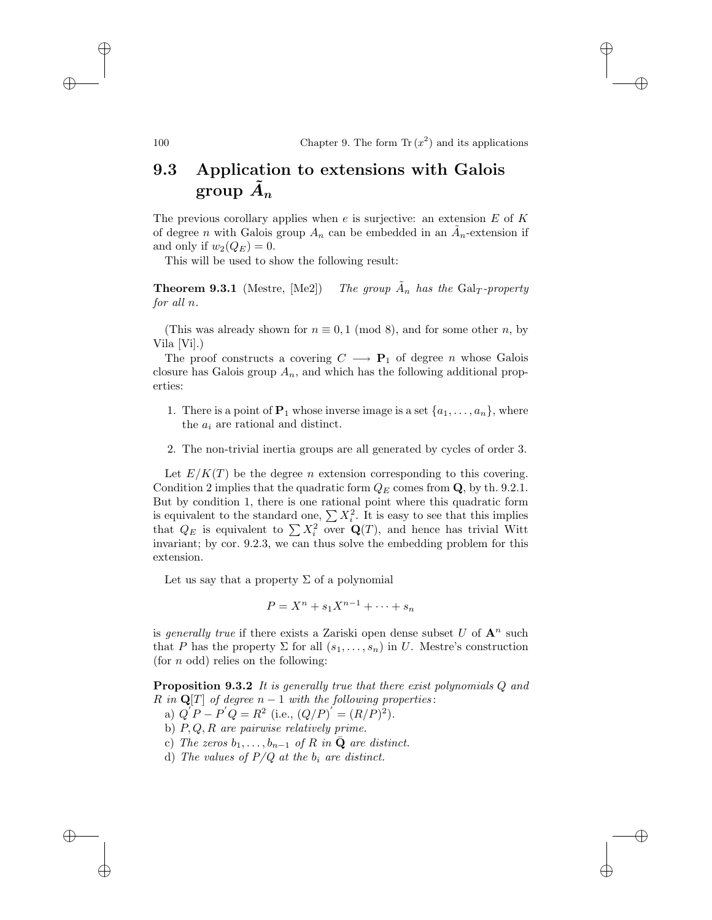## 9.3 Application to extensions with Galois group $\tilde{A}_n$

The previous corollary applies when $e$ is surjective: an extension $E$ of $K$ of degree $n$ with Galois group $A_n$ can be embedded in an $\tilde{A}_n$-extension if and only if $w_2(Q_E) = 0$.

This will be used to show the following result:

**Theorem 9.3.1** (Mestre, [Me2]) *The group $\tilde{A}_n$ has the $\mathrm{Gal}_T$-property for all $n$.*

(This was already shown for $n \equiv 0, 1 \pmod 8$, and for some other $n$, by Vila [Vi].)

The proof constructs a covering $C \longrightarrow \mathbf{P}_1$ of degree $n$ whose Galois closure has Galois group $A_n$, and which has the following additional properties:

1. There is a point of $\mathbf{P}_1$ whose inverse image is a set $\{a_1, \ldots, a_n\}$, where the $a_i$ are rational and distinct.
2. The non-trivial inertia groups are all generated by cycles of order 3.

Let $E/K(T)$ be the degree $n$ extension corresponding to this covering. Condition 2 implies that the quadratic form $Q_E$ comes from $\mathbf{Q}$, by th. 9.2.1. But by condition 1, there is one rational point where this quadratic form is equivalent to the standard one, $\sum X_i^2$. It is easy to see that this implies that $Q_E$ is equivalent to $\sum X_i^2$ over $\mathbf{Q}(T)$, and hence has trivial Witt invariant; by cor. 9.2.3, we can thus solve the embedding problem for this extension.

Let us say that a property $\Sigma$ of a polynomial

$$P = X^n + s_1 X^{n-1} + \cdots + s_n$$

is *generally true* if there exists a Zariski open dense subset $U$ of $\mathbf{A}^n$ such that $P$ has the property $\Sigma$ for all $(s_1, \ldots, s_n)$ in $U$. Mestre's construction (for $n$ odd) relies on the following:

**Proposition 9.3.2** *It is generally true that there exist polynomials $Q$ and $R$ in $\mathbf{Q}[T]$ of degree $n-1$ with the following properties:*

a) $Q'P - P'Q = R^2$ (i.e., $(Q/P)' = (R/P)^2$).

b) *$P, Q, R$ are pairwise relatively prime.*

c) *The zeros $b_1, \ldots, b_{n-1}$ of $R$ in $\bar{\mathbf{Q}}$ are distinct.*

d) *The values of $P/Q$ at the $b_i$ are distinct.*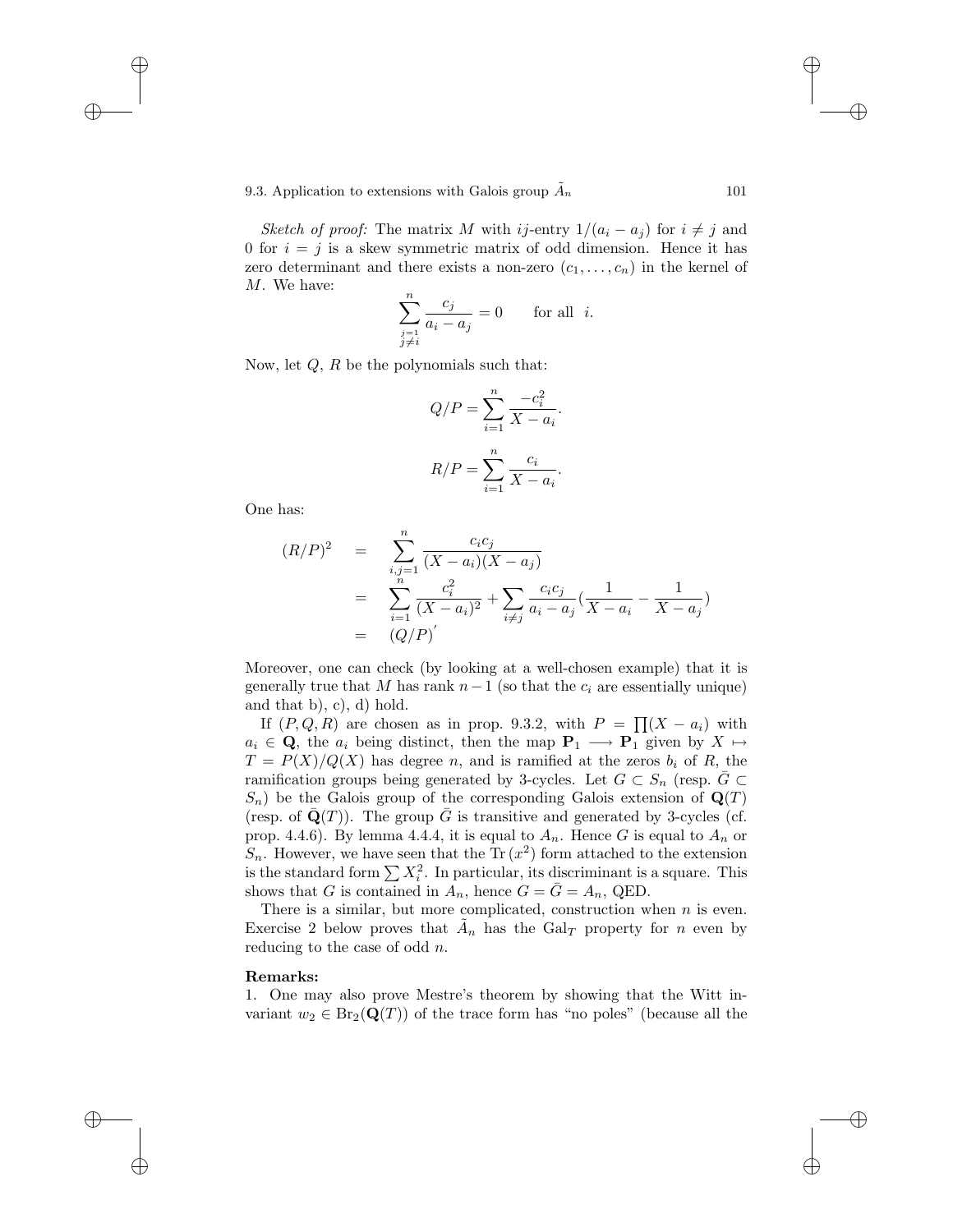*Sketch of proof:* The matrix $M$ with $ij$-entry $1/(a_i - a_j)$ for $i \neq j$ and 0 for $i = j$ is a skew symmetric matrix of odd dimension. Hence it has zero determinant and there exists a non-zero $(c_1, \ldots, c_n)$ in the kernel of $M$. We have:

$$\sum_{\substack{j=1 \\ j \neq i}}^{n} \frac{c_j}{a_i - a_j} = 0 \qquad \text{for all} \quad i.$$

Now, let $Q$, $R$ be the polynomials such that:

$$Q/P = \sum_{i=1}^{n} \frac{-c_i^2}{X - a_i}.$$

$$R/P = \sum_{i=1}^{n} \frac{c_i}{X - a_i}.$$

One has:

$$\begin{aligned}
(R/P)^2 &= \sum_{i,j=1}^{n} \frac{c_i c_j}{(X - a_i)(X - a_j)} \\
&= \sum_{i=1}^{n} \frac{c_i^2}{(X - a_i)^2} + \sum_{i \neq j} \frac{c_i c_j}{a_i - a_j} \left(\frac{1}{X - a_i} - \frac{1}{X - a_j}\right) \\
&= (Q/P)^{'}
\end{aligned}$$

Moreover, one can check (by looking at a well-chosen example) that it is generally true that $M$ has rank $n-1$ (so that the $c_i$ are essentially unique) and that b), c), d) hold.

If $(P, Q, R)$ are chosen as in prop. 9.3.2, with $P = \prod (X - a_i)$ with $a_i \in \mathbf{Q}$, the $a_i$ being distinct, then the map $\mathbf{P}_1 \longrightarrow \mathbf{P}_1$ given by $X \mapsto T = P(X)/Q(X)$ has degree $n$, and is ramified at the zeros $b_i$ of $R$, the ramification groups being generated by 3-cycles. Let $G \subset S_n$ (resp. $\bar{G} \subset S_n$) be the Galois group of the corresponding Galois extension of $\mathbf{Q}(T)$ (resp. of $\bar{\mathbf{Q}}(T)$). The group $\bar{G}$ is transitive and generated by 3-cycles (cf. prop. 4.4.6). By lemma 4.4.4, it is equal to $A_n$. Hence $G$ is equal to $A_n$ or $S_n$. However, we have seen that the $\mathrm{Tr}\,(x^2)$ form attached to the extension is the standard form $\sum X_i^2$. In particular, its discriminant is a square. This shows that $G$ is contained in $A_n$, hence $G = \bar{G} = A_n$, QED.

There is a similar, but more complicated, construction when $n$ is even. Exercise 2 below proves that $\tilde{A}_n$ has the $\mathrm{Gal}_T$ property for $n$ even by reducing to the case of odd $n$.

**Remarks:**

1. One may also prove Mestre's theorem by showing that the Witt invariant $w_2 \in \mathrm{Br}_2(\mathbf{Q}(T))$ of the trace form has "no poles" (because all the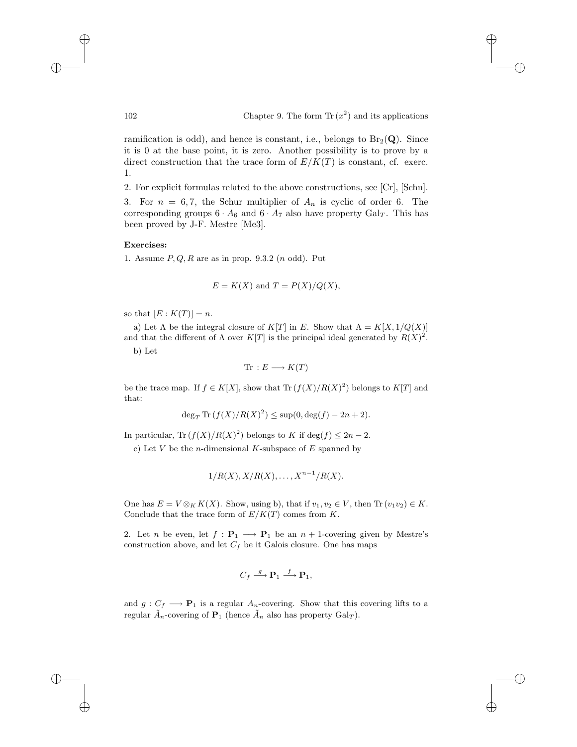ramification is odd), and hence is constant, i.e., belongs to $\mathrm{Br}_2(\mathbf{Q})$. Since it is 0 at the base point, it is zero. Another possibility is to prove by a direct construction that the trace form of $E/K(T)$ is constant, cf. exerc. 1.

2. For explicit formulas related to the above constructions, see [Cr], [Schn].

3. For $n = 6, 7$, the Schur multiplier of $A_n$ is cyclic of order 6. The corresponding groups $6 \cdot A_6$ and $6 \cdot A_7$ also have property $\mathrm{Gal}_T$. This has been proved by J-F. Mestre [Me3].

**Exercises:**

1. Assume $P, Q, R$ are as in prop. 9.3.2 ($n$ odd). Put

$$E = K(X) \text{ and } T = P(X)/Q(X),$$

so that $[E : K(T)] = n$.

a) Let $\Lambda$ be the integral closure of $K[T]$ in $E$. Show that $\Lambda = K[X, 1/Q(X)]$ and that the different of $\Lambda$ over $K[T]$ is the principal ideal generated by $R(X)^2$.

b) Let

$$\mathrm{Tr} : E \longrightarrow K(T)$$

be the trace map. If $f \in K[X]$, show that $\mathrm{Tr}\,(f(X)/R(X)^2)$ belongs to $K[T]$ and that:

$$\deg_T \mathrm{Tr}\,(f(X)/R(X)^2) \leq \sup(0, \deg(f) - 2n + 2).$$

In particular, $\mathrm{Tr}\,(f(X)/R(X)^2)$ belongs to $K$ if $\deg(f) \leq 2n - 2$.

c) Let $V$ be the $n$-dimensional $K$-subspace of $E$ spanned by

$$1/R(X), X/R(X), \ldots, X^{n-1}/R(X).$$

One has $E = V \otimes_K K(X)$. Show, using b), that if $v_1, v_2 \in V$, then $\mathrm{Tr}\,(v_1 v_2) \in K$. Conclude that the trace form of $E/K(T)$ comes from $K$.

2. Let $n$ be even, let $f : \mathbf{P}_1 \longrightarrow \mathbf{P}_1$ be an $n+1$-covering given by Mestre's construction above, and let $C_f$ be it Galois closure. One has maps

$$C_f \xrightarrow{\ g\ } \mathbf{P}_1 \xrightarrow{\ f\ } \mathbf{P}_1,$$

and $g : C_f \longrightarrow \mathbf{P}_1$ is a regular $A_n$-covering. Show that this covering lifts to a regular $\tilde{A}_n$-covering of $\mathbf{P}_1$ (hence $\tilde{A}_n$ also has property $\mathrm{Gal}_T$).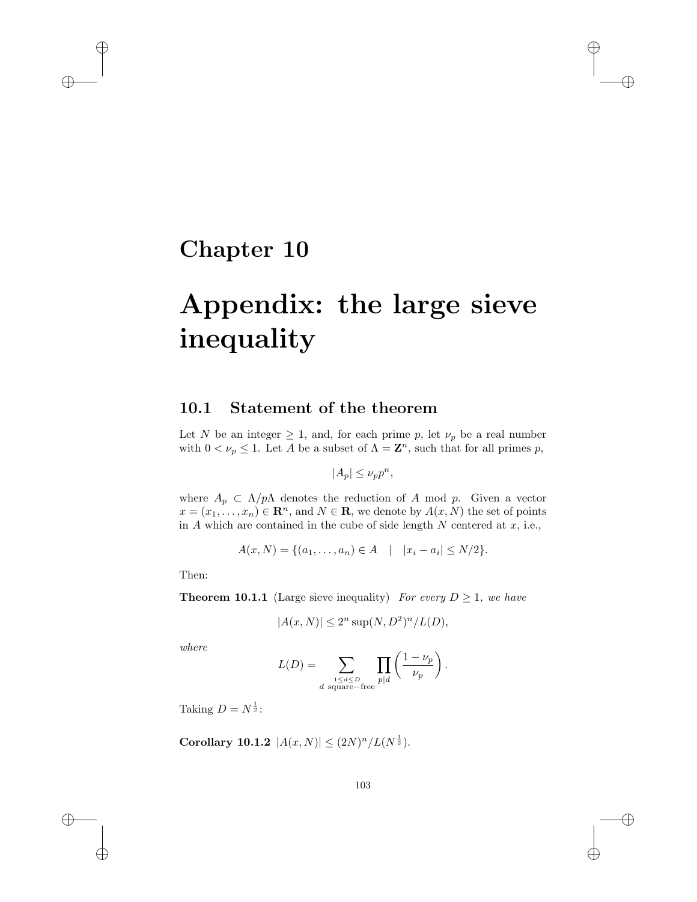# Chapter 10

# Appendix: the large sieve inequality

## 10.1 Statement of the theorem

Let $N$ be an integer $\geq 1$, and, for each prime $p$, let $\nu_p$ be a real number with $0 < \nu_p \leq 1$. Let $A$ be a subset of $\Lambda = \mathbf{Z}^n$, such that for all primes $p$,

$$|A_p| \leq \nu_p p^n,$$

where $A_p \subset \Lambda/p\Lambda$ denotes the reduction of $A$ mod $p$. Given a vector $x = (x_1, \ldots, x_n) \in \mathbf{R}^n$, and $N \in \mathbf{R}$, we denote by $A(x, N)$ the set of points in $A$ which are contained in the cube of side length $N$ centered at $x$, i.e.,

$$A(x, N) = \{(a_1, \ldots, a_n) \in A \quad | \quad |x_i - a_i| \leq N/2\}.$$

Then:

**Theorem 10.1.1** (Large sieve inequality) *For every $D \geq 1$, we have*

$$|A(x, N)| \leq 2^n \sup(N, D^2)^n / L(D),$$

*where*

$$L(D) = \sum_{\substack{1 \leq d \leq D \\ d \text{ square-free}}} \prod_{p | d} \left( \frac{1 - \nu_p}{\nu_p} \right).$$

Taking $D = N^{\frac{1}{2}}$:

**Corollary 10.1.2** $|A(x, N)| \leq (2N)^n / L(N^{\frac{1}{2}})$.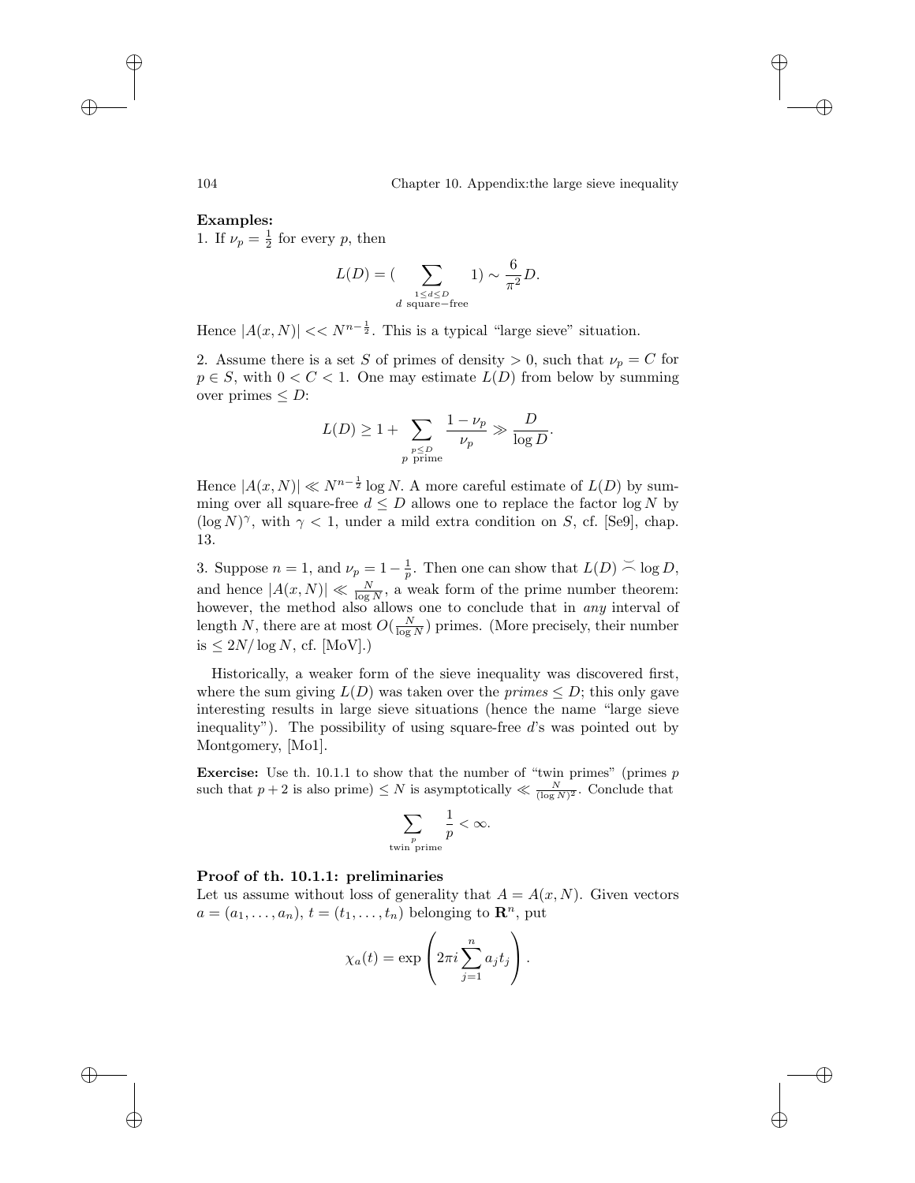**Examples:**

1. If $\nu_p = \frac{1}{2}$ for every $p$, then

$$L(D) = (\sum_{\substack{1 \leq d \leq D \\ d \text{ square-free}}} 1) \sim \frac{6}{\pi^2} D.$$

Hence $|A(x, N)| << N^{n-\frac{1}{2}}$. This is a typical "large sieve" situation.

2. Assume there is a set $S$ of primes of density $> 0$, such that $\nu_p = C$ for $p \in S$, with $0 < C < 1$. One may estimate $L(D)$ from below by summing over primes $\leq D$:

$$L(D) \geq 1 + \sum_{\substack{p \leq D \\ p \text{ prime}}} \frac{1 - \nu_p}{\nu_p} \gg \frac{D}{\log D}.$$

Hence $|A(x, N)| \ll N^{n-\frac{1}{2}} \log N$. A more careful estimate of $L(D)$ by summing over all square-free $d \leq D$ allows one to replace the factor $\log N$ by $(\log N)^\gamma$, with $\gamma < 1$, under a mild extra condition on $S$, cf. [Se9], chap. 13.

3. Suppose $n = 1$, and $\nu_p = 1 - \frac{1}{p}$. Then one can show that $L(D) \asymp \log D$, and hence $|A(x, N)| \ll \frac{N}{\log N}$, a weak form of the prime number theorem: however, the method also allows one to conclude that in *any* interval of length $N$, there are at most $O(\frac{N}{\log N})$ primes. (More precisely, their number is $\leq 2N/\log N$, cf. [MoV].)

Historically, a weaker form of the sieve inequality was discovered first, where the sum giving $L(D)$ was taken over the *primes* $\leq D$; this only gave interesting results in large sieve situations (hence the name "large sieve inequality"). The possibility of using square-free $d$'s was pointed out by Montgomery, [Mo1].

**Exercise:** Use th. 10.1.1 to show that the number of "twin primes" (primes $p$ such that $p + 2$ is also prime) $\leq N$ is asymptotically $\ll \frac{N}{(\log N)^2}$. Conclude that

$$\sum_{\substack{p \\ \text{twin prime}}} \frac{1}{p} < \infty.$$

**Proof of th. 10.1.1: preliminaries**

Let us assume without loss of generality that $A = A(x, N)$. Given vectors $a = (a_1, \ldots, a_n)$, $t = (t_1, \ldots, t_n)$ belonging to $\mathbf{R}^n$, put

$$\chi_a(t) = \exp\left(2\pi i \sum_{j=1}^{n} a_j t_j\right).$$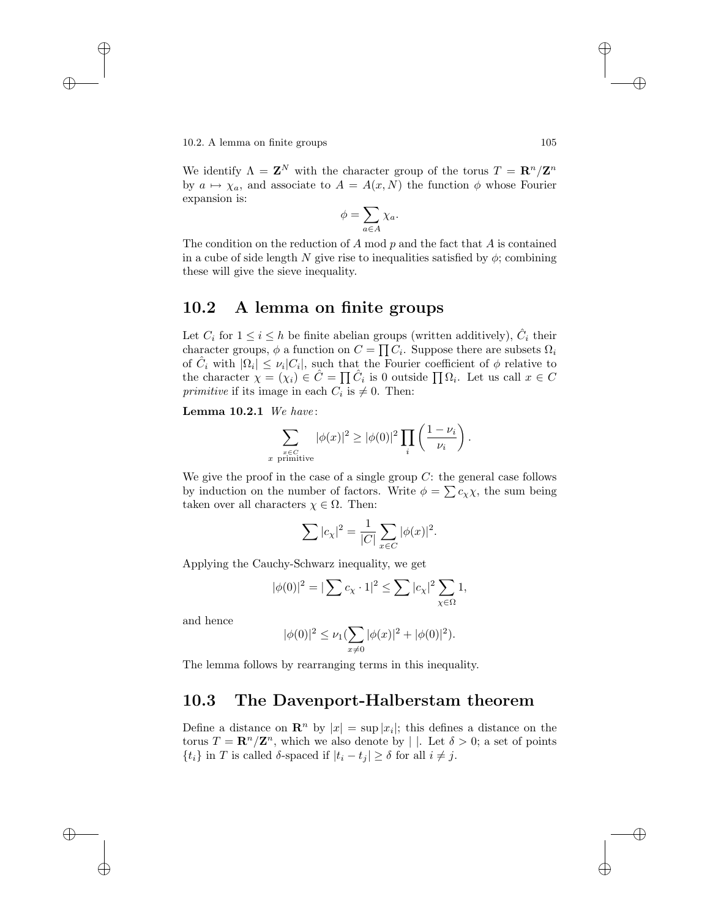We identify $\Lambda = \mathbf{Z}^N$ with the character group of the torus $T = \mathbf{R}^n/\mathbf{Z}^n$ by $a \mapsto \chi_a$, and associate to $A = A(x, N)$ the function $\phi$ whose Fourier expansion is:

$$\phi = \sum_{a \in A} \chi_a.$$

The condition on the reduction of $A$ mod $p$ and the fact that $A$ is contained in a cube of side length $N$ give rise to inequalities satisfied by $\phi$; combining these will give the sieve inequality.

## 10.2 A lemma on finite groups

Let $C_i$ for $1 \leq i \leq h$ be finite abelian groups (written additively), $\hat{C}_i$ their character groups, $\phi$ a function on $C = \prod C_i$. Suppose there are subsets $\Omega_i$ of $\hat{C}_i$ with $|\Omega_i| \leq \nu_i |C_i|$, such that the Fourier coefficient of $\phi$ relative to the character $\chi = (\chi_i) \in \hat{C} = \prod \hat{C}_i$ is 0 outside $\prod \Omega_i$. Let us call $x \in C$ *primitive* if its image in each $C_i$ is $\neq 0$. Then:

**Lemma 10.2.1** *We have*:

$$\sum_{\substack{x \in C \\ x \text{ primitive}}} |\phi(x)|^2 \geq |\phi(0)|^2 \prod_i \left( \frac{1 - \nu_i}{\nu_i} \right).$$

We give the proof in the case of a single group $C$: the general case follows by induction on the number of factors. Write $\phi = \sum c_\chi \chi$, the sum being taken over all characters $\chi \in \Omega$. Then:

$$\sum |c_\chi|^2 = \frac{1}{|C|} \sum_{x \in C} |\phi(x)|^2.$$

Applying the Cauchy-Schwarz inequality, we get

$$|\phi(0)|^2 = |\sum c_\chi \cdot 1|^2 \leq \sum |c_\chi|^2 \sum_{\chi \in \Omega} 1,$$

and hence

$$|\phi(0)|^2 \leq \nu_1 (\sum_{x \neq 0} |\phi(x)|^2 + |\phi(0)|^2).$$

The lemma follows by rearranging terms in this inequality.

## 10.3 The Davenport-Halberstam theorem

Define a distance on $\mathbf{R}^n$ by $|x| = \sup |x_i|$; this defines a distance on the torus $T = \mathbf{R}^n/\mathbf{Z}^n$, which we also denote by $|\ |$. Let $\delta > 0$; a set of points $\{t_i\}$ in $T$ is called $\delta$-spaced if $|t_i - t_j| \geq \delta$ for all $i \neq j$.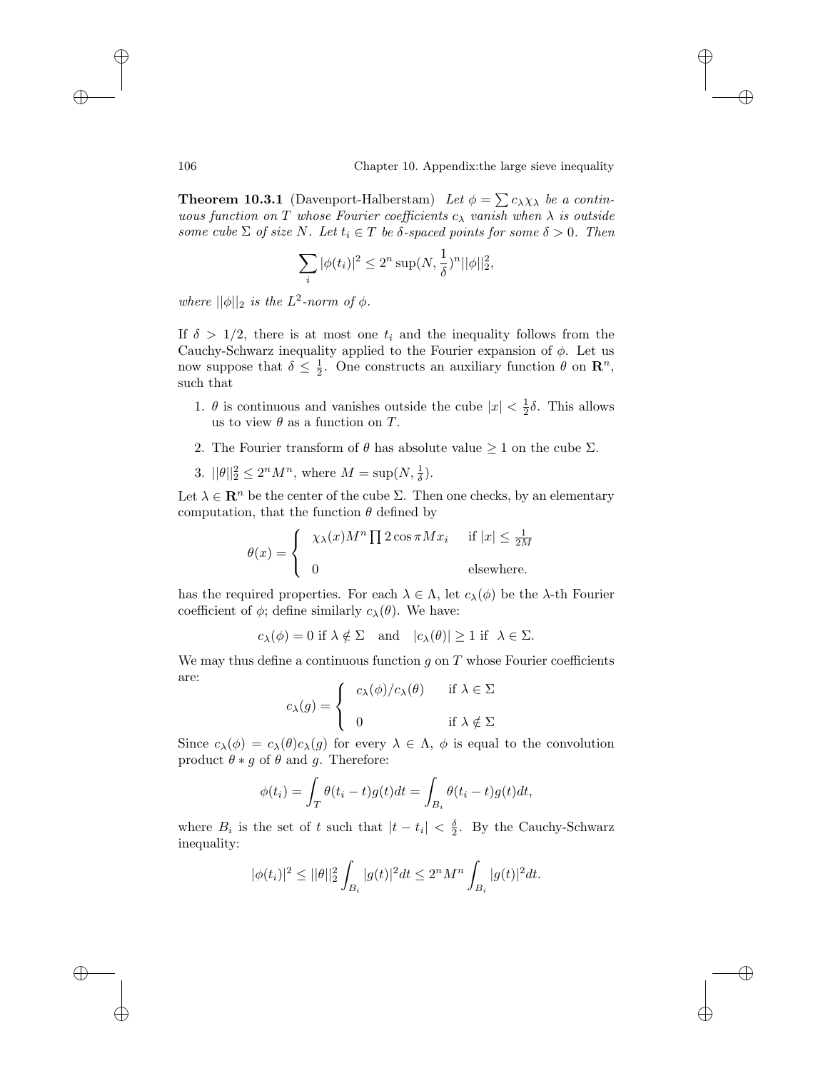**Theorem 10.3.1** (Davenport-Halberstam) *Let $\phi = \sum c_\lambda \chi_\lambda$ be a continuous function on $T$ whose Fourier coefficients $c_\lambda$ vanish when $\lambda$ is outside some cube $\Sigma$ of size $N$. Let $t_i \in T$ be $\delta$-spaced points for some $\delta > 0$. Then*

$$\sum_i |\phi(t_i)|^2 \leq 2^n \sup(N, \frac{1}{\delta})^n ||\phi||_2^2,$$

*where $||\phi||_2$ is the $L^2$-norm of $\phi$.*

If $\delta > 1/2$, there is at most one $t_i$ and the inequality follows from the Cauchy-Schwarz inequality applied to the Fourier expansion of $\phi$. Let us now suppose that $\delta \leq \frac{1}{2}$. One constructs an auxiliary function $\theta$ on $\mathbf{R}^n$, such that

1. $\theta$ is continuous and vanishes outside the cube $|x| < \frac{1}{2}\delta$. This allows us to view $\theta$ as a function on $T$.
2. The Fourier transform of $\theta$ has absolute value $\geq 1$ on the cube $\Sigma$.
3. $||\theta||_2^2 \leq 2^n M^n$, where $M = \sup(N, \frac{1}{\delta})$.

Let $\lambda \in \mathbf{R}^n$ be the center of the cube $\Sigma$. Then one checks, by an elementary computation, that the function $\theta$ defined by

$$\theta(x) = \begin{cases} \chi_\lambda(x) M^n \prod 2\cos \pi M x_i & \text{if } |x| \leq \frac{1}{2M} \\ 0 & \text{elsewhere.} \end{cases}$$

has the required properties. For each $\lambda \in \Lambda$, let $c_\lambda(\phi)$ be the $\lambda$-th Fourier coefficient of $\phi$; define similarly $c_\lambda(\theta)$. We have:

$$c_\lambda(\phi) = 0 \text{ if } \lambda \notin \Sigma \quad \text{and} \quad |c_\lambda(\theta)| \geq 1 \text{ if } \lambda \in \Sigma.$$

We may thus define a continuous function $g$ on $T$ whose Fourier coefficients are:

$$c_\lambda(g) = \begin{cases} c_\lambda(\phi)/c_\lambda(\theta) & \text{if } \lambda \in \Sigma \\ 0 & \text{if } \lambda \notin \Sigma \end{cases}$$

Since $c_\lambda(\phi) = c_\lambda(\theta)c_\lambda(g)$ for every $\lambda \in \Lambda$, $\phi$ is equal to the convolution product $\theta * g$ of $\theta$ and $g$. Therefore:

$$\phi(t_i) = \int_T \theta(t_i - t) g(t) dt = \int_{B_i} \theta(t_i - t) g(t) dt,$$

where $B_i$ is the set of $t$ such that $|t - t_i| < \frac{\delta}{2}$. By the Cauchy-Schwarz inequality:

$$|\phi(t_i)|^2 \leq ||\theta||_2^2 \int_{B_i} |g(t)|^2 dt \leq 2^n M^n \int_{B_i} |g(t)|^2 dt.$$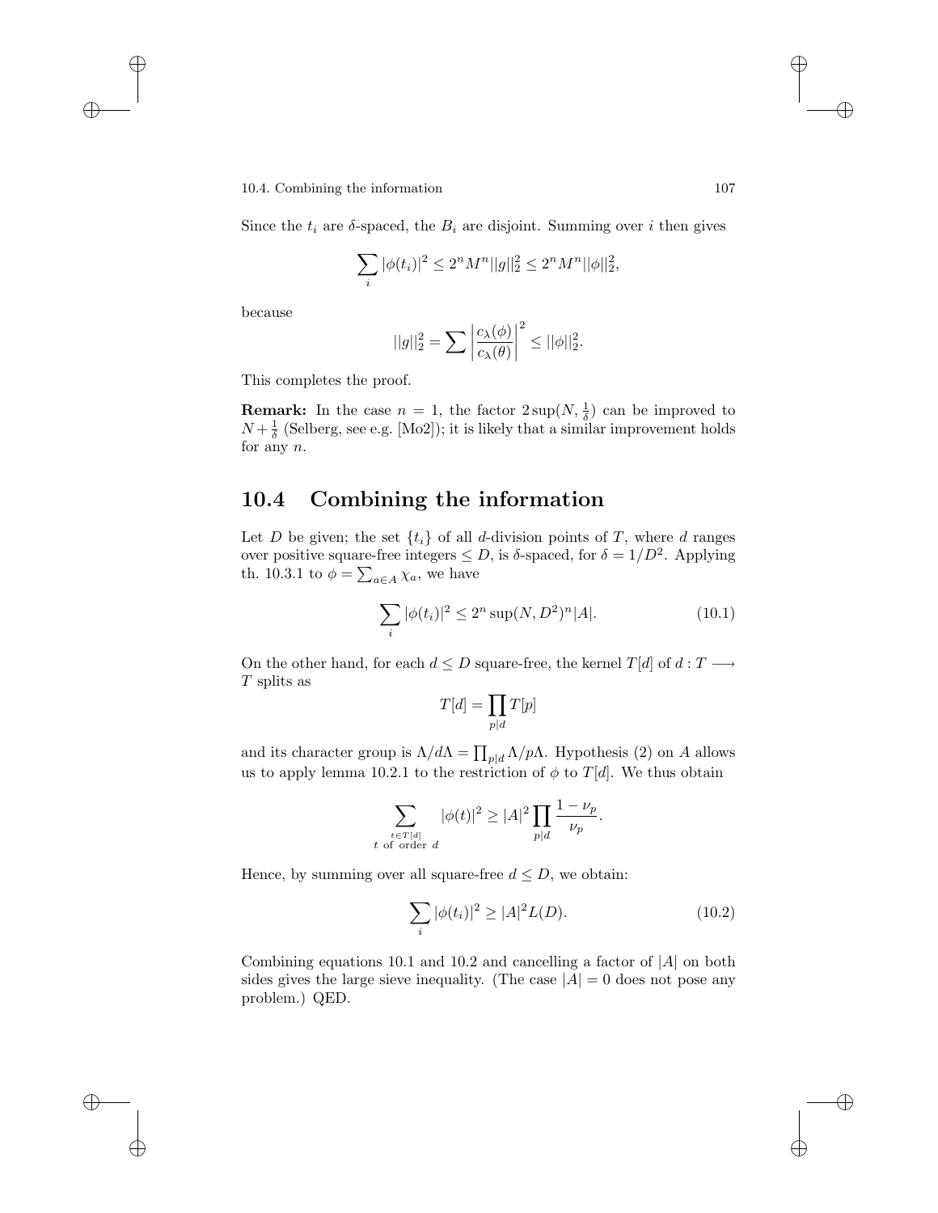Since the $t_i$ are $\delta$-spaced, the $B_i$ are disjoint. Summing over $i$ then gives

$$\sum_i |\phi(t_i)|^2 \leq 2^n M^n ||g||_2^2 \leq 2^n M^n ||\phi||_2^2,$$

because

$$||g||_2^2 = \sum \left| \frac{c_\lambda(\phi)}{c_\lambda(\theta)} \right|^2 \leq ||\phi||_2^2.$$

This completes the proof.

**Remark:** In the case $n = 1$, the factor $2 \sup(N, \frac{1}{\delta})$ can be improved to $N + \frac{1}{\delta}$ (Selberg, see e.g. [Mo2]); it is likely that a similar improvement holds for any $n$.

## 10.4 Combining the information

Let $D$ be given; the set $\{t_i\}$ of all $d$-division points of $T$, where $d$ ranges over positive square-free integers $\leq D$, is $\delta$-spaced, for $\delta = 1/D^2$. Applying th. 10.3.1 to $\phi = \sum_{a \in A} \chi_a$, we have

$$\sum_i |\phi(t_i)|^2 \leq 2^n \sup(N, D^2)^n |A|. \tag{10.1}$$

On the other hand, for each $d \leq D$ square-free, the kernel $T[d]$ of $d : T \longrightarrow T$ splits as

$$T[d] = \prod_{p|d} T[p]$$

and its character group is $\Lambda/d\Lambda = \prod_{p|d} \Lambda/p\Lambda$. Hypothesis (2) on $A$ allows us to apply lemma 10.2.1 to the restriction of $\phi$ to $T[d]$. We thus obtain

$$\sum_{\substack{t \in T[d] \\ t \text{ of order } d}} |\phi(t)|^2 \geq |A|^2 \prod_{p|d} \frac{1 - \nu_p}{\nu_p}.$$

Hence, by summing over all square-free $d \leq D$, we obtain:

$$\sum_i |\phi(t_i)|^2 \geq |A|^2 L(D). \tag{10.2}$$

Combining equations 10.1 and 10.2 and cancelling a factor of $|A|$ on both sides gives the large sieve inequality. (The case $|A| = 0$ does not pose any problem.) QED.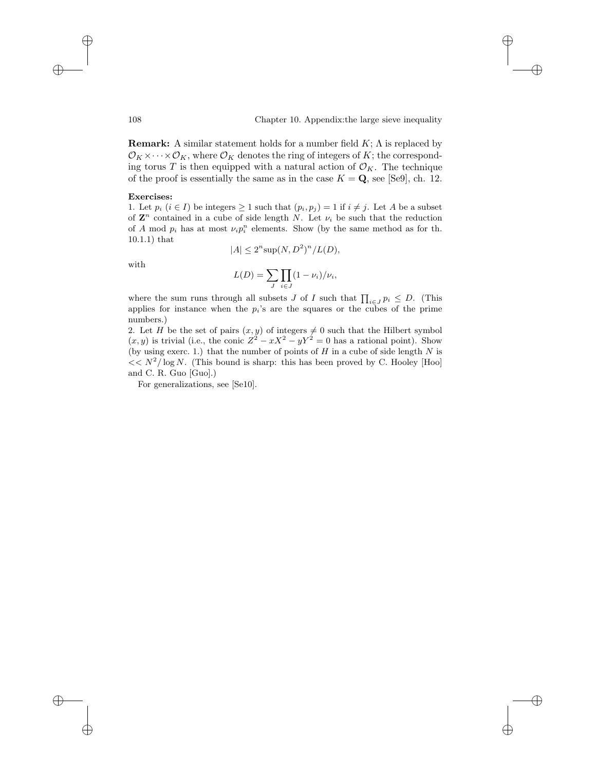**Remark:** A similar statement holds for a number field $K$; $\Lambda$ is replaced by $\mathcal{O}_K \times \cdots \times \mathcal{O}_K$, where $\mathcal{O}_K$ denotes the ring of integers of $K$; the corresponding torus $T$ is then equipped with a natural action of $\mathcal{O}_K$. The technique of the proof is essentially the same as in the case $K = \mathbf{Q}$, see [Se9], ch. 12.

**Exercises:**

1. Let $p_i$ ($i \in I$) be integers $\geq 1$ such that $(p_i, p_j) = 1$ if $i \neq j$. Let $A$ be a subset of $\mathbf{Z}^n$ contained in a cube of side length $N$. Let $\nu_i$ be such that the reduction of $A$ mod $p_i$ has at most $\nu_i p_i^n$ elements. Show (by the same method as for th. 10.1.1) that

$$|A| \leq 2^n \mathrm{sup}(N, D^2)^n / L(D),$$

with

$$L(D) = \sum_J \prod_{i \in J} (1 - \nu_i)/\nu_i,$$

where the sum runs through all subsets $J$ of $I$ such that $\prod_{i \in J} p_i \leq D$. (This applies for instance when the $p_i$'s are the squares or the cubes of the prime numbers.)

2. Let $H$ be the set of pairs $(x, y)$ of integers $\neq 0$ such that the Hilbert symbol $(x, y)$ is trivial (i.e., the conic $Z^2 - xX^2 - yY^2 = 0$ has a rational point). Show (by using exerc. 1.) that the number of points of $H$ in a cube of side length $N$ is $<< N^2/\log N$. (This bound is sharp: this has been proved by C. Hooley [Hoo] and C. R. Guo [Guo].)

For generalizations, see [Se10].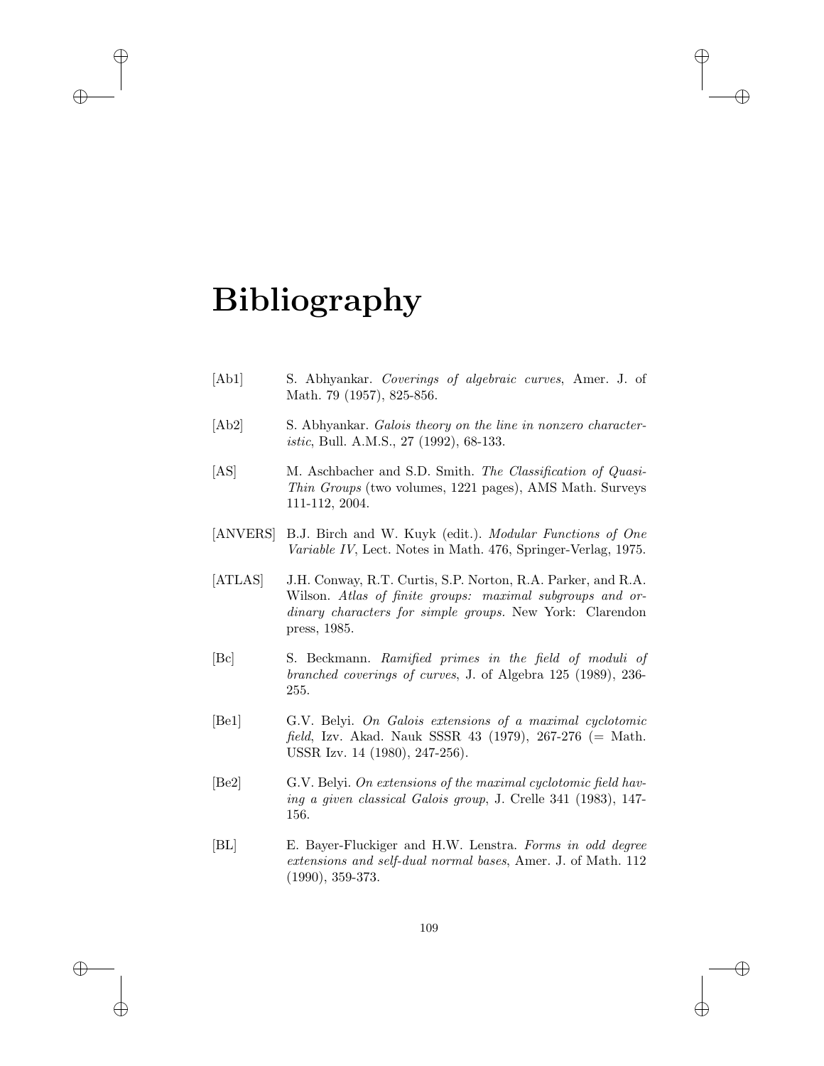# Bibliography

[Ab1] S. Abhyankar. *Coverings of algebraic curves*, Amer. J. of Math. 79 (1957), 825-856.

[Ab2] S. Abhyankar. *Galois theory on the line in nonzero characteristic*, Bull. A.M.S., 27 (1992), 68-133.

[AS] M. Aschbacher and S.D. Smith. *The Classification of Quasi-Thin Groups* (two volumes, 1221 pages), AMS Math. Surveys 111-112, 2004.

[ANVERS] B.J. Birch and W. Kuyk (edit.). *Modular Functions of One Variable IV*, Lect. Notes in Math. 476, Springer-Verlag, 1975.

[ATLAS] J.H. Conway, R.T. Curtis, S.P. Norton, R.A. Parker, and R.A. Wilson. *Atlas of finite groups: maximal subgroups and ordinary characters for simple groups.* New York: Clarendon press, 1985.

[Bc] S. Beckmann. *Ramified primes in the field of moduli of branched coverings of curves*, J. of Algebra 125 (1989), 236-255.

[Be1] G.V. Belyi. *On Galois extensions of a maximal cyclotomic field*, Izv. Akad. Nauk SSSR 43 (1979), 267-276 (= Math. USSR Izv. 14 (1980), 247-256).

[Be2] G.V. Belyi. *On extensions of the maximal cyclotomic field having a given classical Galois group*, J. Crelle 341 (1983), 147-156.

[BL] E. Bayer-Fluckiger and H.W. Lenstra. *Forms in odd degree extensions and self-dual normal bases*, Amer. J. of Math. 112 (1990), 359-373.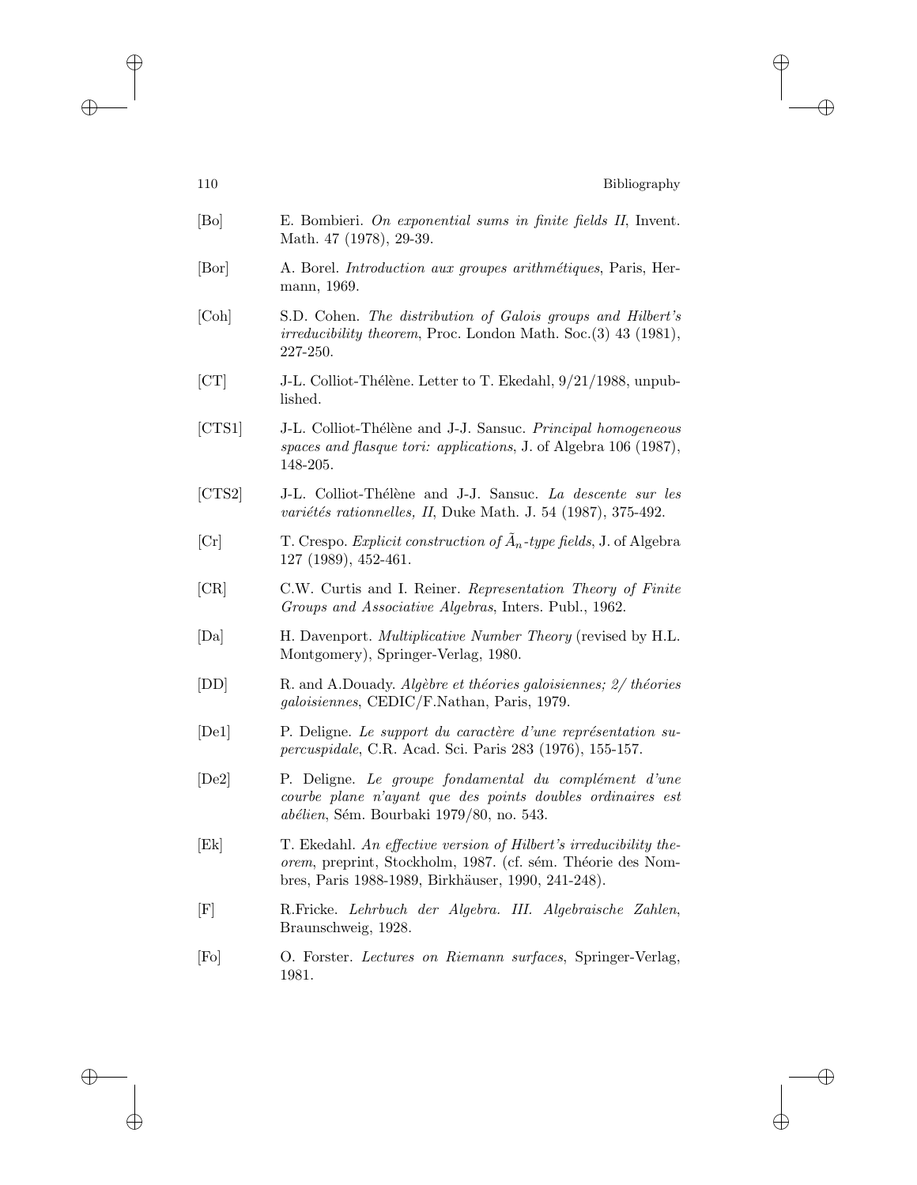[Bo] E. Bombieri. *On exponential sums in finite fields II*, Invent. Math. 47 (1978), 29-39.

[Bor] A. Borel. *Introduction aux groupes arithmétiques*, Paris, Hermann, 1969.

[Coh] S.D. Cohen. *The distribution of Galois groups and Hilbert's irreducibility theorem*, Proc. London Math. Soc.(3) 43 (1981), 227-250.

[CT] J-L. Colliot-Thélène. Letter to T. Ekedahl, 9/21/1988, unpublished.

[CTS1] J-L. Colliot-Thélène and J-J. Sansuc. *Principal homogeneous spaces and flasque tori: applications*, J. of Algebra 106 (1987), 148-205.

[CTS2] J-L. Colliot-Thélène and J-J. Sansuc. *La descente sur les variétés rationnelles, II*, Duke Math. J. 54 (1987), 375-492.

[Cr] T. Crespo. *Explicit construction of $\tilde{A}_n$-type fields*, J. of Algebra 127 (1989), 452-461.

[CR] C.W. Curtis and I. Reiner. *Representation Theory of Finite Groups and Associative Algebras*, Inters. Publ., 1962.

[Da] H. Davenport. *Multiplicative Number Theory* (revised by H.L. Montgomery), Springer-Verlag, 1980.

[DD] R. and A.Douady. *Algèbre et théories galoisiennes; 2/ théories galoisiennes*, CEDIC/F.Nathan, Paris, 1979.

[De1] P. Deligne. *Le support du caractère d'une représentation supercuspidale*, C.R. Acad. Sci. Paris 283 (1976), 155-157.

[De2] P. Deligne. *Le groupe fondamental du complément d'une courbe plane n'ayant que des points doubles ordinaires est abélien*, Sém. Bourbaki 1979/80, no. 543.

[Ek] T. Ekedahl. *An effective version of Hilbert's irreducibility theorem*, preprint, Stockholm, 1987. (cf. sém. Théorie des Nombres, Paris 1988-1989, Birkhäuser, 1990, 241-248).

[F] R.Fricke. *Lehrbuch der Algebra. III. Algebraische Zahlen*, Braunschweig, 1928.

[Fo] O. Forster. *Lectures on Riemann surfaces*, Springer-Verlag, 1981.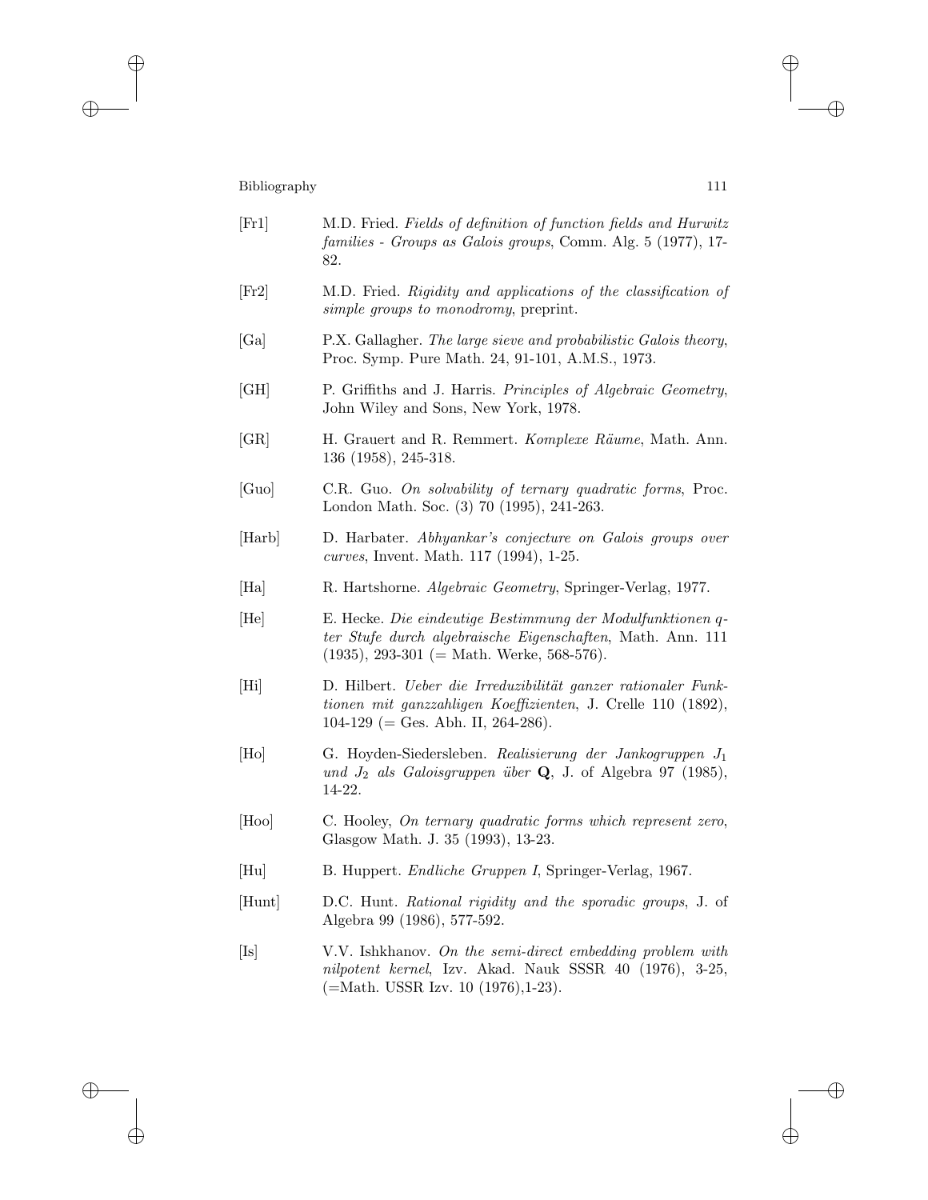[Fr1] M.D. Fried. *Fields of definition of function fields and Hurwitz families - Groups as Galois groups*, Comm. Alg. 5 (1977), 17-82.

[Fr2] M.D. Fried. *Rigidity and applications of the classification of simple groups to monodromy*, preprint.

[Ga] P.X. Gallagher. *The large sieve and probabilistic Galois theory*, Proc. Symp. Pure Math. 24, 91-101, A.M.S., 1973.

[GH] P. Griffiths and J. Harris. *Principles of Algebraic Geometry*, John Wiley and Sons, New York, 1978.

[GR] H. Grauert and R. Remmert. *Komplexe Räume*, Math. Ann. 136 (1958), 245-318.

[Guo] C.R. Guo. *On solvability of ternary quadratic forms*, Proc. London Math. Soc. (3) 70 (1995), 241-263.

[Harb] D. Harbater. *Abhyankar's conjecture on Galois groups over curves*, Invent. Math. 117 (1994), 1-25.

[Ha] R. Hartshorne. *Algebraic Geometry*, Springer-Verlag, 1977.

[He] E. Hecke. *Die eindeutige Bestimmung der Modulfunktionen q-ter Stufe durch algebraische Eigenschaften*, Math. Ann. 111 (1935), 293-301 (= Math. Werke, 568-576).

[Hi] D. Hilbert. *Ueber die Irreduzibilität ganzer rationaler Funktionen mit ganzzahligen Koeffizienten*, J. Crelle 110 (1892), 104-129 (= Ges. Abh. II, 264-286).

[Ho] G. Hoyden-Siedersleben. *Realisierung der Jankogruppen $J_1$ und $J_2$ als Galoisgruppen über* **Q**, J. of Algebra 97 (1985), 14-22.

[Hoo] C. Hooley, *On ternary quadratic forms which represent zero*, Glasgow Math. J. 35 (1993), 13-23.

[Hu] B. Huppert. *Endliche Gruppen I*, Springer-Verlag, 1967.

[Hunt] D.C. Hunt. *Rational rigidity and the sporadic groups*, J. of Algebra 99 (1986), 577-592.

[Is] V.V. Ishkhanov. *On the semi-direct embedding problem with nilpotent kernel*, Izv. Akad. Nauk SSSR 40 (1976), 3-25, (=Math. USSR Izv. 10 (1976),1-23).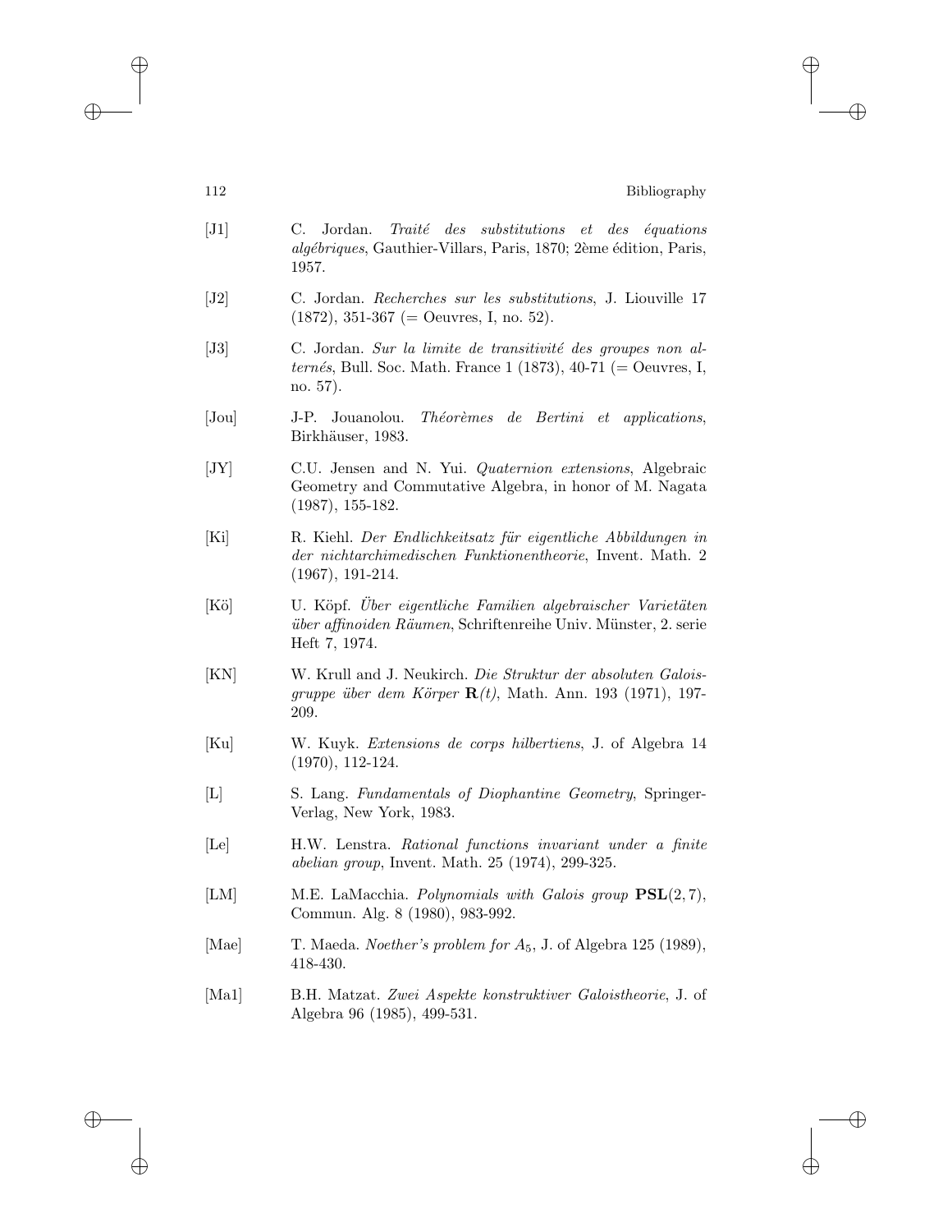[J1] C. Jordan. *Traité des substitutions et des équations algébriques*, Gauthier-Villars, Paris, 1870; 2ème édition, Paris, 1957.

[J2] C. Jordan. *Recherches sur les substitutions*, J. Liouville 17 (1872), 351-367 (= Oeuvres, I, no. 52).

[J3] C. Jordan. *Sur la limite de transitivité des groupes non alternés*, Bull. Soc. Math. France 1 (1873), 40-71 (= Oeuvres, I, no. 57).

[Jou] J-P. Jouanolou. *Théorèmes de Bertini et applications*, Birkhäuser, 1983.

[JY] C.U. Jensen and N. Yui. *Quaternion extensions*, Algebraic Geometry and Commutative Algebra, in honor of M. Nagata (1987), 155-182.

[Ki] R. Kiehl. *Der Endlichkeitsatz für eigentliche Abbildungen in der nichtarchimedischen Funktionentheorie*, Invent. Math. 2 (1967), 191-214.

[Kö] U. Köpf. *Über eigentliche Familien algebraischer Varietäten über affinoiden Räumen*, Schriftenreihe Univ. Münster, 2. serie Heft 7, 1974.

[KN] W. Krull and J. Neukirch. *Die Struktur der absoluten Galoisgruppe über dem Körper* $\mathbf{R}(t)$, Math. Ann. 193 (1971), 197-209.

[Ku] W. Kuyk. *Extensions de corps hilbertiens*, J. of Algebra 14 (1970), 112-124.

[L] S. Lang. *Fundamentals of Diophantine Geometry*, Springer-Verlag, New York, 1983.

[Le] H.W. Lenstra. *Rational functions invariant under a finite abelian group*, Invent. Math. 25 (1974), 299-325.

[LM] M.E. LaMacchia. *Polynomials with Galois group* $\mathbf{PSL}(2,7)$, Commun. Alg. 8 (1980), 983-992.

[Mae] T. Maeda. *Noether's problem for* $A_5$, J. of Algebra 125 (1989), 418-430.

[Ma1] B.H. Matzat. *Zwei Aspekte konstruktiver Galoistheorie*, J. of Algebra 96 (1985), 499-531.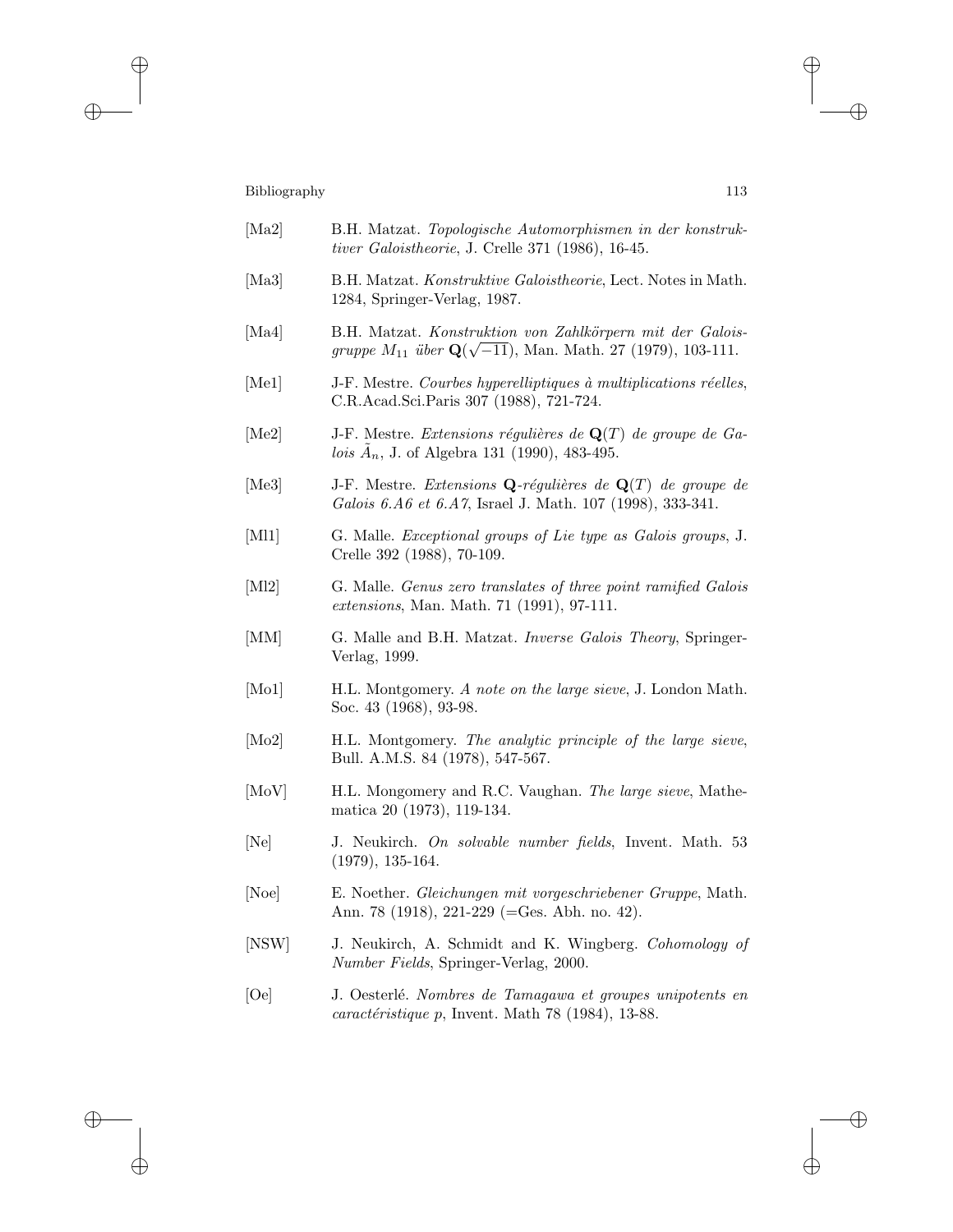[Ma2] B.H. Matzat. *Topologische Automorphismen in der konstruktiver Galoistheorie*, J. Crelle 371 (1986), 16-45.

[Ma3] B.H. Matzat. *Konstruktive Galoistheorie*, Lect. Notes in Math. 1284, Springer-Verlag, 1987.

[Ma4] B.H. Matzat. *Konstruktion von Zahlkörpern mit der Galoisgruppe $M_{11}$ über $\mathbf{Q}(\sqrt{-11})$*, Man. Math. 27 (1979), 103-111.

[Me1] J-F. Mestre. *Courbes hyperelliptiques à multiplications réelles*, C.R.Acad.Sci.Paris 307 (1988), 721-724.

[Me2] J-F. Mestre. *Extensions régulières de $\mathbf{Q}(T)$ de groupe de Galois $\tilde{A}_n$*, J. of Algebra 131 (1990), 483-495.

[Me3] J-F. Mestre. *Extensions $\mathbf{Q}$-régulières de $\mathbf{Q}(T)$ de groupe de Galois 6.A6 et 6.A7*, Israel J. Math. 107 (1998), 333-341.

[Ml1] G. Malle. *Exceptional groups of Lie type as Galois groups*, J. Crelle 392 (1988), 70-109.

[Ml2] G. Malle. *Genus zero translates of three point ramified Galois extensions*, Man. Math. 71 (1991), 97-111.

[MM] G. Malle and B.H. Matzat. *Inverse Galois Theory*, Springer-Verlag, 1999.

[Mo1] H.L. Montgomery. *A note on the large sieve*, J. London Math. Soc. 43 (1968), 93-98.

[Mo2] H.L. Montgomery. *The analytic principle of the large sieve*, Bull. A.M.S. 84 (1978), 547-567.

[MoV] H.L. Mongomery and R.C. Vaughan. *The large sieve*, Mathematica 20 (1973), 119-134.

[Ne] J. Neukirch. *On solvable number fields*, Invent. Math. 53 (1979), 135-164.

[Noe] E. Noether. *Gleichungen mit vorgeschriebener Gruppe*, Math. Ann. 78 (1918), 221-229 (=Ges. Abh. no. 42).

[NSW] J. Neukirch, A. Schmidt and K. Wingberg. *Cohomology of Number Fields*, Springer-Verlag, 2000.

[Oe] J. Oesterlé. *Nombres de Tamagawa et groupes unipotents en caractéristique p*, Invent. Math 78 (1984), 13-88.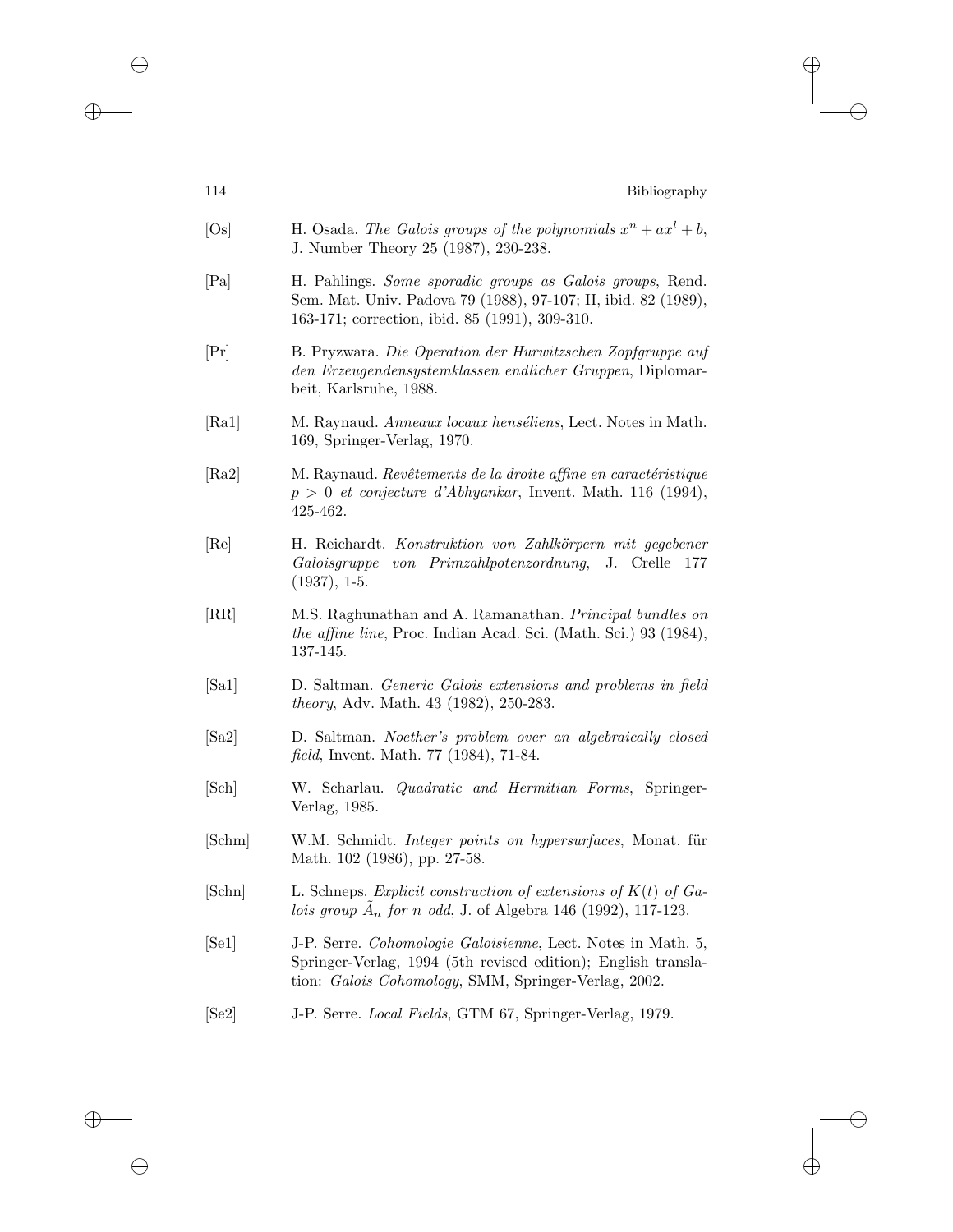[Os] H. Osada. *The Galois groups of the polynomials $x^n + ax^l + b$*, J. Number Theory 25 (1987), 230-238.

[Pa] H. Pahlings. *Some sporadic groups as Galois groups*, Rend. Sem. Mat. Univ. Padova 79 (1988), 97-107; II, ibid. 82 (1989), 163-171; correction, ibid. 85 (1991), 309-310.

[Pr] B. Pryzwara. *Die Operation der Hurwitzschen Zopfgruppe auf den Erzeugendensystemklassen endlicher Gruppen*, Diplomarbeit, Karlsruhe, 1988.

[Ra1] M. Raynaud. *Anneaux locaux henséliens*, Lect. Notes in Math. 169, Springer-Verlag, 1970.

[Ra2] M. Raynaud. *Revêtements de la droite affine en caractéristique $p > 0$ et conjecture d'Abhyankar*, Invent. Math. 116 (1994), 425-462.

[Re] H. Reichardt. *Konstruktion von Zahlkörpern mit gegebener Galoisgruppe von Primzahlpotenzordnung*, J. Crelle 177 (1937), 1-5.

[RR] M.S. Raghunathan and A. Ramanathan. *Principal bundles on the affine line*, Proc. Indian Acad. Sci. (Math. Sci.) 93 (1984), 137-145.

[Sa1] D. Saltman. *Generic Galois extensions and problems in field theory*, Adv. Math. 43 (1982), 250-283.

[Sa2] D. Saltman. *Noether's problem over an algebraically closed field*, Invent. Math. 77 (1984), 71-84.

[Sch] W. Scharlau. *Quadratic and Hermitian Forms*, Springer-Verlag, 1985.

[Schm] W.M. Schmidt. *Integer points on hypersurfaces*, Monat. für Math. 102 (1986), pp. 27-58.

[Schn] L. Schneps. *Explicit construction of extensions of $K(t)$ of Galois group $\tilde{A}_n$ for $n$ odd*, J. of Algebra 146 (1992), 117-123.

[Se1] J-P. Serre. *Cohomologie Galoisienne*, Lect. Notes in Math. 5, Springer-Verlag, 1994 (5th revised edition); English translation: *Galois Cohomology*, SMM, Springer-Verlag, 2002.

[Se2] J-P. Serre. *Local Fields*, GTM 67, Springer-Verlag, 1979.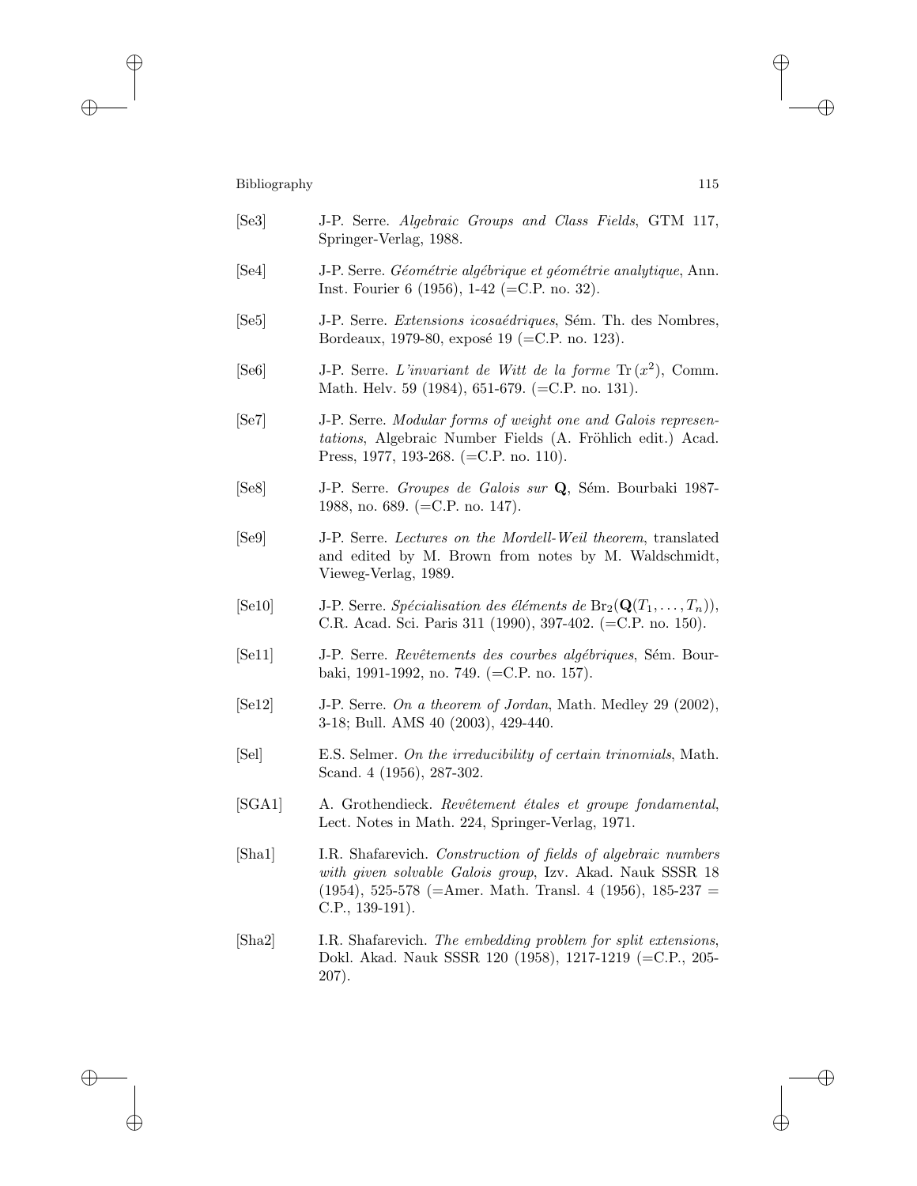[Se3] J-P. Serre. *Algebraic Groups and Class Fields*, GTM 117, Springer-Verlag, 1988.

[Se4] J-P. Serre. *Géométrie algébrique et géométrie analytique*, Ann. Inst. Fourier 6 (1956), 1-42 (=C.P. no. 32).

[Se5] J-P. Serre. *Extensions icosaédriques*, Sém. Th. des Nombres, Bordeaux, 1979-80, exposé 19 (=C.P. no. 123).

[Se6] J-P. Serre. *L'invariant de Witt de la forme* $\mathrm{Tr}\,(x^2)$, Comm. Math. Helv. 59 (1984), 651-679. (=C.P. no. 131).

[Se7] J-P. Serre. *Modular forms of weight one and Galois representations*, Algebraic Number Fields (A. Fröhlich edit.) Acad. Press, 1977, 193-268. (=C.P. no. 110).

[Se8] J-P. Serre. *Groupes de Galois sur* $\mathbf{Q}$, Sém. Bourbaki 1987-1988, no. 689. (=C.P. no. 147).

[Se9] J-P. Serre. *Lectures on the Mordell-Weil theorem*, translated and edited by M. Brown from notes by M. Waldschmidt, Vieweg-Verlag, 1989.

[Se10] J-P. Serre. *Spécialisation des éléments de* $\mathrm{Br}_2(\mathbf{Q}(T_1,\ldots,T_n))$, C.R. Acad. Sci. Paris 311 (1990), 397-402. (=C.P. no. 150).

[Se11] J-P. Serre. *Revêtements des courbes algébriques*, Sém. Bourbaki, 1991-1992, no. 749. (=C.P. no. 157).

[Se12] J-P. Serre. *On a theorem of Jordan*, Math. Medley 29 (2002), 3-18; Bull. AMS 40 (2003), 429-440.

[Sel] E.S. Selmer. *On the irreducibility of certain trinomials*, Math. Scand. 4 (1956), 287-302.

[SGA1] A. Grothendieck. *Revêtement étales et groupe fondamental*, Lect. Notes in Math. 224, Springer-Verlag, 1971.

[Sha1] I.R. Shafarevich. *Construction of fields of algebraic numbers with given solvable Galois group*, Izv. Akad. Nauk SSSR 18 (1954), 525-578 (=Amer. Math. Transl. 4 (1956), 185-237 = C.P., 139-191).

[Sha2] I.R. Shafarevich. *The embedding problem for split extensions*, Dokl. Akad. Nauk SSSR 120 (1958), 1217-1219 (=C.P., 205-207).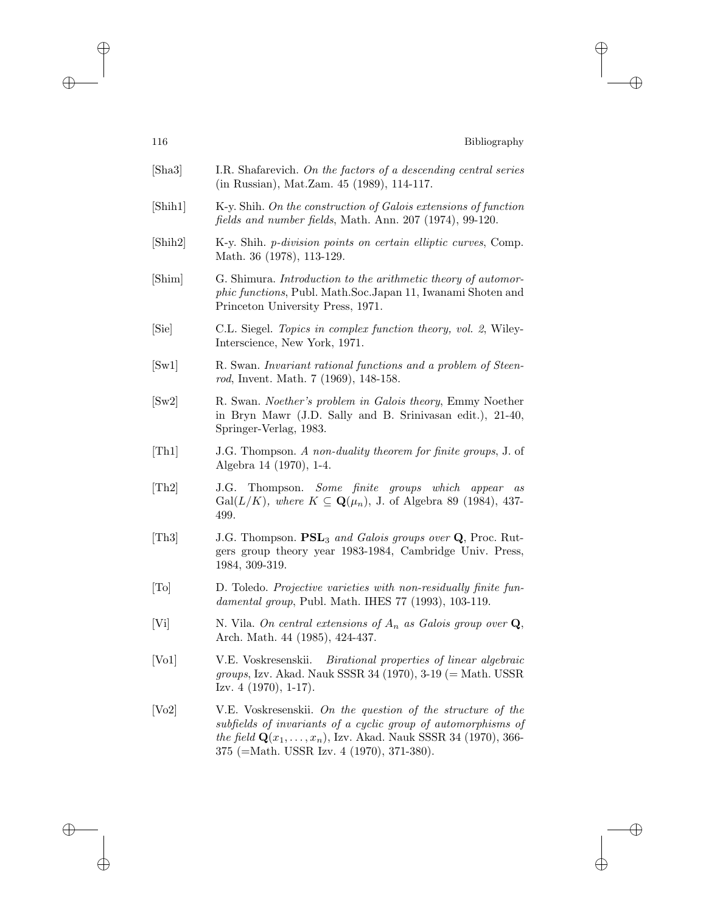[Sha3] I.R. Shafarevich. *On the factors of a descending central series* (in Russian), Mat.Zam. 45 (1989), 114-117.

[Shih1] K-y. Shih. *On the construction of Galois extensions of function fields and number fields*, Math. Ann. 207 (1974), 99-120.

[Shih2] K-y. Shih. *p-division points on certain elliptic curves*, Comp. Math. 36 (1978), 113-129.

[Shim] G. Shimura. *Introduction to the arithmetic theory of automorphic functions*, Publ. Math.Soc.Japan 11, Iwanami Shoten and Princeton University Press, 1971.

[Sie] C.L. Siegel. *Topics in complex function theory, vol. 2*, Wiley-Interscience, New York, 1971.

[Sw1] R. Swan. *Invariant rational functions and a problem of Steenrod*, Invent. Math. 7 (1969), 148-158.

[Sw2] R. Swan. *Noether's problem in Galois theory*, Emmy Noether in Bryn Mawr (J.D. Sally and B. Srinivasan edit.), 21-40, Springer-Verlag, 1983.

[Th1] J.G. Thompson. *A non-duality theorem for finite groups*, J. of Algebra 14 (1970), 1-4.

[Th2] J.G. Thompson. *Some finite groups which appear as* $\mathrm{Gal}(L/K)$*, where* $K \subseteq \mathbf{Q}(\mu_n)$, J. of Algebra 89 (1984), 437-499.

[Th3] J.G. Thompson. $\mathbf{PSL}_3$ *and Galois groups over* $\mathbf{Q}$, Proc. Rutgers group theory year 1983-1984, Cambridge Univ. Press, 1984, 309-319.

[To] D. Toledo. *Projective varieties with non-residually finite fundamental group*, Publ. Math. IHES 77 (1993), 103-119.

[Vi] N. Vila. *On central extensions of* $A_n$ *as Galois group over* $\mathbf{Q}$, Arch. Math. 44 (1985), 424-437.

[Vo1] V.E. Voskresenskii. *Birational properties of linear algebraic groups*, Izv. Akad. Nauk SSSR 34 (1970), 3-19 (= Math. USSR Izv. 4 (1970), 1-17).

[Vo2] V.E. Voskresenskii. *On the question of the structure of the subfields of invariants of a cyclic group of automorphisms of the field* $\mathbf{Q}(x_1, \ldots, x_n)$, Izv. Akad. Nauk SSSR 34 (1970), 366-375 (=Math. USSR Izv. 4 (1970), 371-380).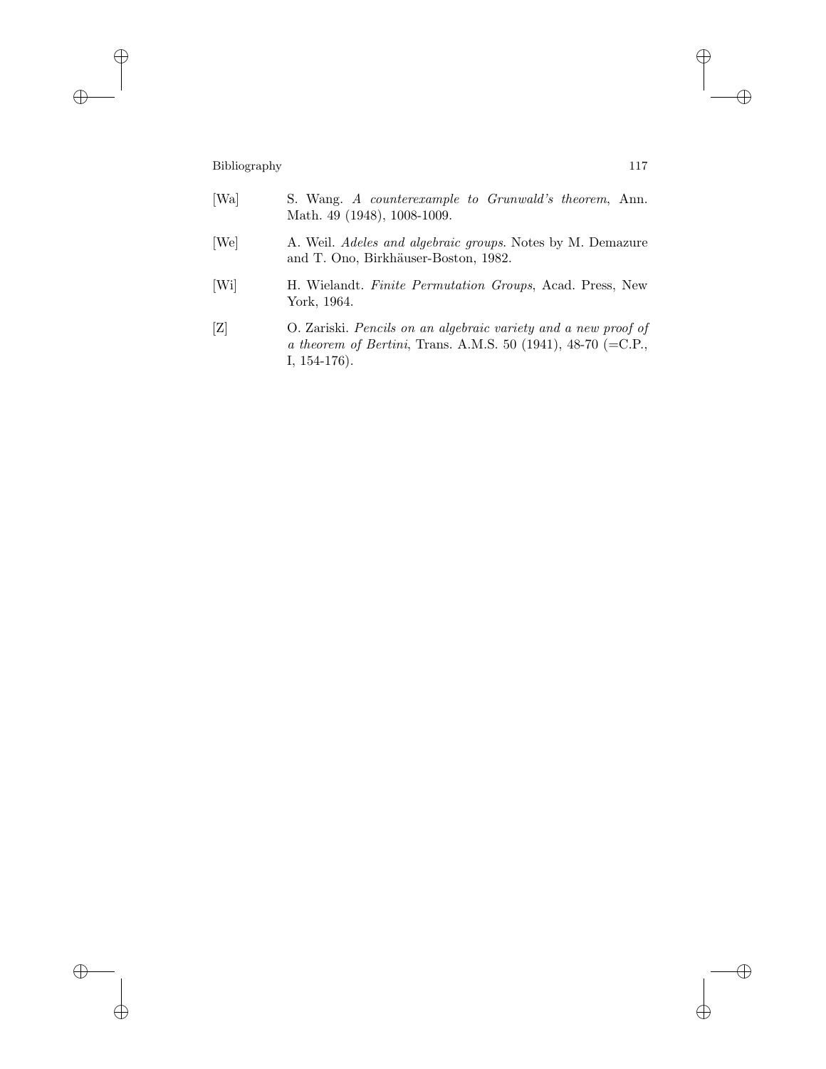[Wa] S. Wang. *A counterexample to Grunwald's theorem*, Ann. Math. 49 (1948), 1008-1009.

[We] A. Weil. *Adeles and algebraic groups*. Notes by M. Demazure and T. Ono, Birkhäuser-Boston, 1982.

[Wi] H. Wielandt. *Finite Permutation Groups*, Acad. Press, New York, 1964.

[Z] O. Zariski. *Pencils on an algebraic variety and a new proof of a theorem of Bertini*, Trans. A.M.S. 50 (1941), 48-70 (=C.P., I, 154-176).